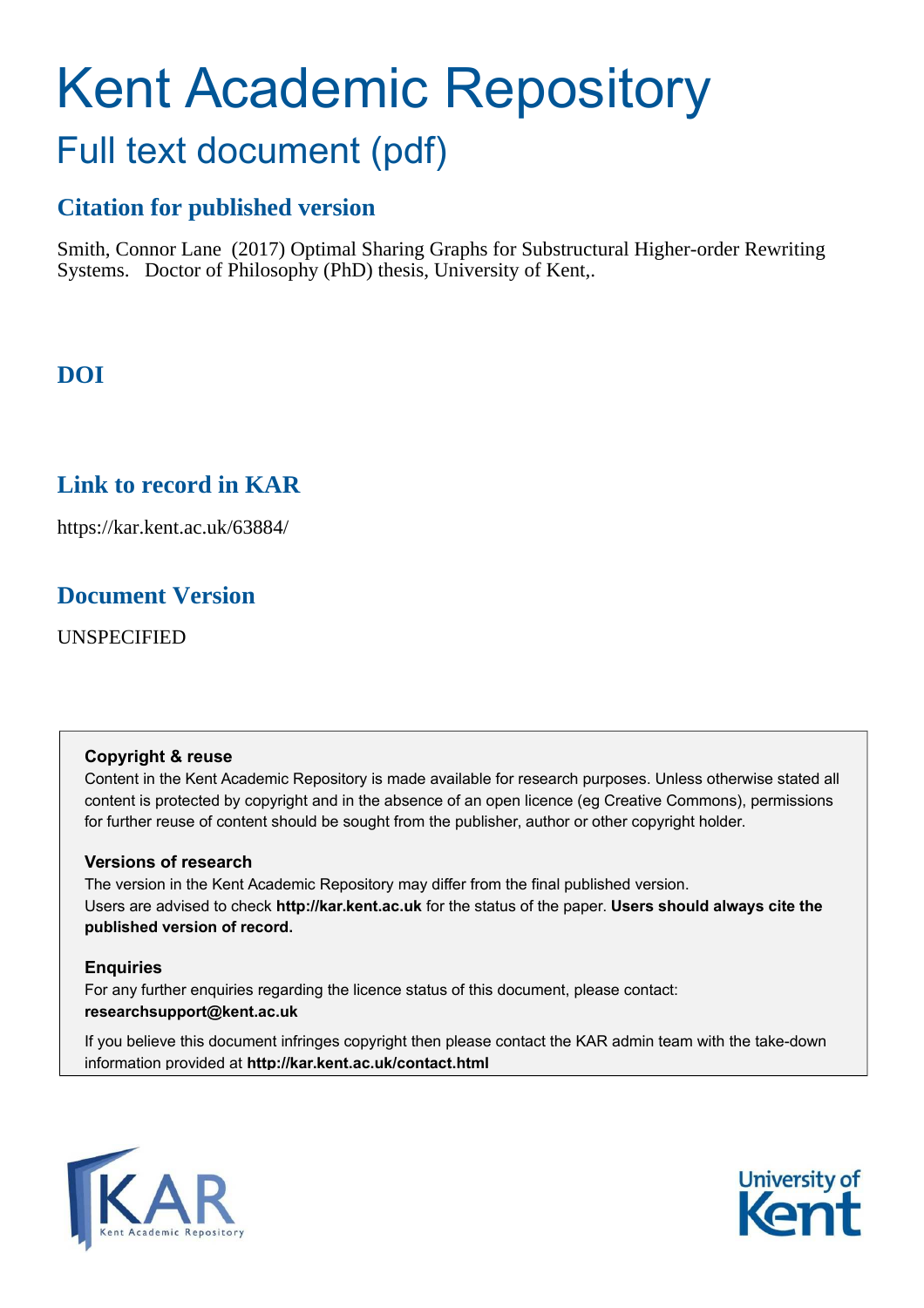# Kent Academic Repository

## Full text document (pdf)

### Citation for published version

Smith, Connor Lane (2017) Optimal Sharing Graphs for Substructural Higher-order Rewriting Systems. Doctor of Philosophy (PhD) thesis, University of Kent,.

### DOI

### Link to record in KAR

https://kar.kent.ac.uk/63884/

### Document Version

UNSPECIFIED

**Copyright & reuse**

Content in the Kent Academic Repository is made available for research purposes. Unless otherwise stated all content is protected by copyright and in the absence of an open licence (eg Creative Commons), permissions for further reuse of content should be sought from the publisher, author or other copyright holder.

**Versions of research**

The version in the Kent Academic Repository may differ from the final published version. Users are advised to check **http://kar.kent.ac.uk** for the status of the paper. **Users should always cite the published version of record.**

**Enquiries**

For any further enquiries regarding the licence status of this document, please contact: **researchsupport@kent.ac.uk**

If you believe this document infringes copyright then please contact the KAR admin team with the take-down information provided at **http://kar.kent.ac.uk/contact.html**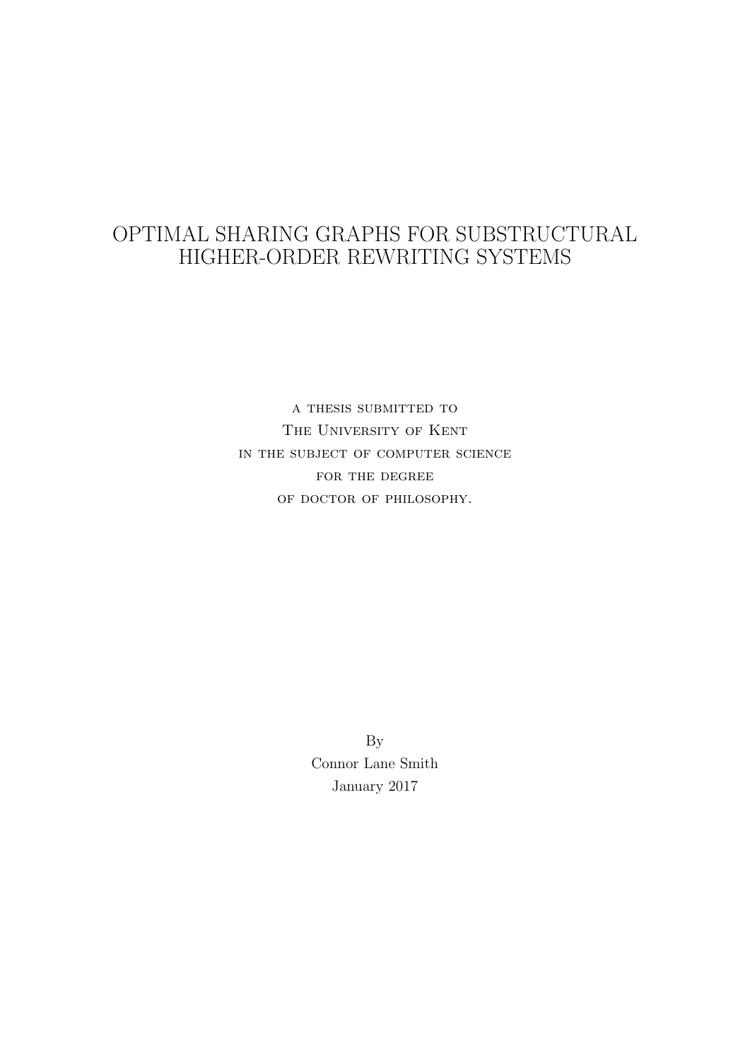# OPTIMAL SHARING GRAPHS FOR SUBSTRUCTURAL HIGHER-ORDER REWRITING SYSTEMS

A THESIS SUBMITTED TO
THE UNIVERSITY OF KENT
IN THE SUBJECT OF COMPUTER SCIENCE
FOR THE DEGREE
OF DOCTOR OF PHILOSOPHY.

By
Connor Lane Smith
January 2017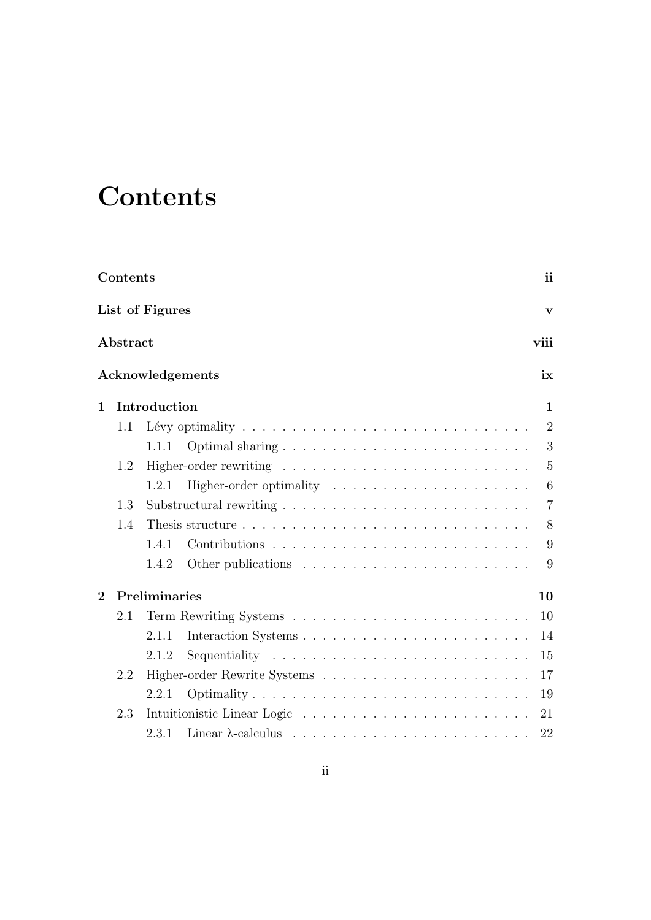# Contents

**Contents** **ii**

**List of Figures** **v**

**Abstract** **viii**

**Acknowledgements** **ix**

**1 Introduction** **1**

- 1.1 Lévy optimality . . . 2
  - 1.1.1 Optimal sharing . . . 3
- 1.2 Higher-order rewriting . . . 5
  - 1.2.1 Higher-order optimality . . . 6
- 1.3 Substructural rewriting . . . 7
- 1.4 Thesis structure . . . 8
  - 1.4.1 Contributions . . . 9
  - 1.4.2 Other publications . . . 9

**2 Preliminaries** **10**

- 2.1 Term Rewriting Systems . . . 10
  - 2.1.1 Interaction Systems . . . 14
  - 2.1.2 Sequentiality . . . 15
- 2.2 Higher-order Rewrite Systems . . . 17
  - 2.2.1 Optimality . . . 19
- 2.3 Intuitionistic Linear Logic . . . 21
  - 2.3.1 Linear λ-calculus . . . 22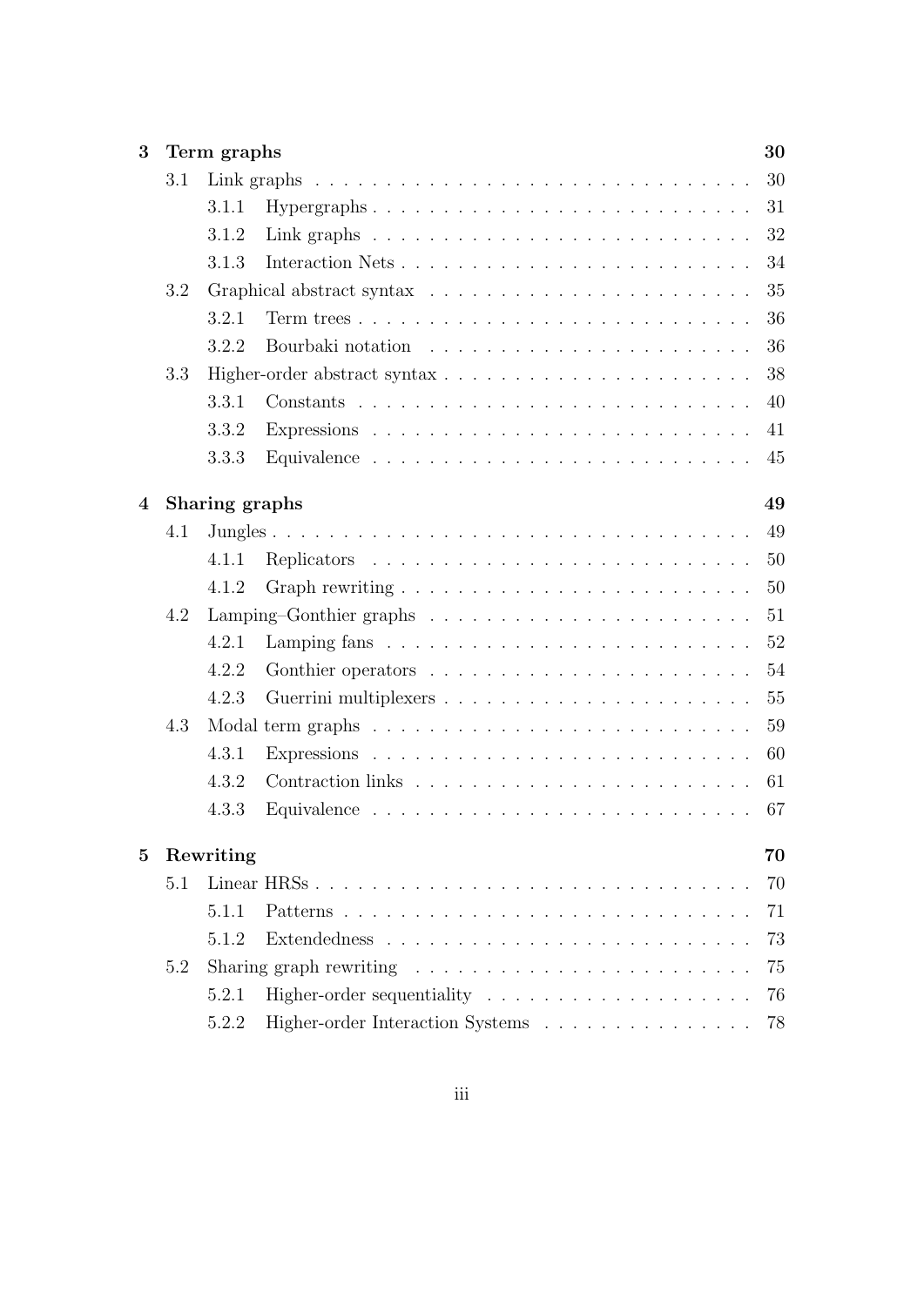- **3 Term graphs** — 30
  - 3.1 Link graphs — 30
    - 3.1.1 Hypergraphs — 31
    - 3.1.2 Link graphs — 32
    - 3.1.3 Interaction Nets — 34
  - 3.2 Graphical abstract syntax — 35
    - 3.2.1 Term trees — 36
    - 3.2.2 Bourbaki notation — 36
  - 3.3 Higher-order abstract syntax — 38
    - 3.3.1 Constants — 40
    - 3.3.2 Expressions — 41
    - 3.3.3 Equivalence — 45
- **4 Sharing graphs** — 49
  - 4.1 Jungles — 49
    - 4.1.1 Replicators — 50
    - 4.1.2 Graph rewriting — 50
  - 4.2 Lamping–Gonthier graphs — 51
    - 4.2.1 Lamping fans — 52
    - 4.2.2 Gonthier operators — 54
    - 4.2.3 Guerrini multiplexers — 55
  - 4.3 Modal term graphs — 59
    - 4.3.1 Expressions — 60
    - 4.3.2 Contraction links — 61
    - 4.3.3 Equivalence — 67
- **5 Rewriting** — 70
  - 5.1 Linear HRSs — 70
    - 5.1.1 Patterns — 71
    - 5.1.2 Extendedness — 73
  - 5.2 Sharing graph rewriting — 75
    - 5.2.1 Higher-order sequentiality — 76
    - 5.2.2 Higher-order Interaction Systems — 78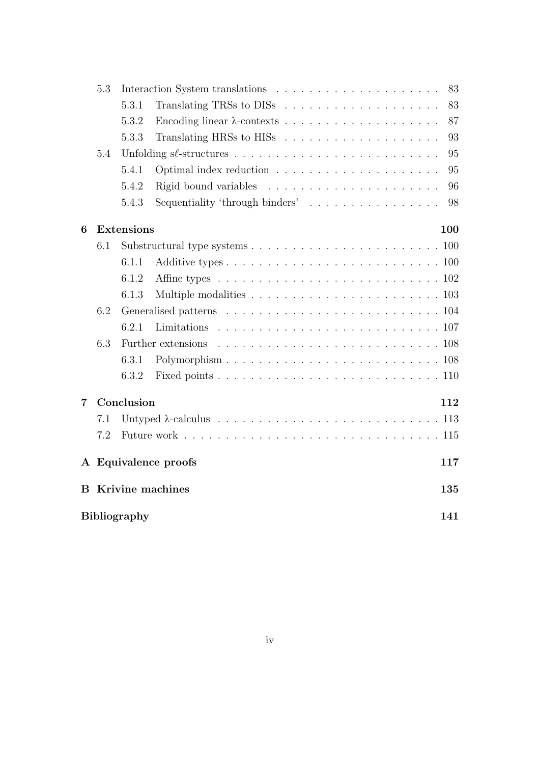- 5.3 Interaction System translations . . . . . . . . . . 83
  - 5.3.1 Translating TRSs to DISs . . . . . . . . . . 83
  - 5.3.2 Encoding linear λ-contexts . . . . . . . . . . 87
  - 5.3.3 Translating HRSs to HISs . . . . . . . . . . 93
- 5.4 Unfolding $s\ell$-structures . . . . . . . . . . 95
  - 5.4.1 Optimal index reduction . . . . . . . . . . 95
  - 5.4.2 Rigid bound variables . . . . . . . . . . 96
  - 5.4.3 Sequentiality 'through binders' . . . . . . . . . . 98

**6 Extensions** **100**

- 6.1 Substructural type systems . . . . . . . . . . 100
  - 6.1.1 Additive types . . . . . . . . . . 100
  - 6.1.2 Affine types . . . . . . . . . . 102
  - 6.1.3 Multiple modalities . . . . . . . . . . 103
- 6.2 Generalised patterns . . . . . . . . . . 104
  - 6.2.1 Limitations . . . . . . . . . . 107
- 6.3 Further extensions . . . . . . . . . . 108
  - 6.3.1 Polymorphism . . . . . . . . . . 108
  - 6.3.2 Fixed points . . . . . . . . . . 110

**7 Conclusion** **112**

- 7.1 Untyped λ-calculus . . . . . . . . . . 113
- 7.2 Future work . . . . . . . . . . 115

**A Equivalence proofs** **117**

**B Krivine machines** **135**

**Bibliography** **141**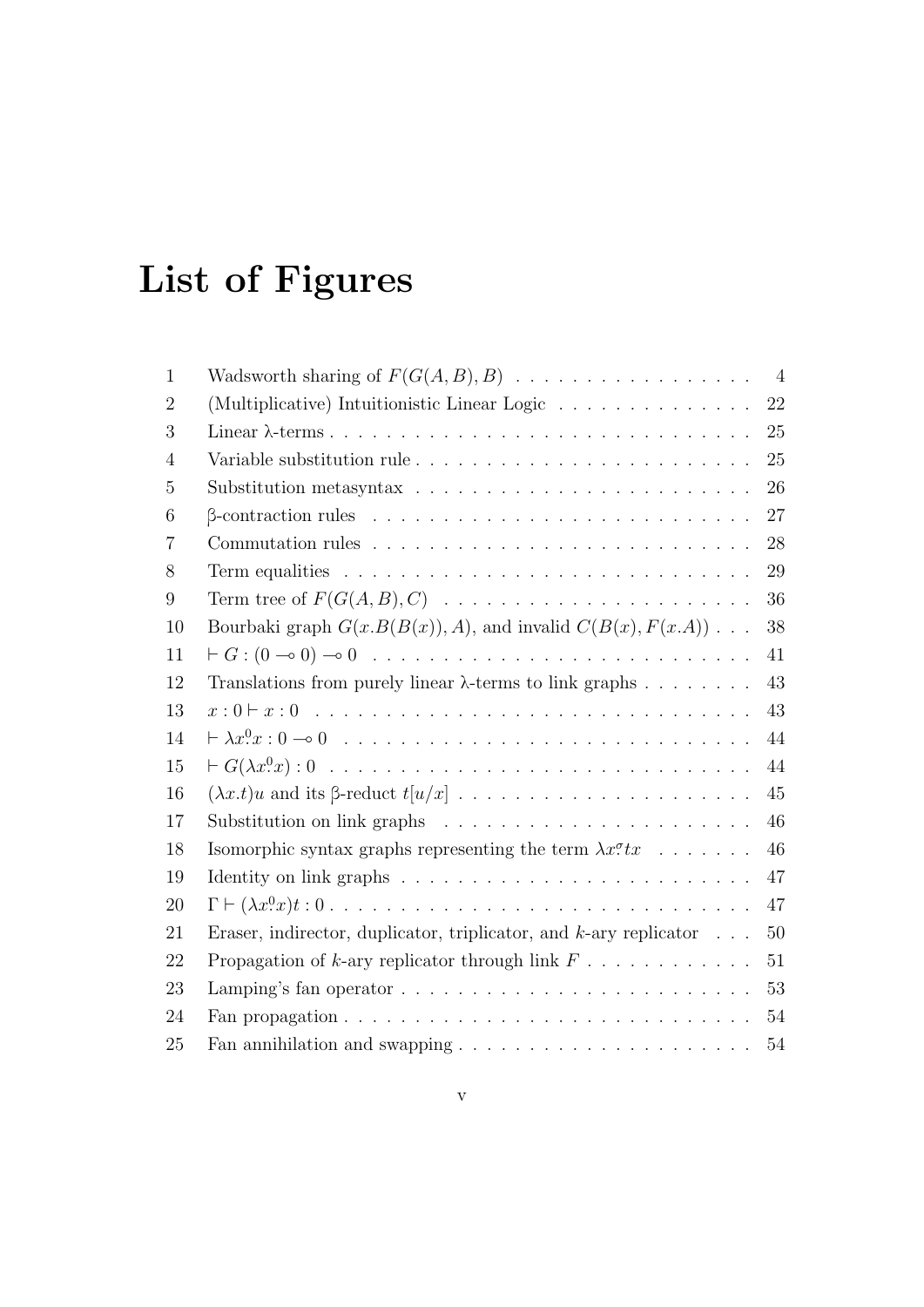# List of Figures

| | | |
|---|---|---|
| 1 | Wadsworth sharing of $F(G(A, B), B)$ | 4 |
| 2 | (Multiplicative) Intuitionistic Linear Logic | 22 |
| 3 | Linear λ-terms | 25 |
| 4 | Variable substitution rule | 25 |
| 5 | Substitution metasyntax | 26 |
| 6 | β-contraction rules | 27 |
| 7 | Commutation rules | 28 |
| 8 | Term equalities | 29 |
| 9 | Term tree of $F(G(A, B), C)$ | 36 |
| 10 | Bourbaki graph $G(x.B(B(x)), A)$, and invalid $C(B(x), F(x.A))$ | 38 |
| 11 | $\vdash G : (0 \multimap 0) \multimap 0$ | 41 |
| 12 | Translations from purely linear λ-terms to link graphs | 43 |
| 13 | $x : 0 \vdash x : 0$ | 43 |
| 14 | $\vdash \lambda x^0_. x : 0 \multimap 0$ | 44 |
| 15 | $\vdash G(\lambda x^0_. x) : 0$ | 44 |
| 16 | $(\lambda x.t)u$ and its β-reduct $t[u/x]$ | 45 |
| 17 | Substitution on link graphs | 46 |
| 18 | Isomorphic syntax graphs representing the term $\lambda x^\sigma_. tx$ | 46 |
| 19 | Identity on link graphs | 47 |
| 20 | $\Gamma \vdash (\lambda x^0_. x)t : 0$ | 47 |
| 21 | Eraser, indirector, duplicator, triplicator, and $k$-ary replicator | 50 |
| 22 | Propagation of $k$-ary replicator through link $F$ | 51 |
| 23 | Lamping's fan operator | 53 |
| 24 | Fan propagation | 54 |
| 25 | Fan annihilation and swapping | 54 |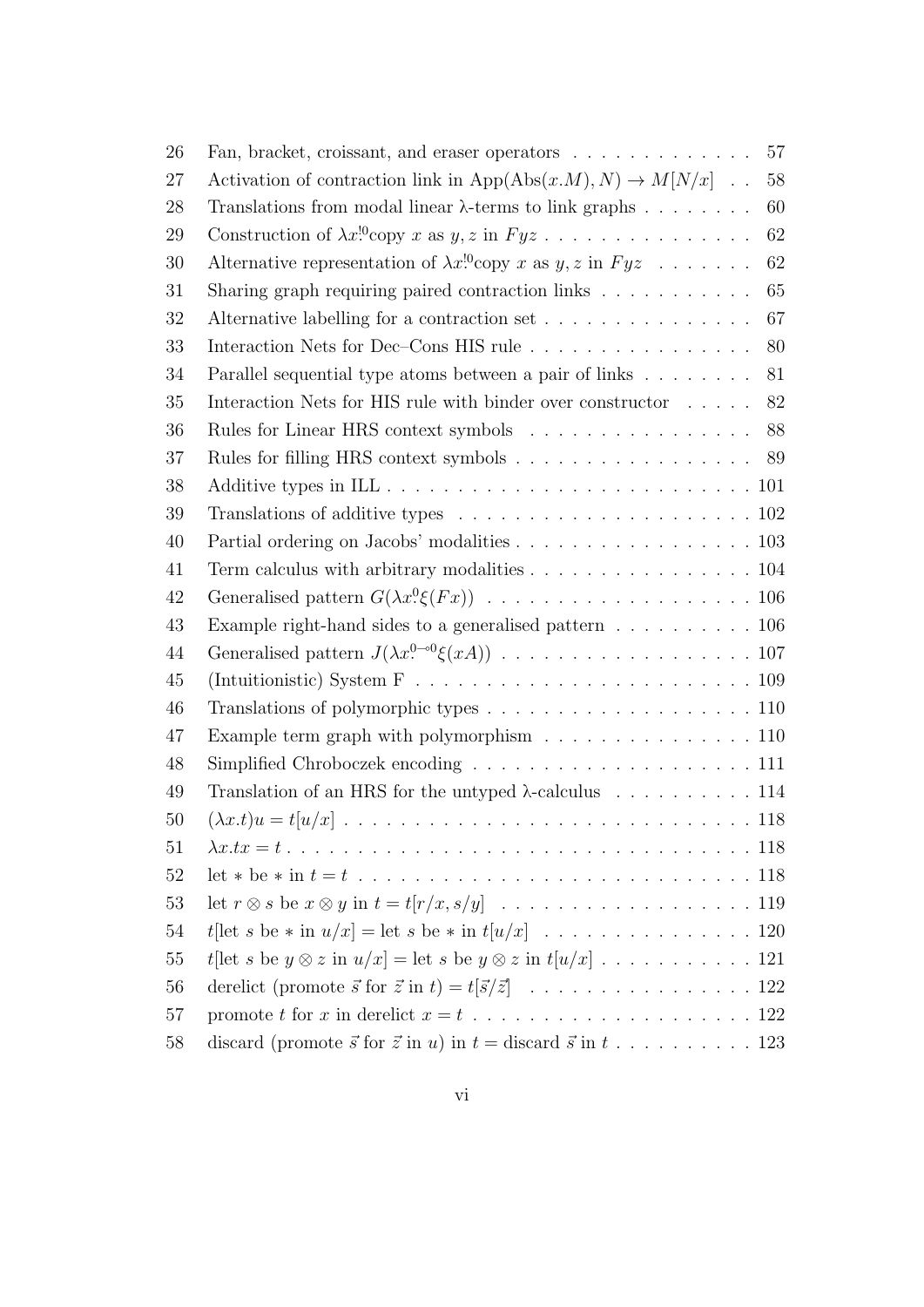| | | |
|---|---|---|
| 26 | Fan, bracket, croissant, and eraser operators | 57 |
| 27 | Activation of contraction link in $\text{App}(\text{Abs}(x.M), N) \to M[N/x]$ | 58 |
| 28 | Translations from modal linear λ-terms to link graphs | 60 |
| 29 | Construction of $\lambda x^{!0}$copy $x$ as $y, z$ in $Fyz$ | 62 |
| 30 | Alternative representation of $\lambda x^{!0}$copy $x$ as $y, z$ in $Fyz$ | 62 |
| 31 | Sharing graph requiring paired contraction links | 65 |
| 32 | Alternative labelling for a contraction set | 67 |
| 33 | Interaction Nets for Dec–Cons HIS rule | 80 |
| 34 | Parallel sequential type atoms between a pair of links | 81 |
| 35 | Interaction Nets for HIS rule with binder over constructor | 82 |
| 36 | Rules for Linear HRS context symbols | 88 |
| 37 | Rules for filling HRS context symbols | 89 |
| 38 | Additive types in ILL | 101 |
| 39 | Translations of additive types | 102 |
| 40 | Partial ordering on Jacobs' modalities | 103 |
| 41 | Term calculus with arbitrary modalities | 104 |
| 42 | Generalised pattern $G(\lambda x^{0}\xi(Fx))$ | 106 |
| 43 | Example right-hand sides to a generalised pattern | 106 |
| 44 | Generalised pattern $J(\lambda x^{0\multimap 0}\xi(xA))$ | 107 |
| 45 | (Intuitionistic) System F | 109 |
| 46 | Translations of polymorphic types | 110 |
| 47 | Example term graph with polymorphism | 110 |
| 48 | Simplified Chroboczek encoding | 111 |
| 49 | Translation of an HRS for the untyped λ-calculus | 114 |
| 50 | $(\lambda x.t)u = t[u/x]$ | 118 |
| 51 | $\lambda x.tx = t$ | 118 |
| 52 | let $*$ be $*$ in $t = t$ | 118 |
| 53 | let $r \otimes s$ be $x \otimes y$ in $t = t[r/x, s/y]$ | 119 |
| 54 | $t$[let $s$ be $*$ in $u/x$] = let $s$ be $*$ in $t[u/x]$ | 120 |
| 55 | $t$[let $s$ be $y \otimes z$ in $u/x$] = let $s$ be $y \otimes z$ in $t[u/x]$ | 121 |
| 56 | derelict (promote $\vec{s}$ for $\vec{z}$ in $t$) = $t[\vec{s}/\vec{z}]$ | 122 |
| 57 | promote $t$ for $x$ in derelict $x = t$ | 122 |
| 58 | discard (promote $\vec{s}$ for $\vec{z}$ in $u$) in $t$ = discard $\vec{s}$ in $t$ | 123 |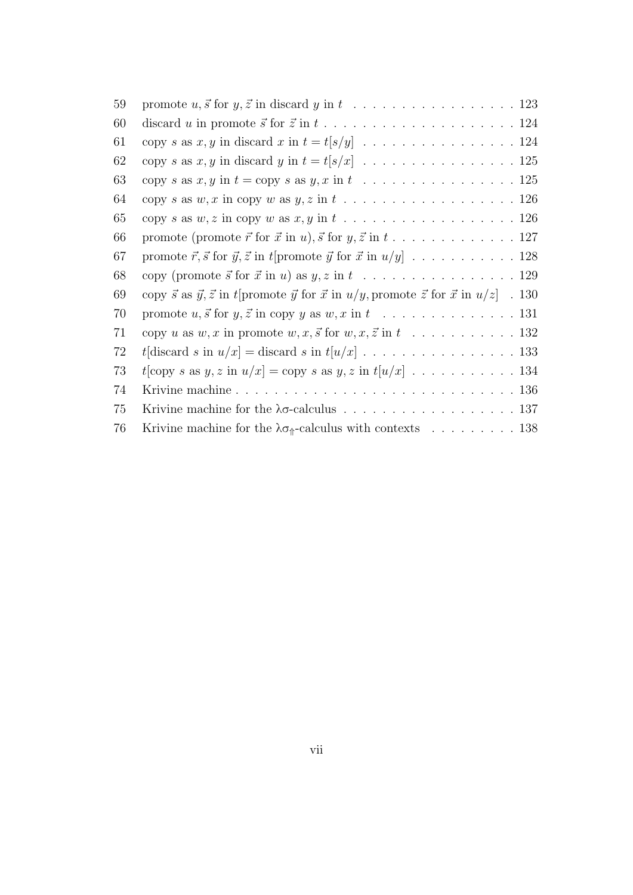| | | |
|---|---|---|
| 59 | promote $u, \vec{s}$ for $y, \vec{z}$ in discard $y$ in $t$ | 123 |
| 60 | discard $u$ in promote $\vec{s}$ for $\vec{z}$ in $t$ | 124 |
| 61 | copy $s$ as $x, y$ in discard $x$ in $t = t[s/y]$ | 124 |
| 62 | copy $s$ as $x, y$ in discard $y$ in $t = t[s/x]$ | 125 |
| 63 | copy $s$ as $x, y$ in $t =$ copy $s$ as $y, x$ in $t$ | 125 |
| 64 | copy $s$ as $w, x$ in copy $w$ as $y, z$ in $t$ | 126 |
| 65 | copy $s$ as $w, z$ in copy $w$ as $x, y$ in $t$ | 126 |
| 66 | promote (promote $\vec{r}$ for $\vec{x}$ in $u$), $\vec{s}$ for $y, \vec{z}$ in $t$ | 127 |
| 67 | promote $\vec{r}, \vec{s}$ for $\vec{y}, \vec{z}$ in $t$[promote $\vec{y}$ for $\vec{x}$ in $u/y$] | 128 |
| 68 | copy (promote $\vec{s}$ for $\vec{x}$ in $u$) as $y, z$ in $t$ | 129 |
| 69 | copy $\vec{s}$ as $\vec{y}, \vec{z}$ in $t$[promote $\vec{y}$ for $\vec{x}$ in $u/y$, promote $\vec{z}$ for $\vec{x}$ in $u/z$] | 130 |
| 70 | promote $u, \vec{s}$ for $y, \vec{z}$ in copy $y$ as $w, x$ in $t$ | 131 |
| 71 | copy $u$ as $w, x$ in promote $w, x, \vec{s}$ for $w, x, \vec{z}$ in $t$ | 132 |
| 72 | $t$[discard $s$ in $u/x$] = discard $s$ in $t[u/x]$ | 133 |
| 73 | $t$[copy $s$ as $y, z$ in $u/x$] = copy $s$ as $y, z$ in $t[u/x]$ | 134 |
| 74 | Krivine machine | 136 |
| 75 | Krivine machine for the $\lambda\sigma$-calculus | 137 |
| 76 | Krivine machine for the $\lambda\sigma_{\Uparrow}$-calculus with contexts | 138 |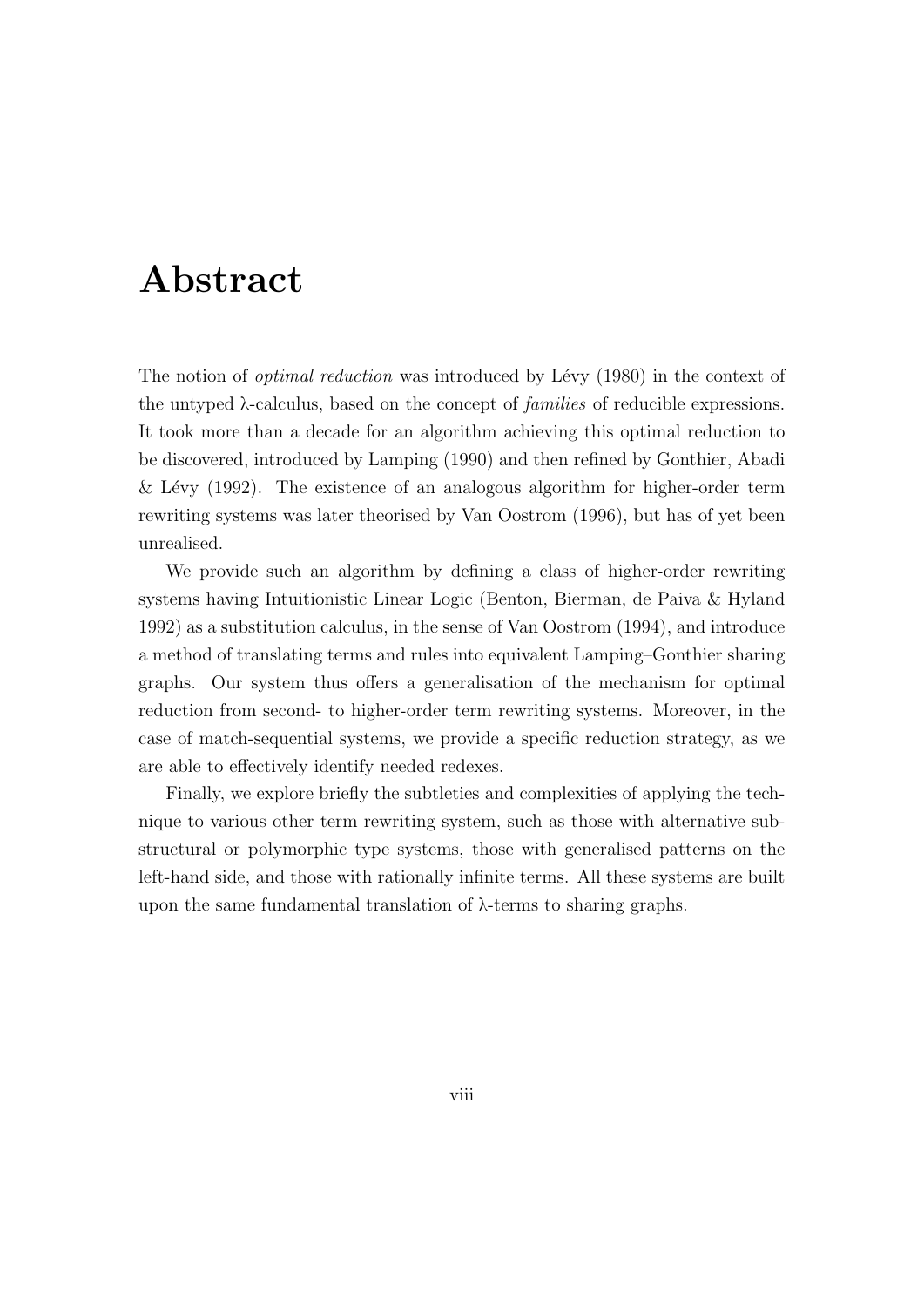# Abstract

The notion of *optimal reduction* was introduced by Lévy (1980) in the context of the untyped λ-calculus, based on the concept of *families* of reducible expressions. It took more than a decade for an algorithm achieving this optimal reduction to be discovered, introduced by Lamping (1990) and then refined by Gonthier, Abadi & Lévy (1992). The existence of an analogous algorithm for higher-order term rewriting systems was later theorised by Van Oostrom (1996), but has of yet been unrealised.

We provide such an algorithm by defining a class of higher-order rewriting systems having Intuitionistic Linear Logic (Benton, Bierman, de Paiva & Hyland 1992) as a substitution calculus, in the sense of Van Oostrom (1994), and introduce a method of translating terms and rules into equivalent Lamping–Gonthier sharing graphs. Our system thus offers a generalisation of the mechanism for optimal reduction from second- to higher-order term rewriting systems. Moreover, in the case of match-sequential systems, we provide a specific reduction strategy, as we are able to effectively identify needed redexes.

Finally, we explore briefly the subtleties and complexities of applying the technique to various other term rewriting system, such as those with alternative substructural or polymorphic type systems, those with generalised patterns on the left-hand side, and those with rationally infinite terms. All these systems are built upon the same fundamental translation of λ-terms to sharing graphs.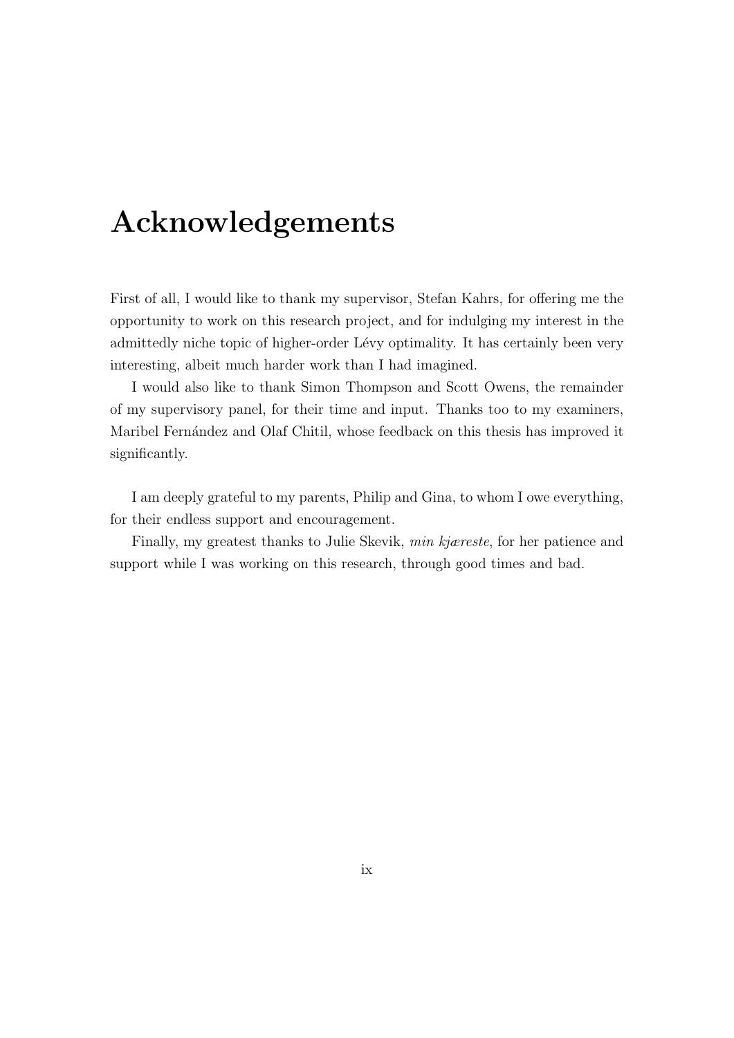# Acknowledgements

First of all, I would like to thank my supervisor, Stefan Kahrs, for offering me the opportunity to work on this research project, and for indulging my interest in the admittedly niche topic of higher-order Lévy optimality. It has certainly been very interesting, albeit much harder work than I had imagined.

I would also like to thank Simon Thompson and Scott Owens, the remainder of my supervisory panel, for their time and input. Thanks too to my examiners, Maribel Fernández and Olaf Chitil, whose feedback on this thesis has improved it significantly.

I am deeply grateful to my parents, Philip and Gina, to whom I owe everything, for their endless support and encouragement.

Finally, my greatest thanks to Julie Skevik, *min kjæreste*, for her patience and support while I was working on this research, through good times and bad.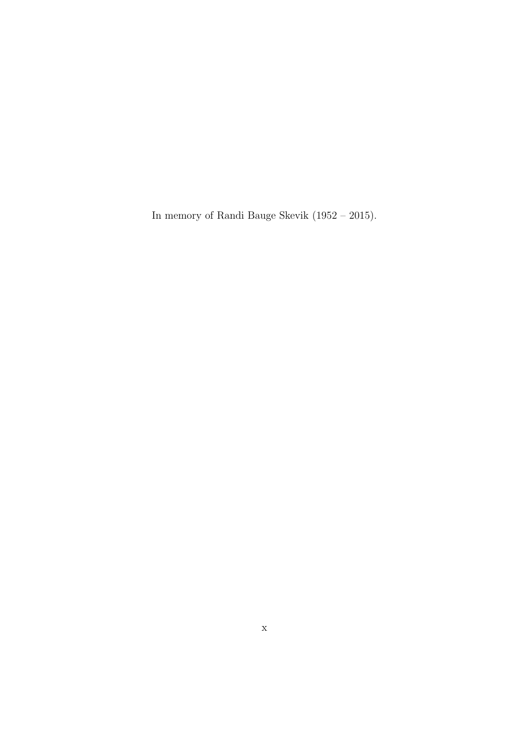In memory of Randi Bauge Skevik (1952 – 2015).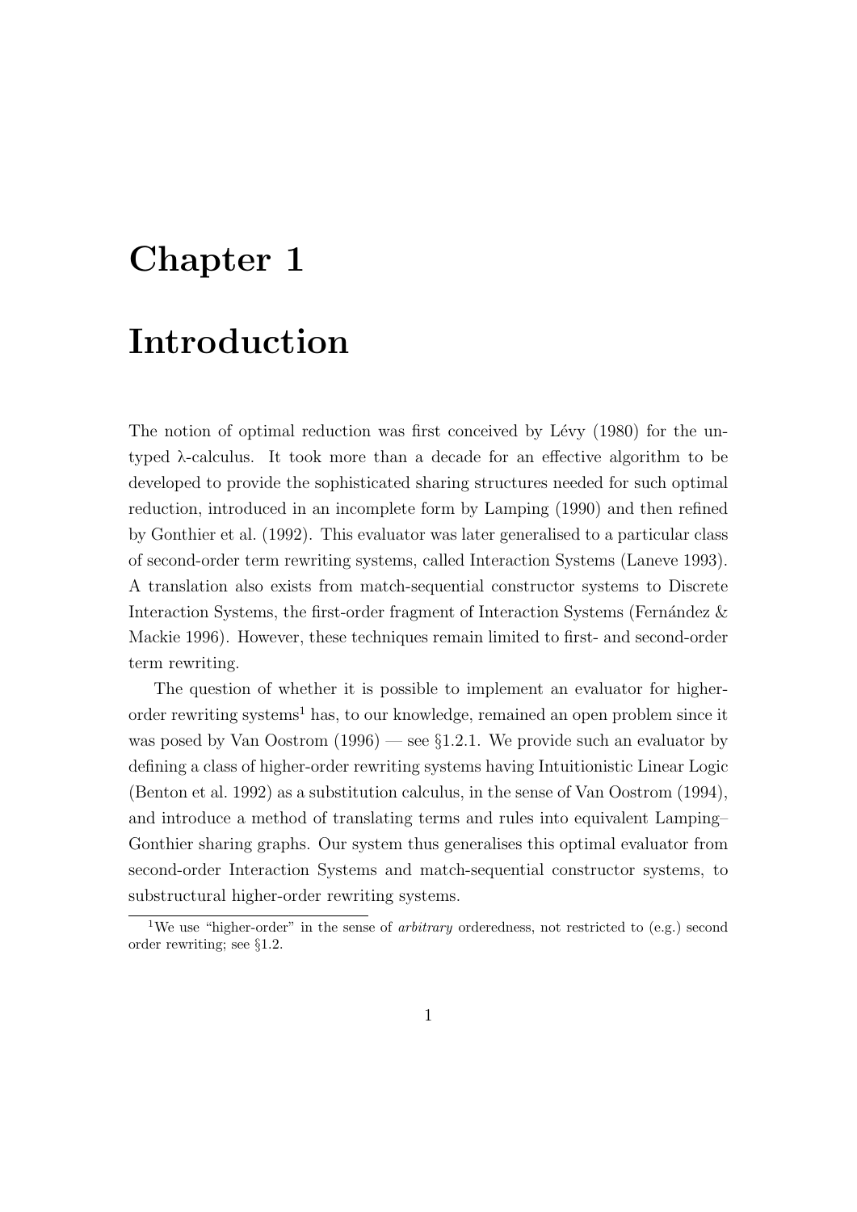# Chapter 1

# Introduction

The notion of optimal reduction was first conceived by Lévy (1980) for the untyped λ-calculus. It took more than a decade for an effective algorithm to be developed to provide the sophisticated sharing structures needed for such optimal reduction, introduced in an incomplete form by Lamping (1990) and then refined by Gonthier et al. (1992). This evaluator was later generalised to a particular class of second-order term rewriting systems, called Interaction Systems (Laneve 1993). A translation also exists from match-sequential constructor systems to Discrete Interaction Systems, the first-order fragment of Interaction Systems (Fernández & Mackie 1996). However, these techniques remain limited to first- and second-order term rewriting.

The question of whether it is possible to implement an evaluator for higher-order rewriting systems[1] has, to our knowledge, remained an open problem since it was posed by Van Oostrom (1996) — see §1.2.1. We provide such an evaluator by defining a class of higher-order rewriting systems having Intuitionistic Linear Logic (Benton et al. 1992) as a substitution calculus, in the sense of Van Oostrom (1994), and introduce a method of translating terms and rules into equivalent Lamping–Gonthier sharing graphs. Our system thus generalises this optimal evaluator from second-order Interaction Systems and match-sequential constructor systems, to substructural higher-order rewriting systems.

[1] We use "higher-order" in the sense of *arbitrary* orderedness, not restricted to (e.g.) second order rewriting; see §1.2.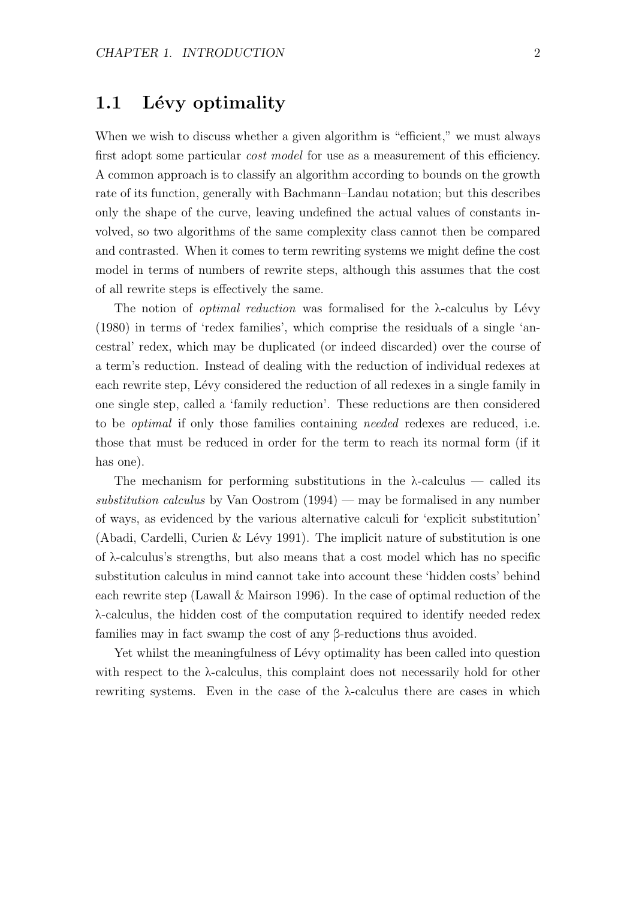## 1.1 Lévy optimality

When we wish to discuss whether a given algorithm is "efficient," we must always first adopt some particular *cost model* for use as a measurement of this efficiency. A common approach is to classify an algorithm according to bounds on the growth rate of its function, generally with Bachmann–Landau notation; but this describes only the shape of the curve, leaving undefined the actual values of constants involved, so two algorithms of the same complexity class cannot then be compared and contrasted. When it comes to term rewriting systems we might define the cost model in terms of numbers of rewrite steps, although this assumes that the cost of all rewrite steps is effectively the same.

The notion of *optimal reduction* was formalised for the λ-calculus by Lévy (1980) in terms of 'redex families', which comprise the residuals of a single 'ancestral' redex, which may be duplicated (or indeed discarded) over the course of a term's reduction. Instead of dealing with the reduction of individual redexes at each rewrite step, Lévy considered the reduction of all redexes in a single family in one single step, called a 'family reduction'. These reductions are then considered to be *optimal* if only those families containing *needed* redexes are reduced, i.e. those that must be reduced in order for the term to reach its normal form (if it has one).

The mechanism for performing substitutions in the λ-calculus — called its *substitution calculus* by Van Oostrom (1994) — may be formalised in any number of ways, as evidenced by the various alternative calculi for 'explicit substitution' (Abadi, Cardelli, Curien & Lévy 1991). The implicit nature of substitution is one of λ-calculus's strengths, but also means that a cost model which has no specific substitution calculus in mind cannot take into account these 'hidden costs' behind each rewrite step (Lawall & Mairson 1996). In the case of optimal reduction of the λ-calculus, the hidden cost of the computation required to identify needed redex families may in fact swamp the cost of any β-reductions thus avoided.

Yet whilst the meaningfulness of Lévy optimality has been called into question with respect to the λ-calculus, this complaint does not necessarily hold for other rewriting systems. Even in the case of the λ-calculus there are cases in which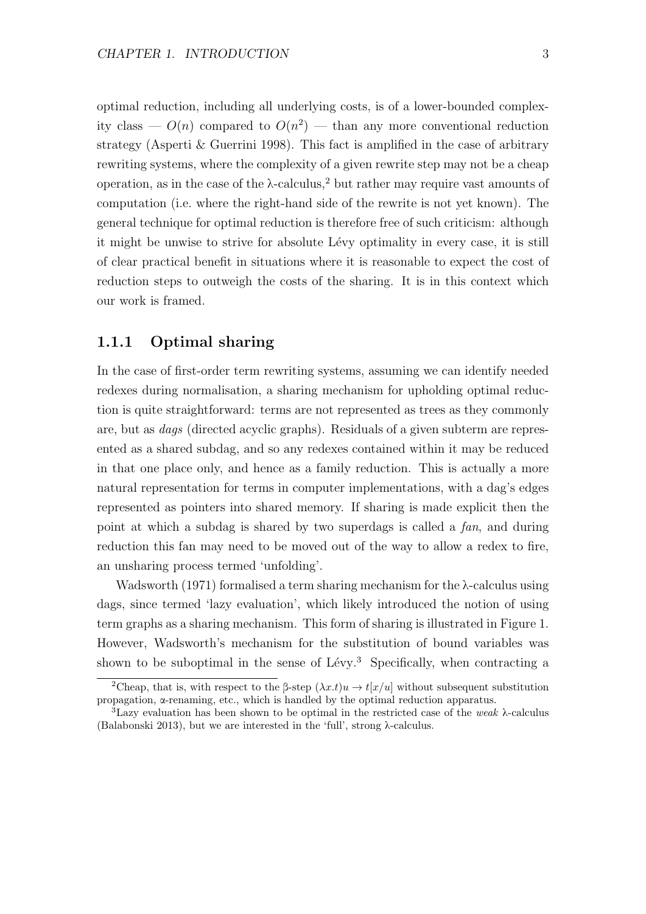optimal reduction, including all underlying costs, is of a lower-bounded complexity class — $O(n)$ compared to $O(n^2)$ — than any more conventional reduction strategy (Asperti & Guerrini 1998). This fact is amplified in the case of arbitrary rewriting systems, where the complexity of a given rewrite step may not be a cheap operation, as in the case of the λ-calculus,[2] but rather may require vast amounts of computation (i.e. where the right-hand side of the rewrite is not yet known). The general technique for optimal reduction is therefore free of such criticism: although it might be unwise to strive for absolute Lévy optimality in every case, it is still of clear practical benefit in situations where it is reasonable to expect the cost of reduction steps to outweigh the costs of the sharing. It is in this context which our work is framed.

### 1.1.1 Optimal sharing

In the case of first-order term rewriting systems, assuming we can identify needed redexes during normalisation, a sharing mechanism for upholding optimal reduction is quite straightforward: terms are not represented as trees as they commonly are, but as *dags* (directed acyclic graphs). Residuals of a given subterm are represented as a shared subdag, and so any redexes contained within it may be reduced in that one place only, and hence as a family reduction. This is actually a more natural representation for terms in computer implementations, with a dag's edges represented as pointers into shared memory. If sharing is made explicit then the point at which a subdag is shared by two superdags is called a *fan*, and during reduction this fan may need to be moved out of the way to allow a redex to fire, an unsharing process termed 'unfolding'.

Wadsworth (1971) formalised a term sharing mechanism for the λ-calculus using dags, since termed 'lazy evaluation', which likely introduced the notion of using term graphs as a sharing mechanism. This form of sharing is illustrated in Figure 1. However, Wadsworth's mechanism for the substitution of bound variables was shown to be suboptimal in the sense of Lévy.[3] Specifically, when contracting a

---

[2] Cheap, that is, with respect to the β-step $(\lambda x.t)u \to t[x/u]$ without subsequent substitution propagation, α-renaming, etc., which is handled by the optimal reduction apparatus.

[3] Lazy evaluation has been shown to be optimal in the restricted case of the *weak* λ-calculus (Balabonski 2013), but we are interested in the 'full', strong λ-calculus.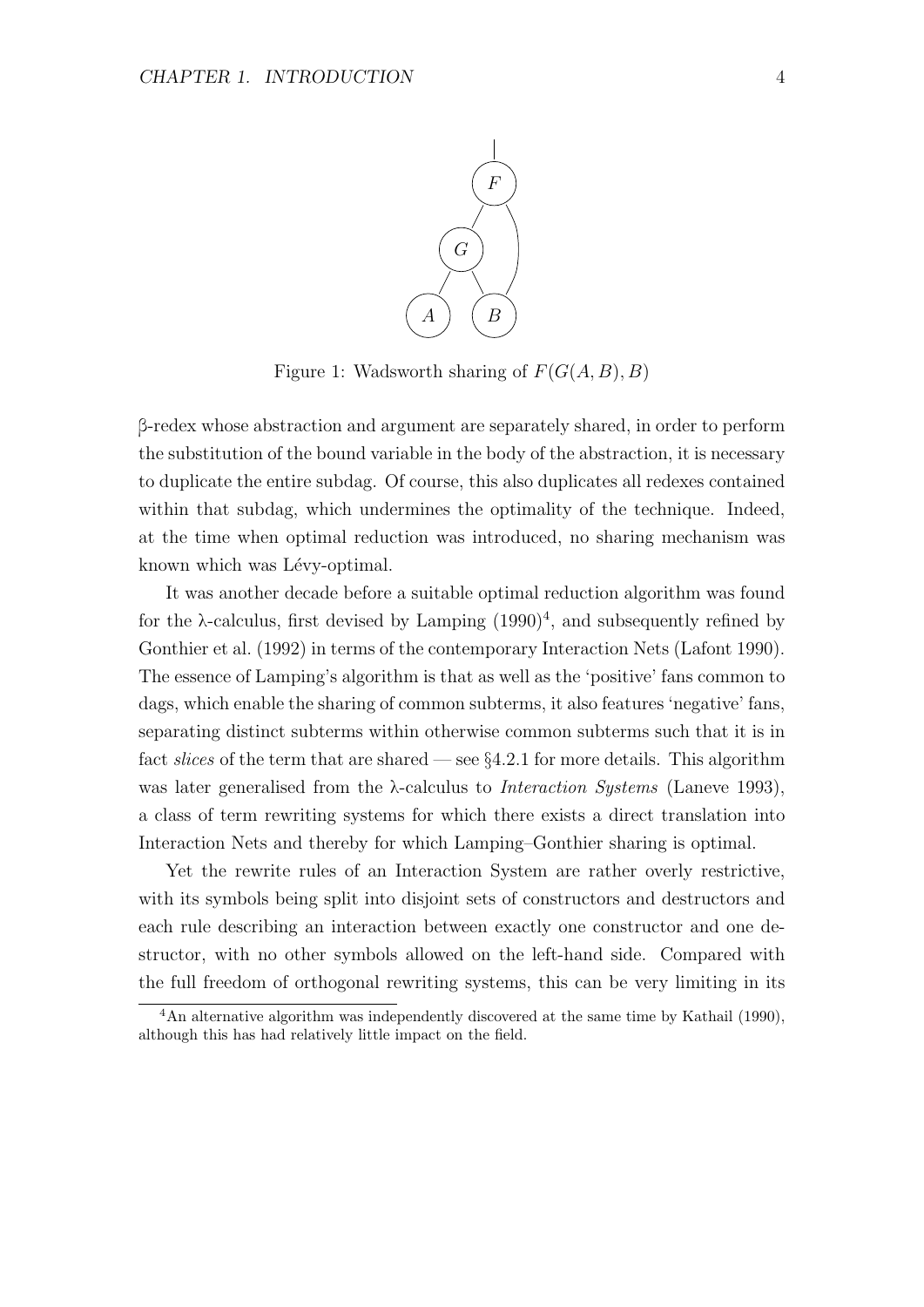Figure 1: Wadsworth sharing of $F(G(A, B), B)$

β-redex whose abstraction and argument are separately shared, in order to perform the substitution of the bound variable in the body of the abstraction, it is necessary to duplicate the entire subdag. Of course, this also duplicates all redexes contained within that subdag, which undermines the optimality of the technique. Indeed, at the time when optimal reduction was introduced, no sharing mechanism was known which was Lévy-optimal.

It was another decade before a suitable optimal reduction algorithm was found for the λ-calculus, first devised by Lamping (1990)[4], and subsequently refined by Gonthier et al. (1992) in terms of the contemporary Interaction Nets (Lafont 1990). The essence of Lamping's algorithm is that as well as the 'positive' fans common to dags, which enable the sharing of common subterms, it also features 'negative' fans, separating distinct subterms within otherwise common subterms such that it is in fact *slices* of the term that are shared — see §4.2.1 for more details. This algorithm was later generalised from the λ-calculus to *Interaction Systems* (Laneve 1993), a class of term rewriting systems for which there exists a direct translation into Interaction Nets and thereby for which Lamping–Gonthier sharing is optimal.

Yet the rewrite rules of an Interaction System are rather overly restrictive, with its symbols being split into disjoint sets of constructors and destructors and each rule describing an interaction between exactly one constructor and one destructor, with no other symbols allowed on the left-hand side. Compared with the full freedom of orthogonal rewriting systems, this can be very limiting in its

[4] An alternative algorithm was independently discovered at the same time by Kathail (1990), although this has had relatively little impact on the field.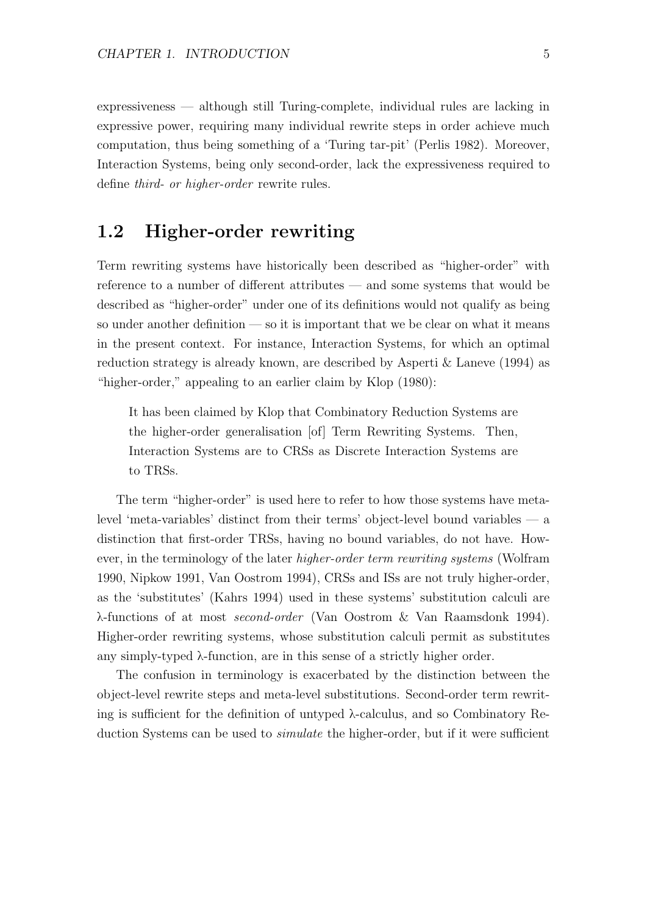expressiveness — although still Turing-complete, individual rules are lacking in expressive power, requiring many individual rewrite steps in order achieve much computation, thus being something of a 'Turing tar-pit' (Perlis 1982). Moreover, Interaction Systems, being only second-order, lack the expressiveness required to define *third- or higher-order* rewrite rules.

## 1.2 Higher-order rewriting

Term rewriting systems have historically been described as "higher-order" with reference to a number of different attributes — and some systems that would be described as "higher-order" under one of its definitions would not qualify as being so under another definition — so it is important that we be clear on what it means in the present context. For instance, Interaction Systems, for which an optimal reduction strategy is already known, are described by Asperti & Laneve (1994) as "higher-order," appealing to an earlier claim by Klop (1980):

> It has been claimed by Klop that Combinatory Reduction Systems are the higher-order generalisation [of] Term Rewriting Systems. Then, Interaction Systems are to CRSs as Discrete Interaction Systems are to TRSs.

The term "higher-order" is used here to refer to how those systems have meta-level 'meta-variables' distinct from their terms' object-level bound variables — a distinction that first-order TRSs, having no bound variables, do not have. However, in the terminology of the later *higher-order term rewriting systems* (Wolfram 1990, Nipkow 1991, Van Oostrom 1994), CRSs and ISs are not truly higher-order, as the 'substitutes' (Kahrs 1994) used in these systems' substitution calculi are λ-functions of at most *second-order* (Van Oostrom & Van Raamsdonk 1994). Higher-order rewriting systems, whose substitution calculi permit as substitutes any simply-typed λ-function, are in this sense of a strictly higher order.

The confusion in terminology is exacerbated by the distinction between the object-level rewrite steps and meta-level substitutions. Second-order term rewriting is sufficient for the definition of untyped λ-calculus, and so Combinatory Reduction Systems can be used to *simulate* the higher-order, but if it were sufficient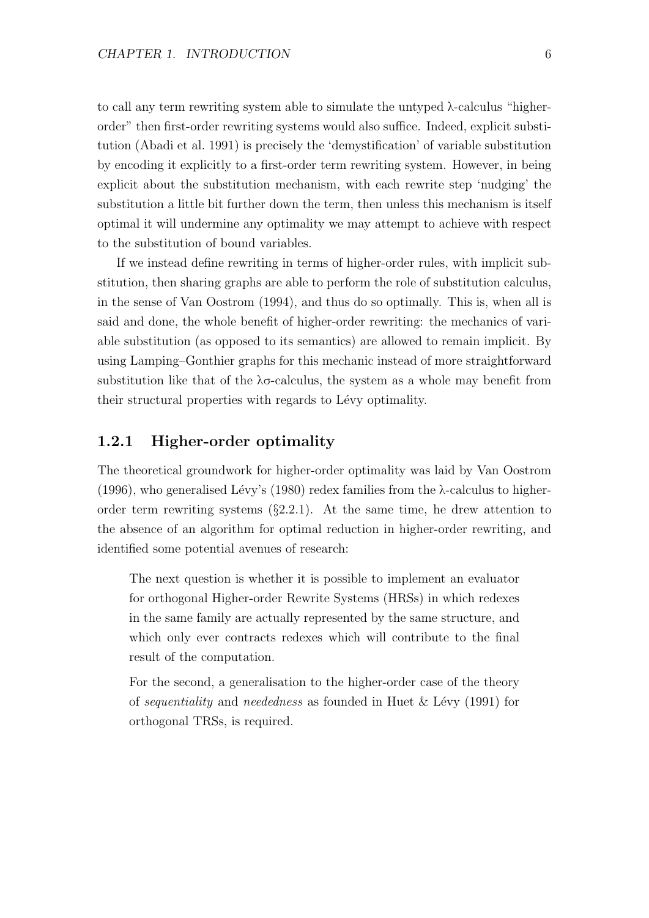to call any term rewriting system able to simulate the untyped λ-calculus "higher-order" then first-order rewriting systems would also suffice. Indeed, explicit substitution (Abadi et al. 1991) is precisely the 'demystification' of variable substitution by encoding it explicitly to a first-order term rewriting system. However, in being explicit about the substitution mechanism, with each rewrite step 'nudging' the substitution a little bit further down the term, then unless this mechanism is itself optimal it will undermine any optimality we may attempt to achieve with respect to the substitution of bound variables.

If we instead define rewriting in terms of higher-order rules, with implicit substitution, then sharing graphs are able to perform the role of substitution calculus, in the sense of Van Oostrom (1994), and thus do so optimally. This is, when all is said and done, the whole benefit of higher-order rewriting: the mechanics of variable substitution (as opposed to its semantics) are allowed to remain implicit. By using Lamping–Gonthier graphs for this mechanic instead of more straightforward substitution like that of the λσ-calculus, the system as a whole may benefit from their structural properties with regards to Lévy optimality.

### 1.2.1 Higher-order optimality

The theoretical groundwork for higher-order optimality was laid by Van Oostrom (1996), who generalised Lévy's (1980) redex families from the λ-calculus to higher-order term rewriting systems (§2.2.1). At the same time, he drew attention to the absence of an algorithm for optimal reduction in higher-order rewriting, and identified some potential avenues of research:

> The next question is whether it is possible to implement an evaluator for orthogonal Higher-order Rewrite Systems (HRSs) in which redexes in the same family are actually represented by the same structure, and which only ever contracts redexes which will contribute to the final result of the computation.
>
> For the second, a generalisation to the higher-order case of the theory of *sequentiality* and *neededness* as founded in Huet & Lévy (1991) for orthogonal TRSs, is required.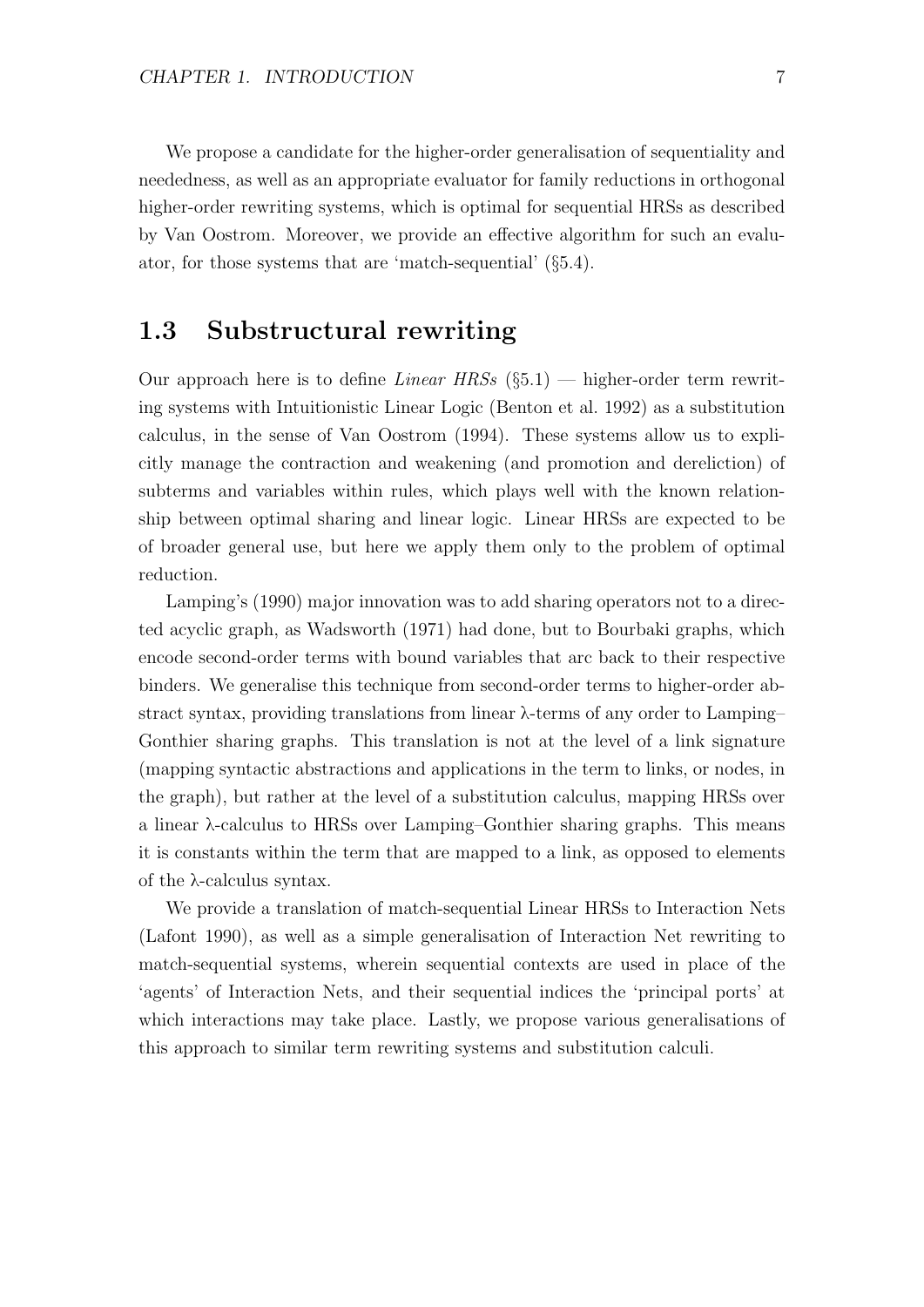We propose a candidate for the higher-order generalisation of sequentiality and neededness, as well as an appropriate evaluator for family reductions in orthogonal higher-order rewriting systems, which is optimal for sequential HRSs as described by Van Oostrom. Moreover, we provide an effective algorithm for such an evaluator, for those systems that are 'match-sequential' (§5.4).

## 1.3 Substructural rewriting

Our approach here is to define *Linear HRSs* (§5.1) — higher-order term rewriting systems with Intuitionistic Linear Logic (Benton et al. 1992) as a substitution calculus, in the sense of Van Oostrom (1994). These systems allow us to explicitly manage the contraction and weakening (and promotion and dereliction) of subterms and variables within rules, which plays well with the known relationship between optimal sharing and linear logic. Linear HRSs are expected to be of broader general use, but here we apply them only to the problem of optimal reduction.

Lamping's (1990) major innovation was to add sharing operators not to a directed acyclic graph, as Wadsworth (1971) had done, but to Bourbaki graphs, which encode second-order terms with bound variables that arc back to their respective binders. We generalise this technique from second-order terms to higher-order abstract syntax, providing translations from linear λ-terms of any order to Lamping–Gonthier sharing graphs. This translation is not at the level of a link signature (mapping syntactic abstractions and applications in the term to links, or nodes, in the graph), but rather at the level of a substitution calculus, mapping HRSs over a linear λ-calculus to HRSs over Lamping–Gonthier sharing graphs. This means it is constants within the term that are mapped to a link, as opposed to elements of the λ-calculus syntax.

We provide a translation of match-sequential Linear HRSs to Interaction Nets (Lafont 1990), as well as a simple generalisation of Interaction Net rewriting to match-sequential systems, wherein sequential contexts are used in place of the 'agents' of Interaction Nets, and their sequential indices the 'principal ports' at which interactions may take place. Lastly, we propose various generalisations of this approach to similar term rewriting systems and substitution calculi.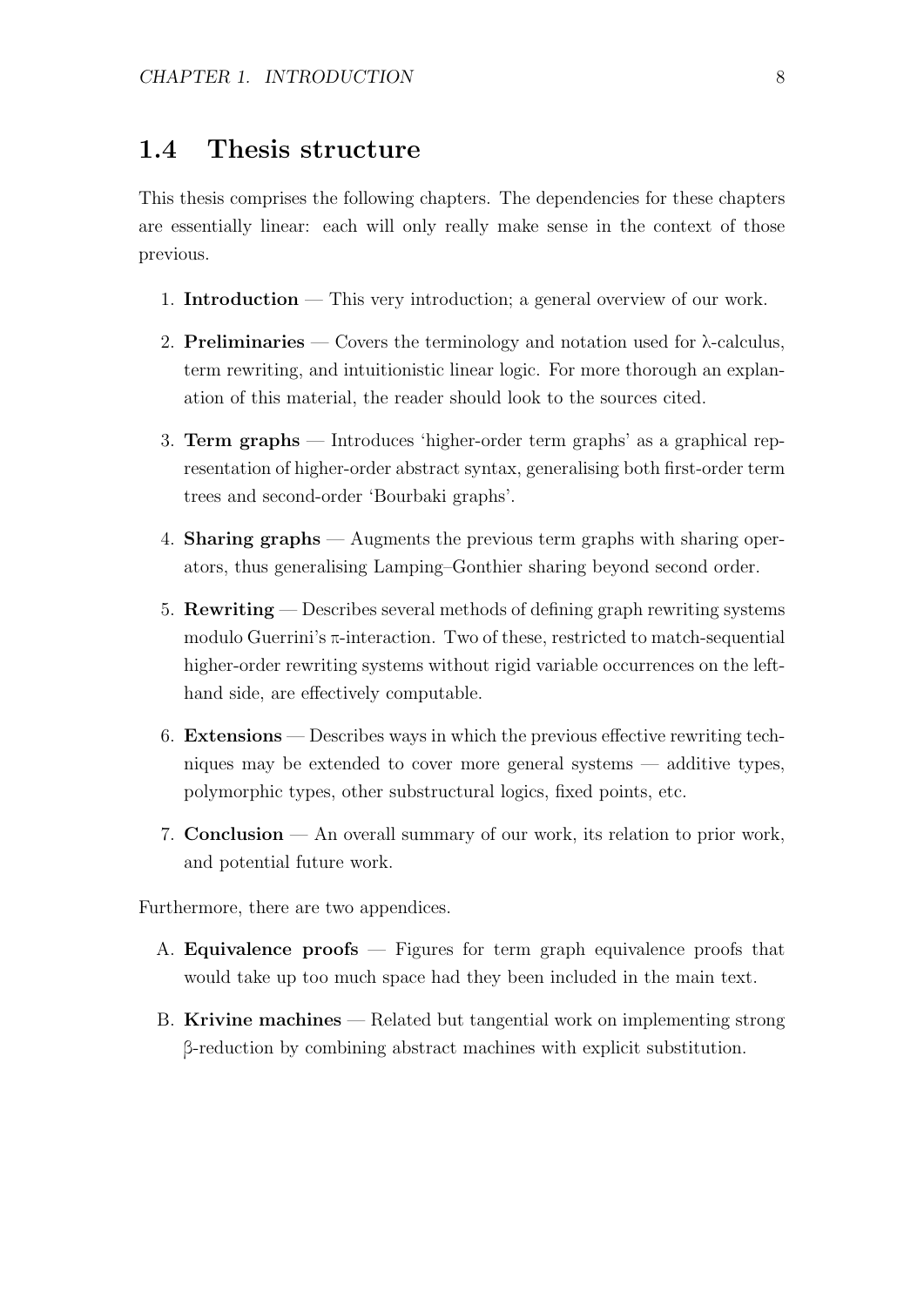## 1.4 Thesis structure

This thesis comprises the following chapters. The dependencies for these chapters are essentially linear: each will only really make sense in the context of those previous.

1. **Introduction** — This very introduction; a general overview of our work.
2. **Preliminaries** — Covers the terminology and notation used for λ-calculus, term rewriting, and intuitionistic linear logic. For more thorough an explanation of this material, the reader should look to the sources cited.
3. **Term graphs** — Introduces 'higher-order term graphs' as a graphical representation of higher-order abstract syntax, generalising both first-order term trees and second-order 'Bourbaki graphs'.
4. **Sharing graphs** — Augments the previous term graphs with sharing operators, thus generalising Lamping–Gonthier sharing beyond second order.
5. **Rewriting** — Describes several methods of defining graph rewriting systems modulo Guerrini's π-interaction. Two of these, restricted to match-sequential higher-order rewriting systems without rigid variable occurrences on the left-hand side, are effectively computable.
6. **Extensions** — Describes ways in which the previous effective rewriting techniques may be extended to cover more general systems — additive types, polymorphic types, other substructural logics, fixed points, etc.
7. **Conclusion** — An overall summary of our work, its relation to prior work, and potential future work.

Furthermore, there are two appendices.

A. **Equivalence proofs** — Figures for term graph equivalence proofs that would take up too much space had they been included in the main text.

B. **Krivine machines** — Related but tangential work on implementing strong β-reduction by combining abstract machines with explicit substitution.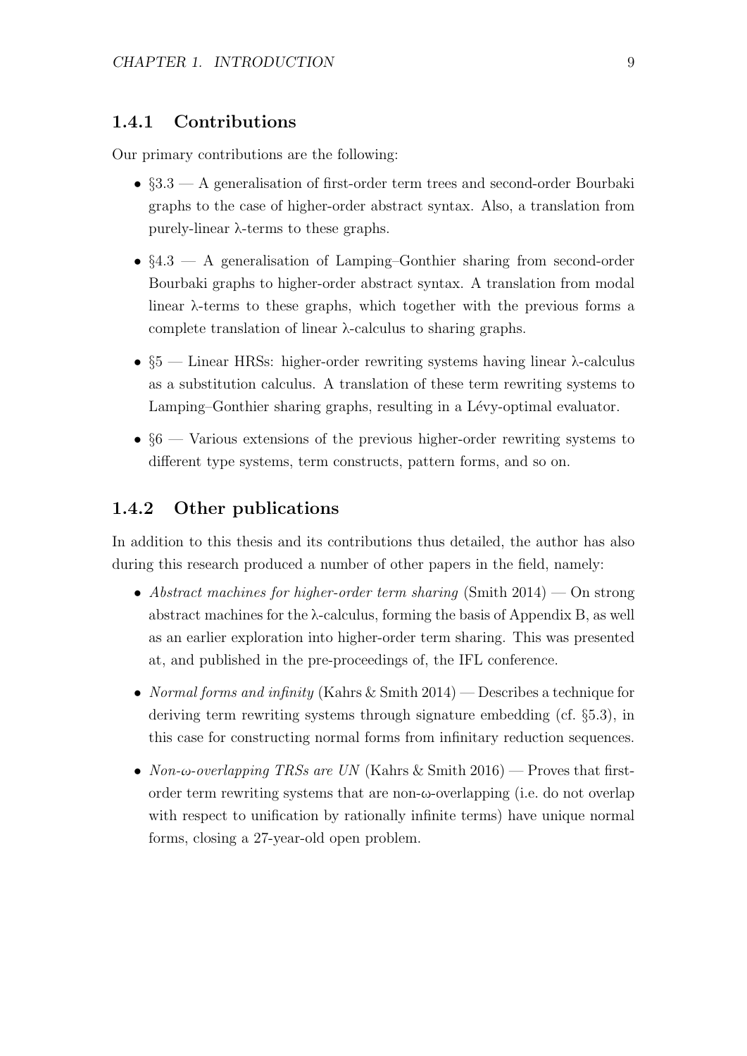### 1.4.1 Contributions

Our primary contributions are the following:

- §3.3 — A generalisation of first-order term trees and second-order Bourbaki graphs to the case of higher-order abstract syntax. Also, a translation from purely-linear λ-terms to these graphs.
- §4.3 — A generalisation of Lamping–Gonthier sharing from second-order Bourbaki graphs to higher-order abstract syntax. A translation from modal linear λ-terms to these graphs, which together with the previous forms a complete translation of linear λ-calculus to sharing graphs.
- §5 — Linear HRSs: higher-order rewriting systems having linear λ-calculus as a substitution calculus. A translation of these term rewriting systems to Lamping–Gonthier sharing graphs, resulting in a Lévy-optimal evaluator.
- §6 — Various extensions of the previous higher-order rewriting systems to different type systems, term constructs, pattern forms, and so on.

### 1.4.2 Other publications

In addition to this thesis and its contributions thus detailed, the author has also during this research produced a number of other papers in the field, namely:

- *Abstract machines for higher-order term sharing* (Smith 2014) — On strong abstract machines for the λ-calculus, forming the basis of Appendix B, as well as an earlier exploration into higher-order term sharing. This was presented at, and published in the pre-proceedings of, the IFL conference.
- *Normal forms and infinity* (Kahrs & Smith 2014) — Describes a technique for deriving term rewriting systems through signature embedding (cf. §5.3), in this case for constructing normal forms from infinitary reduction sequences.
- *Non-ω-overlapping TRSs are UN* (Kahrs & Smith 2016) — Proves that first-order term rewriting systems that are non-ω-overlapping (i.e. do not overlap with respect to unification by rationally infinite terms) have unique normal forms, closing a 27-year-old open problem.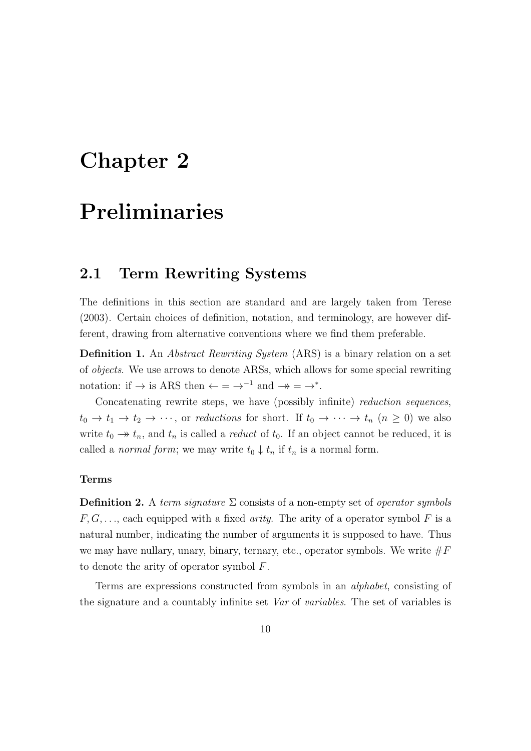# Chapter 2

# Preliminaries

## 2.1 Term Rewriting Systems

The definitions in this section are standard and are largely taken from Terese (2003). Certain choices of definition, notation, and terminology, are however different, drawing from alternative conventions where we find them preferable.

**Definition 1.** An *Abstract Rewriting System* (ARS) is a binary relation on a set of *objects*. We use arrows to denote ARSs, which allows for some special rewriting notation: if $\rightarrow$ is ARS then $\leftarrow = \rightarrow^{-1}$ and $\twoheadrightarrow = \rightarrow^{*}$.

Concatenating rewrite steps, we have (possibly infinite) *reduction sequences*, $t_0 \rightarrow t_1 \rightarrow t_2 \rightarrow \cdots$, or *reductions* for short. If $t_0 \rightarrow \cdots \rightarrow t_n$ $(n \geq 0)$ we also write $t_0 \twoheadrightarrow t_n$, and $t_n$ is called a *reduct* of $t_0$. If an object cannot be reduced, it is called a *normal form*; we may write $t_0 \downarrow t_n$ if $t_n$ is a normal form.

#### Terms

**Definition 2.** A *term signature* $\Sigma$ consists of a non-empty set of *operator symbols* $F, G, \ldots$, each equipped with a fixed *arity*. The arity of a operator symbol $F$ is a natural number, indicating the number of arguments it is supposed to have. Thus we may have nullary, unary, binary, ternary, etc., operator symbols. We write $\#F$ to denote the arity of operator symbol $F$.

Terms are expressions constructed from symbols in an *alphabet*, consisting of the signature and a countably infinite set *Var* of *variables*. The set of variables is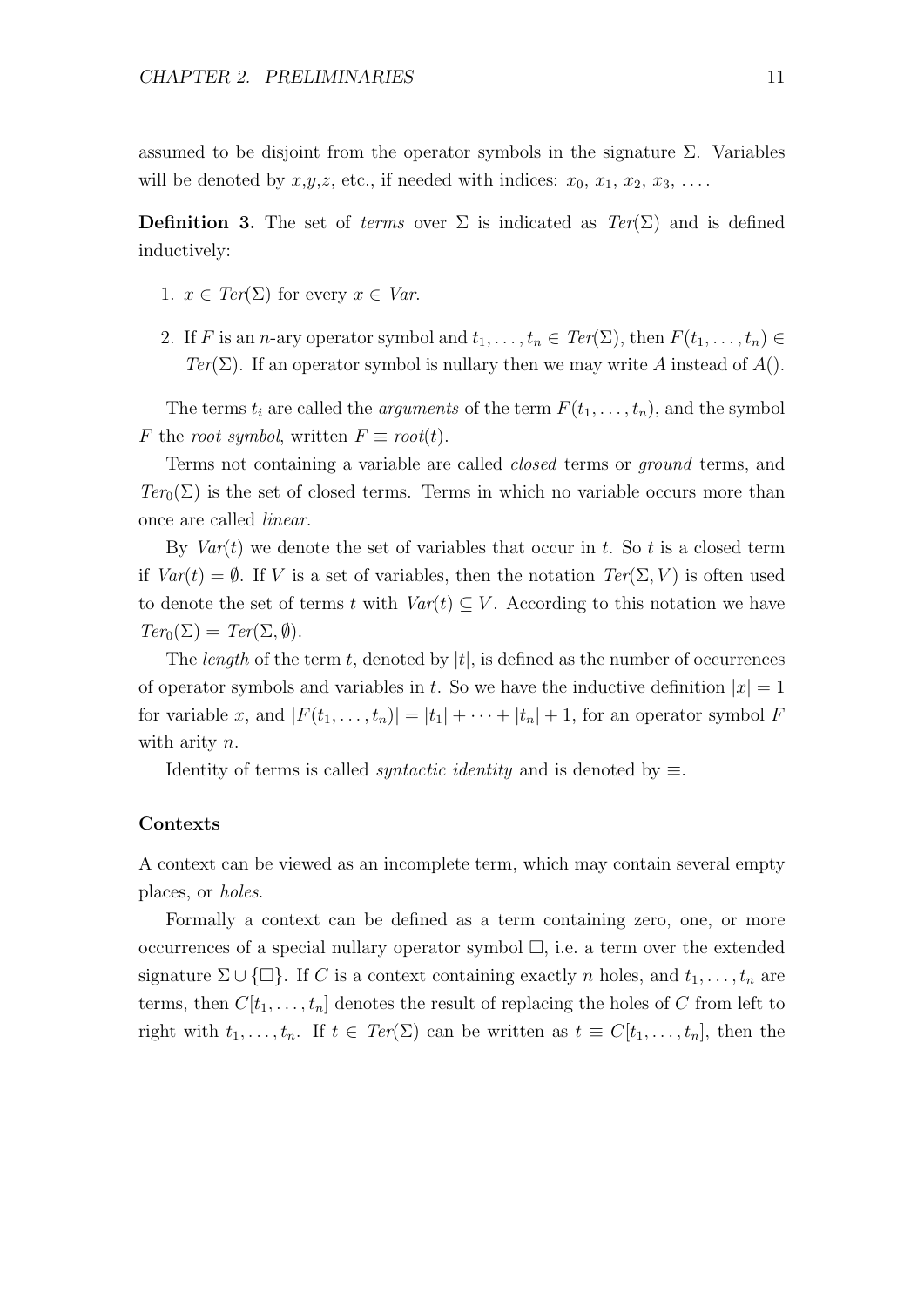assumed to be disjoint from the operator symbols in the signature $\Sigma$. Variables will be denoted by $x$,$y$,$z$, etc., if needed with indices: $x_0$, $x_1$, $x_2$, $x_3$, ....

**Definition 3.** The set of *terms* over $\Sigma$ is indicated as $Ter(\Sigma)$ and is defined inductively:

1. $x \in Ter(\Sigma)$ for every $x \in Var$.
2. If $F$ is an $n$-ary operator symbol and $t_1, \ldots, t_n \in Ter(\Sigma)$, then $F(t_1, \ldots, t_n) \in Ter(\Sigma)$. If an operator symbol is nullary then we may write $A$ instead of $A()$.

The terms $t_i$ are called the *arguments* of the term $F(t_1, \ldots, t_n)$, and the symbol $F$ the *root symbol*, written $F \equiv root(t)$.

Terms not containing a variable are called *closed* terms or *ground* terms, and $Ter_0(\Sigma)$ is the set of closed terms. Terms in which no variable occurs more than once are called *linear*.

By $Var(t)$ we denote the set of variables that occur in $t$. So $t$ is a closed term if $Var(t) = \emptyset$. If $V$ is a set of variables, then the notation $Ter(\Sigma, V)$ is often used to denote the set of terms $t$ with $Var(t) \subseteq V$. According to this notation we have $Ter_0(\Sigma) = Ter(\Sigma, \emptyset)$.

The *length* of the term $t$, denoted by $|t|$, is defined as the number of occurrences of operator symbols and variables in $t$. So we have the inductive definition $|x| = 1$ for variable $x$, and $|F(t_1, \ldots, t_n)| = |t_1| + \cdots + |t_n| + 1$, for an operator symbol $F$ with arity $n$.

Identity of terms is called *syntactic identity* and is denoted by $\equiv$.

#### Contexts

A context can be viewed as an incomplete term, which may contain several empty places, or *holes*.

Formally a context can be defined as a term containing zero, one, or more occurrences of a special nullary operator symbol $\Box$, i.e. a term over the extended signature $\Sigma \cup \{\Box\}$. If $C$ is a context containing exactly $n$ holes, and $t_1, \ldots, t_n$ are terms, then $C[t_1, \ldots, t_n]$ denotes the result of replacing the holes of $C$ from left to right with $t_1, \ldots, t_n$. If $t \in Ter(\Sigma)$ can be written as $t \equiv C[t_1, \ldots, t_n]$, then the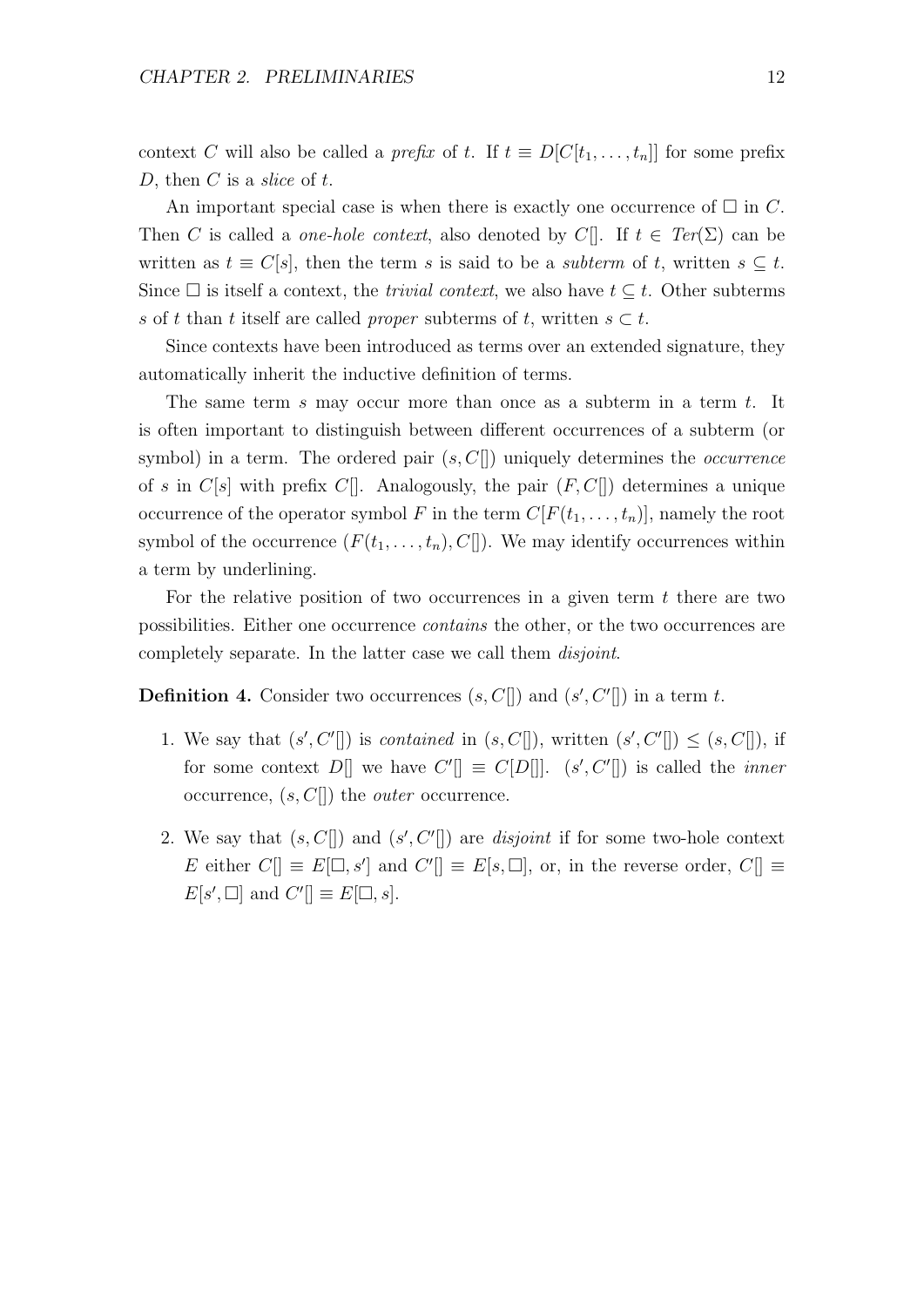context $C$ will also be called a *prefix* of $t$. If $t \equiv D[C[t_1, \ldots, t_n]]$ for some prefix $D$, then $C$ is a *slice* of $t$.

An important special case is when there is exactly one occurrence of $\Box$ in $C$. Then $C$ is called a *one-hole context*, also denoted by $C[]$. If $t \in \mathit{Ter}(\Sigma)$ can be written as $t \equiv C[s]$, then the term $s$ is said to be a *subterm* of $t$, written $s \subseteq t$. Since $\Box$ is itself a context, the *trivial context*, we also have $t \subseteq t$. Other subterms $s$ of $t$ than $t$ itself are called *proper* subterms of $t$, written $s \subset t$.

Since contexts have been introduced as terms over an extended signature, they automatically inherit the inductive definition of terms.

The same term $s$ may occur more than once as a subterm in a term $t$. It is often important to distinguish between different occurrences of a subterm (or symbol) in a term. The ordered pair $(s, C[])$ uniquely determines the *occurrence* of $s$ in $C[s]$ with prefix $C[]$. Analogously, the pair $(F, C[])$ determines a unique occurrence of the operator symbol $F$ in the term $C[F(t_1, \ldots, t_n)]$, namely the root symbol of the occurrence $(F(t_1, \ldots, t_n), C[])$. We may identify occurrences within a term by underlining.

For the relative position of two occurrences in a given term $t$ there are two possibilities. Either one occurrence *contains* the other, or the two occurrences are completely separate. In the latter case we call them *disjoint*.

**Definition 4.** Consider two occurrences $(s, C[])$ and $(s', C'[])$ in a term $t$.

1. We say that $(s', C'[])$ is *contained* in $(s, C[])$, written $(s', C'[]) \leq (s, C[])$, if for some context $D[]$ we have $C'[] \equiv C[D[]]$. $(s', C'[])$ is called the *inner* occurrence, $(s, C[])$ the *outer* occurrence.

2. We say that $(s, C[])$ and $(s', C'[])$ are *disjoint* if for some two-hole context $E$ either $C[] \equiv E[\Box, s']$ and $C'[] \equiv E[s, \Box]$, or, in the reverse order, $C[] \equiv E[s', \Box]$ and $C'[] \equiv E[\Box, s]$.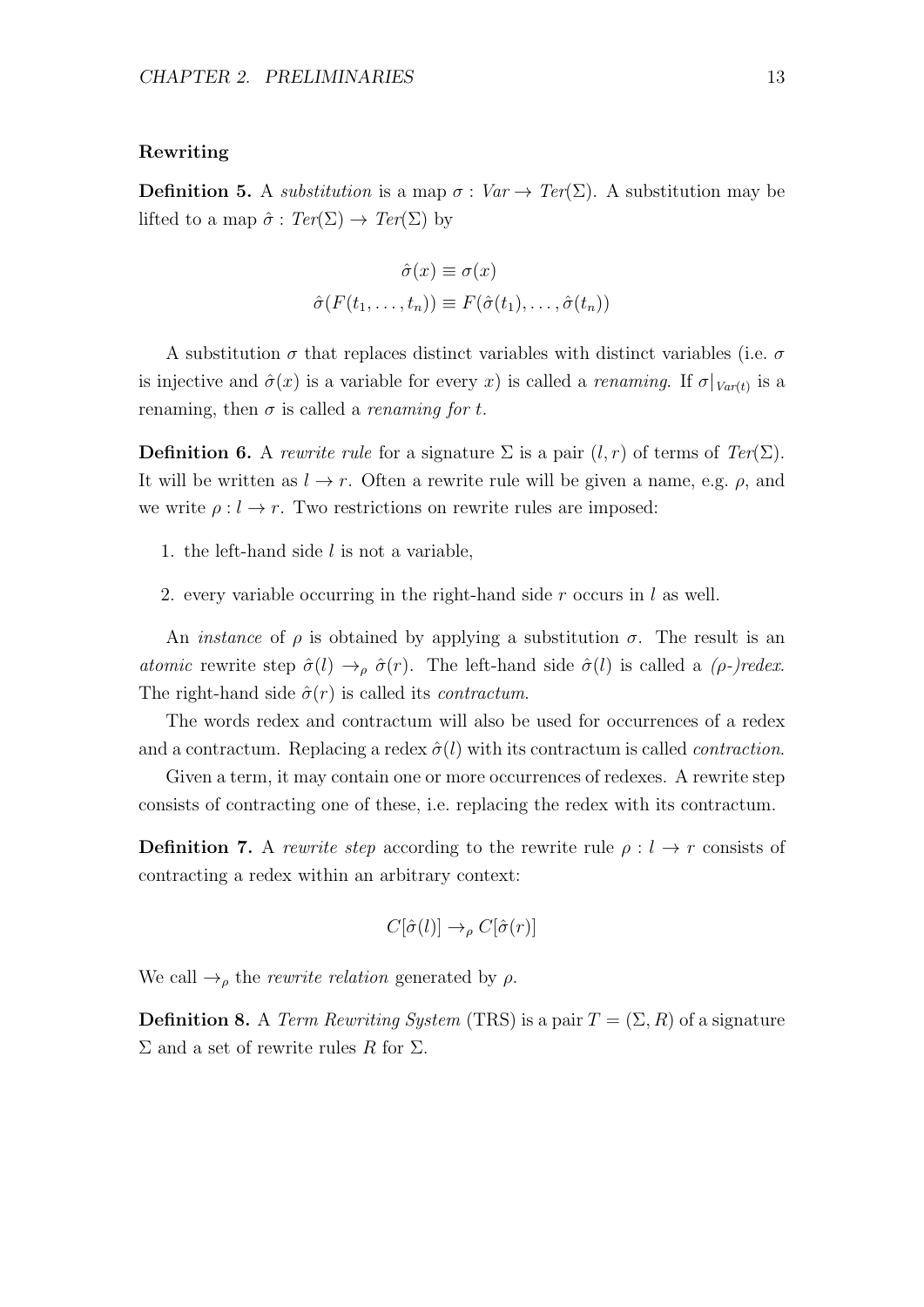**Rewriting**

**Definition 5.** A *substitution* is a map $\sigma : Var \to Ter(\Sigma)$. A substitution may be lifted to a map $\hat{\sigma} : Ter(\Sigma) \to Ter(\Sigma)$ by

$$\hat{\sigma}(x) \equiv \sigma(x)$$
$$\hat{\sigma}(F(t_1, \ldots, t_n)) \equiv F(\hat{\sigma}(t_1), \ldots, \hat{\sigma}(t_n))$$

A substitution $\sigma$ that replaces distinct variables with distinct variables (i.e. $\sigma$ is injective and $\hat{\sigma}(x)$ is a variable for every $x$) is called a *renaming*. If $\sigma|_{Var(t)}$ is a renaming, then $\sigma$ is called a *renaming for* $t$.

**Definition 6.** A *rewrite rule* for a signature $\Sigma$ is a pair $(l, r)$ of terms of $Ter(\Sigma)$. It will be written as $l \to r$. Often a rewrite rule will be given a name, e.g. $\rho$, and we write $\rho : l \to r$. Two restrictions on rewrite rules are imposed:

1. the left-hand side $l$ is not a variable,
2. every variable occurring in the right-hand side $r$ occurs in $l$ as well.

An *instance* of $\rho$ is obtained by applying a substitution $\sigma$. The result is an *atomic* rewrite step $\hat{\sigma}(l) \to_\rho \hat{\sigma}(r)$. The left-hand side $\hat{\sigma}(l)$ is called a *($\rho$-)redex*. The right-hand side $\hat{\sigma}(r)$ is called its *contractum*.

The words redex and contractum will also be used for occurrences of a redex and a contractum. Replacing a redex $\hat{\sigma}(l)$ with its contractum is called *contraction*.

Given a term, it may contain one or more occurrences of redexes. A rewrite step consists of contracting one of these, i.e. replacing the redex with its contractum.

**Definition 7.** A *rewrite step* according to the rewrite rule $\rho : l \to r$ consists of contracting a redex within an arbitrary context:

$$C[\hat{\sigma}(l)] \to_\rho C[\hat{\sigma}(r)]$$

We call $\to_\rho$ the *rewrite relation* generated by $\rho$.

**Definition 8.** A *Term Rewriting System* (TRS) is a pair $T = (\Sigma, R)$ of a signature $\Sigma$ and a set of rewrite rules $R$ for $\Sigma$.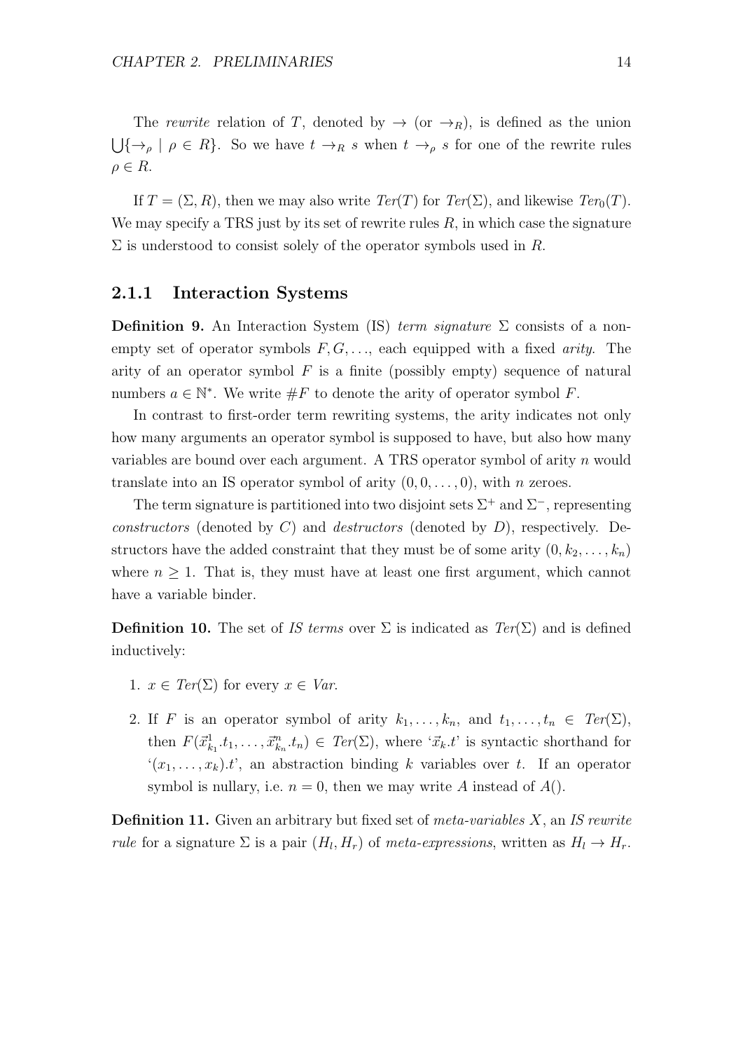The *rewrite* relation of $T$, denoted by $\rightarrow$ (or $\rightarrow_R$), is defined as the union $\bigcup\{\rightarrow_\rho \mid \rho \in R\}$. So we have $t \rightarrow_R s$ when $t \rightarrow_\rho s$ for one of the rewrite rules $\rho \in R$.

If $T = (\Sigma, R)$, then we may also write $Ter(T)$ for $Ter(\Sigma)$, and likewise $Ter_0(T)$. We may specify a TRS just by its set of rewrite rules $R$, in which case the signature $\Sigma$ is understood to consist solely of the operator symbols used in $R$.

### 2.1.1 Interaction Systems

**Definition 9.** An Interaction System (IS) *term signature* $\Sigma$ consists of a non-empty set of operator symbols $F, G, \ldots$, each equipped with a fixed *arity*. The arity of an operator symbol $F$ is a finite (possibly empty) sequence of natural numbers $a \in \mathbb{N}^*$. We write $\#F$ to denote the arity of operator symbol $F$.

In contrast to first-order term rewriting systems, the arity indicates not only how many arguments an operator symbol is supposed to have, but also how many variables are bound over each argument. A TRS operator symbol of arity $n$ would translate into an IS operator symbol of arity $(0, 0, \ldots, 0)$, with $n$ zeroes.

The term signature is partitioned into two disjoint sets $\Sigma^+$ and $\Sigma^-$, representing *constructors* (denoted by $C$) and *destructors* (denoted by $D$), respectively. Destructors have the added constraint that they must be of some arity $(0, k_2, \ldots, k_n)$ where $n \geq 1$. That is, they must have at least one first argument, which cannot have a variable binder.

**Definition 10.** The set of *IS terms* over $\Sigma$ is indicated as $Ter(\Sigma)$ and is defined inductively:

1. $x \in Ter(\Sigma)$ for every $x \in Var$.
2. If $F$ is an operator symbol of arity $k_1, \ldots, k_n$, and $t_1, \ldots, t_n \in Ter(\Sigma)$, then $F(\vec{x}^1_{k_1}.t_1, \ldots, \vec{x}^n_{k_n}.t_n) \in Ter(\Sigma)$, where '$\vec{x}_k.t$' is syntactic shorthand for '$(x_1, \ldots, x_k).t$', an abstraction binding $k$ variables over $t$. If an operator symbol is nullary, i.e. $n = 0$, then we may write $A$ instead of $A()$.

**Definition 11.** Given an arbitrary but fixed set of *meta-variables* $X$, an *IS rewrite rule* for a signature $\Sigma$ is a pair $(H_l, H_r)$ of *meta-expressions*, written as $H_l \rightarrow H_r$.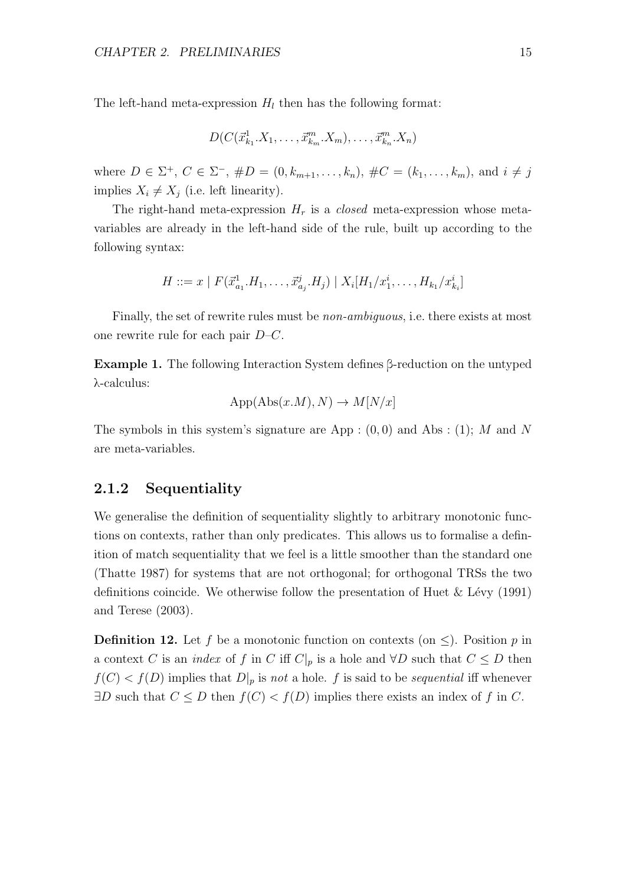The left-hand meta-expression $H_l$ then has the following format:

$$D(C(\vec{x}^1_{k_1}.X_1, \ldots, \vec{x}^m_{k_m}.X_m), \ldots, \vec{x}^m_{k_n}.X_n)$$

where $D \in \Sigma^+$, $C \in \Sigma^-$, $\#D = (0, k_{m+1}, \ldots, k_n)$, $\#C = (k_1, \ldots, k_m)$, and $i \neq j$ implies $X_i \neq X_j$ (i.e. left linearity).

The right-hand meta-expression $H_r$ is a *closed* meta-expression whose meta-variables are already in the left-hand side of the rule, built up according to the following syntax:

$$H ::= x \mid F(\vec{x}^1_{a_1}.H_1, \ldots, \vec{x}^j_{a_j}.H_j) \mid X_i[H_1/x^i_1, \ldots, H_{k_1}/x^i_{k_i}]$$

Finally, the set of rewrite rules must be *non-ambiguous*, i.e. there exists at most one rewrite rule for each pair $D$–$C$.

**Example 1.** The following Interaction System defines β-reduction on the untyped λ-calculus:

$$\mathrm{App}(\mathrm{Abs}(x.M), N) \to M[N/x]$$

The symbols in this system's signature are App : $(0, 0)$ and Abs : $(1)$; $M$ and $N$ are meta-variables.

### 2.1.2 Sequentiality

We generalise the definition of sequentiality slightly to arbitrary monotonic functions on contexts, rather than only predicates. This allows us to formalise a definition of match sequentiality that we feel is a little smoother than the standard one (Thatte 1987) for systems that are not orthogonal; for orthogonal TRSs the two definitions coincide. We otherwise follow the presentation of Huet & Lévy (1991) and Terese (2003).

**Definition 12.** Let $f$ be a monotonic function on contexts (on $\leq$). Position $p$ in a context $C$ is an *index* of $f$ in $C$ iff $C|_p$ is a hole and $\forall D$ such that $C \leq D$ then $f(C) < f(D)$ implies that $D|_p$ is *not* a hole. $f$ is said to be *sequential* iff whenever $\exists D$ such that $C \leq D$ then $f(C) < f(D)$ implies there exists an index of $f$ in $C$.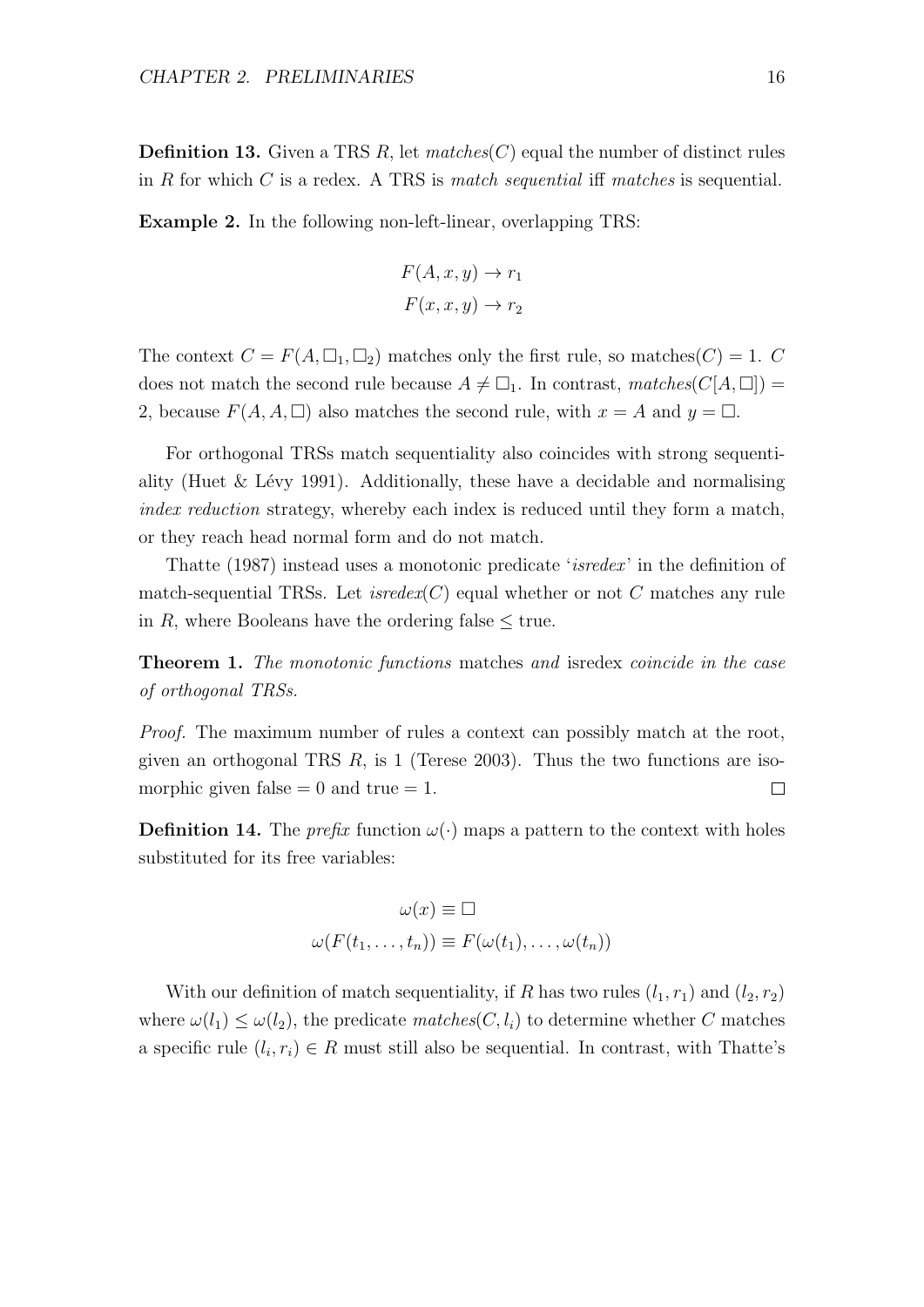**Definition 13.** Given a TRS $R$, let *matches*($C$) equal the number of distinct rules in $R$ for which $C$ is a redex. A TRS is *match sequential* iff *matches* is sequential.

**Example 2.** In the following non-left-linear, overlapping TRS:

$$F(A, x, y) \to r_1$$
$$F(x, x, y) \to r_2$$

The context $C = F(A, \Box_1, \Box_2)$ matches only the first rule, so matches$(C) = 1$. $C$ does not match the second rule because $A \neq \Box_1$. In contrast, $matches(C[A, \Box]) = 2$, because $F(A, A, \Box)$ also matches the second rule, with $x = A$ and $y = \Box$.

For orthogonal TRSs match sequentiality also coincides with strong sequentiality (Huet & Lévy 1991). Additionally, these have a decidable and normalising *index reduction* strategy, whereby each index is reduced until they form a match, or they reach head normal form and do not match.

Thatte (1987) instead uses a monotonic predicate '*isredex*' in the definition of match-sequential TRSs. Let *isredex*($C$) equal whether or not $C$ matches any rule in $R$, where Booleans have the ordering false $\leq$ true.

**Theorem 1.** *The monotonic functions* matches *and* isredex *coincide in the case of orthogonal TRSs.*

*Proof.* The maximum number of rules a context can possibly match at the root, given an orthogonal TRS $R$, is 1 (Terese 2003). Thus the two functions are isomorphic given false $= 0$ and true $= 1$. $\Box$

**Definition 14.** The *prefix* function $\omega(\cdot)$ maps a pattern to the context with holes substituted for its free variables:

$$\omega(x) \equiv \Box$$
$$\omega(F(t_1, \ldots, t_n)) \equiv F(\omega(t_1), \ldots, \omega(t_n))$$

With our definition of match sequentiality, if $R$ has two rules $(l_1, r_1)$ and $(l_2, r_2)$ where $\omega(l_1) \leq \omega(l_2)$, the predicate $matches(C, l_i)$ to determine whether $C$ matches a specific rule $(l_i, r_i) \in R$ must still also be sequential. In contrast, with Thatte's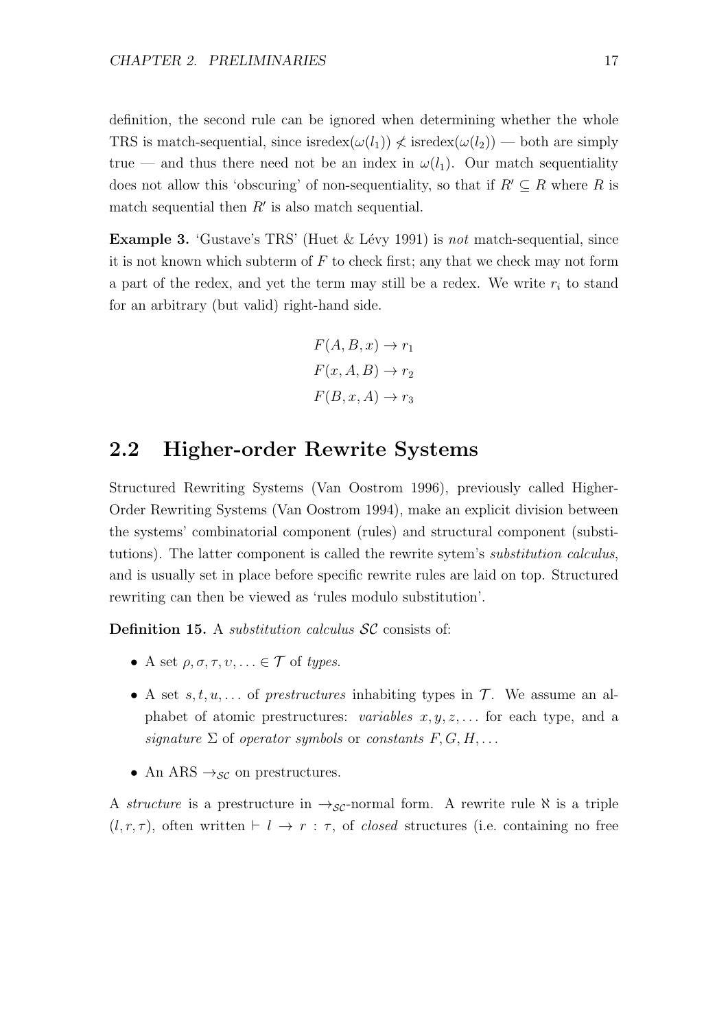definition, the second rule can be ignored when determining whether the whole TRS is match-sequential, since $\text{isredex}(\omega(l_1)) \not\leq \text{isredex}(\omega(l_2))$ — both are simply true — and thus there need not be an index in $\omega(l_1)$. Our match sequentiality does not allow this 'obscuring' of non-sequentiality, so that if $R' \subseteq R$ where $R$ is match sequential then $R'$ is also match sequential.

**Example 3.** 'Gustave's TRS' (Huet & Lévy 1991) is *not* match-sequential, since it is not known which subterm of $F$ to check first; any that we check may not form a part of the redex, and yet the term may still be a redex. We write $r_i$ to stand for an arbitrary (but valid) right-hand side.

$$F(A, B, x) \to r_1$$
$$F(x, A, B) \to r_2$$
$$F(B, x, A) \to r_3$$

## 2.2 Higher-order Rewrite Systems

Structured Rewriting Systems (Van Oostrom 1996), previously called Higher-Order Rewriting Systems (Van Oostrom 1994), make an explicit division between the systems' combinatorial component (rules) and structural component (substitutions). The latter component is called the rewrite sytem's *substitution calculus*, and is usually set in place before specific rewrite rules are laid on top. Structured rewriting can then be viewed as 'rules modulo substitution'.

**Definition 15.** A *substitution calculus* $\mathcal{SC}$ consists of:

- A set $\rho, \sigma, \tau, \upsilon, \ldots \in \mathcal{T}$ of *types*.
- A set $s, t, u, \ldots$ of *prestructures* inhabiting types in $\mathcal{T}$. We assume an alphabet of atomic prestructures: *variables* $x, y, z, \ldots$ for each type, and a *signature* $\Sigma$ of *operator symbols* or *constants* $F, G, H, \ldots$
- An ARS $\to_{\mathcal{SC}}$ on prestructures.

A *structure* is a prestructure in $\to_{\mathcal{SC}}$-normal form. A rewrite rule $\aleph$ is a triple $(l, r, \tau)$, often written $\vdash l \to r : \tau$, of *closed* structures (i.e. containing no free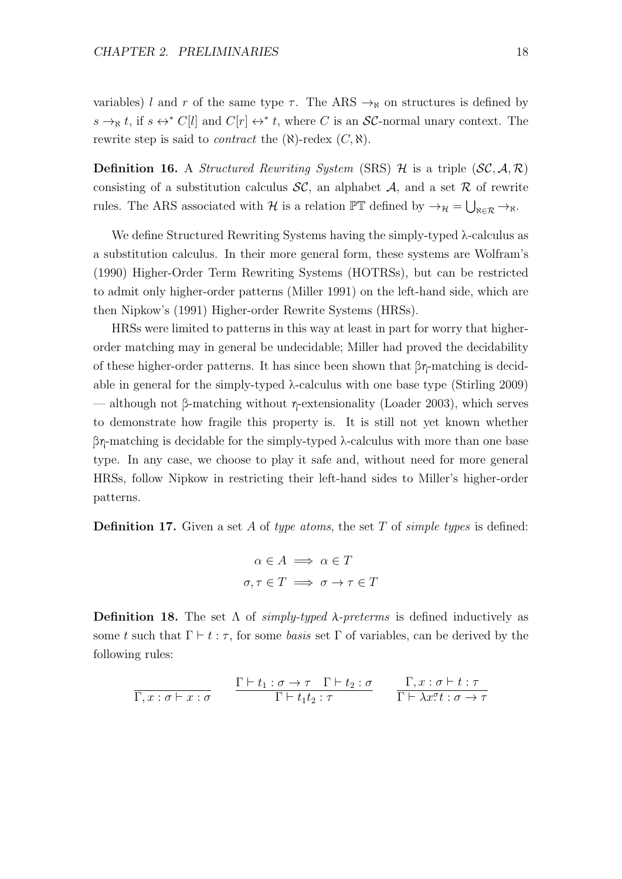variables) $l$ and $r$ of the same type $\tau$. The ARS $\to_\aleph$ on structures is defined by $s \to_\aleph t$, if $s \leftrightarrow^* C[l]$ and $C[r] \leftrightarrow^* t$, where $C$ is an $\mathcal{SC}$-normal unary context. The rewrite step is said to *contract* the ($\aleph$)-redex $(C, \aleph)$.

**Definition 16.** A *Structured Rewriting System* (SRS) $\mathcal{H}$ is a triple $(\mathcal{SC}, \mathcal{A}, \mathcal{R})$ consisting of a substitution calculus $\mathcal{SC}$, an alphabet $\mathcal{A}$, and a set $\mathcal{R}$ of rewrite rules. The ARS associated with $\mathcal{H}$ is a relation $\mathbb{PT}$ defined by $\to_\mathcal{H} = \bigcup_{\aleph \in \mathcal{R}} \to_\aleph$.

We define Structured Rewriting Systems having the simply-typed λ-calculus as a substitution calculus. In their more general form, these systems are Wolfram's (1990) Higher-Order Term Rewriting Systems (HOTRSs), but can be restricted to admit only higher-order patterns (Miller 1991) on the left-hand side, which are then Nipkow's (1991) Higher-order Rewrite Systems (HRSs).

HRSs were limited to patterns in this way at least in part for worry that higher-order matching may in general be undecidable; Miller had proved the decidability of these higher-order patterns. It has since been shown that βη-matching is decidable in general for the simply-typed λ-calculus with one base type (Stirling 2009) — although not β-matching without η-extensionality (Loader 2003), which serves to demonstrate how fragile this property is. It is still not yet known whether βη-matching is decidable for the simply-typed λ-calculus with more than one base type. In any case, we choose to play it safe and, without need for more general HRSs, follow Nipkow in restricting their left-hand sides to Miller's higher-order patterns.

**Definition 17.** Given a set $A$ of *type atoms*, the set $T$ of *simple types* is defined:

$$\alpha \in A \implies \alpha \in T$$
$$\sigma, \tau \in T \implies \sigma \to \tau \in T$$

**Definition 18.** The set $\Lambda$ of *simply-typed λ-preterms* is defined inductively as some $t$ such that $\Gamma \vdash t : \tau$, for some *basis* set $\Gamma$ of variables, can be derived by the following rules:

$$\frac{}{\Gamma, x : \sigma \vdash x : \sigma} \qquad \frac{\Gamma \vdash t_1 : \sigma \to \tau \quad \Gamma \vdash t_2 : \sigma}{\Gamma \vdash t_1 t_2 : \tau} \qquad \frac{\Gamma, x : \sigma \vdash t : \tau}{\Gamma \vdash \lambda x^\sigma t : \sigma \to \tau}$$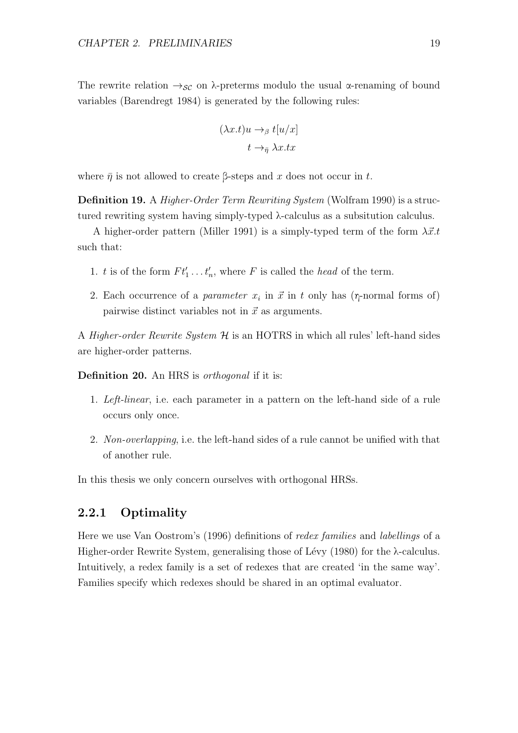The rewrite relation $\rightarrow_{\mathcal{SC}}$ on λ-preterms modulo the usual α-renaming of bound variables (Barendregt 1984) is generated by the following rules:

$$(\lambda x.t)u \rightarrow_\beta t[u/x]$$
$$t \rightarrow_{\bar{\eta}} \lambda x.tx$$

where $\bar{\eta}$ is not allowed to create β-steps and $x$ does not occur in $t$.

**Definition 19.** A *Higher-Order Term Rewriting System* (Wolfram 1990) is a structured rewriting system having simply-typed λ-calculus as a subsitution calculus.

A higher-order pattern (Miller 1991) is a simply-typed term of the form $\lambda\vec{x}.t$ such that:

1. $t$ is of the form $Ft'_1 \dots t'_n$, where $F$ is called the *head* of the term.
2. Each occurrence of a *parameter* $x_i$ in $\vec{x}$ in $t$ only has ($\eta$-normal forms of) pairwise distinct variables not in $\vec{x}$ as arguments.

A *Higher-order Rewrite System* $\mathcal{H}$ is an HOTRS in which all rules' left-hand sides are higher-order patterns.

**Definition 20.** An HRS is *orthogonal* if it is:

1. *Left-linear*, i.e. each parameter in a pattern on the left-hand side of a rule occurs only once.
2. *Non-overlapping*, i.e. the left-hand sides of a rule cannot be unified with that of another rule.

In this thesis we only concern ourselves with orthogonal HRSs.

### 2.2.1 Optimality

Here we use Van Oostrom's (1996) definitions of *redex families* and *labellings* of a Higher-order Rewrite System, generalising those of Lévy (1980) for the λ-calculus. Intuitively, a redex family is a set of redexes that are created 'in the same way'. Families specify which redexes should be shared in an optimal evaluator.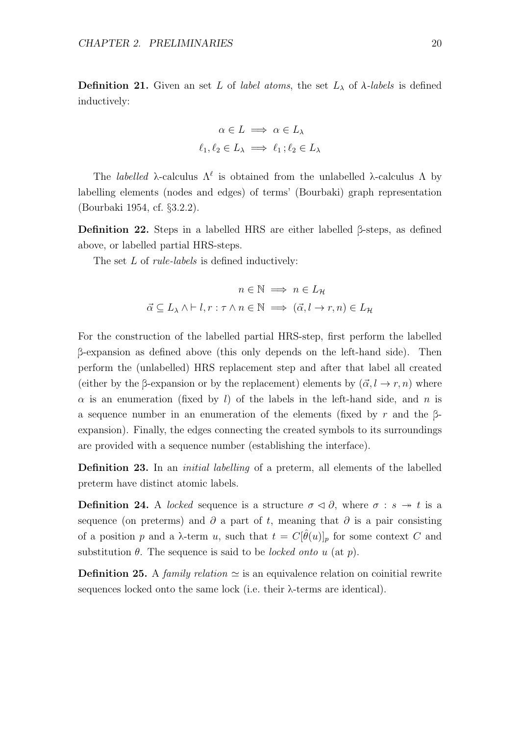**Definition 21.** Given an set $L$ of *label atoms*, the set $L_\lambda$ of λ-*labels* is defined inductively:

$$\alpha \in L \implies \alpha \in L_\lambda$$
$$\ell_1, \ell_2 \in L_\lambda \implies \ell_1 ; \ell_2 \in L_\lambda$$

The *labelled* λ-calculus $\Lambda^\ell$ is obtained from the unlabelled λ-calculus Λ by labelling elements (nodes and edges) of terms' (Bourbaki) graph representation (Bourbaki 1954, cf. §3.2.2).

**Definition 22.** Steps in a labelled HRS are either labelled β-steps, as defined above, or labelled partial HRS-steps.

The set $L$ of *rule-labels* is defined inductively:

$$n \in \mathbb{N} \implies n \in L_\mathcal{H}$$
$$\vec{\alpha} \subseteq L_\lambda \wedge \vdash l, r : \tau \wedge n \in \mathbb{N} \implies (\vec{\alpha}, l \to r, n) \in L_\mathcal{H}$$

For the construction of the labelled partial HRS-step, first perform the labelled β-expansion as defined above (this only depends on the left-hand side). Then perform the (unlabelled) HRS replacement step and after that label all created (either by the β-expansion or by the replacement) elements by $(\vec{\alpha}, l \to r, n)$ where $\alpha$ is an enumeration (fixed by $l$) of the labels in the left-hand side, and $n$ is a sequence number in an enumeration of the elements (fixed by $r$ and the β-expansion). Finally, the edges connecting the created symbols to its surroundings are provided with a sequence number (establishing the interface).

**Definition 23.** In an *initial labelling* of a preterm, all elements of the labelled preterm have distinct atomic labels.

**Definition 24.** A *locked* sequence is a structure $\sigma \lhd \partial$, where $\sigma : s \twoheadrightarrow t$ is a sequence (on preterms) and $\partial$ a part of $t$, meaning that $\partial$ is a pair consisting of a position $p$ and a λ-term $u$, such that $t = C[\hat{\theta}(u)]_p$ for some context $C$ and substitution $\theta$. The sequence is said to be *locked onto* $u$ (at $p$).

**Definition 25.** A *family relation* $\simeq$ is an equivalence relation on coinitial rewrite sequences locked onto the same lock (i.e. their λ-terms are identical).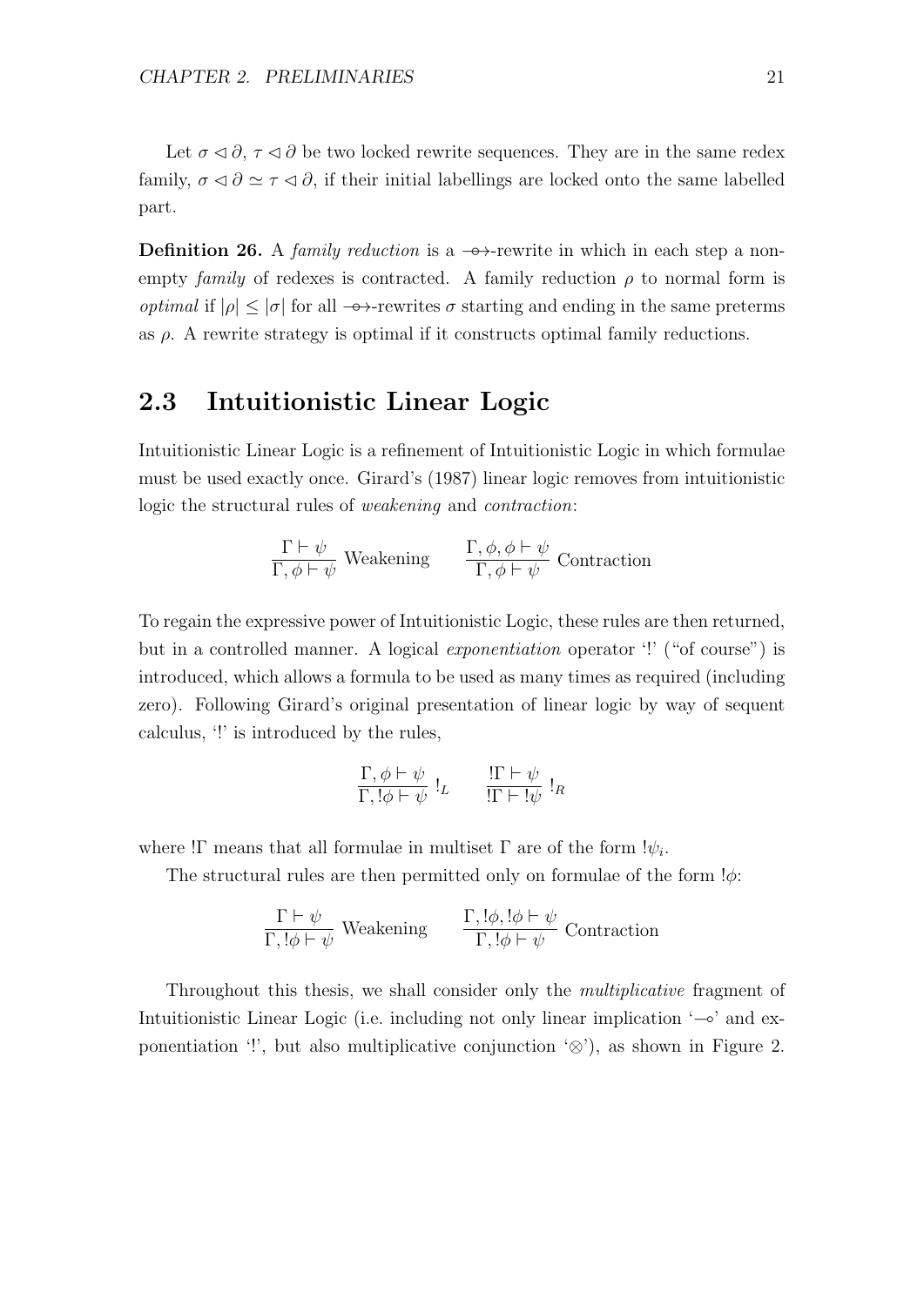Let $\sigma \lhd \partial$, $\tau \lhd \partial$ be two locked rewrite sequences. They are in the same redex family, $\sigma \lhd \partial \simeq \tau \lhd \partial$, if their initial labellings are locked onto the same labelled part.

**Definition 26.** A *family reduction* is a $\multimap\!\!\!\rightarrow$-rewrite in which in each step a non-empty *family* of redexes is contracted. A family reduction $\rho$ to normal form is *optimal* if $|\rho| \leq |\sigma|$ for all $\multimap\!\!\!\rightarrow$-rewrites $\sigma$ starting and ending in the same preterms as $\rho$. A rewrite strategy is optimal if it constructs optimal family reductions.

## 2.3 Intuitionistic Linear Logic

Intuitionistic Linear Logic is a refinement of Intuitionistic Logic in which formulae must be used exactly once. Girard's (1987) linear logic removes from intuitionistic logic the structural rules of *weakening* and *contraction*:

$$\frac{\Gamma \vdash \psi}{\Gamma, \phi \vdash \psi} \text{ Weakening} \qquad \frac{\Gamma, \phi, \phi \vdash \psi}{\Gamma, \phi \vdash \psi} \text{ Contraction}$$

To regain the expressive power of Intuitionistic Logic, these rules are then returned, but in a controlled manner. A logical *exponentiation* operator '!' ("of course") is introduced, which allows a formula to be used as many times as required (including zero). Following Girard's original presentation of linear logic by way of sequent calculus, '!' is introduced by the rules,

$$\frac{\Gamma, \phi \vdash \psi}{\Gamma, !\phi \vdash \psi} \; !_L \qquad \frac{!\Gamma \vdash \psi}{!\Gamma \vdash !\psi} \; !_R$$

where $!\Gamma$ means that all formulae in multiset $\Gamma$ are of the form $!\psi_i$.

The structural rules are then permitted only on formulae of the form $!\phi$:

$$\frac{\Gamma \vdash \psi}{\Gamma, !\phi \vdash \psi} \text{ Weakening} \qquad \frac{\Gamma, !\phi, !\phi \vdash \psi}{\Gamma, !\phi \vdash \psi} \text{ Contraction}$$

Throughout this thesis, we shall consider only the *multiplicative* fragment of Intuitionistic Linear Logic (i.e. including not only linear implication '$\multimap$' and exponentiation '!', but also multiplicative conjunction '$\otimes$'), as shown in Figure 2.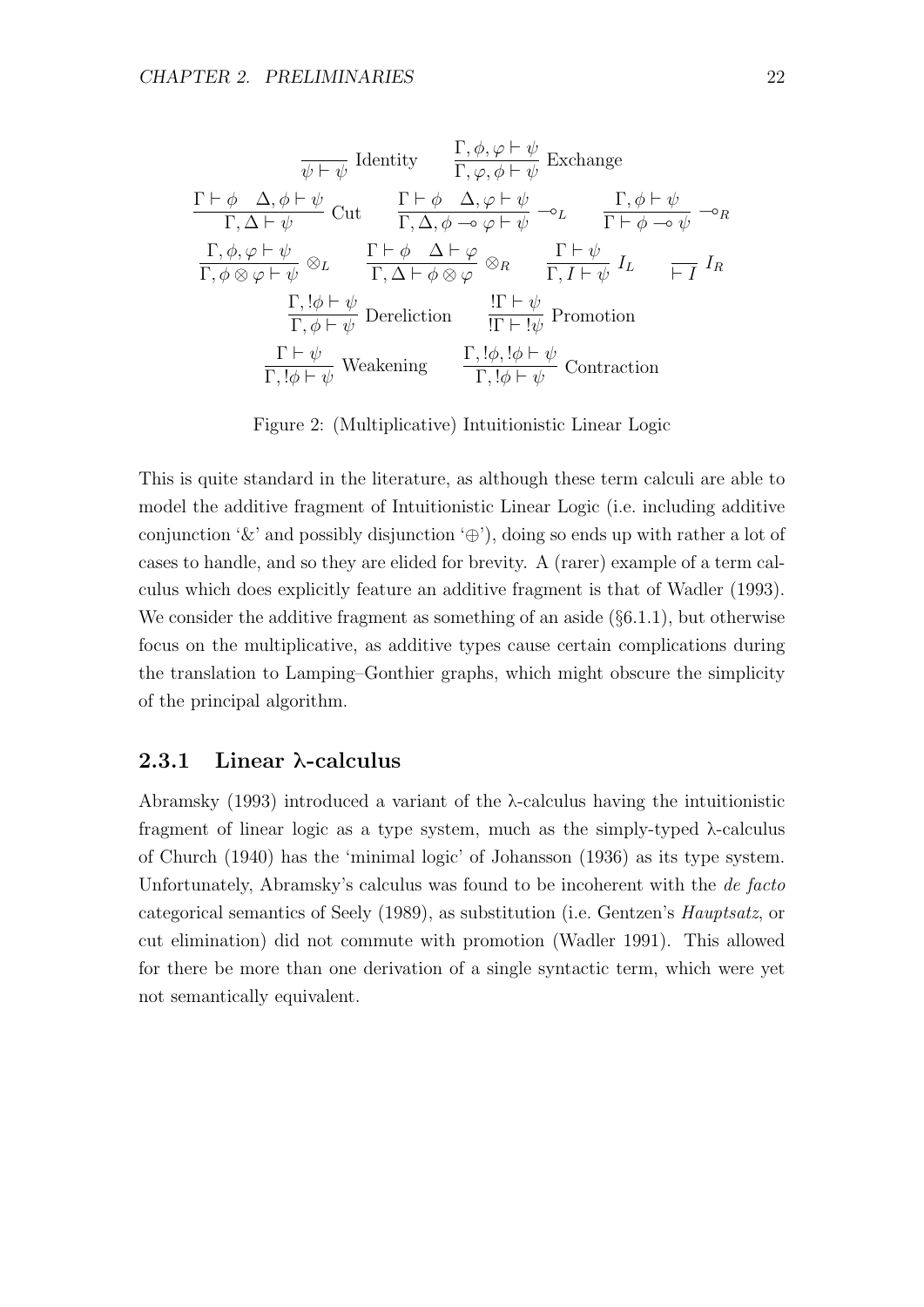$$\frac{}{\psi \vdash \psi}\ \text{Identity} \qquad \frac{\Gamma, \phi, \varphi \vdash \psi}{\Gamma, \varphi, \phi \vdash \psi}\ \text{Exchange}$$

$$\frac{\Gamma \vdash \phi \quad \Delta, \phi \vdash \psi}{\Gamma, \Delta \vdash \psi}\ \text{Cut} \qquad \frac{\Gamma \vdash \phi \quad \Delta, \varphi \vdash \psi}{\Gamma, \Delta, \phi \multimap \varphi \vdash \psi} \multimap_L \qquad \frac{\Gamma, \phi \vdash \psi}{\Gamma \vdash \phi \multimap \psi} \multimap_R$$

$$\frac{\Gamma, \phi, \varphi \vdash \psi}{\Gamma, \phi \otimes \varphi \vdash \psi} \otimes_L \qquad \frac{\Gamma \vdash \phi \quad \Delta \vdash \varphi}{\Gamma, \Delta \vdash \phi \otimes \varphi} \otimes_R \qquad \frac{\Gamma \vdash \psi}{\Gamma, I \vdash \psi}\ I_L \qquad \frac{}{\vdash I}\ I_R$$

$$\frac{\Gamma, !\phi \vdash \psi}{\Gamma, \phi \vdash \psi}\ \text{Dereliction} \qquad \frac{!\Gamma \vdash \psi}{!\Gamma \vdash !\psi}\ \text{Promotion}$$

$$\frac{\Gamma \vdash \psi}{\Gamma, !\phi \vdash \psi}\ \text{Weakening} \qquad \frac{\Gamma, !\phi, !\phi \vdash \psi}{\Gamma, !\phi \vdash \psi}\ \text{Contraction}$$

Figure 2: (Multiplicative) Intuitionistic Linear Logic

This is quite standard in the literature, as although these term calculi are able to model the additive fragment of Intuitionistic Linear Logic (i.e. including additive conjunction '&' and possibly disjunction '$\oplus$'), doing so ends up with rather a lot of cases to handle, and so they are elided for brevity. A (rarer) example of a term calculus which does explicitly feature an additive fragment is that of Wadler (1993). We consider the additive fragment as something of an aside (§6.1.1), but otherwise focus on the multiplicative, as additive types cause certain complications during the translation to Lamping–Gonthier graphs, which might obscure the simplicity of the principal algorithm.

### 2.3.1 Linear λ-calculus

Abramsky (1993) introduced a variant of the λ-calculus having the intuitionistic fragment of linear logic as a type system, much as the simply-typed λ-calculus of Church (1940) has the 'minimal logic' of Johansson (1936) as its type system. Unfortunately, Abramsky's calculus was found to be incoherent with the *de facto* categorical semantics of Seely (1989), as substitution (i.e. Gentzen's *Hauptsatz*, or cut elimination) did not commute with promotion (Wadler 1991). This allowed for there be more than one derivation of a single syntactic term, which were yet not semantically equivalent.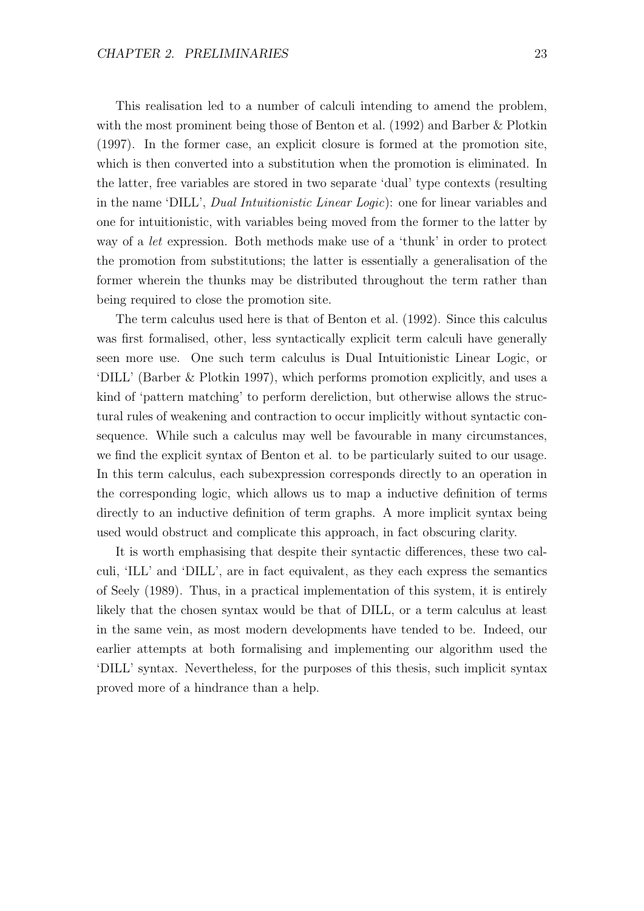This realisation led to a number of calculi intending to amend the problem, with the most prominent being those of Benton et al. (1992) and Barber & Plotkin (1997). In the former case, an explicit closure is formed at the promotion site, which is then converted into a substitution when the promotion is eliminated. In the latter, free variables are stored in two separate 'dual' type contexts (resulting in the name 'DILL', *Dual Intuitionistic Linear Logic*): one for linear variables and one for intuitionistic, with variables being moved from the former to the latter by way of a *let* expression. Both methods make use of a 'thunk' in order to protect the promotion from substitutions; the latter is essentially a generalisation of the former wherein the thunks may be distributed throughout the term rather than being required to close the promotion site.

The term calculus used here is that of Benton et al. (1992). Since this calculus was first formalised, other, less syntactically explicit term calculi have generally seen more use. One such term calculus is Dual Intuitionistic Linear Logic, or 'DILL' (Barber & Plotkin 1997), which performs promotion explicitly, and uses a kind of 'pattern matching' to perform dereliction, but otherwise allows the structural rules of weakening and contraction to occur implicitly without syntactic consequence. While such a calculus may well be favourable in many circumstances, we find the explicit syntax of Benton et al. to be particularly suited to our usage. In this term calculus, each subexpression corresponds directly to an operation in the corresponding logic, which allows us to map a inductive definition of terms directly to an inductive definition of term graphs. A more implicit syntax being used would obstruct and complicate this approach, in fact obscuring clarity.

It is worth emphasising that despite their syntactic differences, these two calculi, 'ILL' and 'DILL', are in fact equivalent, as they each express the semantics of Seely (1989). Thus, in a practical implementation of this system, it is entirely likely that the chosen syntax would be that of DILL, or a term calculus at least in the same vein, as most modern developments have tended to be. Indeed, our earlier attempts at both formalising and implementing our algorithm used the 'DILL' syntax. Nevertheless, for the purposes of this thesis, such implicit syntax proved more of a hindrance than a help.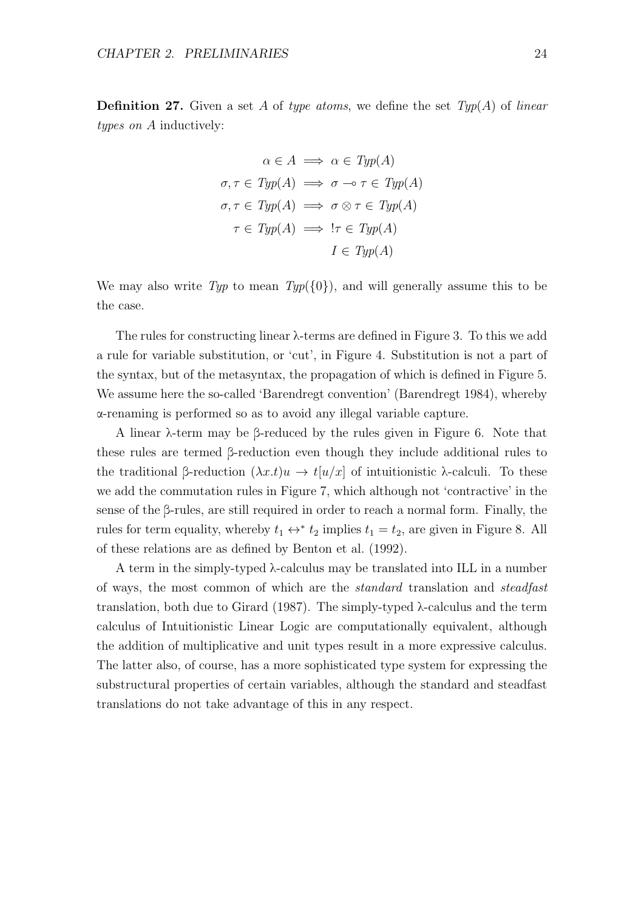**Definition 27.** Given a set $A$ of *type atoms*, we define the set $Typ(A)$ of *linear types on $A$* inductively:

$$
\begin{aligned}
\alpha \in A &\implies \alpha \in Typ(A) \\
\sigma, \tau \in Typ(A) &\implies \sigma \multimap \tau \in Typ(A) \\
\sigma, \tau \in Typ(A) &\implies \sigma \otimes \tau \in Typ(A) \\
\tau \in Typ(A) &\implies !\tau \in Typ(A) \\
& \quad\;\; I \in Typ(A)
\end{aligned}
$$

We may also write $Typ$ to mean $Typ(\{0\})$, and will generally assume this to be the case.

The rules for constructing linear λ-terms are defined in Figure 3. To this we add a rule for variable substitution, or 'cut', in Figure 4. Substitution is not a part of the syntax, but of the metasyntax, the propagation of which is defined in Figure 5. We assume here the so-called 'Barendregt convention' (Barendregt 1984), whereby α-renaming is performed so as to avoid any illegal variable capture.

A linear λ-term may be β-reduced by the rules given in Figure 6. Note that these rules are termed β-reduction even though they include additional rules to the traditional β-reduction $(\lambda x.t)u \to t[u/x]$ of intuitionistic λ-calculi. To these we add the commutation rules in Figure 7, which although not 'contractive' in the sense of the β-rules, are still required in order to reach a normal form. Finally, the rules for term equality, whereby $t_1 \leftrightarrow^* t_2$ implies $t_1 = t_2$, are given in Figure 8. All of these relations are as defined by Benton et al. (1992).

A term in the simply-typed λ-calculus may be translated into ILL in a number of ways, the most common of which are the *standard* translation and *steadfast* translation, both due to Girard (1987). The simply-typed λ-calculus and the term calculus of Intuitionistic Linear Logic are computationally equivalent, although the addition of multiplicative and unit types result in a more expressive calculus. The latter also, of course, has a more sophisticated type system for expressing the substructural properties of certain variables, although the standard and steadfast translations do not take advantage of this in any respect.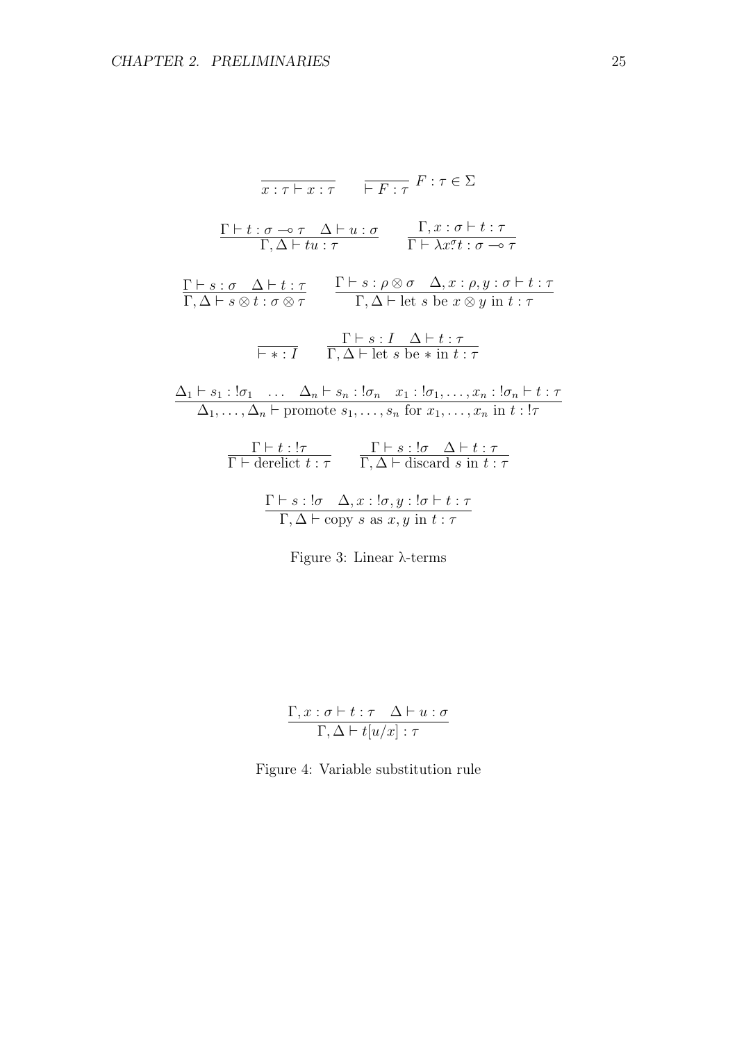$$\frac{}{x : \tau \vdash x : \tau} \qquad \frac{}{\vdash F : \tau} \; F : \tau \in \Sigma$$

$$\frac{\Gamma \vdash t : \sigma \multimap \tau \quad \Delta \vdash u : \sigma}{\Gamma, \Delta \vdash tu : \tau} \qquad \frac{\Gamma, x : \sigma \vdash t : \tau}{\Gamma \vdash \lambda x^{\sigma}\!.t : \sigma \multimap \tau}$$

$$\frac{\Gamma \vdash s : \sigma \quad \Delta \vdash t : \tau}{\Gamma, \Delta \vdash s \otimes t : \sigma \otimes \tau} \qquad \frac{\Gamma \vdash s : \rho \otimes \sigma \quad \Delta, x : \rho, y : \sigma \vdash t : \tau}{\Gamma, \Delta \vdash \text{let } s \text{ be } x \otimes y \text{ in } t : \tau}$$

$$\frac{}{\vdash * : I} \qquad \frac{\Gamma \vdash s : I \quad \Delta \vdash t : \tau}{\Gamma, \Delta \vdash \text{let } s \text{ be } * \text{ in } t : \tau}$$

$$\frac{\Delta_1 \vdash s_1 : !\sigma_1 \quad \ldots \quad \Delta_n \vdash s_n : !\sigma_n \quad x_1 : !\sigma_1, \ldots, x_n : !\sigma_n \vdash t : \tau}{\Delta_1, \ldots, \Delta_n \vdash \text{promote } s_1, \ldots, s_n \text{ for } x_1, \ldots, x_n \text{ in } t : !\tau}$$

$$\frac{\Gamma \vdash t : !\tau}{\Gamma \vdash \text{derelict } t : \tau} \qquad \frac{\Gamma \vdash s : !\sigma \quad \Delta \vdash t : \tau}{\Gamma, \Delta \vdash \text{discard } s \text{ in } t : \tau}$$

$$\frac{\Gamma \vdash s : !\sigma \quad \Delta, x : !\sigma, y : !\sigma \vdash t : \tau}{\Gamma, \Delta \vdash \text{copy } s \text{ as } x, y \text{ in } t : \tau}$$

Figure 3: Linear λ-terms

$$\frac{\Gamma, x : \sigma \vdash t : \tau \quad \Delta \vdash u : \sigma}{\Gamma, \Delta \vdash t[u/x] : \tau}$$

Figure 4: Variable substitution rule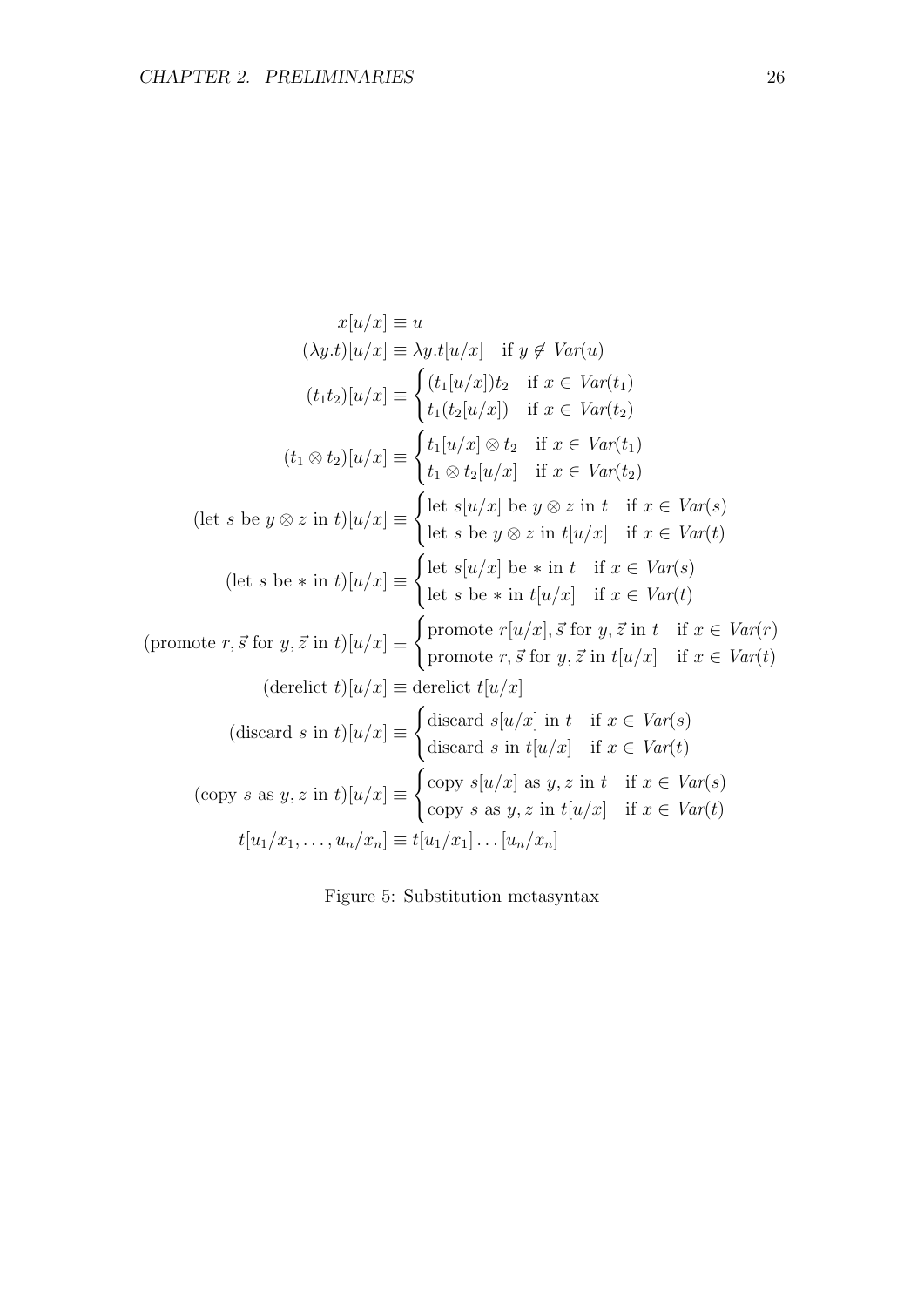$$
\begin{aligned}
x[u/x] &\equiv u \\
(\lambda y.t)[u/x] &\equiv \lambda y.t[u/x] \quad \text{if } y \notin \mathit{Var}(u) \\
(t_1 t_2)[u/x] &\equiv \begin{cases} (t_1[u/x])t_2 & \text{if } x \in \mathit{Var}(t_1) \\ t_1(t_2[u/x]) & \text{if } x \in \mathit{Var}(t_2) \end{cases} \\
(t_1 \otimes t_2)[u/x] &\equiv \begin{cases} t_1[u/x] \otimes t_2 & \text{if } x \in \mathit{Var}(t_1) \\ t_1 \otimes t_2[u/x] & \text{if } x \in \mathit{Var}(t_2) \end{cases} \\
(\text{let } s \text{ be } y \otimes z \text{ in } t)[u/x] &\equiv \begin{cases} \text{let } s[u/x] \text{ be } y \otimes z \text{ in } t & \text{if } x \in \mathit{Var}(s) \\ \text{let } s \text{ be } y \otimes z \text{ in } t[u/x] & \text{if } x \in \mathit{Var}(t) \end{cases} \\
(\text{let } s \text{ be } * \text{ in } t)[u/x] &\equiv \begin{cases} \text{let } s[u/x] \text{ be } * \text{ in } t & \text{if } x \in \mathit{Var}(s) \\ \text{let } s \text{ be } * \text{ in } t[u/x] & \text{if } x \in \mathit{Var}(t) \end{cases} \\
(\text{promote } r, \vec{s} \text{ for } y, \vec{z} \text{ in } t)[u/x] &\equiv \begin{cases} \text{promote } r[u/x], \vec{s} \text{ for } y, \vec{z} \text{ in } t & \text{if } x \in \mathit{Var}(r) \\ \text{promote } r, \vec{s} \text{ for } y, \vec{z} \text{ in } t[u/x] & \text{if } x \in \mathit{Var}(t) \end{cases} \\
(\text{derelict } t)[u/x] &\equiv \text{derelict } t[u/x] \\
(\text{discard } s \text{ in } t)[u/x] &\equiv \begin{cases} \text{discard } s[u/x] \text{ in } t & \text{if } x \in \mathit{Var}(s) \\ \text{discard } s \text{ in } t[u/x] & \text{if } x \in \mathit{Var}(t) \end{cases} \\
(\text{copy } s \text{ as } y, z \text{ in } t)[u/x] &\equiv \begin{cases} \text{copy } s[u/x] \text{ as } y, z \text{ in } t & \text{if } x \in \mathit{Var}(s) \\ \text{copy } s \text{ as } y, z \text{ in } t[u/x] & \text{if } x \in \mathit{Var}(t) \end{cases} \\
t[u_1/x_1, \ldots, u_n/x_n] &\equiv t[u_1/x_1] \ldots [u_n/x_n]
\end{aligned}
$$

Figure 5: Substitution metasyntax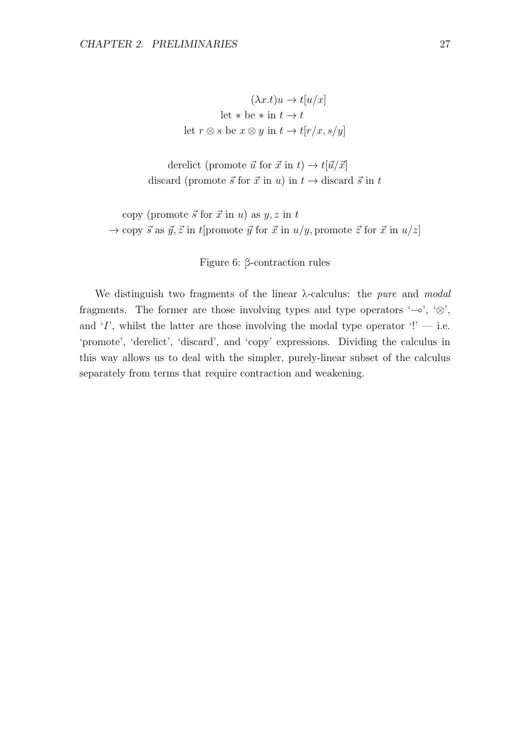$$(\lambda x.t)u \to t[u/x]$$
$$\text{let } * \text{ be } * \text{ in } t \to t$$
$$\text{let } r \otimes s \text{ be } x \otimes y \text{ in } t \to t[r/x, s/y]$$

$$\text{derelict (promote } \vec{u} \text{ for } \vec{x} \text{ in } t) \to t[\vec{u}/\vec{x}]$$
$$\text{discard (promote } \vec{s} \text{ for } \vec{x} \text{ in } u) \text{ in } t \to \text{discard } \vec{s} \text{ in } t$$

$$\text{copy (promote } \vec{s} \text{ for } \vec{x} \text{ in } u) \text{ as } y, z \text{ in } t$$
$$\to \text{copy } \vec{s} \text{ as } \vec{y}, \vec{z} \text{ in } t[\text{promote } \vec{y} \text{ for } \vec{x} \text{ in } u/y, \text{promote } \vec{z} \text{ for } \vec{x} \text{ in } u/z]$$

Figure 6: β-contraction rules

We distinguish two fragments of the linear λ-calculus: the *pure* and *modal* fragments. The former are those involving types and type operators '$\multimap$', '$\otimes$', and '$I$', whilst the latter are those involving the modal type operator '!' — i.e. 'promote', 'derelict', 'discard', and 'copy' expressions. Dividing the calculus in this way allows us to deal with the simpler, purely-linear subset of the calculus separately from terms that require contraction and weakening.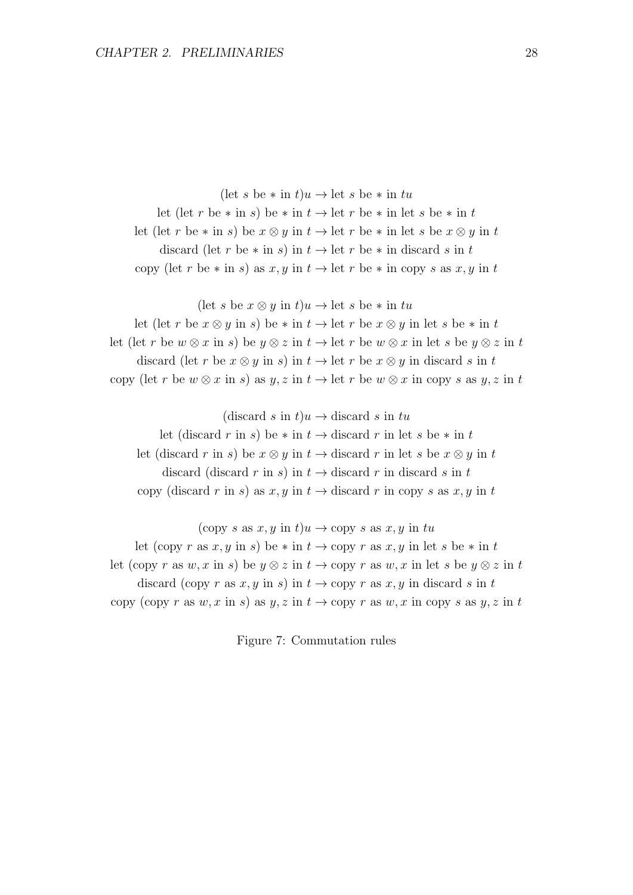$$(\text{let } s \text{ be } * \text{ in } t)u \to \text{let } s \text{ be } * \text{ in } tu$$
$$\text{let } (\text{let } r \text{ be } * \text{ in } s) \text{ be } * \text{ in } t \to \text{let } r \text{ be } * \text{ in let } s \text{ be } * \text{ in } t$$
$$\text{let } (\text{let } r \text{ be } * \text{ in } s) \text{ be } x \otimes y \text{ in } t \to \text{let } r \text{ be } * \text{ in let } s \text{ be } x \otimes y \text{ in } t$$
$$\text{discard } (\text{let } r \text{ be } * \text{ in } s) \text{ in } t \to \text{let } r \text{ be } * \text{ in discard } s \text{ in } t$$
$$\text{copy } (\text{let } r \text{ be } * \text{ in } s) \text{ as } x, y \text{ in } t \to \text{let } r \text{ be } * \text{ in copy } s \text{ as } x, y \text{ in } t$$

$$(\text{let } s \text{ be } x \otimes y \text{ in } t)u \to \text{let } s \text{ be } * \text{ in } tu$$
$$\text{let } (\text{let } r \text{ be } x \otimes y \text{ in } s) \text{ be } * \text{ in } t \to \text{let } r \text{ be } x \otimes y \text{ in let } s \text{ be } * \text{ in } t$$
$$\text{let } (\text{let } r \text{ be } w \otimes x \text{ in } s) \text{ be } y \otimes z \text{ in } t \to \text{let } r \text{ be } w \otimes x \text{ in let } s \text{ be } y \otimes z \text{ in } t$$
$$\text{discard } (\text{let } r \text{ be } x \otimes y \text{ in } s) \text{ in } t \to \text{let } r \text{ be } x \otimes y \text{ in discard } s \text{ in } t$$
$$\text{copy } (\text{let } r \text{ be } w \otimes x \text{ in } s) \text{ as } y, z \text{ in } t \to \text{let } r \text{ be } w \otimes x \text{ in copy } s \text{ as } y, z \text{ in } t$$

$$(\text{discard } s \text{ in } t)u \to \text{discard } s \text{ in } tu$$
$$\text{let } (\text{discard } r \text{ in } s) \text{ be } * \text{ in } t \to \text{discard } r \text{ in let } s \text{ be } * \text{ in } t$$
$$\text{let } (\text{discard } r \text{ in } s) \text{ be } x \otimes y \text{ in } t \to \text{discard } r \text{ in let } s \text{ be } x \otimes y \text{ in } t$$
$$\text{discard } (\text{discard } r \text{ in } s) \text{ in } t \to \text{discard } r \text{ in discard } s \text{ in } t$$
$$\text{copy } (\text{discard } r \text{ in } s) \text{ as } x, y \text{ in } t \to \text{discard } r \text{ in copy } s \text{ as } x, y \text{ in } t$$

$$(\text{copy } s \text{ as } x, y \text{ in } t)u \to \text{copy } s \text{ as } x, y \text{ in } tu$$
$$\text{let } (\text{copy } r \text{ as } x, y \text{ in } s) \text{ be } * \text{ in } t \to \text{copy } r \text{ as } x, y \text{ in let } s \text{ be } * \text{ in } t$$
$$\text{let } (\text{copy } r \text{ as } w, x \text{ in } s) \text{ be } y \otimes z \text{ in } t \to \text{copy } r \text{ as } w, x \text{ in let } s \text{ be } y \otimes z \text{ in } t$$
$$\text{discard } (\text{copy } r \text{ as } x, y \text{ in } s) \text{ in } t \to \text{copy } r \text{ as } x, y \text{ in discard } s \text{ in } t$$
$$\text{copy } (\text{copy } r \text{ as } w, x \text{ in } s) \text{ as } y, z \text{ in } t \to \text{copy } r \text{ as } w, x \text{ in copy } s \text{ as } y, z \text{ in } t$$

Figure 7: Commutation rules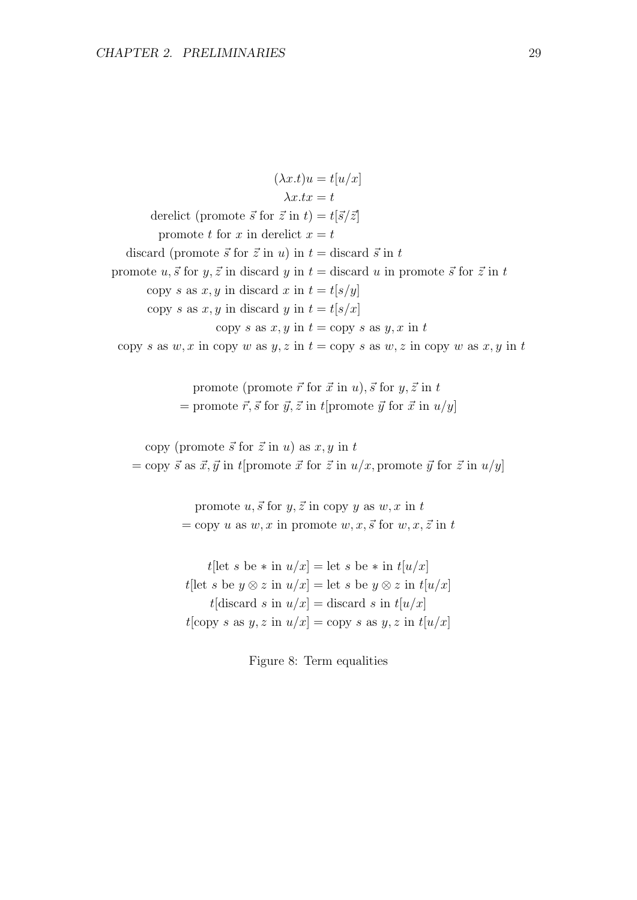$$(\lambda x.t)u = t[u/x]$$
$$\lambda x.tx = t$$
$$\text{derelict (promote } \vec{s} \text{ for } \vec{z} \text{ in } t) = t[\vec{s}/\vec{z}]$$
$$\text{promote } t \text{ for } x \text{ in derelict } x = t$$
$$\text{discard (promote } \vec{s} \text{ for } \vec{z} \text{ in } u) \text{ in } t = \text{discard } \vec{s} \text{ in } t$$
$$\text{promote } u, \vec{s} \text{ for } y, \vec{z} \text{ in discard } y \text{ in } t = \text{discard } u \text{ in promote } \vec{s} \text{ for } \vec{z} \text{ in } t$$
$$\text{copy } s \text{ as } x, y \text{ in discard } x \text{ in } t = t[s/y]$$
$$\text{copy } s \text{ as } x, y \text{ in discard } y \text{ in } t = t[s/x]$$
$$\text{copy } s \text{ as } x, y \text{ in } t = \text{copy } s \text{ as } y, x \text{ in } t$$
$$\text{copy } s \text{ as } w, x \text{ in copy } w \text{ as } y, z \text{ in } t = \text{copy } s \text{ as } w, z \text{ in copy } w \text{ as } x, y \text{ in } t$$

$$\begin{aligned} &\text{promote (promote } \vec{r} \text{ for } \vec{x} \text{ in } u), \vec{s} \text{ for } y, \vec{z} \text{ in } t \\ &= \text{promote } \vec{r}, \vec{s} \text{ for } \vec{y}, \vec{z} \text{ in } t[\text{promote } \vec{y} \text{ for } \vec{x} \text{ in } u/y] \end{aligned}$$

$$\begin{aligned} &\text{copy (promote } \vec{s} \text{ for } \vec{z} \text{ in } u) \text{ as } x, y \text{ in } t \\ &= \text{copy } \vec{s} \text{ as } \vec{x}, \vec{y} \text{ in } t[\text{promote } \vec{x} \text{ for } \vec{z} \text{ in } u/x, \text{promote } \vec{y} \text{ for } \vec{z} \text{ in } u/y] \end{aligned}$$

$$\begin{aligned} &\text{promote } u, \vec{s} \text{ for } y, \vec{z} \text{ in copy } y \text{ as } w, x \text{ in } t \\ &= \text{copy } u \text{ as } w, x \text{ in promote } w, x, \vec{s} \text{ for } w, x, \vec{z} \text{ in } t \end{aligned}$$

$$t[\text{let } s \text{ be } * \text{ in } u/x] = \text{let } s \text{ be } * \text{ in } t[u/x]$$
$$t[\text{let } s \text{ be } y \otimes z \text{ in } u/x] = \text{let } s \text{ be } y \otimes z \text{ in } t[u/x]$$
$$t[\text{discard } s \text{ in } u/x] = \text{discard } s \text{ in } t[u/x]$$
$$t[\text{copy } s \text{ as } y, z \text{ in } u/x] = \text{copy } s \text{ as } y, z \text{ in } t[u/x]$$

Figure 8: Term equalities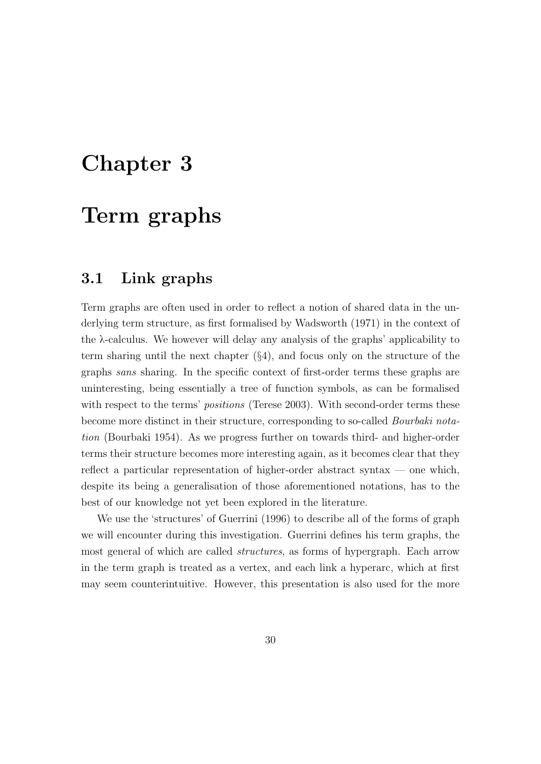# Chapter 3

# Term graphs

## 3.1 Link graphs

Term graphs are often used in order to reflect a notion of shared data in the underlying term structure, as first formalised by Wadsworth (1971) in the context of the λ-calculus. We however will delay any analysis of the graphs' applicability to term sharing until the next chapter (§4), and focus only on the structure of the graphs *sans* sharing. In the specific context of first-order terms these graphs are uninteresting, being essentially a tree of function symbols, as can be formalised with respect to the terms' *positions* (Terese 2003). With second-order terms these become more distinct in their structure, corresponding to so-called *Bourbaki notation* (Bourbaki 1954). As we progress further on towards third- and higher-order terms their structure becomes more interesting again, as it becomes clear that they reflect a particular representation of higher-order abstract syntax — one which, despite its being a generalisation of those aforementioned notations, has to the best of our knowledge not yet been explored in the literature.

We use the 'structures' of Guerrini (1996) to describe all of the forms of graph we will encounter during this investigation. Guerrini defines his term graphs, the most general of which are called *structures*, as forms of hypergraph. Each arrow in the term graph is treated as a vertex, and each link a hyperarc, which at first may seem counterintuitive. However, this presentation is also used for the more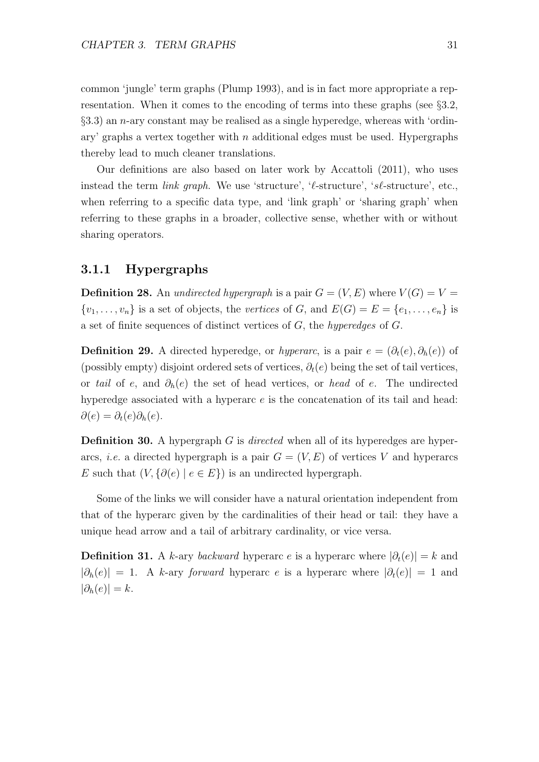common 'jungle' term graphs (Plump 1993), and is in fact more appropriate a representation. When it comes to the encoding of terms into these graphs (see §3.2, §3.3) an $n$-ary constant may be realised as a single hyperedge, whereas with 'ordinary' graphs a vertex together with $n$ additional edges must be used. Hypergraphs thereby lead to much cleaner translations.

Our definitions are also based on later work by Accattoli (2011), who uses instead the term *link graph*. We use 'structure', '$\ell$-structure', '$s\ell$-structure', etc., when referring to a specific data type, and 'link graph' or 'sharing graph' when referring to these graphs in a broader, collective sense, whether with or without sharing operators.

### 3.1.1 Hypergraphs

**Definition 28.** An *undirected hypergraph* is a pair $G = (V, E)$ where $V(G) = V = \{v_1, \ldots, v_n\}$ is a set of objects, the *vertices* of $G$, and $E(G) = E = \{e_1, \ldots, e_n\}$ is a set of finite sequences of distinct vertices of $G$, the *hyperedges* of $G$.

**Definition 29.** A directed hyperedge, or *hyperarc*, is a pair $e = (\partial_t(e), \partial_h(e))$ of (possibly empty) disjoint ordered sets of vertices, $\partial_t(e)$ being the set of tail vertices, or *tail* of $e$, and $\partial_h(e)$ the set of head vertices, or *head* of $e$. The undirected hyperedge associated with a hyperarc $e$ is the concatenation of its tail and head: $\partial(e) = \partial_t(e)\partial_h(e)$.

**Definition 30.** A hypergraph $G$ is *directed* when all of its hyperedges are hyperarcs, *i.e.* a directed hypergraph is a pair $G = (V, E)$ of vertices $V$ and hyperarcs $E$ such that $(V, \{\partial(e) \mid e \in E\})$ is an undirected hypergraph.

Some of the links we will consider have a natural orientation independent from that of the hyperarc given by the cardinalities of their head or tail: they have a unique head arrow and a tail of arbitrary cardinality, or vice versa.

**Definition 31.** A $k$-ary *backward* hyperarc $e$ is a hyperarc where $|\partial_t(e)| = k$ and $|\partial_h(e)| = 1$. A $k$-ary *forward* hyperarc $e$ is a hyperarc where $|\partial_t(e)| = 1$ and $|\partial_h(e)| = k$.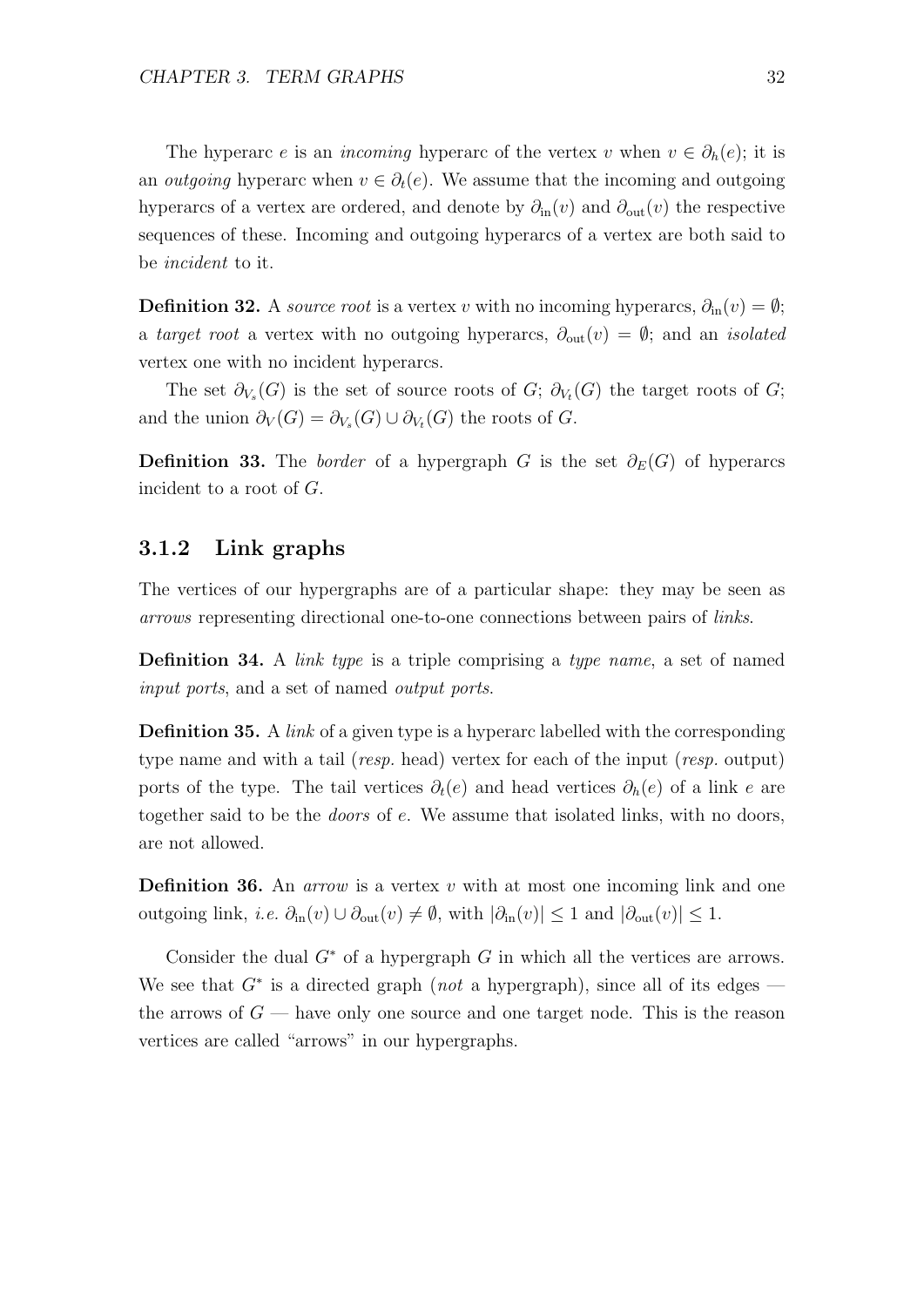The hyperarc $e$ is an *incoming* hyperarc of the vertex $v$ when $v \in \partial_h(e)$; it is an *outgoing* hyperarc when $v \in \partial_t(e)$. We assume that the incoming and outgoing hyperarcs of a vertex are ordered, and denote by $\partial_{\text{in}}(v)$ and $\partial_{\text{out}}(v)$ the respective sequences of these. Incoming and outgoing hyperarcs of a vertex are both said to be *incident* to it.

**Definition 32.** A *source root* is a vertex $v$ with no incoming hyperarcs, $\partial_{\text{in}}(v) = \emptyset$; a *target root* a vertex with no outgoing hyperarcs, $\partial_{\text{out}}(v) = \emptyset$; and an *isolated* vertex one with no incident hyperarcs.

The set $\partial_{V_s}(G)$ is the set of source roots of $G$; $\partial_{V_t}(G)$ the target roots of $G$; and the union $\partial_V(G) = \partial_{V_s}(G) \cup \partial_{V_t}(G)$ the roots of $G$.

**Definition 33.** The *border* of a hypergraph $G$ is the set $\partial_E(G)$ of hyperarcs incident to a root of $G$.

### 3.1.2 Link graphs

The vertices of our hypergraphs are of a particular shape: they may be seen as *arrows* representing directional one-to-one connections between pairs of *links*.

**Definition 34.** A *link type* is a triple comprising a *type name*, a set of named *input ports*, and a set of named *output ports*.

**Definition 35.** A *link* of a given type is a hyperarc labelled with the corresponding type name and with a tail (*resp.* head) vertex for each of the input (*resp.* output) ports of the type. The tail vertices $\partial_t(e)$ and head vertices $\partial_h(e)$ of a link $e$ are together said to be the *doors* of $e$. We assume that isolated links, with no doors, are not allowed.

**Definition 36.** An *arrow* is a vertex $v$ with at most one incoming link and one outgoing link, *i.e.* $\partial_{\text{in}}(v) \cup \partial_{\text{out}}(v) \neq \emptyset$, with $|\partial_{\text{in}}(v)| \leq 1$ and $|\partial_{\text{out}}(v)| \leq 1$.

Consider the dual $G^*$ of a hypergraph $G$ in which all the vertices are arrows. We see that $G^*$ is a directed graph (*not* a hypergraph), since all of its edges — the arrows of $G$ — have only one source and one target node. This is the reason vertices are called "arrows" in our hypergraphs.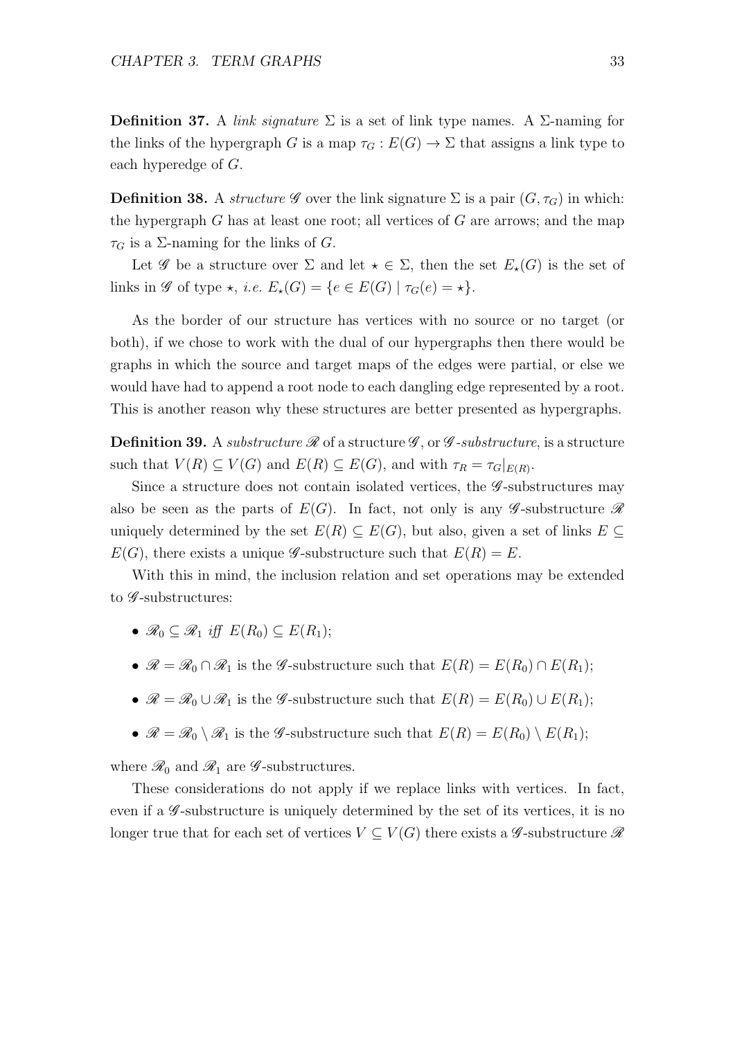**Definition 37.** A *link signature* $\Sigma$ is a set of link type names. A $\Sigma$-naming for the links of the hypergraph $G$ is a map $\tau_G : E(G) \to \Sigma$ that assigns a link type to each hyperedge of $G$.

**Definition 38.** A *structure* $\mathscr{G}$ over the link signature $\Sigma$ is a pair $(G, \tau_G)$ in which: the hypergraph $G$ has at least one root; all vertices of $G$ are arrows; and the map $\tau_G$ is a $\Sigma$-naming for the links of $G$.

Let $\mathscr{G}$ be a structure over $\Sigma$ and let $\star \in \Sigma$, then the set $E_\star(G)$ is the set of links in $\mathscr{G}$ of type $\star$, *i.e.* $E_\star(G) = \{e \in E(G) \mid \tau_G(e) = \star\}$.

As the border of our structure has vertices with no source or no target (or both), if we chose to work with the dual of our hypergraphs then there would be graphs in which the source and target maps of the edges were partial, or else we would have had to append a root node to each dangling edge represented by a root. This is another reason why these structures are better presented as hypergraphs.

**Definition 39.** A *substructure* $\mathscr{R}$ of a structure $\mathscr{G}$, or $\mathscr{G}$*-substructure*, is a structure such that $V(R) \subseteq V(G)$ and $E(R) \subseteq E(G)$, and with $\tau_R = \tau_G|_{E(R)}$.

Since a structure does not contain isolated vertices, the $\mathscr{G}$-substructures may also be seen as the parts of $E(G)$. In fact, not only is any $\mathscr{G}$-substructure $\mathscr{R}$ uniquely determined by the set $E(R) \subseteq E(G)$, but also, given a set of links $E \subseteq E(G)$, there exists a unique $\mathscr{G}$-substructure such that $E(R) = E$.

With this in mind, the inclusion relation and set operations may be extended to $\mathscr{G}$-substructures:

- $\mathscr{R}_0 \subseteq \mathscr{R}_1$ *iff* $E(R_0) \subseteq E(R_1)$;
- $\mathscr{R} = \mathscr{R}_0 \cap \mathscr{R}_1$ is the $\mathscr{G}$-substructure such that $E(R) = E(R_0) \cap E(R_1)$;
- $\mathscr{R} = \mathscr{R}_0 \cup \mathscr{R}_1$ is the $\mathscr{G}$-substructure such that $E(R) = E(R_0) \cup E(R_1)$;
- $\mathscr{R} = \mathscr{R}_0 \setminus \mathscr{R}_1$ is the $\mathscr{G}$-substructure such that $E(R) = E(R_0) \setminus E(R_1)$;

where $\mathscr{R}_0$ and $\mathscr{R}_1$ are $\mathscr{G}$-substructures.

These considerations do not apply if we replace links with vertices. In fact, even if a $\mathscr{G}$-substructure is uniquely determined by the set of its vertices, it is no longer true that for each set of vertices $V \subseteq V(G)$ there exists a $\mathscr{G}$-substructure $\mathscr{R}$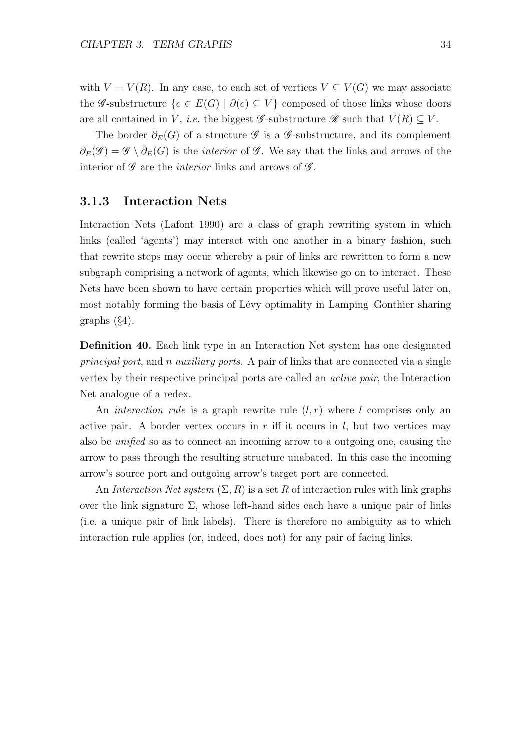with $V = V(R)$. In any case, to each set of vertices $V \subseteq V(G)$ we may associate the $\mathscr{G}$-substructure $\{e \in E(G) \mid \partial(e) \subseteq V\}$ composed of those links whose doors are all contained in $V$, *i.e.* the biggest $\mathscr{G}$-substructure $\mathscr{R}$ such that $V(R) \subseteq V$.

The border $\partial_E(G)$ of a structure $\mathscr{G}$ is a $\mathscr{G}$-substructure, and its complement $\partial_E(\mathscr{G}) = \mathscr{G} \setminus \partial_E(G)$ is the *interior* of $\mathscr{G}$. We say that the links and arrows of the interior of $\mathscr{G}$ are the *interior* links and arrows of $\mathscr{G}$.

### 3.1.3 Interaction Nets

Interaction Nets (Lafont 1990) are a class of graph rewriting system in which links (called 'agents') may interact with one another in a binary fashion, such that rewrite steps may occur whereby a pair of links are rewritten to form a new subgraph comprising a network of agents, which likewise go on to interact. These Nets have been shown to have certain properties which will prove useful later on, most notably forming the basis of Lévy optimality in Lamping–Gonthier sharing graphs (§4).

**Definition 40.** Each link type in an Interaction Net system has one designated *principal port*, and $n$ *auxiliary ports*. A pair of links that are connected via a single vertex by their respective principal ports are called an *active pair*, the Interaction Net analogue of a redex.

An *interaction rule* is a graph rewrite rule $(l, r)$ where $l$ comprises only an active pair. A border vertex occurs in $r$ iff it occurs in $l$, but two vertices may also be *unified* so as to connect an incoming arrow to a outgoing one, causing the arrow to pass through the resulting structure unabated. In this case the incoming arrow's source port and outgoing arrow's target port are connected.

An *Interaction Net system* $(\Sigma, R)$ is a set $R$ of interaction rules with link graphs over the link signature $\Sigma$, whose left-hand sides each have a unique pair of links (i.e. a unique pair of link labels). There is therefore no ambiguity as to which interaction rule applies (or, indeed, does not) for any pair of facing links.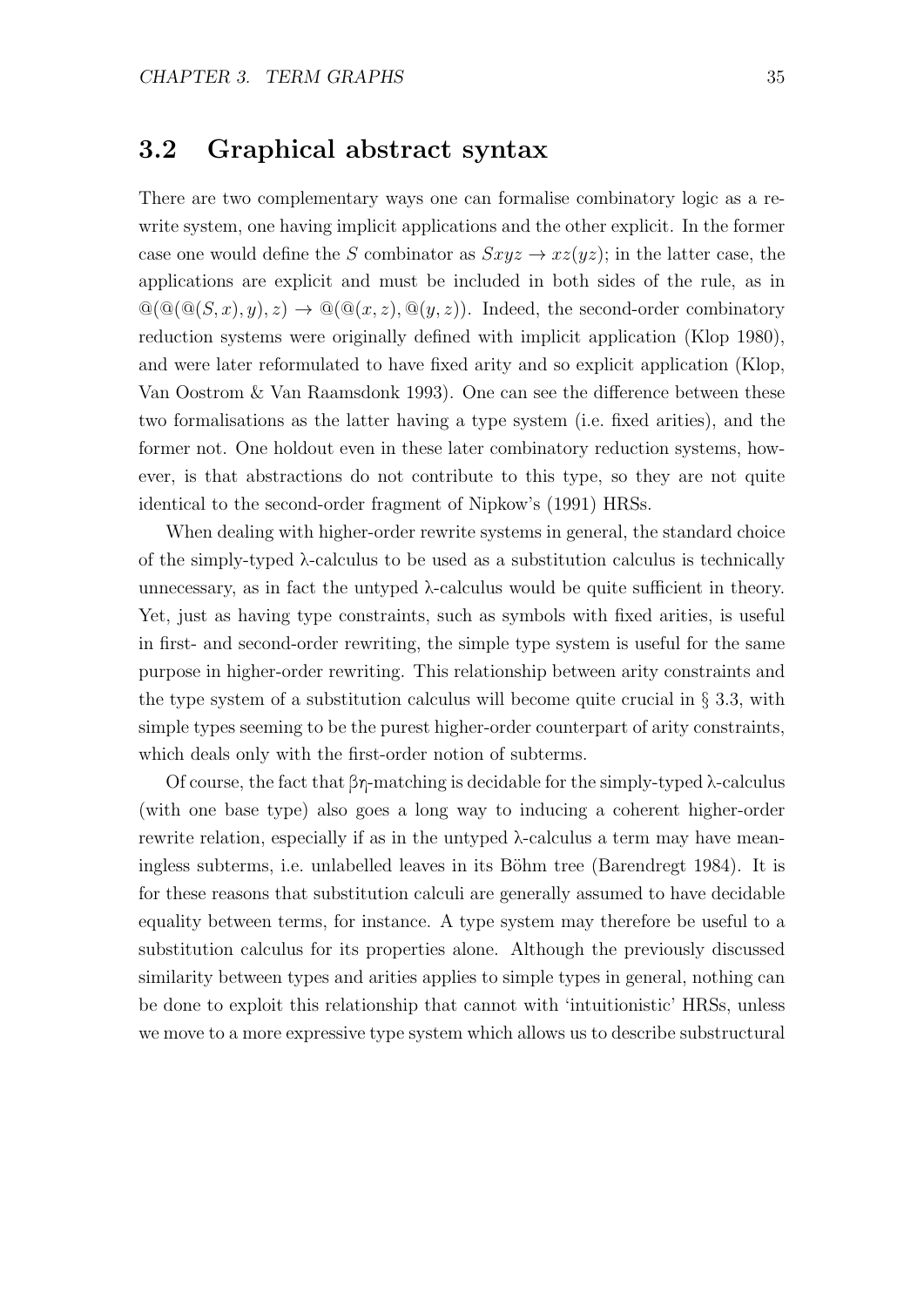## 3.2 Graphical abstract syntax

There are two complementary ways one can formalise combinatory logic as a rewrite system, one having implicit applications and the other explicit. In the former case one would define the $S$ combinator as $Sxyz \to xz(yz)$; in the latter case, the applications are explicit and must be included in both sides of the rule, as in $@(@(@(S, x), y), z) \to @(@(x, z), @(y, z))$. Indeed, the second-order combinatory reduction systems were originally defined with implicit application (Klop 1980), and were later reformulated to have fixed arity and so explicit application (Klop, Van Oostrom & Van Raamsdonk 1993). One can see the difference between these two formalisations as the latter having a type system (i.e. fixed arities), and the former not. One holdout even in these later combinatory reduction systems, however, is that abstractions do not contribute to this type, so they are not quite identical to the second-order fragment of Nipkow's (1991) HRSs.

When dealing with higher-order rewrite systems in general, the standard choice of the simply-typed λ-calculus to be used as a substitution calculus is technically unnecessary, as in fact the untyped λ-calculus would be quite sufficient in theory. Yet, just as having type constraints, such as symbols with fixed arities, is useful in first- and second-order rewriting, the simple type system is useful for the same purpose in higher-order rewriting. This relationship between arity constraints and the type system of a substitution calculus will become quite crucial in § 3.3, with simple types seeming to be the purest higher-order counterpart of arity constraints, which deals only with the first-order notion of subterms.

Of course, the fact that $\beta\eta$-matching is decidable for the simply-typed λ-calculus (with one base type) also goes a long way to inducing a coherent higher-order rewrite relation, especially if as in the untyped λ-calculus a term may have meaningless subterms, i.e. unlabelled leaves in its Böhm tree (Barendregt 1984). It is for these reasons that substitution calculi are generally assumed to have decidable equality between terms, for instance. A type system may therefore be useful to a substitution calculus for its properties alone. Although the previously discussed similarity between types and arities applies to simple types in general, nothing can be done to exploit this relationship that cannot with 'intuitionistic' HRSs, unless we move to a more expressive type system which allows us to describe substructural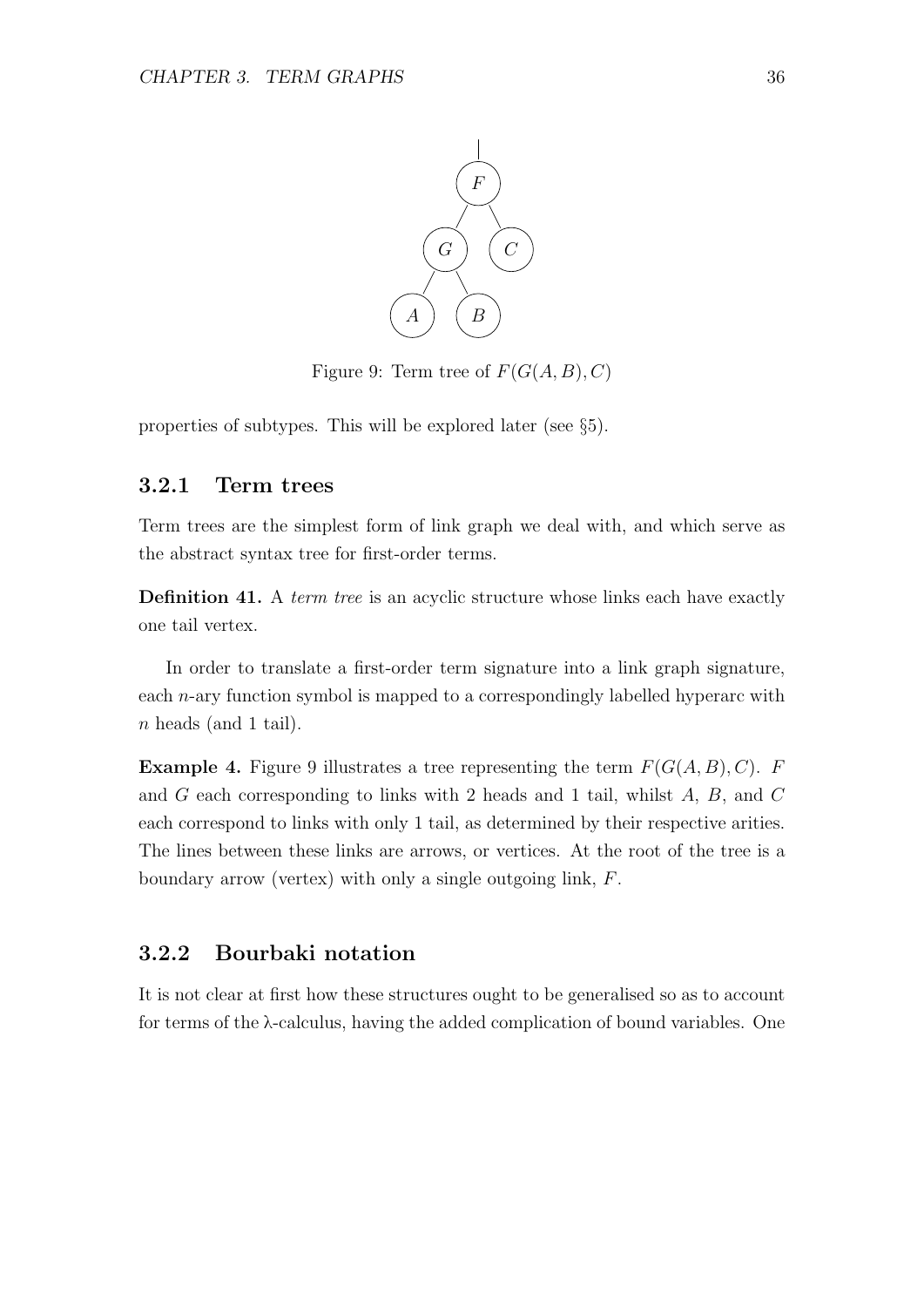Figure 9: Term tree of $F(G(A, B), C)$

properties of subtypes. This will be explored later (see §5).

### 3.2.1 Term trees

Term trees are the simplest form of link graph we deal with, and which serve as the abstract syntax tree for first-order terms.

**Definition 41.** A *term tree* is an acyclic structure whose links each have exactly one tail vertex.

In order to translate a first-order term signature into a link graph signature, each $n$-ary function symbol is mapped to a correspondingly labelled hyperarc with $n$ heads (and 1 tail).

**Example 4.** Figure 9 illustrates a tree representing the term $F(G(A, B), C)$. $F$ and $G$ each corresponding to links with 2 heads and 1 tail, whilst $A$, $B$, and $C$ each correspond to links with only 1 tail, as determined by their respective arities. The lines between these links are arrows, or vertices. At the root of the tree is a boundary arrow (vertex) with only a single outgoing link, $F$.

### 3.2.2 Bourbaki notation

It is not clear at first how these structures ought to be generalised so as to account for terms of the λ-calculus, having the added complication of bound variables. One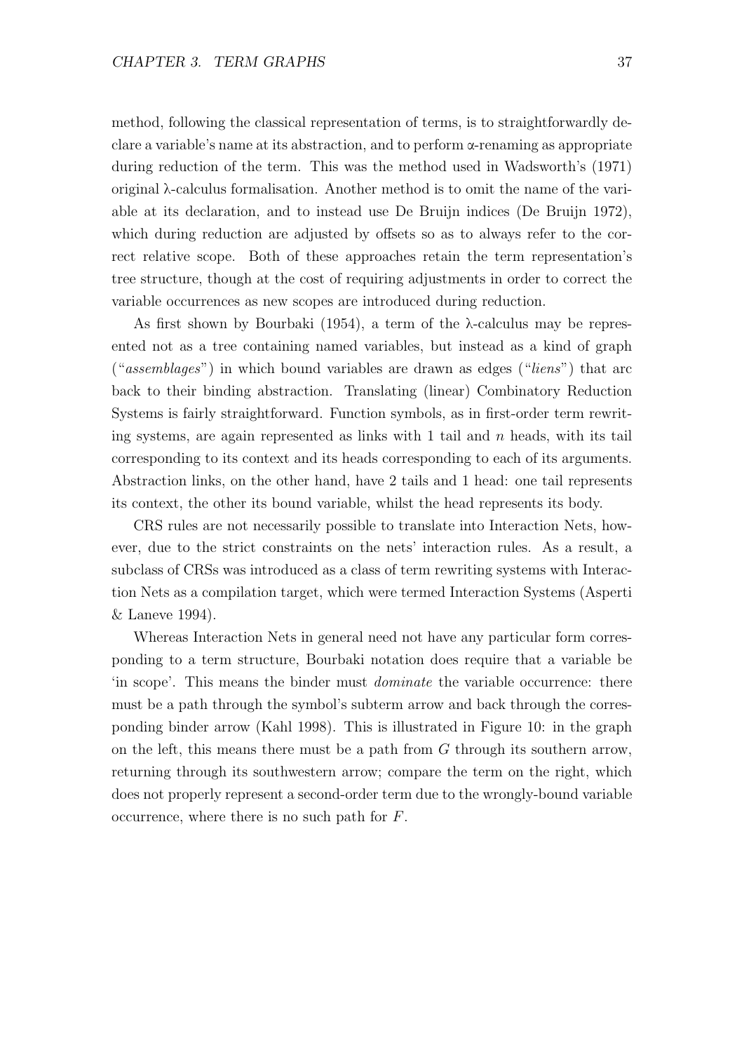method, following the classical representation of terms, is to straightforwardly declare a variable's name at its abstraction, and to perform α-renaming as appropriate during reduction of the term. This was the method used in Wadsworth's (1971) original λ-calculus formalisation. Another method is to omit the name of the variable at its declaration, and to instead use De Bruijn indices (De Bruijn 1972), which during reduction are adjusted by offsets so as to always refer to the correct relative scope. Both of these approaches retain the term representation's tree structure, though at the cost of requiring adjustments in order to correct the variable occurrences as new scopes are introduced during reduction.

As first shown by Bourbaki (1954), a term of the λ-calculus may be represented not as a tree containing named variables, but instead as a kind of graph ("*assemblages*") in which bound variables are drawn as edges ("*liens*") that arc back to their binding abstraction. Translating (linear) Combinatory Reduction Systems is fairly straightforward. Function symbols, as in first-order term rewriting systems, are again represented as links with 1 tail and $n$ heads, with its tail corresponding to its context and its heads corresponding to each of its arguments. Abstraction links, on the other hand, have 2 tails and 1 head: one tail represents its context, the other its bound variable, whilst the head represents its body.

CRS rules are not necessarily possible to translate into Interaction Nets, however, due to the strict constraints on the nets' interaction rules. As a result, a subclass of CRSs was introduced as a class of term rewriting systems with Interaction Nets as a compilation target, which were termed Interaction Systems (Asperti & Laneve 1994).

Whereas Interaction Nets in general need not have any particular form corresponding to a term structure, Bourbaki notation does require that a variable be 'in scope'. This means the binder must *dominate* the variable occurrence: there must be a path through the symbol's subterm arrow and back through the corresponding binder arrow (Kahl 1998). This is illustrated in Figure 10: in the graph on the left, this means there must be a path from $G$ through its southern arrow, returning through its southwestern arrow; compare the term on the right, which does not properly represent a second-order term due to the wrongly-bound variable occurrence, where there is no such path for $F$.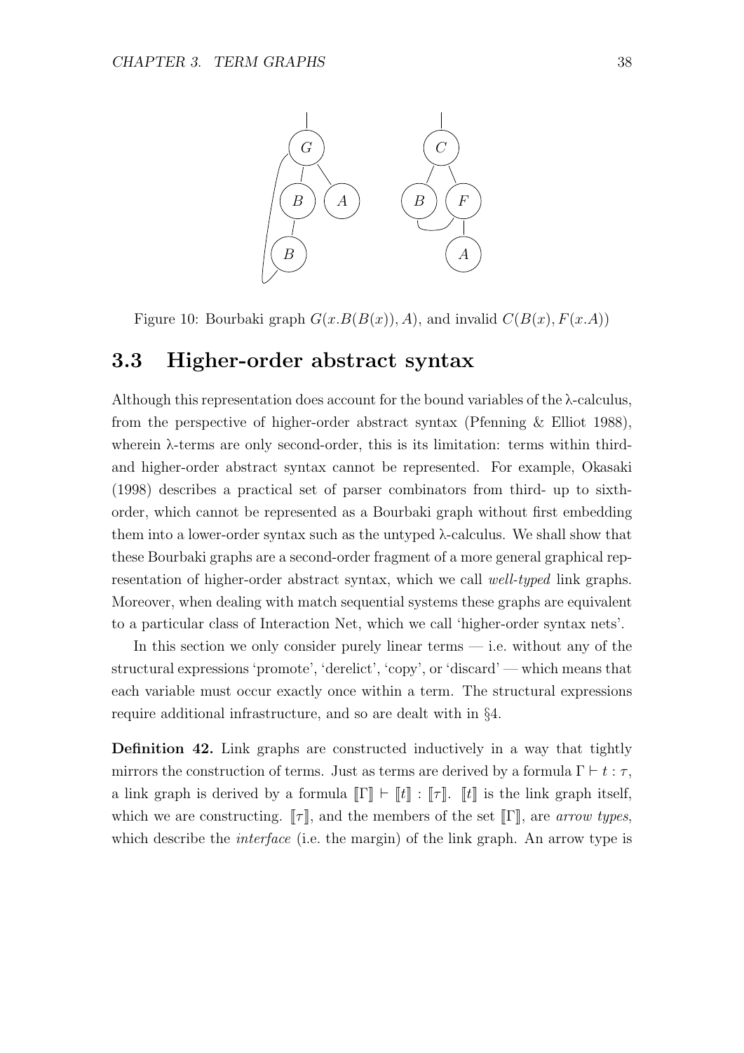Figure 10: Bourbaki graph $G(x.B(B(x)), A)$, and invalid $C(B(x), F(x.A))$

## 3.3 Higher-order abstract syntax

Although this representation does account for the bound variables of the λ-calculus, from the perspective of higher-order abstract syntax (Pfenning & Elliot 1988), wherein λ-terms are only second-order, this is its limitation: terms within third- and higher-order abstract syntax cannot be represented. For example, Okasaki (1998) describes a practical set of parser combinators from third- up to sixth-order, which cannot be represented as a Bourbaki graph without first embedding them into a lower-order syntax such as the untyped λ-calculus. We shall show that these Bourbaki graphs are a second-order fragment of a more general graphical representation of higher-order abstract syntax, which we call *well-typed* link graphs. Moreover, when dealing with match sequential systems these graphs are equivalent to a particular class of Interaction Net, which we call 'higher-order syntax nets'.

In this section we only consider purely linear terms — i.e. without any of the structural expressions 'promote', 'derelict', 'copy', or 'discard' — which means that each variable must occur exactly once within a term. The structural expressions require additional infrastructure, and so are dealt with in §4.

**Definition 42.** Link graphs are constructed inductively in a way that tightly mirrors the construction of terms. Just as terms are derived by a formula $\Gamma \vdash t : \tau$, a link graph is derived by a formula $[\![\Gamma]\!] \vdash [\![t]\!] : [\![\tau]\!]$. $[\![t]\!]$ is the link graph itself, which we are constructing. $[\![\tau]\!]$, and the members of the set $[\![\Gamma]\!]$, are *arrow types*, which describe the *interface* (i.e. the margin) of the link graph. An arrow type is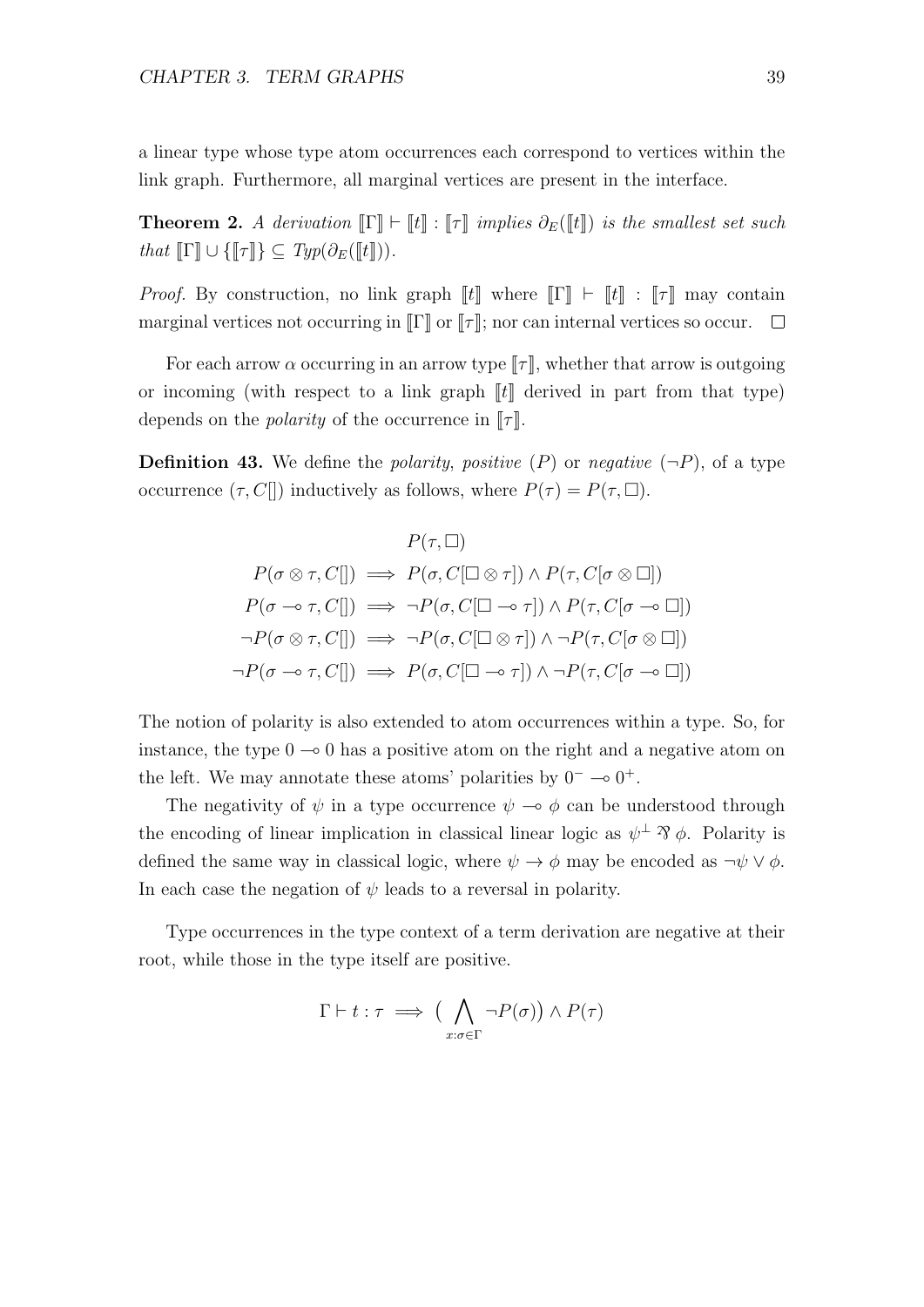a linear type whose type atom occurrences each correspond to vertices within the link graph. Furthermore, all marginal vertices are present in the interface.

**Theorem 2.** *A derivation $[\![\Gamma]\!] \vdash [\![t]\!] : [\![\tau]\!]$ implies $\partial_E([\![t]\!])$ is the smallest set such that $[\![\Gamma]\!] \cup \{[\![\tau]\!]\} \subseteq Typ(\partial_E([\![t]\!]))$.*

*Proof.* By construction, no link graph $[\![t]\!]$ where $[\![\Gamma]\!] \vdash [\![t]\!] : [\![\tau]\!]$ may contain marginal vertices not occurring in $[\![\Gamma]\!]$ or $[\![\tau]\!]$; nor can internal vertices so occur. $\square$

For each arrow $\alpha$ occurring in an arrow type $[\![\tau]\!]$, whether that arrow is outgoing or incoming (with respect to a link graph $[\![t]\!]$ derived in part from that type) depends on the *polarity* of the occurrence in $[\![\tau]\!]$.

**Definition 43.** We define the *polarity*, *positive* ($P$) or *negative* ($\neg P$), of a type occurrence $(\tau, C[])$ inductively as follows, where $P(\tau) = P(\tau, \Box)$.

$$
\begin{aligned}
&P(\tau, \Box) \\
P(\sigma \otimes \tau, C[]) &\implies P(\sigma, C[\Box \otimes \tau]) \wedge P(\tau, C[\sigma \otimes \Box]) \\
P(\sigma \multimap \tau, C[]) &\implies \neg P(\sigma, C[\Box \multimap \tau]) \wedge P(\tau, C[\sigma \multimap \Box]) \\
\neg P(\sigma \otimes \tau, C[]) &\implies \neg P(\sigma, C[\Box \otimes \tau]) \wedge \neg P(\tau, C[\sigma \otimes \Box]) \\
\neg P(\sigma \multimap \tau, C[]) &\implies P(\sigma, C[\Box \multimap \tau]) \wedge \neg P(\tau, C[\sigma \multimap \Box])
\end{aligned}
$$

The notion of polarity is also extended to atom occurrences within a type. So, for instance, the type $0 \multimap 0$ has a positive atom on the right and a negative atom on the left. We may annotate these atoms' polarities by $0^- \multimap 0^+$.

The negativity of $\psi$ in a type occurrence $\psi \multimap \phi$ can be understood through the encoding of linear implication in classical linear logic as $\psi^\perp \parr \phi$. Polarity is defined the same way in classical logic, where $\psi \to \phi$ may be encoded as $\neg\psi \vee \phi$. In each case the negation of $\psi$ leads to a reversal in polarity.

Type occurrences in the type context of a term derivation are negative at their root, while those in the type itself are positive.

$$
\Gamma \vdash t : \tau \implies \big( \bigwedge_{x:\sigma \in \Gamma} \neg P(\sigma) \big) \wedge P(\tau)
$$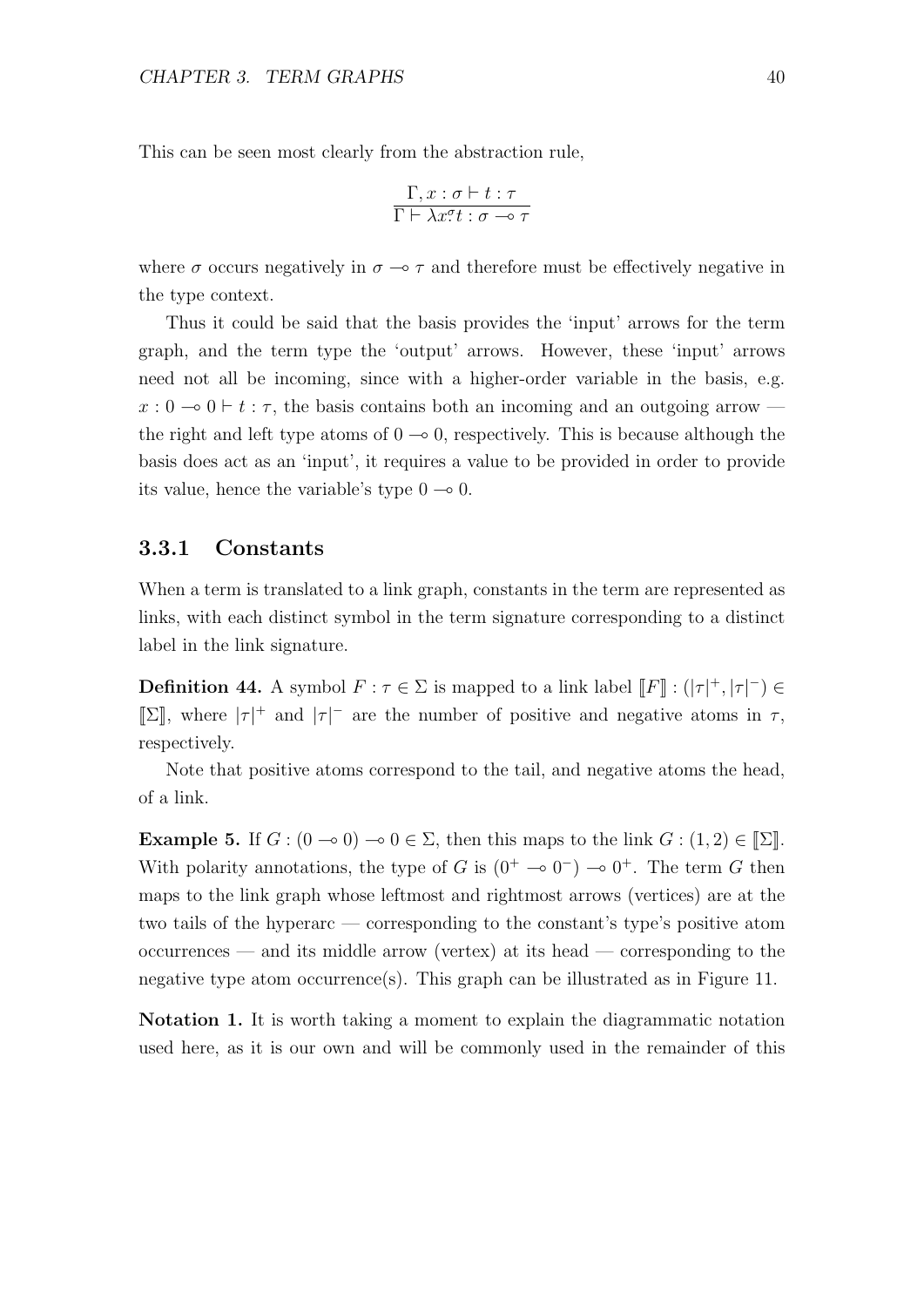This can be seen most clearly from the abstraction rule,

$$\frac{\Gamma, x : \sigma \vdash t : \tau}{\Gamma \vdash \lambda x^{\sigma}\!. t : \sigma \multimap \tau}$$

where $\sigma$ occurs negatively in $\sigma \multimap \tau$ and therefore must be effectively negative in the type context.

Thus it could be said that the basis provides the 'input' arrows for the term graph, and the term type the 'output' arrows. However, these 'input' arrows need not all be incoming, since with a higher-order variable in the basis, e.g. $x : 0 \multimap 0 \vdash t : \tau$, the basis contains both an incoming and an outgoing arrow — the right and left type atoms of $0 \multimap 0$, respectively. This is because although the basis does act as an 'input', it requires a value to be provided in order to provide its value, hence the variable's type $0 \multimap 0$.

### 3.3.1 Constants

When a term is translated to a link graph, constants in the term are represented as links, with each distinct symbol in the term signature corresponding to a distinct label in the link signature.

**Definition 44.** A symbol $F : \tau \in \Sigma$ is mapped to a link label $[\![F]\!] : (|\tau|^+, |\tau|^-) \in [\![\Sigma]\!]$, where $|\tau|^+$ and $|\tau|^-$ are the number of positive and negative atoms in $\tau$, respectively.

Note that positive atoms correspond to the tail, and negative atoms the head, of a link.

**Example 5.** If $G : (0 \multimap 0) \multimap 0 \in \Sigma$, then this maps to the link $G : (1, 2) \in [\![\Sigma]\!]$. With polarity annotations, the type of $G$ is $(0^+ \multimap 0^-) \multimap 0^+$. The term $G$ then maps to the link graph whose leftmost and rightmost arrows (vertices) are at the two tails of the hyperarc — corresponding to the constant's type's positive atom occurrences — and its middle arrow (vertex) at its head — corresponding to the negative type atom occurrence(s). This graph can be illustrated as in Figure 11.

**Notation 1.** It is worth taking a moment to explain the diagrammatic notation used here, as it is our own and will be commonly used in the remainder of this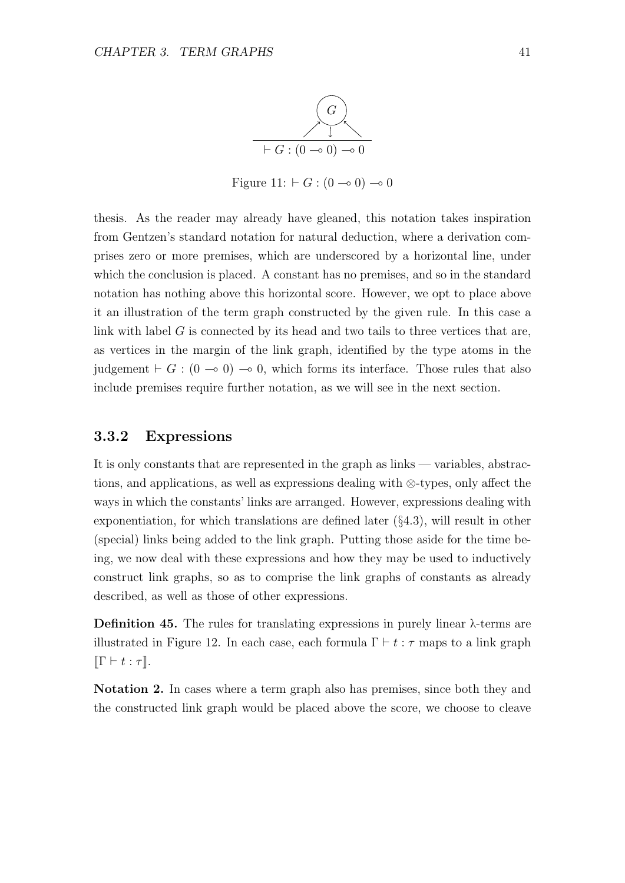$$\vdash G : (0 \multimap 0) \multimap 0$$

Figure 11: $\vdash G : (0 \multimap 0) \multimap 0$

thesis. As the reader may already have gleaned, this notation takes inspiration from Gentzen's standard notation for natural deduction, where a derivation comprises zero or more premises, which are underscored by a horizontal line, under which the conclusion is placed. A constant has no premises, and so in the standard notation has nothing above this horizontal score. However, we opt to place above it an illustration of the term graph constructed by the given rule. In this case a link with label $G$ is connected by its head and two tails to three vertices that are, as vertices in the margin of the link graph, identified by the type atoms in the judgement $\vdash G : (0 \multimap 0) \multimap 0$, which forms its interface. Those rules that also include premises require further notation, as we will see in the next section.

### 3.3.2 Expressions

It is only constants that are represented in the graph as links — variables, abstractions, and applications, as well as expressions dealing with $\otimes$-types, only affect the ways in which the constants' links are arranged. However, expressions dealing with exponentiation, for which translations are defined later (§4.3), will result in other (special) links being added to the link graph. Putting those aside for the time being, we now deal with these expressions and how they may be used to inductively construct link graphs, so as to comprise the link graphs of constants as already described, as well as those of other expressions.

**Definition 45.** The rules for translating expressions in purely linear λ-terms are illustrated in Figure 12. In each case, each formula $\Gamma \vdash t : \tau$ maps to a link graph $[\![\Gamma \vdash t : \tau]\!]$.

**Notation 2.** In cases where a term graph also has premises, since both they and the constructed link graph would be placed above the score, we choose to cleave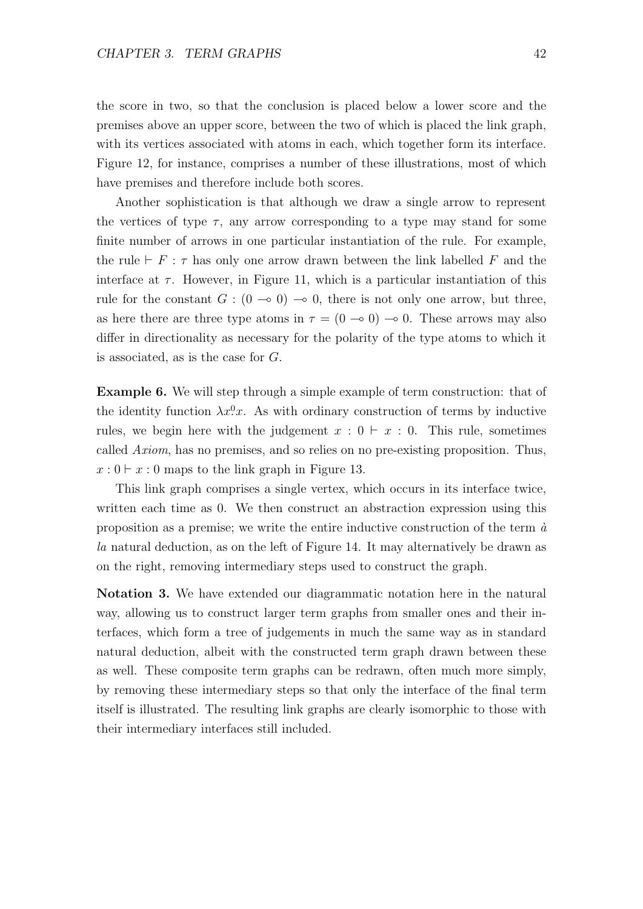the score in two, so that the conclusion is placed below a lower score and the premises above an upper score, between the two of which is placed the link graph, with its vertices associated with atoms in each, which together form its interface. Figure 12, for instance, comprises a number of these illustrations, most of which have premises and therefore include both scores.

Another sophistication is that although we draw a single arrow to represent the vertices of type $\tau$, any arrow corresponding to a type may stand for some finite number of arrows in one particular instantiation of the rule. For example, the rule $\vdash F : \tau$ has only one arrow drawn between the link labelled $F$ and the interface at $\tau$. However, in Figure 11, which is a particular instantiation of this rule for the constant $G : (0 \multimap 0) \multimap 0$, there is not only one arrow, but three, as here there are three type atoms in $\tau = (0 \multimap 0) \multimap 0$. These arrows may also differ in directionality as necessary for the polarity of the type atoms to which it is associated, as is the case for $G$.

**Example 6.** We will step through a simple example of term construction: that of the identity function $\lambda x^0 x$. As with ordinary construction of terms by inductive rules, we begin here with the judgement $x : 0 \vdash x : 0$. This rule, sometimes called *Axiom*, has no premises, and so relies on no pre-existing proposition. Thus, $x : 0 \vdash x : 0$ maps to the link graph in Figure 13.

This link graph comprises a single vertex, which occurs in its interface twice, written each time as 0. We then construct an abstraction expression using this proposition as a premise; we write the entire inductive construction of the term *à la* natural deduction, as on the left of Figure 14. It may alternatively be drawn as on the right, removing intermediary steps used to construct the graph.

**Notation 3.** We have extended our diagrammatic notation here in the natural way, allowing us to construct larger term graphs from smaller ones and their interfaces, which form a tree of judgements in much the same way as in standard natural deduction, albeit with the constructed term graph drawn between these as well. These composite term graphs can be redrawn, often much more simply, by removing these intermediary steps so that only the interface of the final term itself is illustrated. The resulting link graphs are clearly isomorphic to those with their intermediary interfaces still included.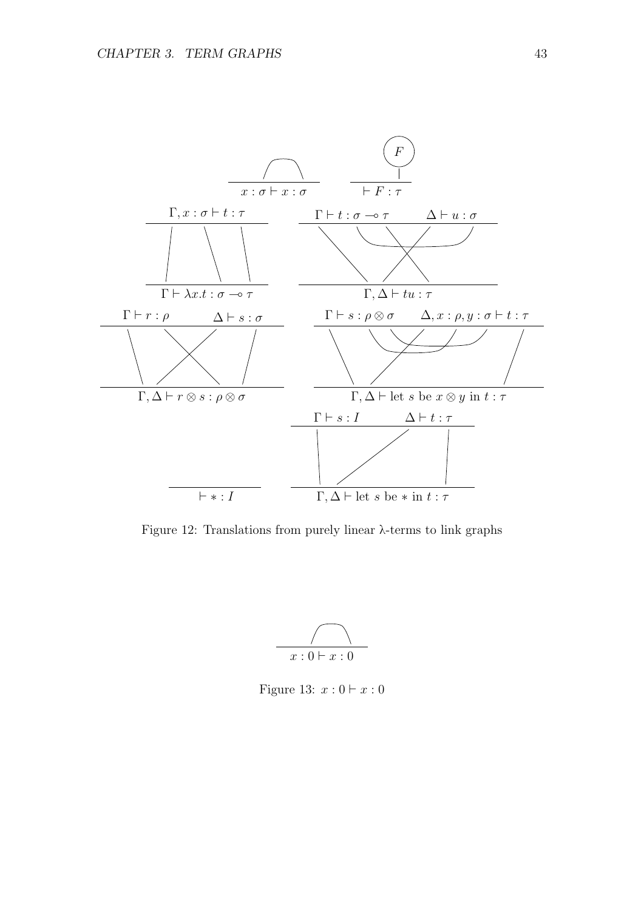$x : \sigma \vdash x : \sigma$

$\vdash F : \tau$

$\Gamma, x : \sigma \vdash t : \tau$

$\Gamma \vdash \lambda x.t : \sigma \multimap \tau$

$\Gamma \vdash t : \sigma \multimap \tau \quad \Delta \vdash u : \sigma$

$\Gamma, \Delta \vdash tu : \tau$

$\Gamma \vdash r : \rho \quad \Delta \vdash s : \sigma$

$\Gamma, \Delta \vdash r \otimes s : \rho \otimes \sigma$

$\Gamma \vdash s : \rho \otimes \sigma \quad \Delta, x : \rho, y : \sigma \vdash t : \tau$

$\Gamma, \Delta \vdash \text{let } s \text{ be } x \otimes y \text{ in } t : \tau$

$\vdash * : I$

$\Gamma \vdash s : I \quad \Delta \vdash t : \tau$

$\Gamma, \Delta \vdash \text{let } s \text{ be } * \text{ in } t : \tau$

Figure 12: Translations from purely linear λ-terms to link graphs

$x : 0 \vdash x : 0$

Figure 13: $x : 0 \vdash x : 0$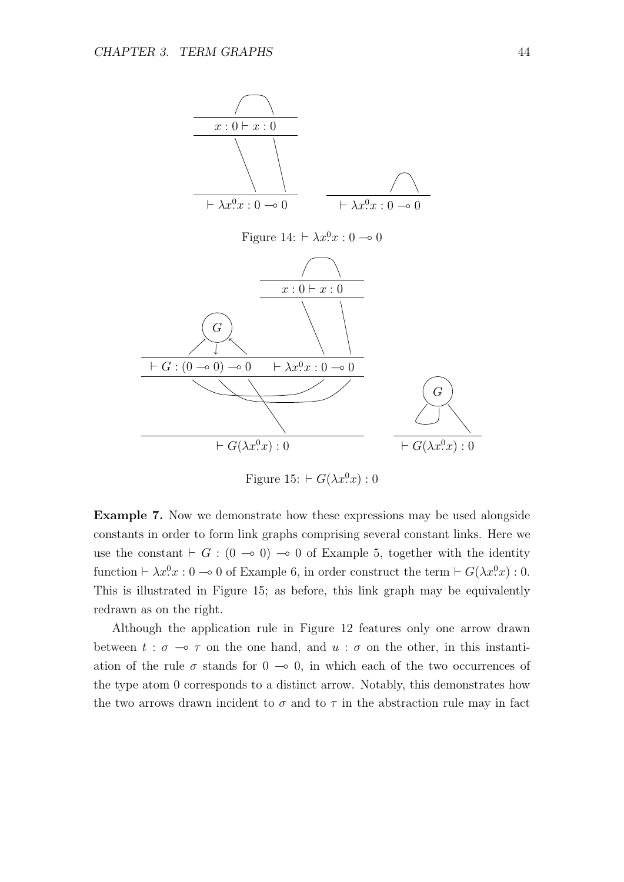Figure 14: $\vdash \lambda x^0\!.x : 0 \multimap 0$

Figure 15: $\vdash G(\lambda x^0\!.x) : 0$

**Example 7.** Now we demonstrate how these expressions may be used alongside constants in order to form link graphs comprising several constant links. Here we use the constant $\vdash G : (0 \multimap 0) \multimap 0$ of Example 5, together with the identity function $\vdash \lambda x^0\!.x : 0 \multimap 0$ of Example 6, in order construct the term $\vdash G(\lambda x^0\!.x) : 0$. This is illustrated in Figure 15; as before, this link graph may be equivalently redrawn as on the right.

Although the application rule in Figure 12 features only one arrow drawn between $t : \sigma \multimap \tau$ on the one hand, and $u : \sigma$ on the other, in this instantiation of the rule $\sigma$ stands for $0 \multimap 0$, in which each of the two occurrences of the type atom 0 corresponds to a distinct arrow. Notably, this demonstrates how the two arrows drawn incident to $\sigma$ and to $\tau$ in the abstraction rule may in fact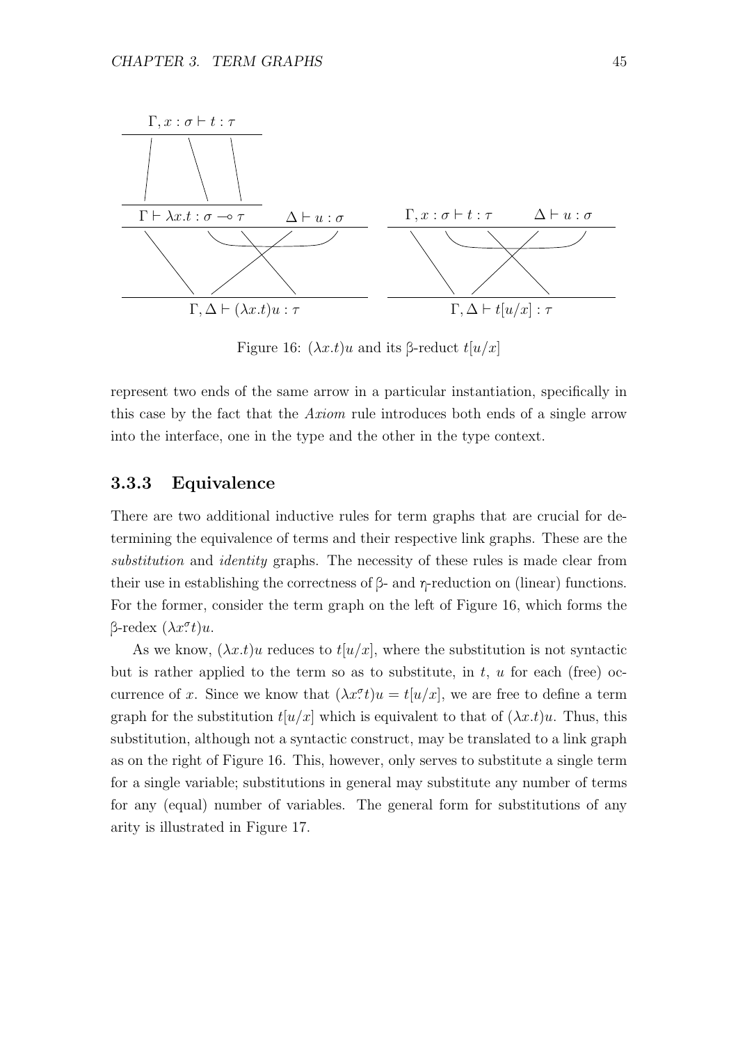$$\frac{\dfrac{\Gamma, x : \sigma \vdash t : \tau}{\Gamma \vdash \lambda x.t : \sigma \multimap \tau} \quad \Delta \vdash u : \sigma}{\Gamma, \Delta \vdash (\lambda x.t)u : \tau} \qquad \frac{\Gamma, x : \sigma \vdash t : \tau \quad \Delta \vdash u : \sigma}{\Gamma, \Delta \vdash t[u/x] : \tau}$$

Figure 16: $(\lambda x.t)u$ and its β-reduct $t[u/x]$

represent two ends of the same arrow in a particular instantiation, specifically in this case by the fact that the *Axiom* rule introduces both ends of a single arrow into the interface, one in the type and the other in the type context.

### 3.3.3 Equivalence

There are two additional inductive rules for term graphs that are crucial for determining the equivalence of terms and their respective link graphs. These are the *substitution* and *identity* graphs. The necessity of these rules is made clear from their use in establishing the correctness of β- and η-reduction on (linear) functions. For the former, consider the term graph on the left of Figure 16, which forms the β-redex $(\lambda x^{\sigma}.t)u$.

As we know, $(\lambda x.t)u$ reduces to $t[u/x]$, where the substitution is not syntactic but is rather applied to the term so as to substitute, in $t$, $u$ for each (free) occurrence of $x$. Since we know that $(\lambda x^{\sigma}.t)u = t[u/x]$, we are free to define a term graph for the substitution $t[u/x]$ which is equivalent to that of $(\lambda x.t)u$. Thus, this substitution, although not a syntactic construct, may be translated to a link graph as on the right of Figure 16. This, however, only serves to substitute a single term for a single variable; substitutions in general may substitute any number of terms for any (equal) number of variables. The general form for substitutions of any arity is illustrated in Figure 17.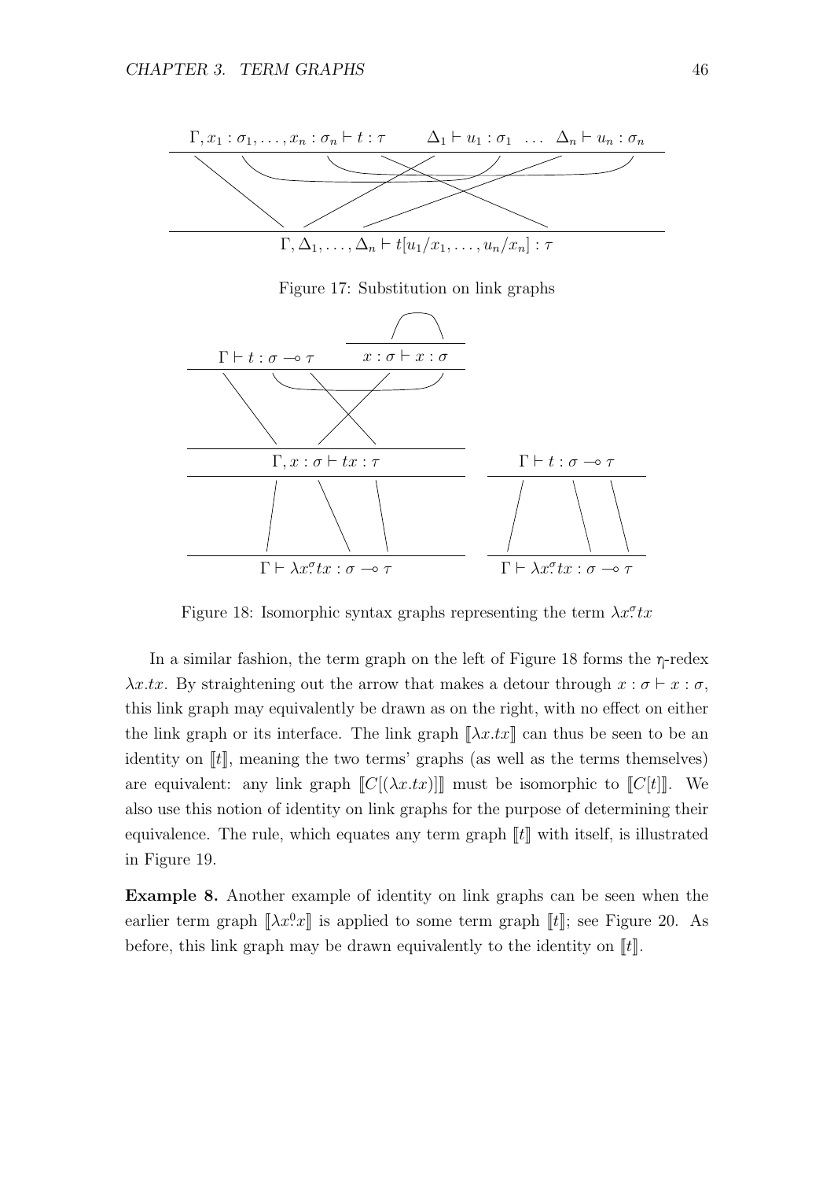$$\Gamma, x_1 : \sigma_1, \ldots, x_n : \sigma_n \vdash t : \tau \qquad \Delta_1 \vdash u_1 : \sigma_1 \quad \ldots \quad \Delta_n \vdash u_n : \sigma_n$$

$$\Gamma, \Delta_1, \ldots, \Delta_n \vdash t[u_1/x_1, \ldots, u_n/x_n] : \tau$$

Figure 17: Substitution on link graphs

$$\Gamma \vdash t : \sigma \multimap \tau \qquad x : \sigma \vdash x : \sigma$$

$$\Gamma, x : \sigma \vdash tx : \tau$$

$$\Gamma \vdash \lambda x^{\sigma}\!.tx : \sigma \multimap \tau \qquad\qquad \Gamma \vdash t : \sigma \multimap \tau$$

$$\Gamma \vdash \lambda x^{\sigma}\!.tx : \sigma \multimap \tau$$

Figure 18: Isomorphic syntax graphs representing the term $\lambda x^{\sigma}\!.tx$

In a similar fashion, the term graph on the left of Figure 18 forms the $\eta$-redex $\lambda x.tx$. By straightening out the arrow that makes a detour through $x : \sigma \vdash x : \sigma$, this link graph may equivalently be drawn as on the right, with no effect on either the link graph or its interface. The link graph $[\![\lambda x.tx]\!]$ can thus be seen to be an identity on $[\![t]\!]$, meaning the two terms' graphs (as well as the terms themselves) are equivalent: any link graph $[\![C[(\lambda x.tx)]]\!]$ must be isomorphic to $[\![C[t]]\!]$. We also use this notion of identity on link graphs for the purpose of determining their equivalence. The rule, which equates any term graph $[\![t]\!]$ with itself, is illustrated in Figure 19.

**Example 8.** Another example of identity on link graphs can be seen when the earlier term graph $[\![\lambda x^0\!.x]\!]$ is applied to some term graph $[\![t]\!]$; see Figure 20. As before, this link graph may be drawn equivalently to the identity on $[\![t]\!]$.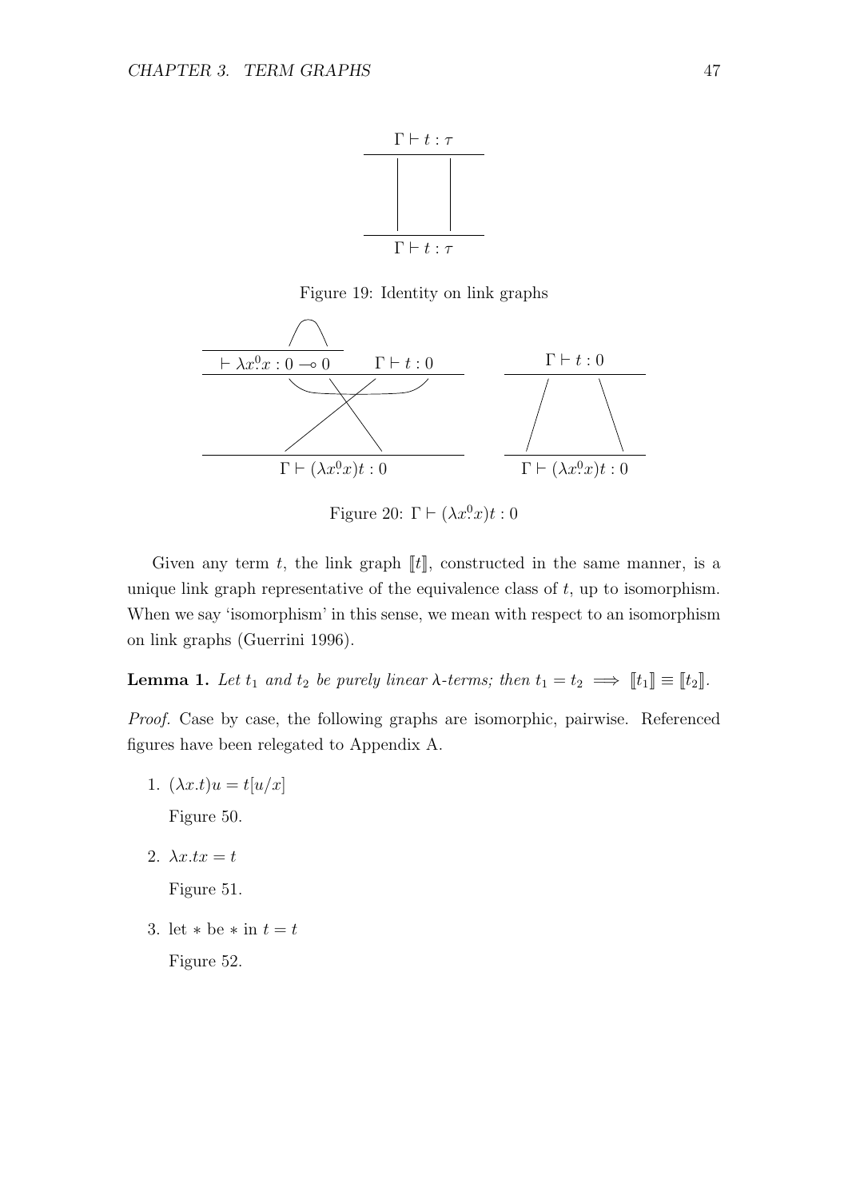$$\Gamma \vdash t : \tau$$

$$\Gamma \vdash t : \tau$$

Figure 19: Identity on link graphs

$$\vdash \lambda x^0_\cdot x : 0 \multimap 0 \qquad \Gamma \vdash t : 0$$

$$\Gamma \vdash (\lambda x^0_\cdot x)t : 0$$

$$\Gamma \vdash t : 0$$

$$\Gamma \vdash (\lambda x^0_\cdot x)t : 0$$

Figure 20: $\Gamma \vdash (\lambda x^0_\cdot x)t : 0$

Given any term $t$, the link graph $[\![t]\!]$, constructed in the same manner, is a unique link graph representative of the equivalence class of $t$, up to isomorphism. When we say 'isomorphism' in this sense, we mean with respect to an isomorphism on link graphs (Guerrini 1996).

**Lemma 1.** *Let $t_1$ and $t_2$ be purely linear $\lambda$-terms; then $t_1 = t_2 \implies [\![t_1]\!] \equiv [\![t_2]\!]$.*

*Proof.* Case by case, the following graphs are isomorphic, pairwise. Referenced figures have been relegated to Appendix A.

1. $(\lambda x.t)u = t[u/x]$

   Figure 50.

2. $\lambda x.tx = t$

   Figure 51.

3. let $*$ be $*$ in $t = t$

   Figure 52.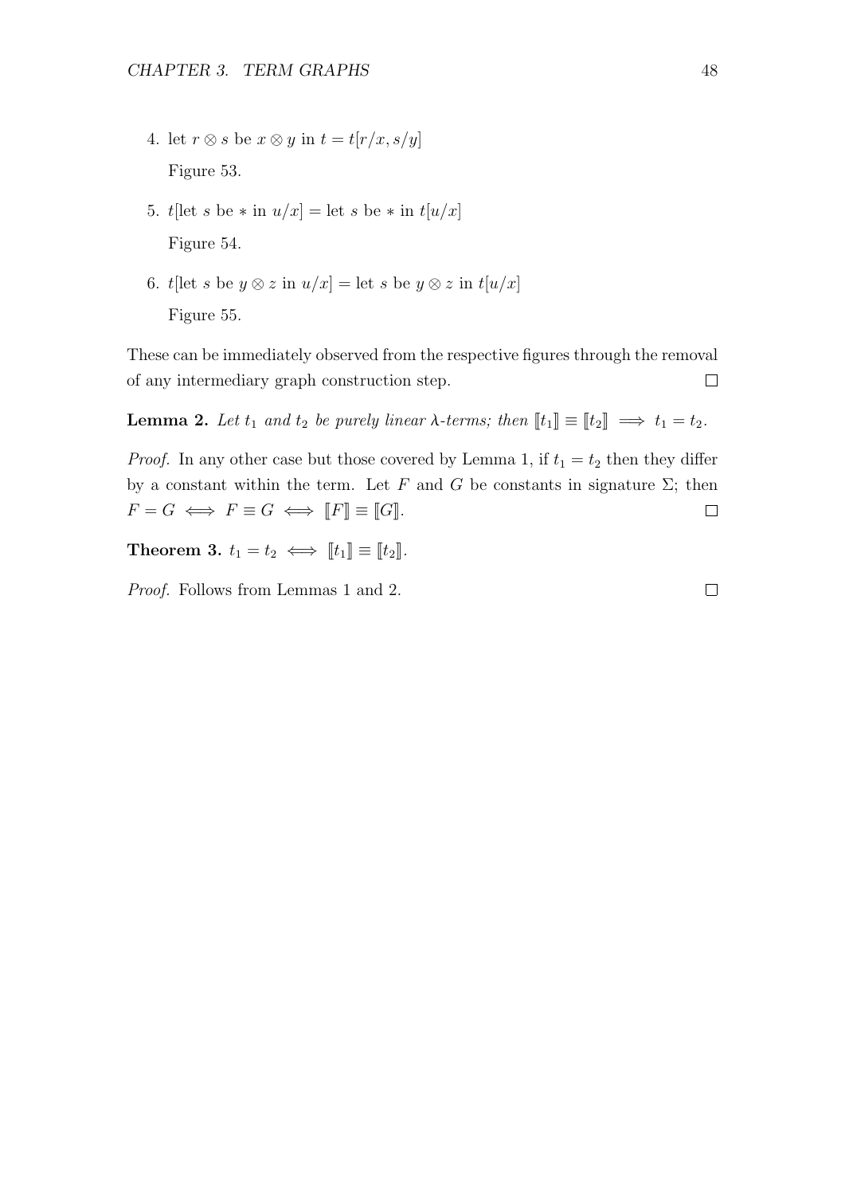4. let $r \otimes s$ be $x \otimes y$ in $t = t[r/x, s/y]$

   Figure 53.

5. $t$[let $s$ be $*$ in $u/x$] = let $s$ be $*$ in $t[u/x]$

   Figure 54.

6. $t$[let $s$ be $y \otimes z$ in $u/x$] = let $s$ be $y \otimes z$ in $t[u/x]$

   Figure 55.

These can be immediately observed from the respective figures through the removal of any intermediary graph construction step. $\square$

**Lemma 2.** *Let $t_1$ and $t_2$ be purely linear $\lambda$-terms; then $[\![t_1]\!] \equiv [\![t_2]\!] \implies t_1 = t_2$.*

*Proof.* In any other case but those covered by Lemma 1, if $t_1 = t_2$ then they differ by a constant within the term. Let $F$ and $G$ be constants in signature $\Sigma$; then $F = G \iff F \equiv G \iff [\![F]\!] \equiv [\![G]\!]$. $\square$

**Theorem 3.** $t_1 = t_2 \iff [\![t_1]\!] \equiv [\![t_2]\!]$.

*Proof.* Follows from Lemmas 1 and 2. $\square$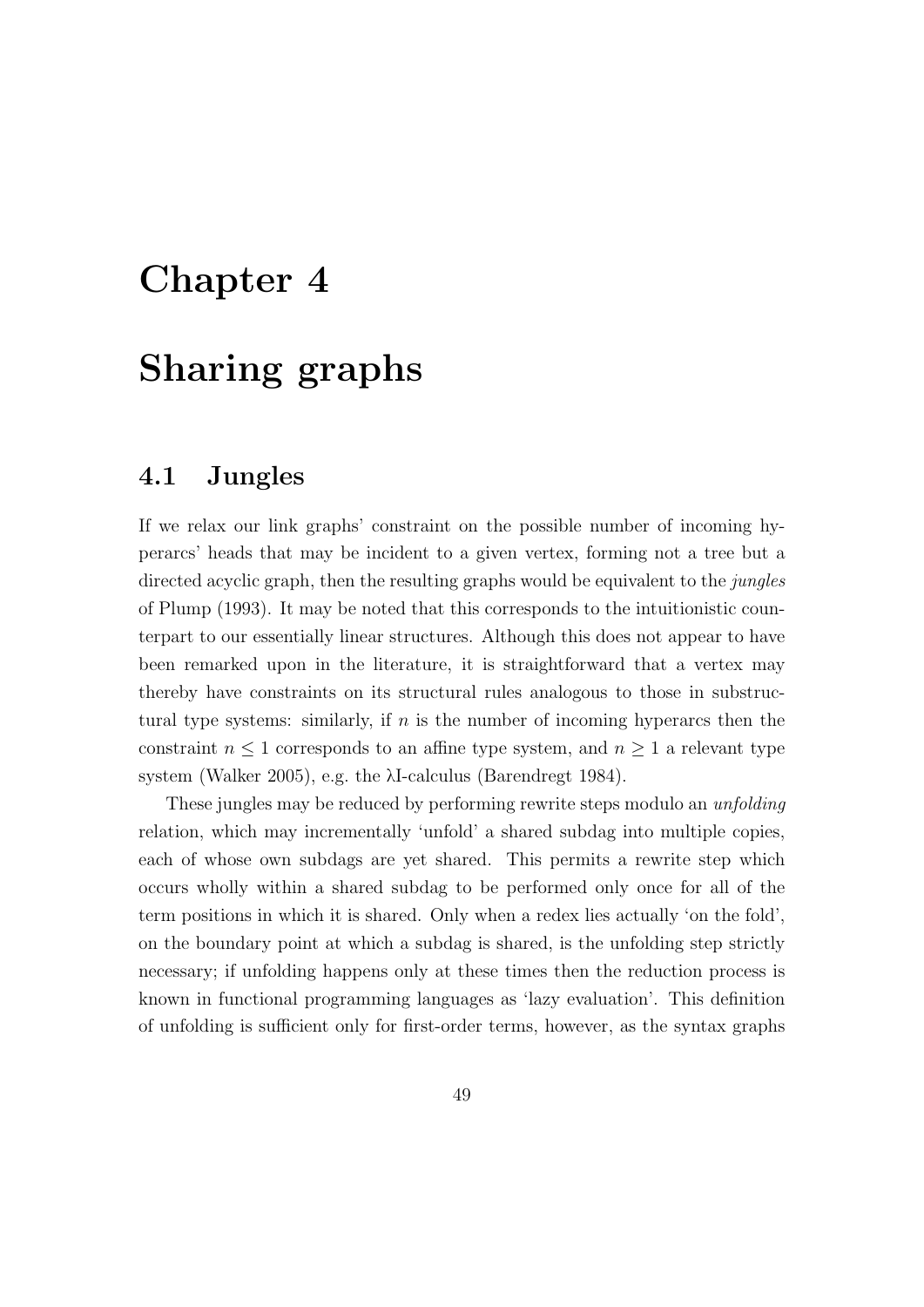# Chapter 4

# Sharing graphs

## 4.1 Jungles

If we relax our link graphs' constraint on the possible number of incoming hyperarcs' heads that may be incident to a given vertex, forming not a tree but a directed acyclic graph, then the resulting graphs would be equivalent to the *jungles* of Plump (1993). It may be noted that this corresponds to the intuitionistic counterpart to our essentially linear structures. Although this does not appear to have been remarked upon in the literature, it is straightforward that a vertex may thereby have constraints on its structural rules analogous to those in substructural type systems: similarly, if $n$ is the number of incoming hyperarcs then the constraint $n \leq 1$ corresponds to an affine type system, and $n \geq 1$ a relevant type system (Walker 2005), e.g. the λI-calculus (Barendregt 1984).

These jungles may be reduced by performing rewrite steps modulo an *unfolding* relation, which may incrementally 'unfold' a shared subdag into multiple copies, each of whose own subdags are yet shared. This permits a rewrite step which occurs wholly within a shared subdag to be performed only once for all of the term positions in which it is shared. Only when a redex lies actually 'on the fold', on the boundary point at which a subdag is shared, is the unfolding step strictly necessary; if unfolding happens only at these times then the reduction process is known in functional programming languages as 'lazy evaluation'. This definition of unfolding is sufficient only for first-order terms, however, as the syntax graphs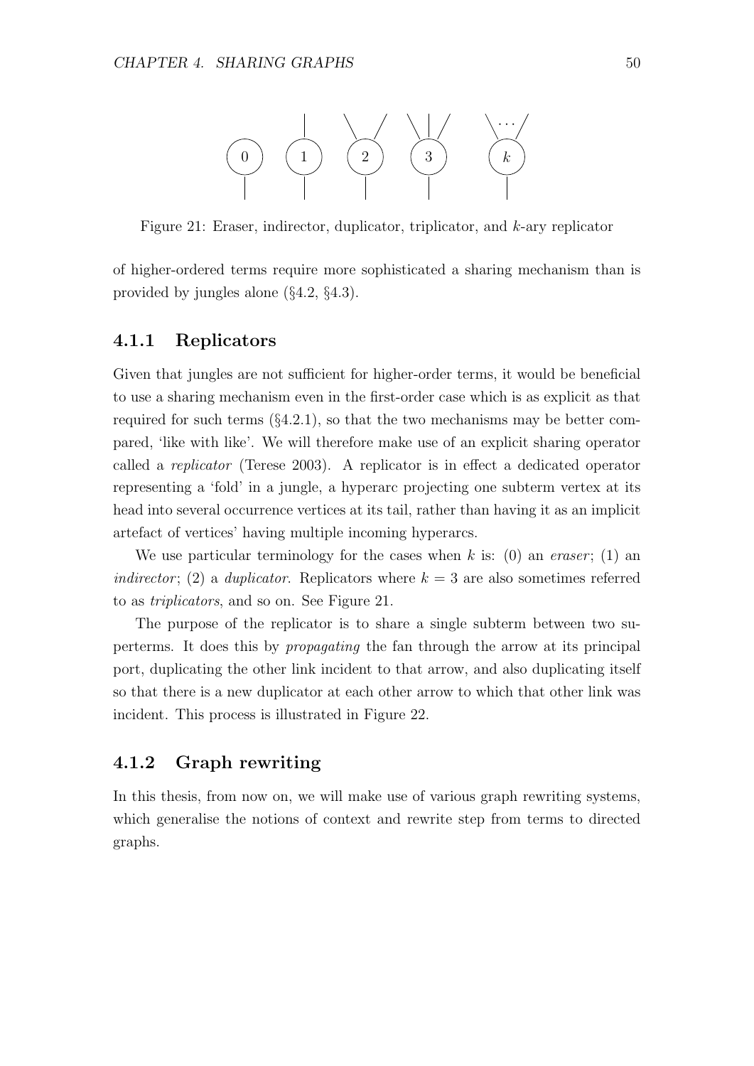Figure 21: Eraser, indirector, duplicator, triplicator, and $k$-ary replicator

of higher-ordered terms require more sophisticated a sharing mechanism than is provided by jungles alone (§4.2, §4.3).

### 4.1.1 Replicators

Given that jungles are not sufficient for higher-order terms, it would be beneficial to use a sharing mechanism even in the first-order case which is as explicit as that required for such terms (§4.2.1), so that the two mechanisms may be better compared, 'like with like'. We will therefore make use of an explicit sharing operator called a *replicator* (Terese 2003). A replicator is in effect a dedicated operator representing a 'fold' in a jungle, a hyperarc projecting one subterm vertex at its head into several occurrence vertices at its tail, rather than having it as an implicit artefact of vertices' having multiple incoming hyperarcs.

We use particular terminology for the cases when $k$ is: (0) an *eraser*; (1) an *indirector*; (2) a *duplicator*. Replicators where $k = 3$ are also sometimes referred to as *triplicators*, and so on. See Figure 21.

The purpose of the replicator is to share a single subterm between two superterms. It does this by *propagating* the fan through the arrow at its principal port, duplicating the other link incident to that arrow, and also duplicating itself so that there is a new duplicator at each other arrow to which that other link was incident. This process is illustrated in Figure 22.

### 4.1.2 Graph rewriting

In this thesis, from now on, we will make use of various graph rewriting systems, which generalise the notions of context and rewrite step from terms to directed graphs.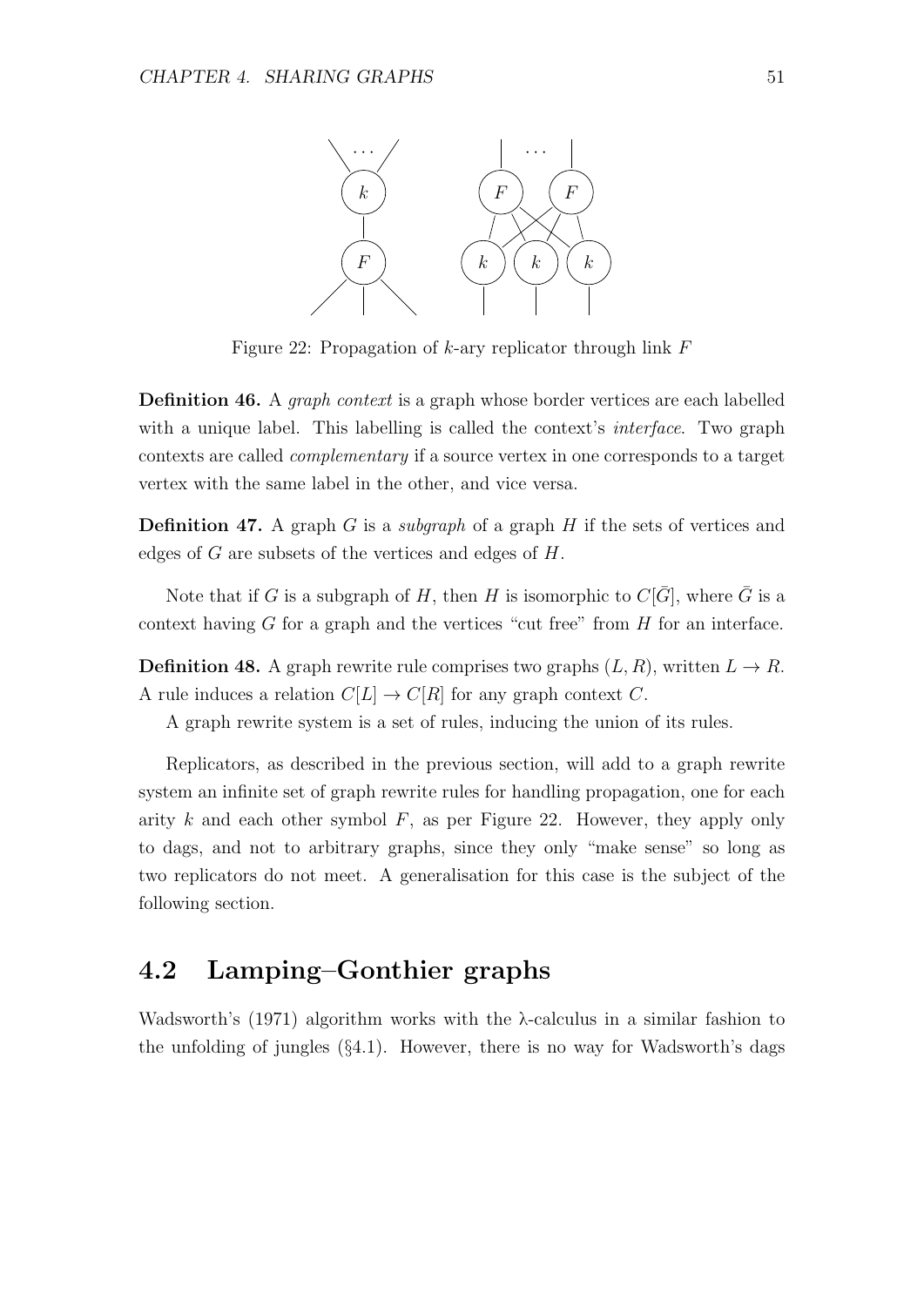Figure 22: Propagation of $k$-ary replicator through link $F$

**Definition 46.** A *graph context* is a graph whose border vertices are each labelled with a unique label. This labelling is called the context's *interface*. Two graph contexts are called *complementary* if a source vertex in one corresponds to a target vertex with the same label in the other, and vice versa.

**Definition 47.** A graph $G$ is a *subgraph* of a graph $H$ if the sets of vertices and edges of $G$ are subsets of the vertices and edges of $H$.

Note that if $G$ is a subgraph of $H$, then $H$ is isomorphic to $C[\bar{G}]$, where $\bar{G}$ is a context having $G$ for a graph and the vertices "cut free" from $H$ for an interface.

**Definition 48.** A graph rewrite rule comprises two graphs $(L, R)$, written $L \to R$. A rule induces a relation $C[L] \to C[R]$ for any graph context $C$.

A graph rewrite system is a set of rules, inducing the union of its rules.

Replicators, as described in the previous section, will add to a graph rewrite system an infinite set of graph rewrite rules for handling propagation, one for each arity $k$ and each other symbol $F$, as per Figure 22. However, they apply only to dags, and not to arbitrary graphs, since they only "make sense" so long as two replicators do not meet. A generalisation for this case is the subject of the following section.

## 4.2 Lamping–Gonthier graphs

Wadsworth's (1971) algorithm works with the λ-calculus in a similar fashion to the unfolding of jungles (§4.1). However, there is no way for Wadsworth's dags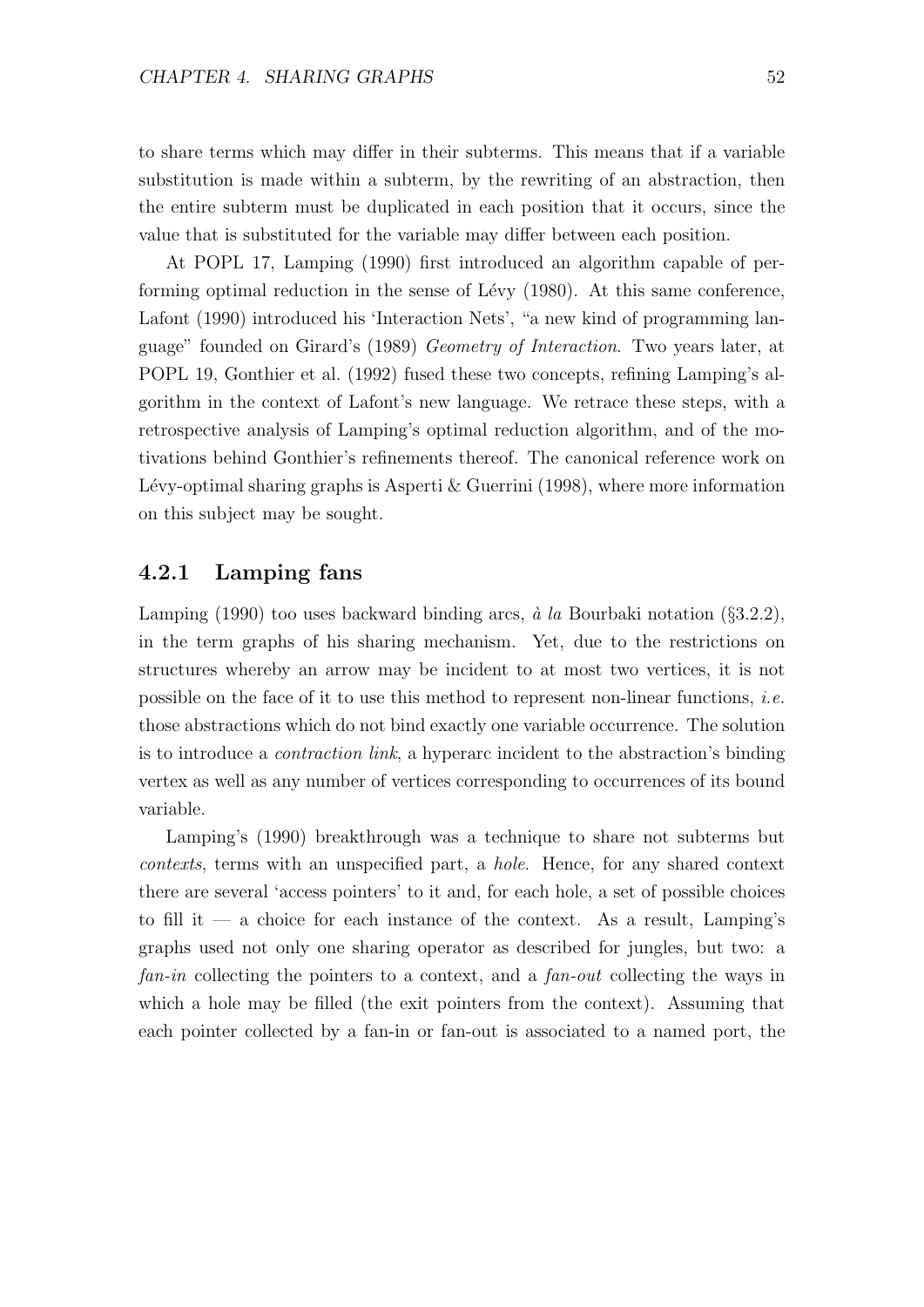to share terms which may differ in their subterms. This means that if a variable substitution is made within a subterm, by the rewriting of an abstraction, then the entire subterm must be duplicated in each position that it occurs, since the value that is substituted for the variable may differ between each position.

At POPL 17, Lamping (1990) first introduced an algorithm capable of performing optimal reduction in the sense of Lévy (1980). At this same conference, Lafont (1990) introduced his 'Interaction Nets', "a new kind of programming language" founded on Girard's (1989) *Geometry of Interaction*. Two years later, at POPL 19, Gonthier et al. (1992) fused these two concepts, refining Lamping's algorithm in the context of Lafont's new language. We retrace these steps, with a retrospective analysis of Lamping's optimal reduction algorithm, and of the motivations behind Gonthier's refinements thereof. The canonical reference work on Lévy-optimal sharing graphs is Asperti & Guerrini (1998), where more information on this subject may be sought.

### 4.2.1 Lamping fans

Lamping (1990) too uses backward binding arcs, *à la* Bourbaki notation (§3.2.2), in the term graphs of his sharing mechanism. Yet, due to the restrictions on structures whereby an arrow may be incident to at most two vertices, it is not possible on the face of it to use this method to represent non-linear functions, *i.e.* those abstractions which do not bind exactly one variable occurrence. The solution is to introduce a *contraction link*, a hyperarc incident to the abstraction's binding vertex as well as any number of vertices corresponding to occurrences of its bound variable.

Lamping's (1990) breakthrough was a technique to share not subterms but *contexts*, terms with an unspecified part, a *hole*. Hence, for any shared context there are several 'access pointers' to it and, for each hole, a set of possible choices to fill it — a choice for each instance of the context. As a result, Lamping's graphs used not only one sharing operator as described for jungles, but two: a *fan-in* collecting the pointers to a context, and a *fan-out* collecting the ways in which a hole may be filled (the exit pointers from the context). Assuming that each pointer collected by a fan-in or fan-out is associated to a named port, the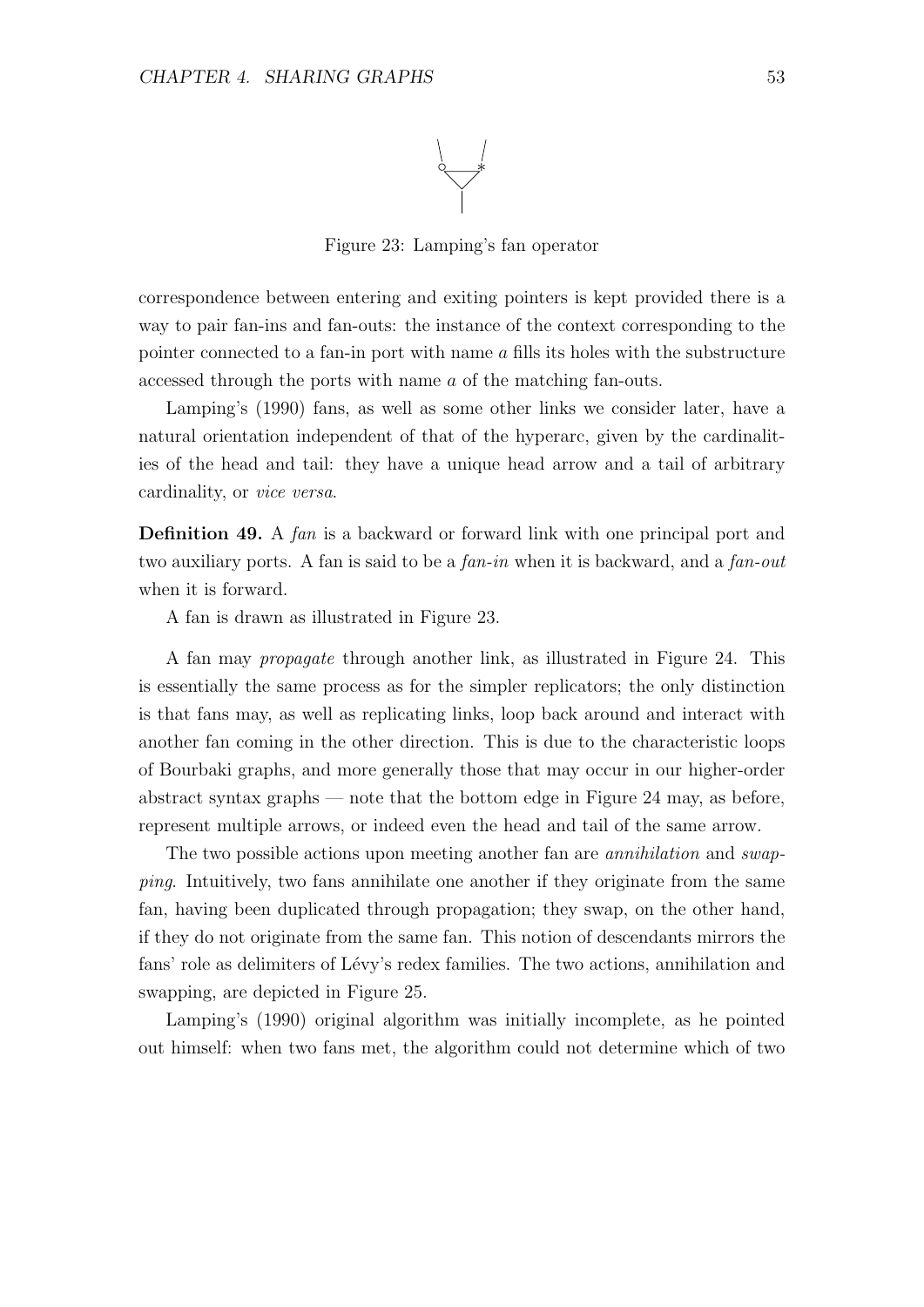Figure 23: Lamping's fan operator

correspondence between entering and exiting pointers is kept provided there is a way to pair fan-ins and fan-outs: the instance of the context corresponding to the pointer connected to a fan-in port with name $a$ fills its holes with the substructure accessed through the ports with name $a$ of the matching fan-outs.

Lamping's (1990) fans, as well as some other links we consider later, have a natural orientation independent of that of the hyperarc, given by the cardinalities of the head and tail: they have a unique head arrow and a tail of arbitrary cardinality, or *vice versa*.

**Definition 49.** A *fan* is a backward or forward link with one principal port and two auxiliary ports. A fan is said to be a *fan-in* when it is backward, and a *fan-out* when it is forward.

A fan is drawn as illustrated in Figure 23.

A fan may *propagate* through another link, as illustrated in Figure 24. This is essentially the same process as for the simpler replicators; the only distinction is that fans may, as well as replicating links, loop back around and interact with another fan coming in the other direction. This is due to the characteristic loops of Bourbaki graphs, and more generally those that may occur in our higher-order abstract syntax graphs — note that the bottom edge in Figure 24 may, as before, represent multiple arrows, or indeed even the head and tail of the same arrow.

The two possible actions upon meeting another fan are *annihilation* and *swapping*. Intuitively, two fans annihilate one another if they originate from the same fan, having been duplicated through propagation; they swap, on the other hand, if they do not originate from the same fan. This notion of descendants mirrors the fans' role as delimiters of Lévy's redex families. The two actions, annihilation and swapping, are depicted in Figure 25.

Lamping's (1990) original algorithm was initially incomplete, as he pointed out himself: when two fans met, the algorithm could not determine which of two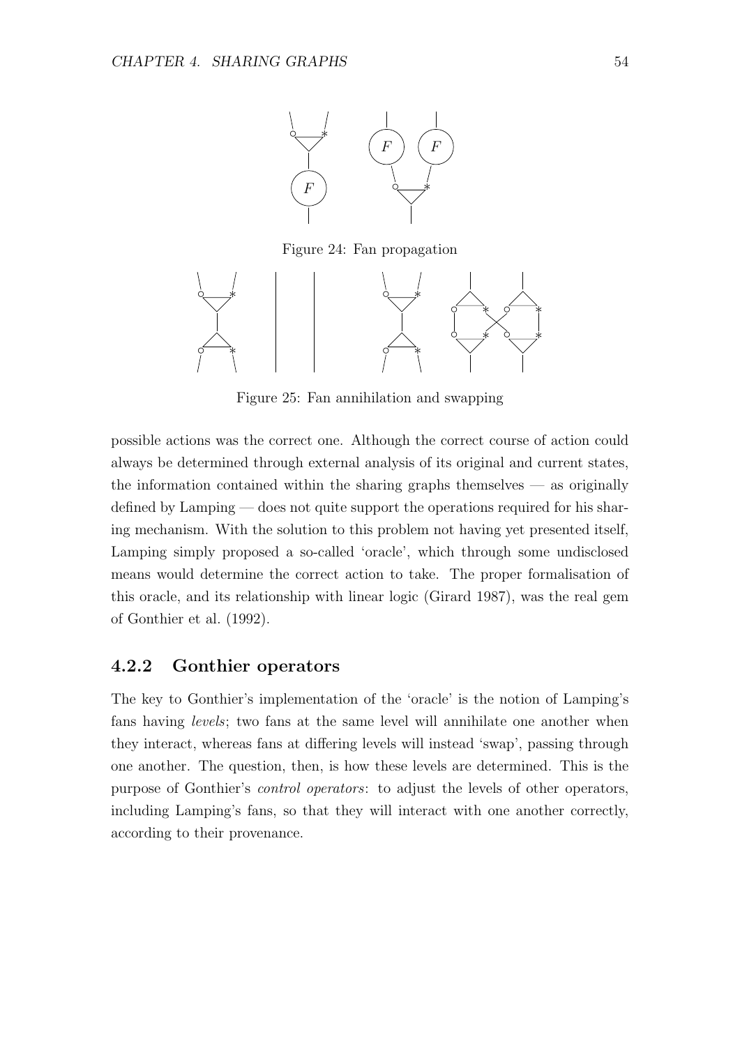Figure 24: Fan propagation

Figure 25: Fan annihilation and swapping

possible actions was the correct one. Although the correct course of action could always be determined through external analysis of its original and current states, the information contained within the sharing graphs themselves — as originally defined by Lamping — does not quite support the operations required for his sharing mechanism. With the solution to this problem not having yet presented itself, Lamping simply proposed a so-called 'oracle', which through some undisclosed means would determine the correct action to take. The proper formalisation of this oracle, and its relationship with linear logic (Girard 1987), was the real gem of Gonthier et al. (1992).

### 4.2.2 Gonthier operators

The key to Gonthier's implementation of the 'oracle' is the notion of Lamping's fans having *levels*; two fans at the same level will annihilate one another when they interact, whereas fans at differing levels will instead 'swap', passing through one another. The question, then, is how these levels are determined. This is the purpose of Gonthier's *control operators*: to adjust the levels of other operators, including Lamping's fans, so that they will interact with one another correctly, according to their provenance.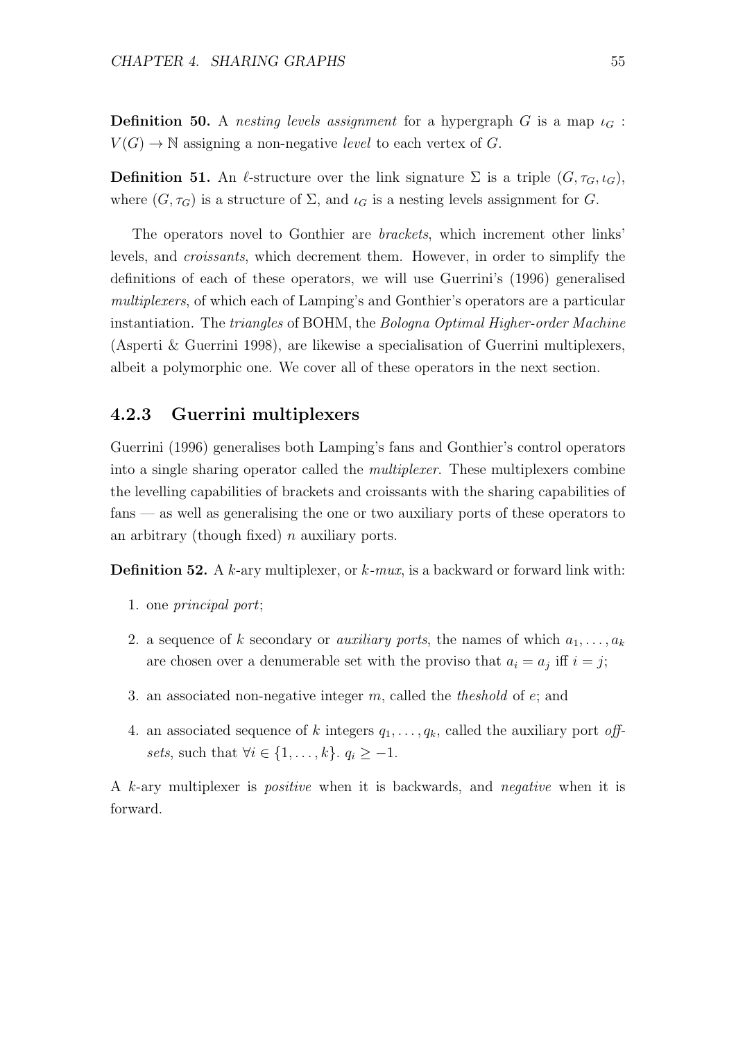**Definition 50.** A *nesting levels assignment* for a hypergraph $G$ is a map $\iota_G : V(G) \to \mathbb{N}$ assigning a non-negative *level* to each vertex of $G$.

**Definition 51.** An $\ell$-structure over the link signature $\Sigma$ is a triple $(G, \tau_G, \iota_G)$, where $(G, \tau_G)$ is a structure of $\Sigma$, and $\iota_G$ is a nesting levels assignment for $G$.

The operators novel to Gonthier are *brackets*, which increment other links' levels, and *croissants*, which decrement them. However, in order to simplify the definitions of each of these operators, we will use Guerrini's (1996) generalised *multiplexers*, of which each of Lamping's and Gonthier's operators are a particular instantiation. The *triangles* of BOHM, the *Bologna Optimal Higher-order Machine* (Asperti & Guerrini 1998), are likewise a specialisation of Guerrini multiplexers, albeit a polymorphic one. We cover all of these operators in the next section.

### 4.2.3 Guerrini multiplexers

Guerrini (1996) generalises both Lamping's fans and Gonthier's control operators into a single sharing operator called the *multiplexer*. These multiplexers combine the levelling capabilities of brackets and croissants with the sharing capabilities of fans — as well as generalising the one or two auxiliary ports of these operators to an arbitrary (though fixed) $n$ auxiliary ports.

**Definition 52.** A $k$-ary multiplexer, or $k$-*mux*, is a backward or forward link with:

1. one *principal port*;
2. a sequence of $k$ secondary or *auxiliary ports*, the names of which $a_1, \dots, a_k$ are chosen over a denumerable set with the proviso that $a_i = a_j$ iff $i = j$;
3. an associated non-negative integer $m$, called the *theshold* of $e$; and
4. an associated sequence of $k$ integers $q_1, \dots, q_k$, called the auxiliary port *offsets*, such that $\forall i \in \{1, \dots, k\}.\ q_i \geq -1$.

A $k$-ary multiplexer is *positive* when it is backwards, and *negative* when it is forward.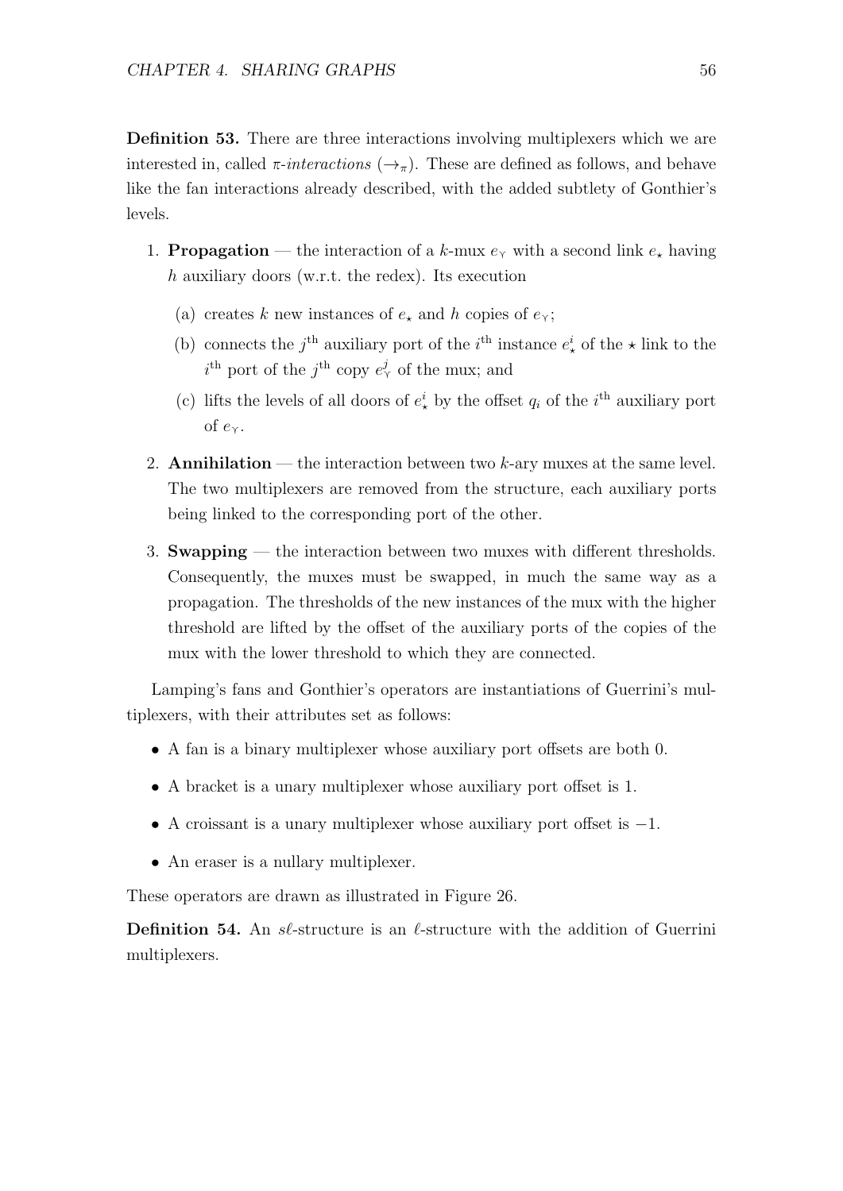**Definition 53.** There are three interactions involving multiplexers which we are interested in, called *π-interactions* ($\to_\pi$). These are defined as follows, and behave like the fan interactions already described, with the added subtlety of Gonthier's levels.

1. **Propagation** — the interaction of a $k$-mux $e_\curlyvee$ with a second link $e_\star$ having $h$ auxiliary doors (w.r.t. the redex). Its execution
   (a) creates $k$ new instances of $e_\star$ and $h$ copies of $e_\curlyvee$;
   (b) connects the $j^{\text{th}}$ auxiliary port of the $i^{\text{th}}$ instance $e_\star^i$ of the $\star$ link to the $i^{\text{th}}$ port of the $j^{\text{th}}$ copy $e_\curlyvee^j$ of the mux; and
   (c) lifts the levels of all doors of $e_\star^i$ by the offset $q_i$ of the $i^{\text{th}}$ auxiliary port of $e_\curlyvee$.
2. **Annihilation** — the interaction between two $k$-ary muxes at the same level. The two multiplexers are removed from the structure, each auxiliary ports being linked to the corresponding port of the other.
3. **Swapping** — the interaction between two muxes with different thresholds. Consequently, the muxes must be swapped, in much the same way as a propagation. The thresholds of the new instances of the mux with the higher threshold are lifted by the offset of the auxiliary ports of the copies of the mux with the lower threshold to which they are connected.

Lamping's fans and Gonthier's operators are instantiations of Guerrini's multiplexers, with their attributes set as follows:

- A fan is a binary multiplexer whose auxiliary port offsets are both 0.
- A bracket is a unary multiplexer whose auxiliary port offset is 1.
- A croissant is a unary multiplexer whose auxiliary port offset is $-1$.
- An eraser is a nullary multiplexer.

These operators are drawn as illustrated in Figure 26.

**Definition 54.** An *s*$\ell$-structure is an $\ell$-structure with the addition of Guerrini multiplexers.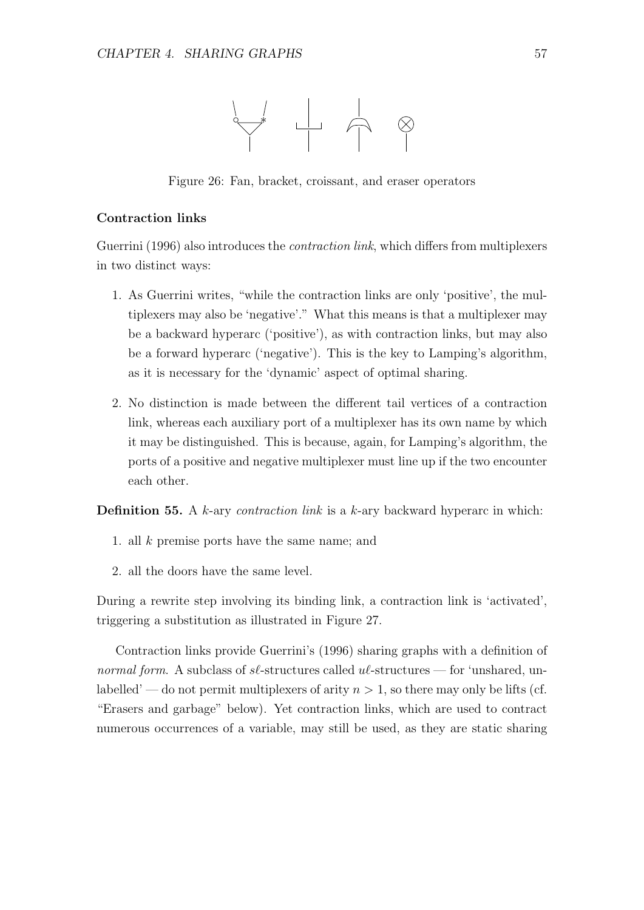Figure 26: Fan, bracket, croissant, and eraser operators

### Contraction links

Guerrini (1996) also introduces the *contraction link*, which differs from multiplexers in two distinct ways:

1. As Guerrini writes, "while the contraction links are only 'positive', the multiplexers may also be 'negative'." What this means is that a multiplexer may be a backward hyperarc ('positive'), as with contraction links, but may also be a forward hyperarc ('negative'). This is the key to Lamping's algorithm, as it is necessary for the 'dynamic' aspect of optimal sharing.

2. No distinction is made between the different tail vertices of a contraction link, whereas each auxiliary port of a multiplexer has its own name by which it may be distinguished. This is because, again, for Lamping's algorithm, the ports of a positive and negative multiplexer must line up if the two encounter each other.

**Definition 55.** A $k$-ary *contraction link* is a $k$-ary backward hyperarc in which:

1. all $k$ premise ports have the same name; and
2. all the doors have the same level.

During a rewrite step involving its binding link, a contraction link is 'activated', triggering a substitution as illustrated in Figure 27.

Contraction links provide Guerrini's (1996) sharing graphs with a definition of *normal form*. A subclass of $s\ell$-structures called $u\ell$-structures — for 'unshared, unlabelled' — do not permit multiplexers of arity $n > 1$, so there may only be lifts (cf. "Erasers and garbage" below). Yet contraction links, which are used to contract numerous occurrences of a variable, may still be used, as they are static sharing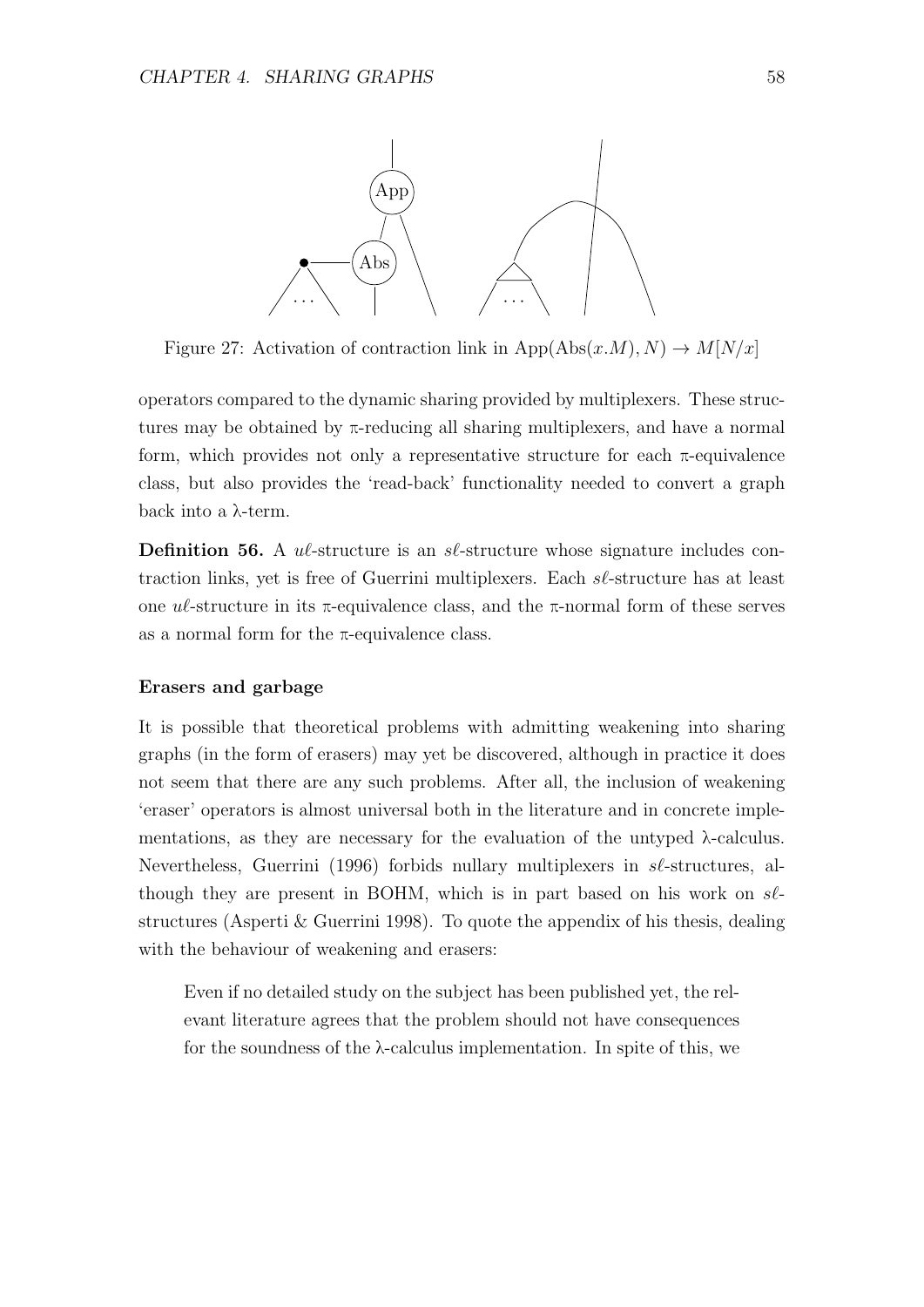Figure 27: Activation of contraction link in $\text{App}(\text{Abs}(x.M), N) \to M[N/x]$

operators compared to the dynamic sharing provided by multiplexers. These structures may be obtained by π-reducing all sharing multiplexers, and have a normal form, which provides not only a representative structure for each π-equivalence class, but also provides the 'read-back' functionality needed to convert a graph back into a λ-term.

**Definition 56.** A $u\ell$-structure is an $s\ell$-structure whose signature includes contraction links, yet is free of Guerrini multiplexers. Each $s\ell$-structure has at least one $u\ell$-structure in its π-equivalence class, and the π-normal form of these serves as a normal form for the π-equivalence class.

### Erasers and garbage

It is possible that theoretical problems with admitting weakening into sharing graphs (in the form of erasers) may yet be discovered, although in practice it does not seem that there are any such problems. After all, the inclusion of weakening 'eraser' operators is almost universal both in the literature and in concrete implementations, as they are necessary for the evaluation of the untyped λ-calculus. Nevertheless, Guerrini (1996) forbids nullary multiplexers in $s\ell$-structures, although they are present in BOHM, which is in part based on his work on $s\ell$-structures (Asperti & Guerrini 1998). To quote the appendix of his thesis, dealing with the behaviour of weakening and erasers:

> Even if no detailed study on the subject has been published yet, the relevant literature agrees that the problem should not have consequences for the soundness of the λ-calculus implementation. In spite of this, we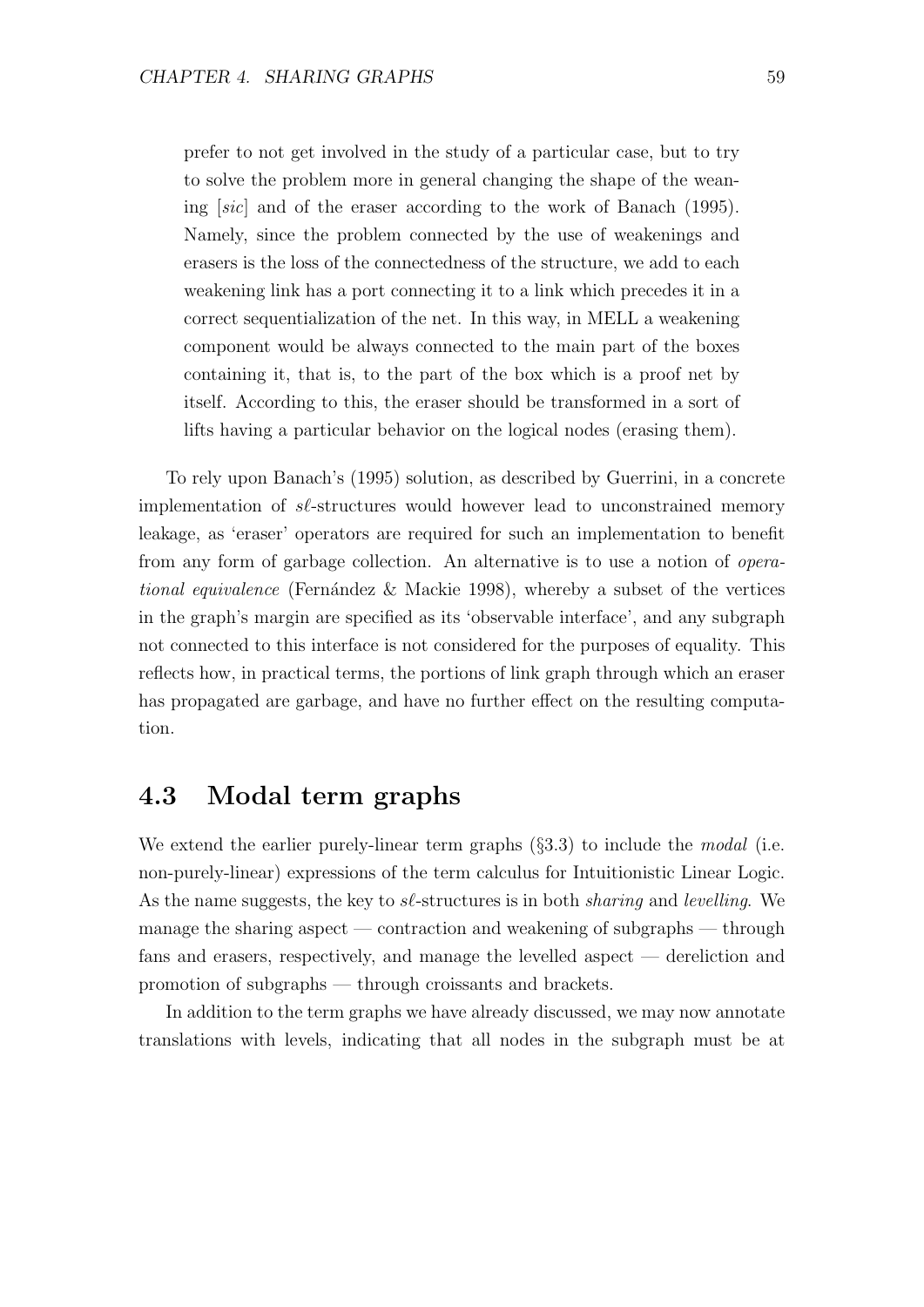> prefer to not get involved in the study of a particular case, but to try to solve the problem more in general changing the shape of the weaning [*sic*] and of the eraser according to the work of Banach (1995). Namely, since the problem connected by the use of weakenings and erasers is the loss of the connectedness of the structure, we add to each weakening link has a port connecting it to a link which precedes it in a correct sequentialization of the net. In this way, in MELL a weakening component would be always connected to the main part of the boxes containing it, that is, to the part of the box which is a proof net by itself. According to this, the eraser should be transformed in a sort of lifts having a particular behavior on the logical nodes (erasing them).

To rely upon Banach's (1995) solution, as described by Guerrini, in a concrete implementation of $s\ell$-structures would however lead to unconstrained memory leakage, as 'eraser' operators are required for such an implementation to benefit from any form of garbage collection. An alternative is to use a notion of *operational equivalence* (Fernández & Mackie 1998), whereby a subset of the vertices in the graph's margin are specified as its 'observable interface', and any subgraph not connected to this interface is not considered for the purposes of equality. This reflects how, in practical terms, the portions of link graph through which an eraser has propagated are garbage, and have no further effect on the resulting computation.

## 4.3 Modal term graphs

We extend the earlier purely-linear term graphs (§3.3) to include the *modal* (i.e. non-purely-linear) expressions of the term calculus for Intuitionistic Linear Logic. As the name suggests, the key to $s\ell$-structures is in both *sharing* and *levelling*. We manage the sharing aspect — contraction and weakening of subgraphs — through fans and erasers, respectively, and manage the levelled aspect — dereliction and promotion of subgraphs — through croissants and brackets.

In addition to the term graphs we have already discussed, we may now annotate translations with levels, indicating that all nodes in the subgraph must be at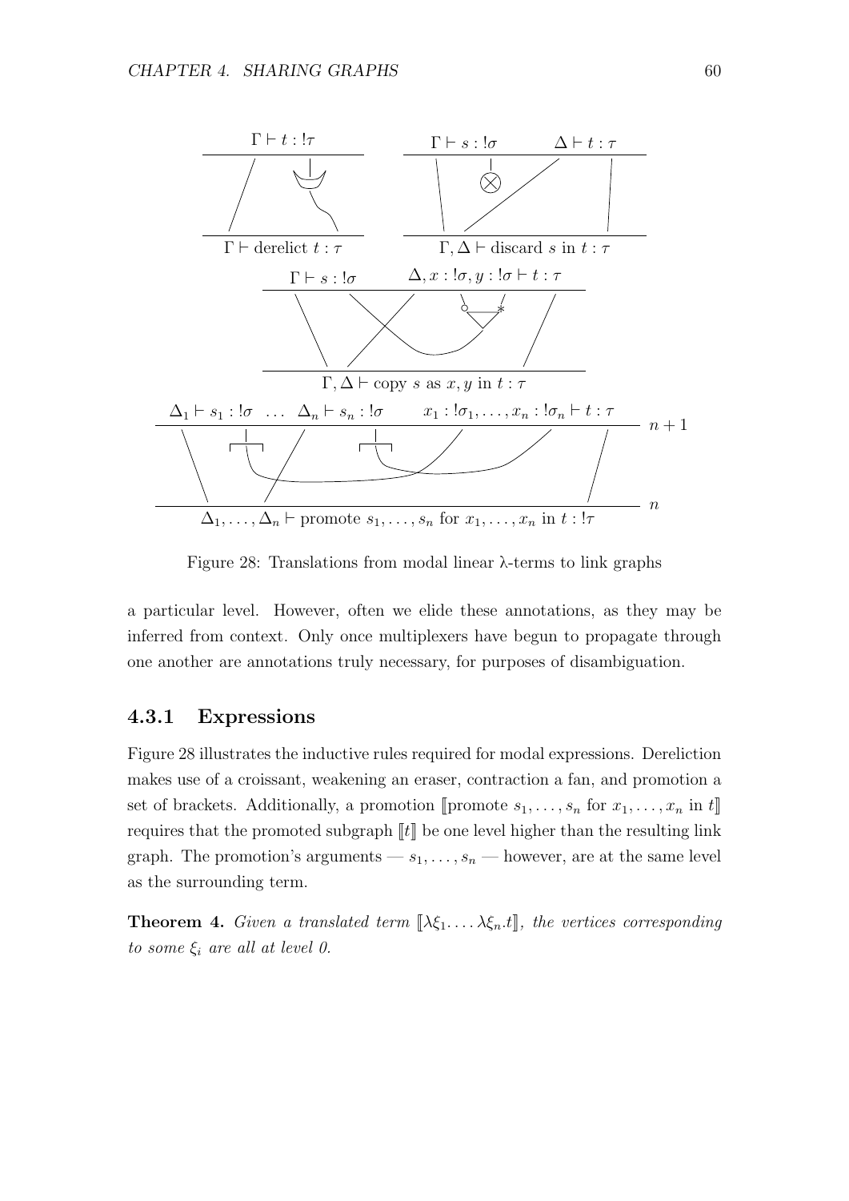$$\frac{\Gamma \vdash t : !\tau}{\Gamma \vdash \text{derelict } t : \tau} \qquad \frac{\Gamma \vdash s : !\sigma \qquad \Delta \vdash t : \tau}{\Gamma, \Delta \vdash \text{discard } s \text{ in } t : \tau}$$

$$\frac{\Gamma \vdash s : !\sigma \qquad \Delta, x : !\sigma, y : !\sigma \vdash t : \tau}{\Gamma, \Delta \vdash \text{copy } s \text{ as } x, y \text{ in } t : \tau}$$

$$\frac{\Delta_1 \vdash s_1 : !\sigma \quad \ldots \quad \Delta_n \vdash s_n : !\sigma \qquad x_1 : !\sigma_1, \ldots, x_n : !\sigma_n \vdash t : \tau \quad n+1}{\Delta_1, \ldots, \Delta_n \vdash \text{promote } s_1, \ldots, s_n \text{ for } x_1, \ldots, x_n \text{ in } t : !\tau \quad n}$$

Figure 28: Translations from modal linear λ-terms to link graphs

a particular level. However, often we elide these annotations, as they may be inferred from context. Only once multiplexers have begun to propagate through one another are annotations truly necessary, for purposes of disambiguation.

### 4.3.1 Expressions

Figure 28 illustrates the inductive rules required for modal expressions. Dereliction makes use of a croissant, weakening an eraser, contraction a fan, and promotion a set of brackets. Additionally, a promotion $[\![\text{promote } s_1, \ldots, s_n \text{ for } x_1, \ldots, x_n \text{ in } t]\!]$ requires that the promoted subgraph $[\![t]\!]$ be one level higher than the resulting link graph. The promotion's arguments — $s_1, \ldots, s_n$ — however, are at the same level as the surrounding term.

**Theorem 4.** *Given a translated term* $[\![\lambda\xi_1. \ldots \lambda\xi_n.t]\!]$*, the vertices corresponding to some* $\xi_i$ *are all at level 0.*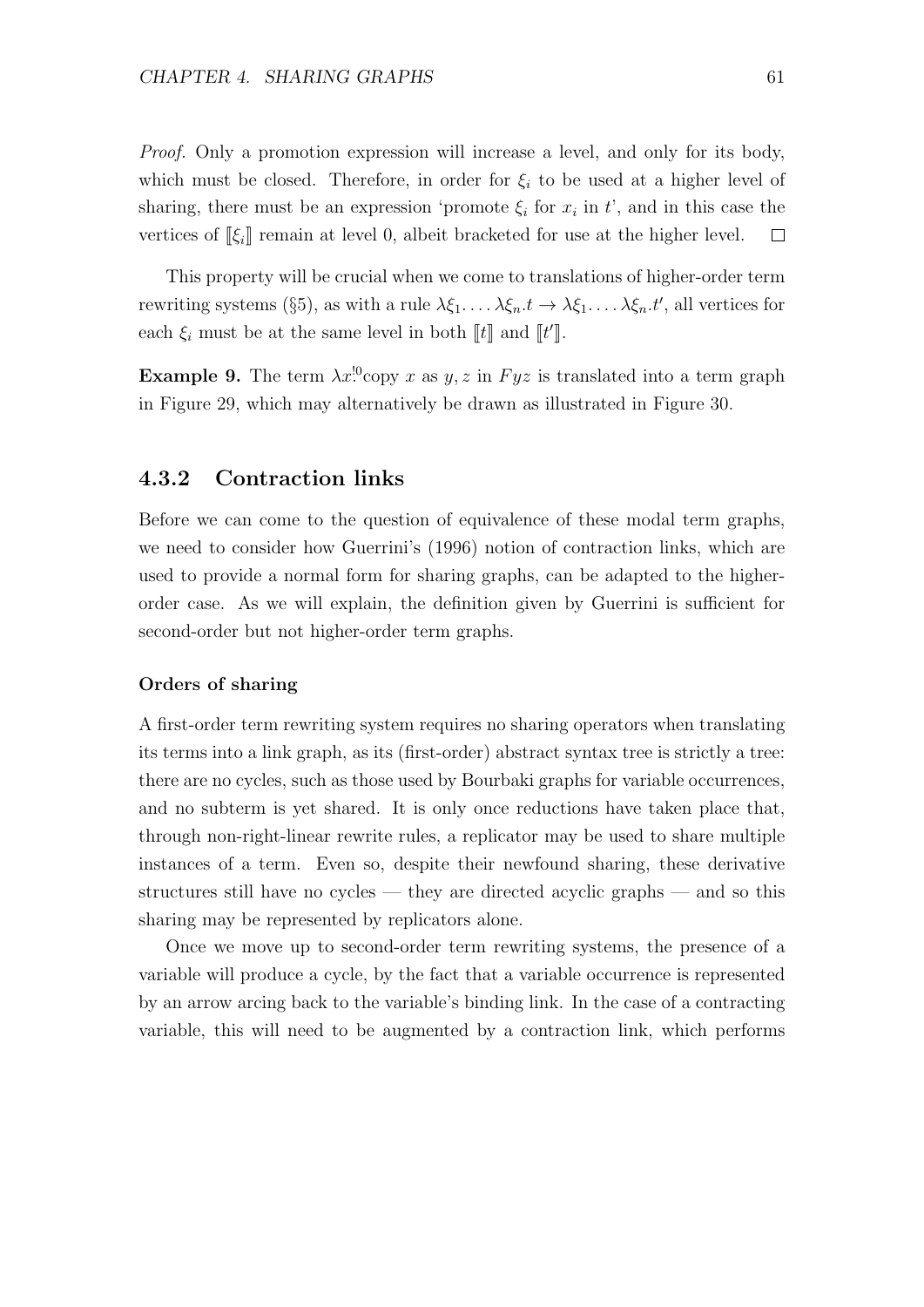*Proof.* Only a promotion expression will increase a level, and only for its body, which must be closed. Therefore, in order for $\xi_i$ to be used at a higher level of sharing, there must be an expression 'promote $\xi_i$ for $x_i$ in $t$', and in this case the vertices of $[\![\xi_i]\!]$ remain at level 0, albeit bracketed for use at the higher level. □

This property will be crucial when we come to translations of higher-order term rewriting systems (§5), as with a rule $\lambda\xi_1.\dots\lambda\xi_n.t \to \lambda\xi_1.\dots\lambda\xi_n.t'$, all vertices for each $\xi_i$ must be at the same level in both $[\![t]\!]$ and $[\![t']\!]$.

**Example 9.** The term $\lambda x^{!0}.$copy $x$ as $y, z$ in $Fyz$ is translated into a term graph in Figure 29, which may alternatively be drawn as illustrated in Figure 30.

### 4.3.2 Contraction links

Before we can come to the question of equivalence of these modal term graphs, we need to consider how Guerrini's (1996) notion of contraction links, which are used to provide a normal form for sharing graphs, can be adapted to the higher-order case. As we will explain, the definition given by Guerrini is sufficient for second-order but not higher-order term graphs.

#### Orders of sharing

A first-order term rewriting system requires no sharing operators when translating its terms into a link graph, as its (first-order) abstract syntax tree is strictly a tree: there are no cycles, such as those used by Bourbaki graphs for variable occurrences, and no subterm is yet shared. It is only once reductions have taken place that, through non-right-linear rewrite rules, a replicator may be used to share multiple instances of a term. Even so, despite their newfound sharing, these derivative structures still have no cycles — they are directed acyclic graphs — and so this sharing may be represented by replicators alone.

Once we move up to second-order term rewriting systems, the presence of a variable will produce a cycle, by the fact that a variable occurrence is represented by an arrow arcing back to the variable's binding link. In the case of a contracting variable, this will need to be augmented by a contraction link, which performs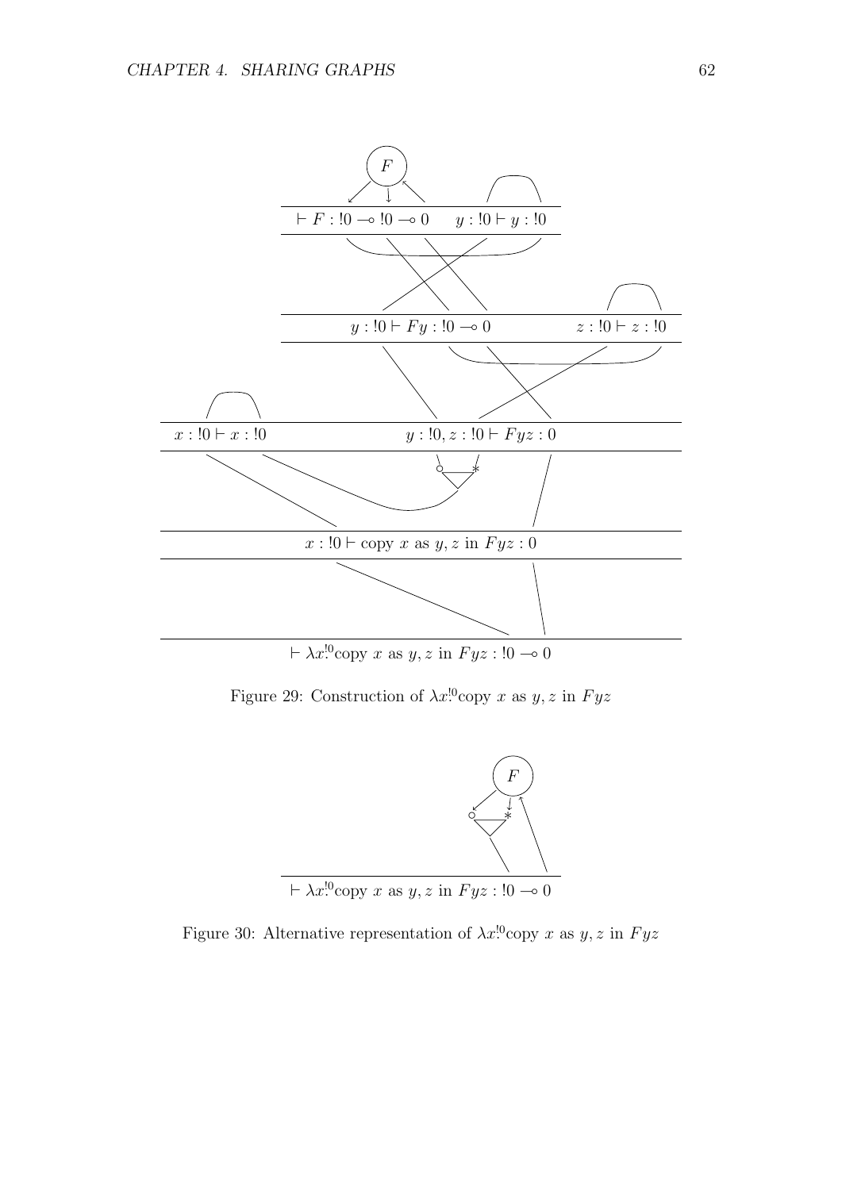$\vdash F : !0 \multimap !0 \multimap 0 \qquad y : !0 \vdash y : !0$

$y : !0 \vdash Fy : !0 \multimap 0 \qquad z : !0 \vdash z : !0$

$x : !0 \vdash x : !0 \qquad y : !0, z : !0 \vdash Fyz : 0$

$x : !0 \vdash \text{copy } x \text{ as } y, z \text{ in } Fyz : 0$

$\vdash \lambda x^{!0}\text{copy } x \text{ as } y, z \text{ in } Fyz : !0 \multimap 0$

Figure 29: Construction of $\lambda x^{!0}\text{copy } x \text{ as } y, z \text{ in } Fyz$

$\vdash \lambda x^{!0}\text{copy } x \text{ as } y, z \text{ in } Fyz : !0 \multimap 0$

Figure 30: Alternative representation of $\lambda x^{!0}\text{copy } x \text{ as } y, z \text{ in } Fyz$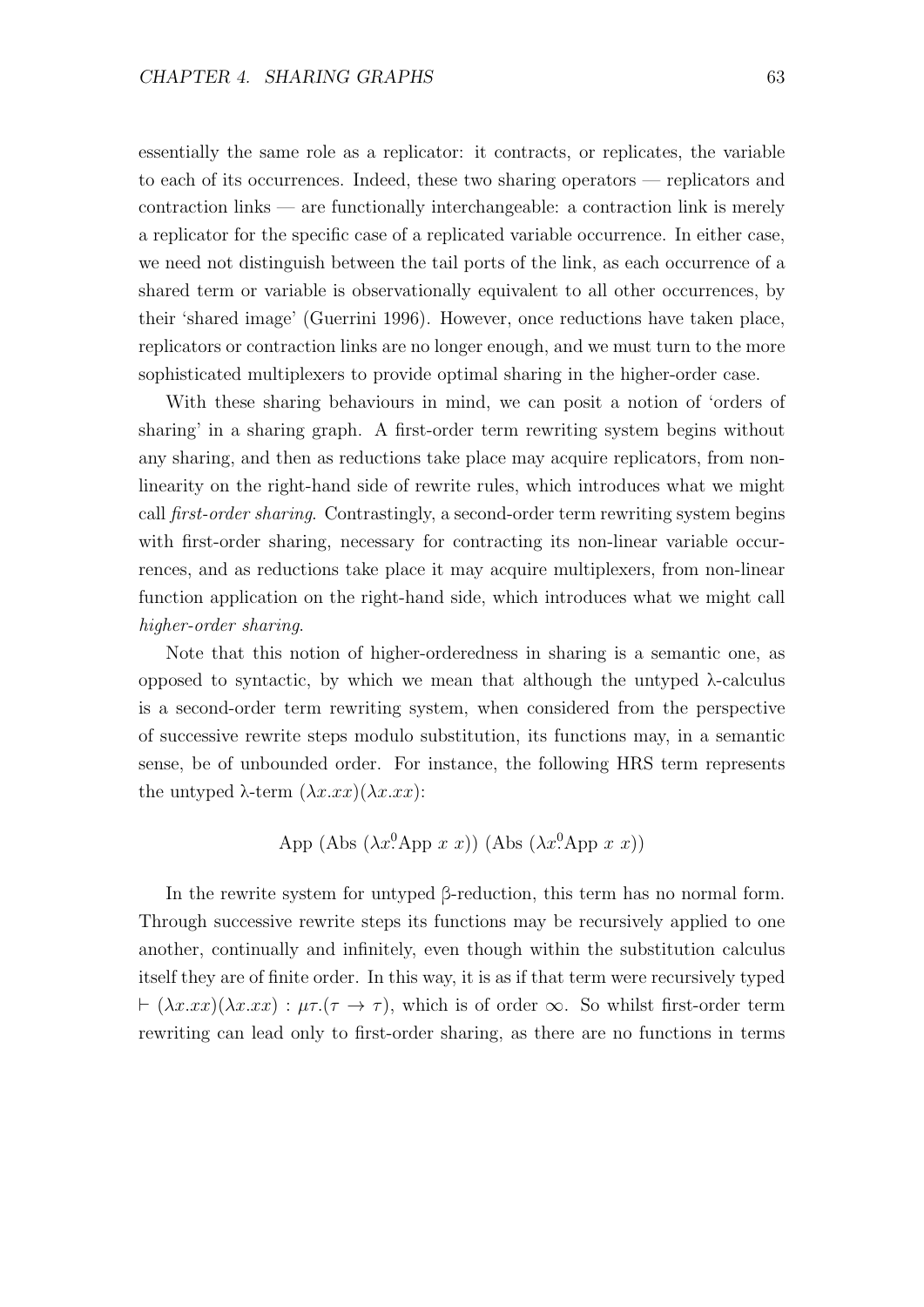essentially the same role as a replicator: it contracts, or replicates, the variable to each of its occurrences. Indeed, these two sharing operators — replicators and contraction links — are functionally interchangeable: a contraction link is merely a replicator for the specific case of a replicated variable occurrence. In either case, we need not distinguish between the tail ports of the link, as each occurrence of a shared term or variable is observationally equivalent to all other occurrences, by their 'shared image' (Guerrini 1996). However, once reductions have taken place, replicators or contraction links are no longer enough, and we must turn to the more sophisticated multiplexers to provide optimal sharing in the higher-order case.

With these sharing behaviours in mind, we can posit a notion of 'orders of sharing' in a sharing graph. A first-order term rewriting system begins without any sharing, and then as reductions take place may acquire replicators, from non-linearity on the right-hand side of rewrite rules, which introduces what we might call *first-order sharing*. Contrastingly, a second-order term rewriting system begins with first-order sharing, necessary for contracting its non-linear variable occurrences, and as reductions take place it may acquire multiplexers, from non-linear function application on the right-hand side, which introduces what we might call *higher-order sharing*.

Note that this notion of higher-orderedness in sharing is a semantic one, as opposed to syntactic, by which we mean that although the untyped λ-calculus is a second-order term rewriting system, when considered from the perspective of successive rewrite steps modulo substitution, its functions may, in a semantic sense, be of unbounded order. For instance, the following HRS term represents the untyped λ-term $(\lambda x.xx)(\lambda x.xx)$:

$$\text{App (Abs } (\lambda x^0\!.\text{App } x\ x)) \text{ (Abs } (\lambda x^0\!.\text{App } x\ x))$$

In the rewrite system for untyped β-reduction, this term has no normal form. Through successive rewrite steps its functions may be recursively applied to one another, continually and infinitely, even though within the substitution calculus itself they are of finite order. In this way, it is as if that term were recursively typed $\vdash (\lambda x.xx)(\lambda x.xx) : \mu\tau.(\tau \to \tau)$, which is of order $\infty$. So whilst first-order term rewriting can lead only to first-order sharing, as there are no functions in terms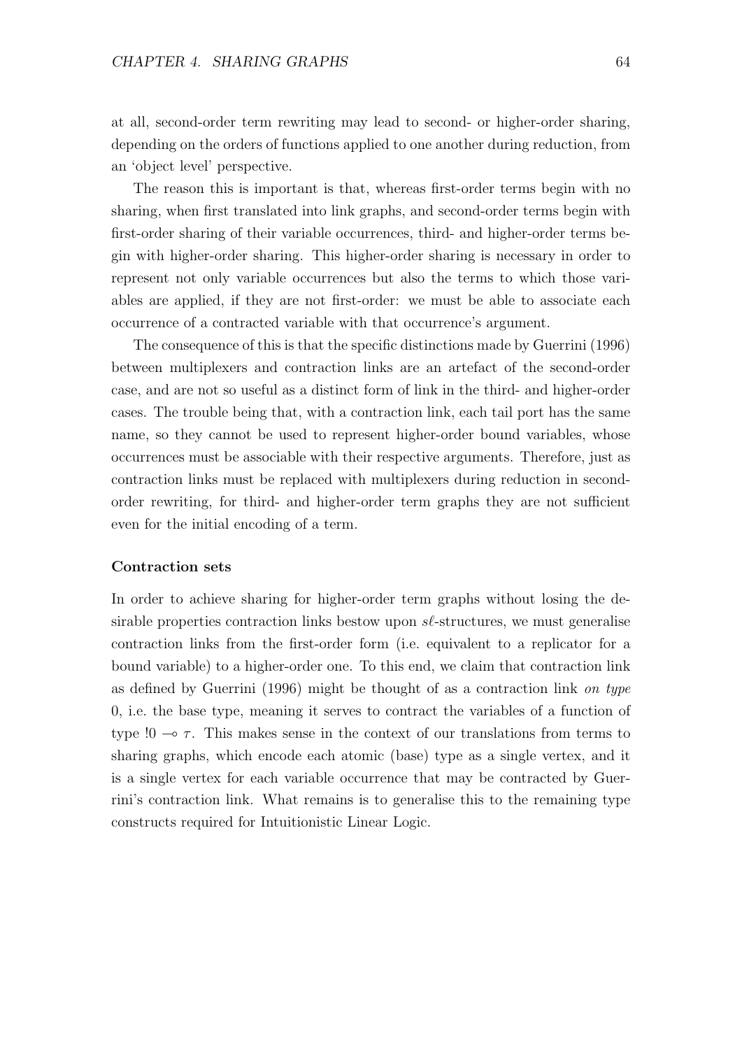at all, second-order term rewriting may lead to second- or higher-order sharing, depending on the orders of functions applied to one another during reduction, from an 'object level' perspective.

The reason this is important is that, whereas first-order terms begin with no sharing, when first translated into link graphs, and second-order terms begin with first-order sharing of their variable occurrences, third- and higher-order terms begin with higher-order sharing. This higher-order sharing is necessary in order to represent not only variable occurrences but also the terms to which those variables are applied, if they are not first-order: we must be able to associate each occurrence of a contracted variable with that occurrence's argument.

The consequence of this is that the specific distinctions made by Guerrini (1996) between multiplexers and contraction links are an artefact of the second-order case, and are not so useful as a distinct form of link in the third- and higher-order cases. The trouble being that, with a contraction link, each tail port has the same name, so they cannot be used to represent higher-order bound variables, whose occurrences must be associable with their respective arguments. Therefore, just as contraction links must be replaced with multiplexers during reduction in second-order rewriting, for third- and higher-order term graphs they are not sufficient even for the initial encoding of a term.

#### Contraction sets

In order to achieve sharing for higher-order term graphs without losing the desirable properties contraction links bestow upon $s\ell$-structures, we must generalise contraction links from the first-order form (i.e. equivalent to a replicator for a bound variable) to a higher-order one. To this end, we claim that contraction link as defined by Guerrini (1996) might be thought of as a contraction link *on type* 0, i.e. the base type, meaning it serves to contract the variables of a function of type $!0 \multimap \tau$. This makes sense in the context of our translations from terms to sharing graphs, which encode each atomic (base) type as a single vertex, and it is a single vertex for each variable occurrence that may be contracted by Guerrini's contraction link. What remains is to generalise this to the remaining type constructs required for Intuitionistic Linear Logic.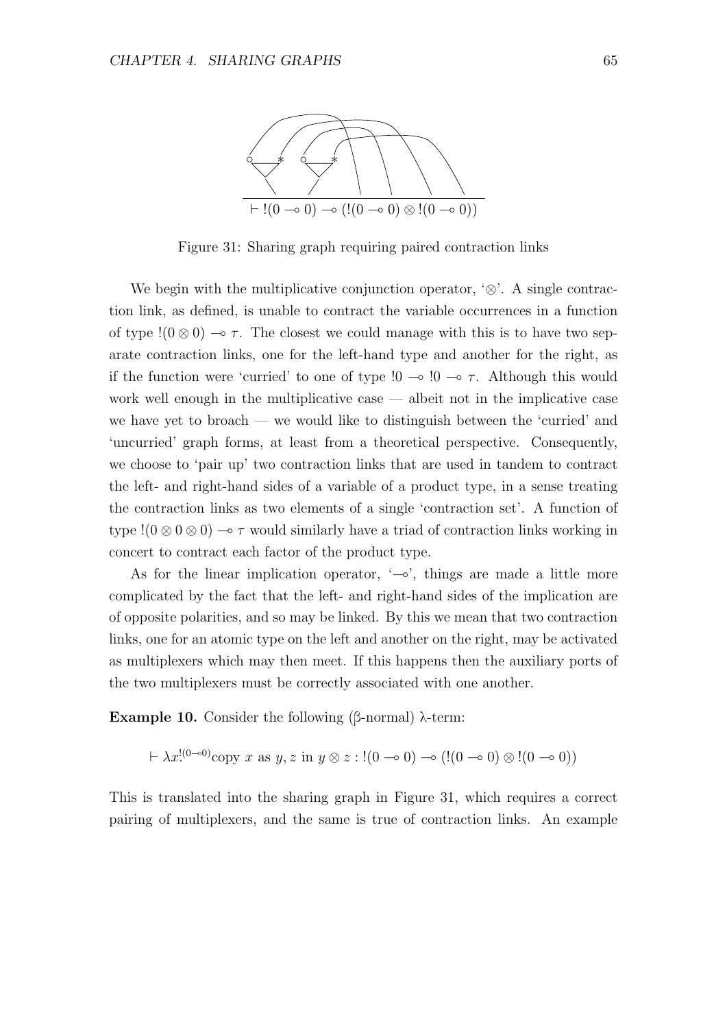$\vdash !(0 \multimap 0) \multimap (!(0 \multimap 0) \otimes !(0 \multimap 0))$

Figure 31: Sharing graph requiring paired contraction links

We begin with the multiplicative conjunction operator, '$\otimes$'. A single contraction link, as defined, is unable to contract the variable occurrences in a function of type $!(0 \otimes 0) \multimap \tau$. The closest we could manage with this is to have two separate contraction links, one for the left-hand type and another for the right, as if the function were 'curried' to one of type $!0 \multimap !0 \multimap \tau$. Although this would work well enough in the multiplicative case — albeit not in the implicative case we have yet to broach — we would like to distinguish between the 'curried' and 'uncurried' graph forms, at least from a theoretical perspective. Consequently, we choose to 'pair up' two contraction links that are used in tandem to contract the left- and right-hand sides of a variable of a product type, in a sense treating the contraction links as two elements of a single 'contraction set'. A function of type $!(0 \otimes 0 \otimes 0) \multimap \tau$ would similarly have a triad of contraction links working in concert to contract each factor of the product type.

As for the linear implication operator, '$\multimap$', things are made a little more complicated by the fact that the left- and right-hand sides of the implication are of opposite polarities, and so may be linked. By this we mean that two contraction links, one for an atomic type on the left and another on the right, may be activated as multiplexers which may then meet. If this happens then the auxiliary ports of the two multiplexers must be correctly associated with one another.

**Example 10.** Consider the following (β-normal) λ-term:

$$\vdash \lambda x^{!(0 \multimap 0)}\text{copy } x \text{ as } y, z \text{ in } y \otimes z : !(0 \multimap 0) \multimap (!(0 \multimap 0) \otimes !(0 \multimap 0))$$

This is translated into the sharing graph in Figure 31, which requires a correct pairing of multiplexers, and the same is true of contraction links. An example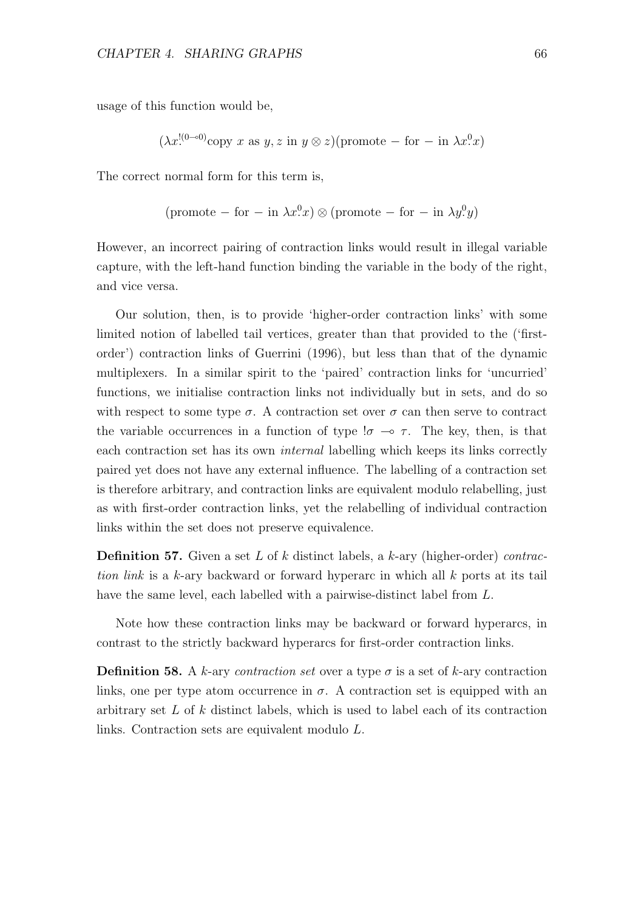usage of this function would be,

$$(\lambda x^{!(0 \multimap 0)}.\text{copy } x \text{ as } y, z \text{ in } y \otimes z)(\text{promote} - \text{for} - \text{in } \lambda x^{0}.x)$$

The correct normal form for this term is,

$$(\text{promote} - \text{for} - \text{in } \lambda x^{0}.x) \otimes (\text{promote} - \text{for} - \text{in } \lambda y^{0}.y)$$

However, an incorrect pairing of contraction links would result in illegal variable capture, with the left-hand function binding the variable in the body of the right, and vice versa.

Our solution, then, is to provide 'higher-order contraction links' with some limited notion of labelled tail vertices, greater than that provided to the ('first-order') contraction links of Guerrini (1996), but less than that of the dynamic multiplexers. In a similar spirit to the 'paired' contraction links for 'uncurried' functions, we initialise contraction links not individually but in sets, and do so with respect to some type $\sigma$. A contraction set over $\sigma$ can then serve to contract the variable occurrences in a function of type $!\sigma \multimap \tau$. The key, then, is that each contraction set has its own *internal* labelling which keeps its links correctly paired yet does not have any external influence. The labelling of a contraction set is therefore arbitrary, and contraction links are equivalent modulo relabelling, just as with first-order contraction links, yet the relabelling of individual contraction links within the set does not preserve equivalence.

**Definition 57.** Given a set $L$ of $k$ distinct labels, a $k$-ary (higher-order) *contraction link* is a $k$-ary backward or forward hyperarc in which all $k$ ports at its tail have the same level, each labelled with a pairwise-distinct label from $L$.

Note how these contraction links may be backward or forward hyperarcs, in contrast to the strictly backward hyperarcs for first-order contraction links.

**Definition 58.** A $k$-ary *contraction set* over a type $\sigma$ is a set of $k$-ary contraction links, one per type atom occurrence in $\sigma$. A contraction set is equipped with an arbitrary set $L$ of $k$ distinct labels, which is used to label each of its contraction links. Contraction sets are equivalent modulo $L$.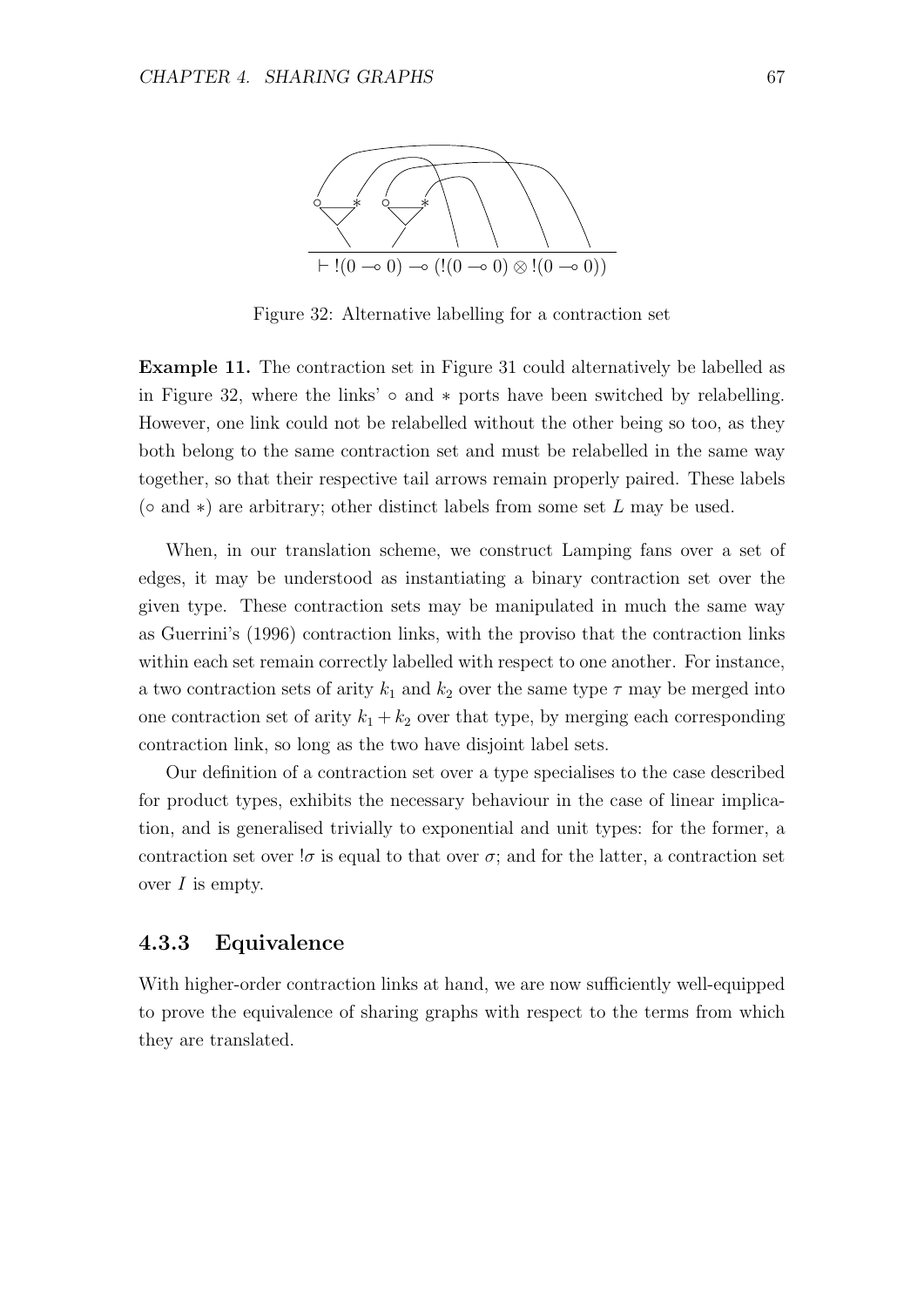$\vdash !(0 \multimap 0) \multimap (!(0 \multimap 0) \otimes !(0 \multimap 0))$

Figure 32: Alternative labelling for a contraction set

**Example 11.** The contraction set in Figure 31 could alternatively be labelled as in Figure 32, where the links' $\circ$ and $*$ ports have been switched by relabelling. However, one link could not be relabelled without the other being so too, as they both belong to the same contraction set and must be relabelled in the same way together, so that their respective tail arrows remain properly paired. These labels ($\circ$ and $*$) are arbitrary; other distinct labels from some set $L$ may be used.

When, in our translation scheme, we construct Lamping fans over a set of edges, it may be understood as instantiating a binary contraction set over the given type. These contraction sets may be manipulated in much the same way as Guerrini's (1996) contraction links, with the proviso that the contraction links within each set remain correctly labelled with respect to one another. For instance, a two contraction sets of arity $k_1$ and $k_2$ over the same type $\tau$ may be merged into one contraction set of arity $k_1 + k_2$ over that type, by merging each corresponding contraction link, so long as the two have disjoint label sets.

Our definition of a contraction set over a type specialises to the case described for product types, exhibits the necessary behaviour in the case of linear implication, and is generalised trivially to exponential and unit types: for the former, a contraction set over $!\sigma$ is equal to that over $\sigma$; and for the latter, a contraction set over $I$ is empty.

### 4.3.3 Equivalence

With higher-order contraction links at hand, we are now sufficiently well-equipped to prove the equivalence of sharing graphs with respect to the terms from which they are translated.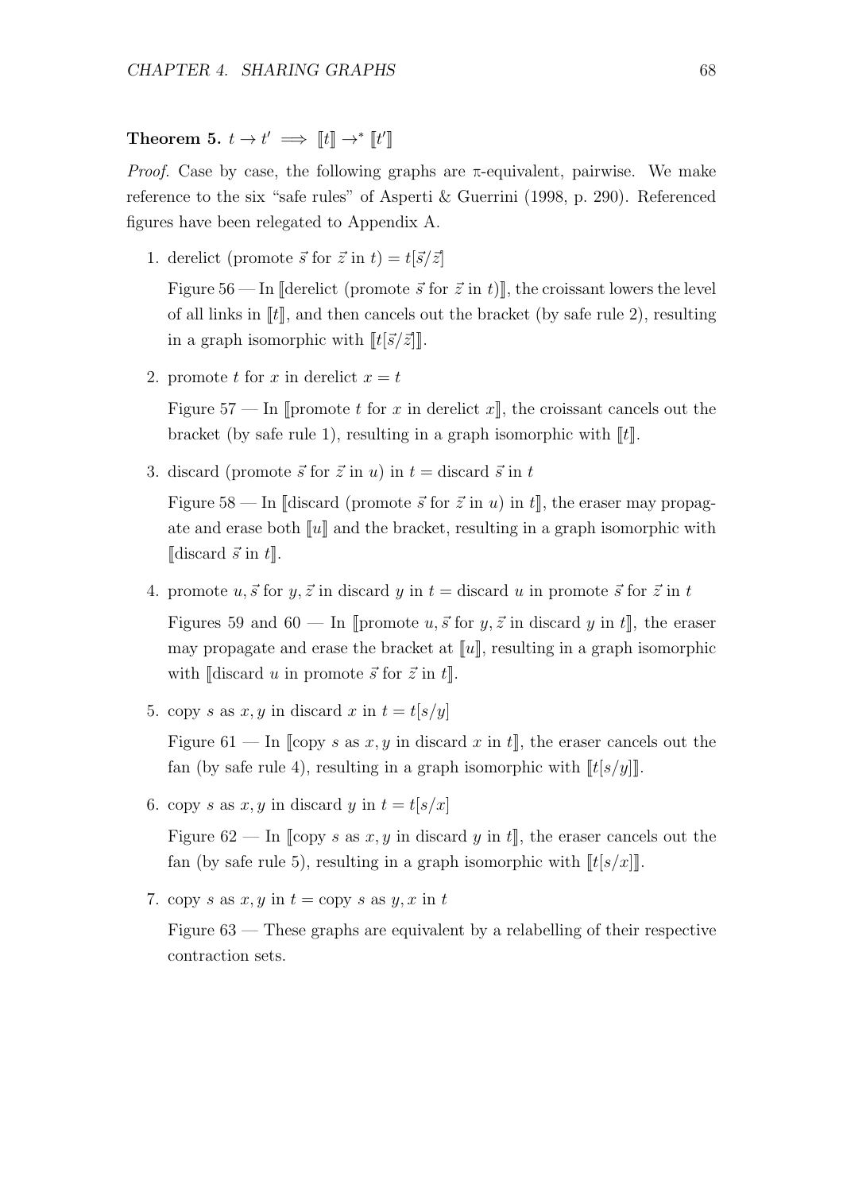**Theorem 5.** $t \to t' \implies [\![t]\!] \to^* [\![t']\!]$

*Proof.* Case by case, the following graphs are π-equivalent, pairwise. We make reference to the six "safe rules" of Asperti & Guerrini (1998, p. 290). Referenced figures have been relegated to Appendix A.

1. derelict (promote $\vec{s}$ for $\vec{z}$ in $t$) $= t[\vec{s}/\vec{z}]$

   Figure 56 — In $[\![$derelict (promote $\vec{s}$ for $\vec{z}$ in $t$)$]\!]$, the croissant lowers the level of all links in $[\![t]\!]$, and then cancels out the bracket (by safe rule 2), resulting in a graph isomorphic with $[\![t[\vec{s}/\vec{z}]]\!]$.

2. promote $t$ for $x$ in derelict $x = t$

   Figure 57 — In $[\![$promote $t$ for $x$ in derelict $x]\!]$, the croissant cancels out the bracket (by safe rule 1), resulting in a graph isomorphic with $[\![t]\!]$.

3. discard (promote $\vec{s}$ for $\vec{z}$ in $u$) in $t$ = discard $\vec{s}$ in $t$

   Figure 58 — In $[\![$discard (promote $\vec{s}$ for $\vec{z}$ in $u$) in $t]\!]$, the eraser may propagate and erase both $[\![u]\!]$ and the bracket, resulting in a graph isomorphic with $[\![$discard $\vec{s}$ in $t]\!]$.

4. promote $u, \vec{s}$ for $y, \vec{z}$ in discard $y$ in $t$ = discard $u$ in promote $\vec{s}$ for $\vec{z}$ in $t$

   Figures 59 and 60 — In $[\![$promote $u, \vec{s}$ for $y, \vec{z}$ in discard $y$ in $t]\!]$, the eraser may propagate and erase the bracket at $[\![u]\!]$, resulting in a graph isomorphic with $[\![$discard $u$ in promote $\vec{s}$ for $\vec{z}$ in $t]\!]$.

5. copy $s$ as $x, y$ in discard $x$ in $t = t[s/y]$

   Figure 61 — In $[\![$copy $s$ as $x, y$ in discard $x$ in $t]\!]$, the eraser cancels out the fan (by safe rule 4), resulting in a graph isomorphic with $[\![t[s/y]]\!]$.

6. copy $s$ as $x, y$ in discard $y$ in $t = t[s/x]$

   Figure 62 — In $[\![$copy $s$ as $x, y$ in discard $y$ in $t]\!]$, the eraser cancels out the fan (by safe rule 5), resulting in a graph isomorphic with $[\![t[s/x]]\!]$.

7. copy $s$ as $x, y$ in $t$ = copy $s$ as $y, x$ in $t$

   Figure 63 — These graphs are equivalent by a relabelling of their respective contraction sets.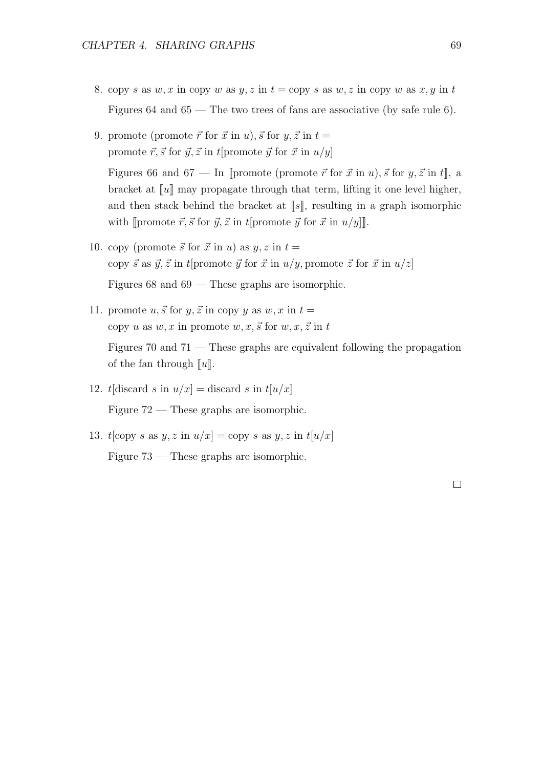8. copy $s$ as $w, x$ in copy $w$ as $y, z$ in $t =$ copy $s$ as $w, z$ in copy $w$ as $x, y$ in $t$

   Figures 64 and 65 — The two trees of fans are associative (by safe rule 6).

9. promote (promote $\vec{r}$ for $\vec{x}$ in $u$), $\vec{s}$ for $y, \vec{z}$ in $t =$
   promote $\vec{r}, \vec{s}$ for $\vec{y}, \vec{z}$ in $t$[promote $\vec{y}$ for $\vec{x}$ in $u/y$]

   Figures 66 and 67 — In $\llbracket$promote (promote $\vec{r}$ for $\vec{x}$ in $u$), $\vec{s}$ for $y, \vec{z}$ in $t\rrbracket$, a bracket at $\llbracket u \rrbracket$ may propagate through that term, lifting it one level higher, and then stack behind the bracket at $\llbracket s \rrbracket$, resulting in a graph isomorphic with $\llbracket$promote $\vec{r}, \vec{s}$ for $\vec{y}, \vec{z}$ in $t$[promote $\vec{y}$ for $\vec{x}$ in $u/y$]$\rrbracket$.

10. copy (promote $\vec{s}$ for $\vec{x}$ in $u$) as $y, z$ in $t =$
    copy $\vec{s}$ as $\vec{y}, \vec{z}$ in $t$[promote $\vec{y}$ for $\vec{x}$ in $u/y$, promote $\vec{z}$ for $\vec{x}$ in $u/z$]

    Figures 68 and 69 — These graphs are isomorphic.

11. promote $u, \vec{s}$ for $y, \vec{z}$ in copy $y$ as $w, x$ in $t =$
    copy $u$ as $w, x$ in promote $w, x, \vec{s}$ for $w, x, \vec{z}$ in $t$

    Figures 70 and 71 — These graphs are equivalent following the propagation of the fan through $\llbracket u \rrbracket$.

12. $t$[discard $s$ in $u/x$] = discard $s$ in $t[u/x]$

    Figure 72 — These graphs are isomorphic.

13. $t$[copy $s$ as $y, z$ in $u/x$] = copy $s$ as $y, z$ in $t[u/x]$

    Figure 73 — These graphs are isomorphic.

□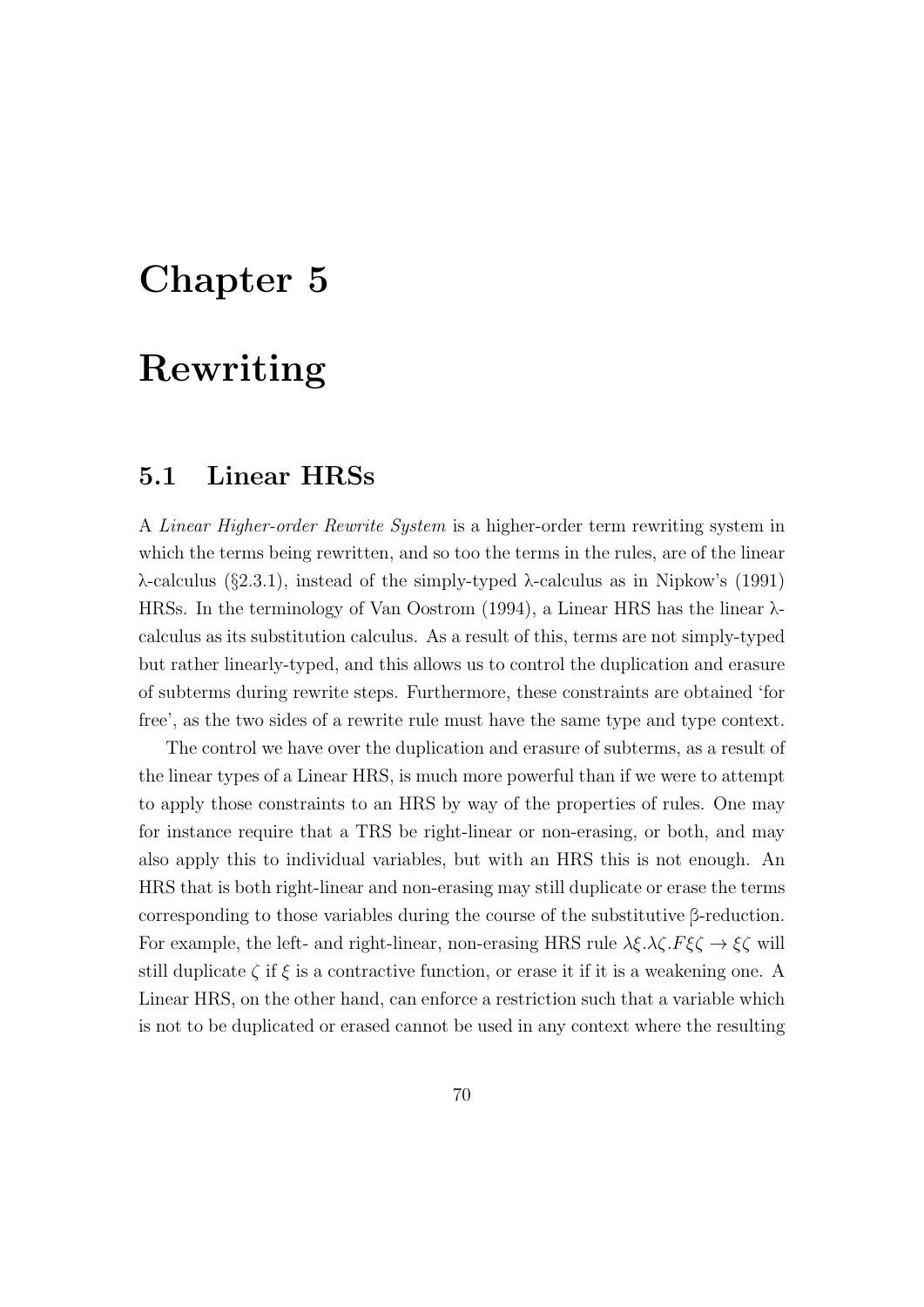# Chapter 5

# Rewriting

## 5.1 Linear HRSs

A *Linear Higher-order Rewrite System* is a higher-order term rewriting system in which the terms being rewritten, and so too the terms in the rules, are of the linear λ-calculus (§2.3.1), instead of the simply-typed λ-calculus as in Nipkow's (1991) HRSs. In the terminology of Van Oostrom (1994), a Linear HRS has the linear λ-calculus as its substitution calculus. As a result of this, terms are not simply-typed but rather linearly-typed, and this allows us to control the duplication and erasure of subterms during rewrite steps. Furthermore, these constraints are obtained 'for free', as the two sides of a rewrite rule must have the same type and type context.

The control we have over the duplication and erasure of subterms, as a result of the linear types of a Linear HRS, is much more powerful than if we were to attempt to apply those constraints to an HRS by way of the properties of rules. One may for instance require that a TRS be right-linear or non-erasing, or both, and may also apply this to individual variables, but with an HRS this is not enough. An HRS that is both right-linear and non-erasing may still duplicate or erase the terms corresponding to those variables during the course of the substitutive β-reduction. For example, the left- and right-linear, non-erasing HRS rule $\lambda\xi.\lambda\zeta.F\xi\zeta \to \xi\zeta$ will still duplicate $\zeta$ if $\xi$ is a contractive function, or erase it if it is a weakening one. A Linear HRS, on the other hand, can enforce a restriction such that a variable which is not to be duplicated or erased cannot be used in any context where the resulting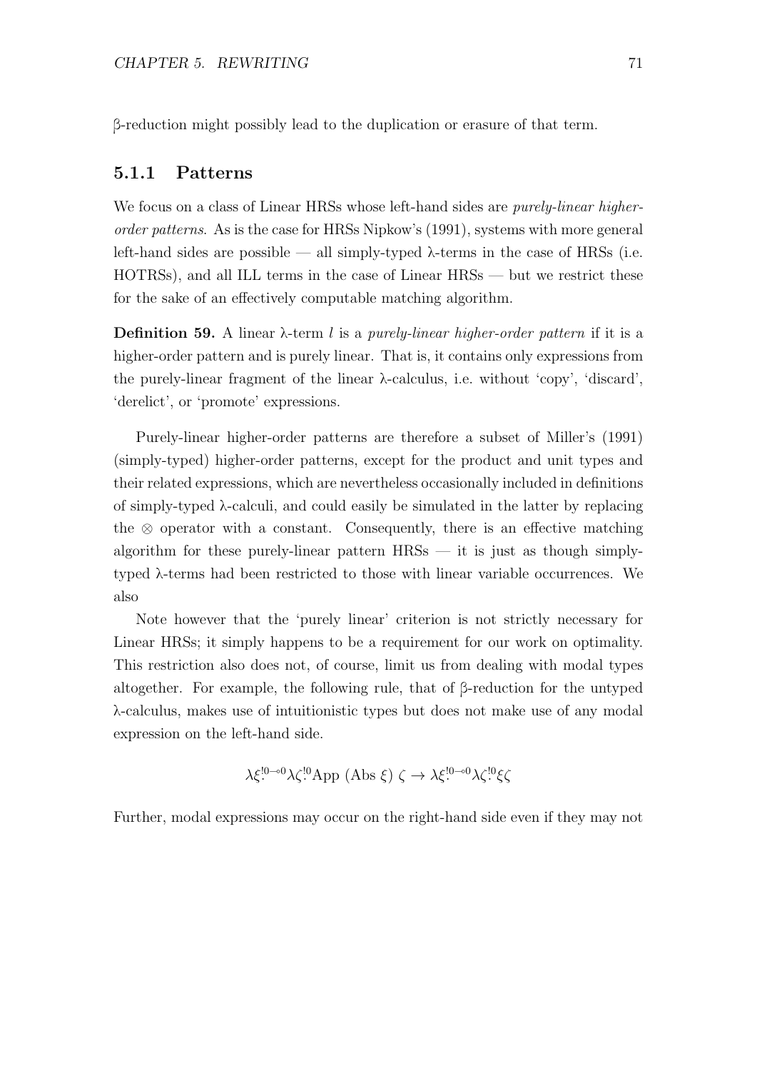β-reduction might possibly lead to the duplication or erasure of that term.

### 5.1.1 Patterns

We focus on a class of Linear HRSs whose left-hand sides are *purely-linear higher-order patterns*. As is the case for HRSs Nipkow's (1991), systems with more general left-hand sides are possible — all simply-typed λ-terms in the case of HRSs (i.e. HOTRSs), and all ILL terms in the case of Linear HRSs — but we restrict these for the sake of an effectively computable matching algorithm.

**Definition 59.** A linear λ-term $l$ is a *purely-linear higher-order pattern* if it is a higher-order pattern and is purely linear. That is, it contains only expressions from the purely-linear fragment of the linear λ-calculus, i.e. without 'copy', 'discard', 'derelict', or 'promote' expressions.

Purely-linear higher-order patterns are therefore a subset of Miller's (1991) (simply-typed) higher-order patterns, except for the product and unit types and their related expressions, which are nevertheless occasionally included in definitions of simply-typed λ-calculi, and could easily be simulated in the latter by replacing the $\otimes$ operator with a constant. Consequently, there is an effective matching algorithm for these purely-linear pattern HRSs — it is just as though simply-typed λ-terms had been restricted to those with linear variable occurrences. We also

Note however that the 'purely linear' criterion is not strictly necessary for Linear HRSs; it simply happens to be a requirement for our work on optimality. This restriction also does not, of course, limit us from dealing with modal types altogether. For example, the following rule, that of β-reduction for the untyped λ-calculus, makes use of intuitionistic types but does not make use of any modal expression on the left-hand side.

$$\lambda\xi^{!0\multimap 0}\lambda\zeta^{!0}\text{App }(\text{Abs }\xi)\ \zeta \rightarrow \lambda\xi^{!0\multimap 0}\lambda\zeta^{!0}\xi\zeta$$

Further, modal expressions may occur on the right-hand side even if they may not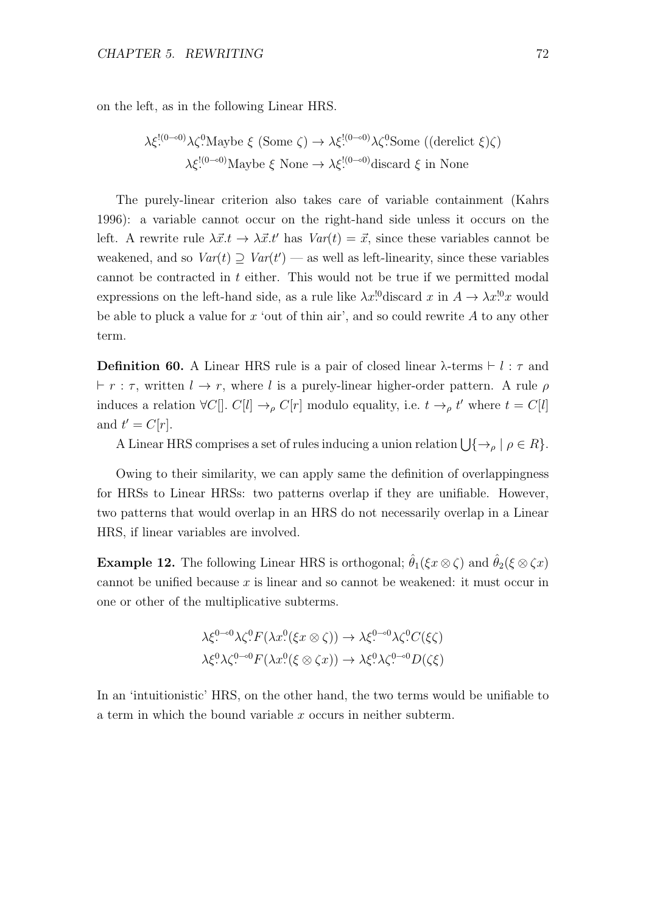on the left, as in the following Linear HRS.

$$\lambda\xi^{!(0\multimap 0)}_{\cdot}\lambda\zeta^{0}_{\cdot}\text{Maybe } \xi \text{ (Some } \zeta) \to \lambda\xi^{!(0\multimap 0)}_{\cdot}\lambda\zeta^{0}_{\cdot}\text{Some } ((\text{derelict } \xi)\zeta)$$
$$\lambda\xi^{!(0\multimap 0)}_{\cdot}\text{Maybe } \xi \text{ None} \to \lambda\xi^{!(0\multimap 0)}_{\cdot}\text{discard } \xi \text{ in None}$$

The purely-linear criterion also takes care of variable containment (Kahrs 1996): a variable cannot occur on the right-hand side unless it occurs on the left. A rewrite rule $\lambda\vec{x}.t \to \lambda\vec{x}.t'$ has $Var(t) = \vec{x}$, since these variables cannot be weakened, and so $Var(t) \supseteq Var(t')$ — as well as left-linearity, since these variables cannot be contracted in $t$ either. This would not be true if we permitted modal expressions on the left-hand side, as a rule like $\lambda x^{!0}_{\cdot}\text{discard } x \text{ in } A \to \lambda x^{!0}_{\cdot}x$ would be able to pluck a value for $x$ 'out of thin air', and so could rewrite $A$ to any other term.

**Definition 60.** A Linear HRS rule is a pair of closed linear λ-terms $\vdash l : \tau$ and $\vdash r : \tau$, written $l \to r$, where $l$ is a purely-linear higher-order pattern. A rule $\rho$ induces a relation $\forall C[].\ C[l] \to_\rho C[r]$ modulo equality, i.e. $t \to_\rho t'$ where $t = C[l]$ and $t' = C[r]$.

A Linear HRS comprises a set of rules inducing a union relation $\bigcup\{\to_\rho \mid \rho \in R\}$.

Owing to their similarity, we can apply same the definition of overlappingness for HRSs to Linear HRSs: two patterns overlap if they are unifiable. However, two patterns that would overlap in an HRS do not necessarily overlap in a Linear HRS, if linear variables are involved.

**Example 12.** The following Linear HRS is orthogonal; $\hat{\theta}_1(\xi x \otimes \zeta)$ and $\hat{\theta}_2(\xi \otimes \zeta x)$ cannot be unified because $x$ is linear and so cannot be weakened: it must occur in one or other of the multiplicative subterms.

$$\lambda\xi^{0\multimap 0}_{\cdot}\lambda\zeta^{0}_{\cdot}F(\lambda x^{0}_{\cdot}(\xi x \otimes \zeta)) \to \lambda\xi^{0\multimap 0}_{\cdot}\lambda\zeta^{0}_{\cdot}C(\xi\zeta)$$
$$\lambda\xi^{0}_{\cdot}\lambda\zeta^{0\multimap 0}_{\cdot}F(\lambda x^{0}_{\cdot}(\xi \otimes \zeta x)) \to \lambda\xi^{0}_{\cdot}\lambda\zeta^{0\multimap 0}_{\cdot}D(\zeta\xi)$$

In an 'intuitionistic' HRS, on the other hand, the two terms would be unifiable to a term in which the bound variable $x$ occurs in neither subterm.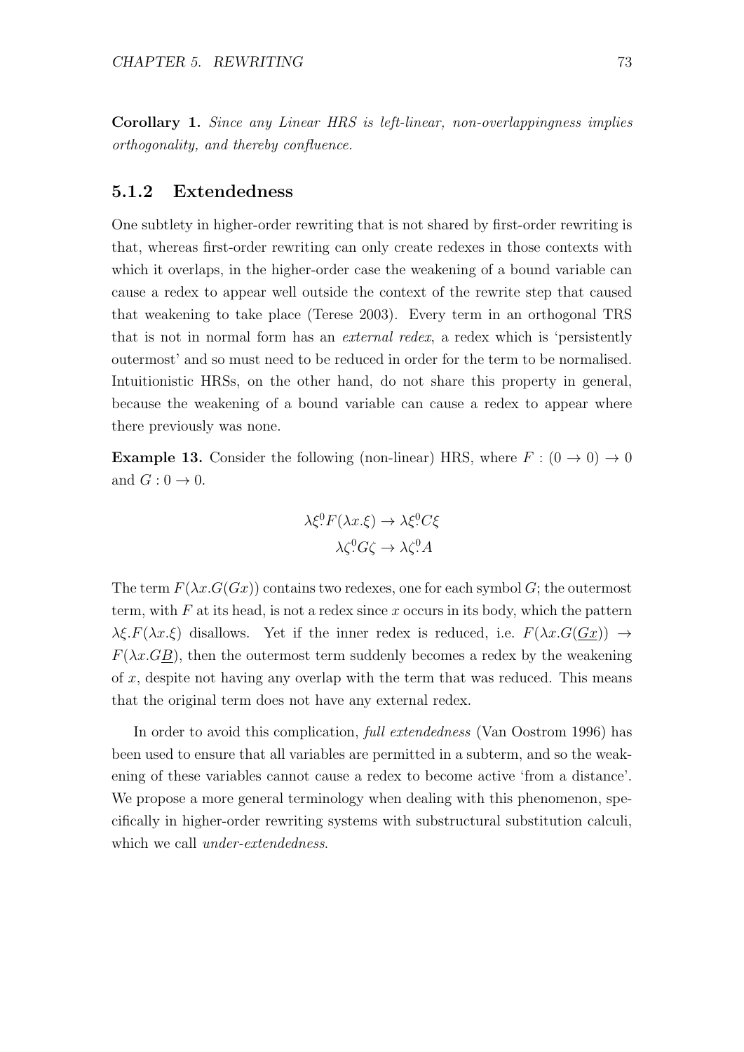**Corollary 1.** *Since any Linear HRS is left-linear, non-overlappingness implies orthogonality, and thereby confluence.*

### 5.1.2 Extendedness

One subtlety in higher-order rewriting that is not shared by first-order rewriting is that, whereas first-order rewriting can only create redexes in those contexts with which it overlaps, in the higher-order case the weakening of a bound variable can cause a redex to appear well outside the context of the rewrite step that caused that weakening to take place (Terese 2003). Every term in an orthogonal TRS that is not in normal form has an *external redex*, a redex which is 'persistently outermost' and so must need to be reduced in order for the term to be normalised. Intuitionistic HRSs, on the other hand, do not share this property in general, because the weakening of a bound variable can cause a redex to appear where there previously was none.

**Example 13.** Consider the following (non-linear) HRS, where $F : (0 \to 0) \to 0$ and $G : 0 \to 0$.

$$\lambda\xi^0\!.F(\lambda x.\xi) \to \lambda\xi^0\!.C\xi$$
$$\lambda\zeta^0\!.G\zeta \to \lambda\zeta^0\!.A$$

The term $F(\lambda x.G(Gx))$ contains two redexes, one for each symbol $G$; the outermost term, with $F$ at its head, is not a redex since $x$ occurs in its body, which the pattern $\lambda\xi.F(\lambda x.\xi)$ disallows. Yet if the inner redex is reduced, i.e. $F(\lambda x.G(\underline{Gx})) \to F(\lambda x.G\underline{B})$, then the outermost term suddenly becomes a redex by the weakening of $x$, despite not having any overlap with the term that was reduced. This means that the original term does not have any external redex.

In order to avoid this complication, *full extendedness* (Van Oostrom 1996) has been used to ensure that all variables are permitted in a subterm, and so the weakening of these variables cannot cause a redex to become active 'from a distance'. We propose a more general terminology when dealing with this phenomenon, specifically in higher-order rewriting systems with substructural substitution calculi, which we call *under-extendedness*.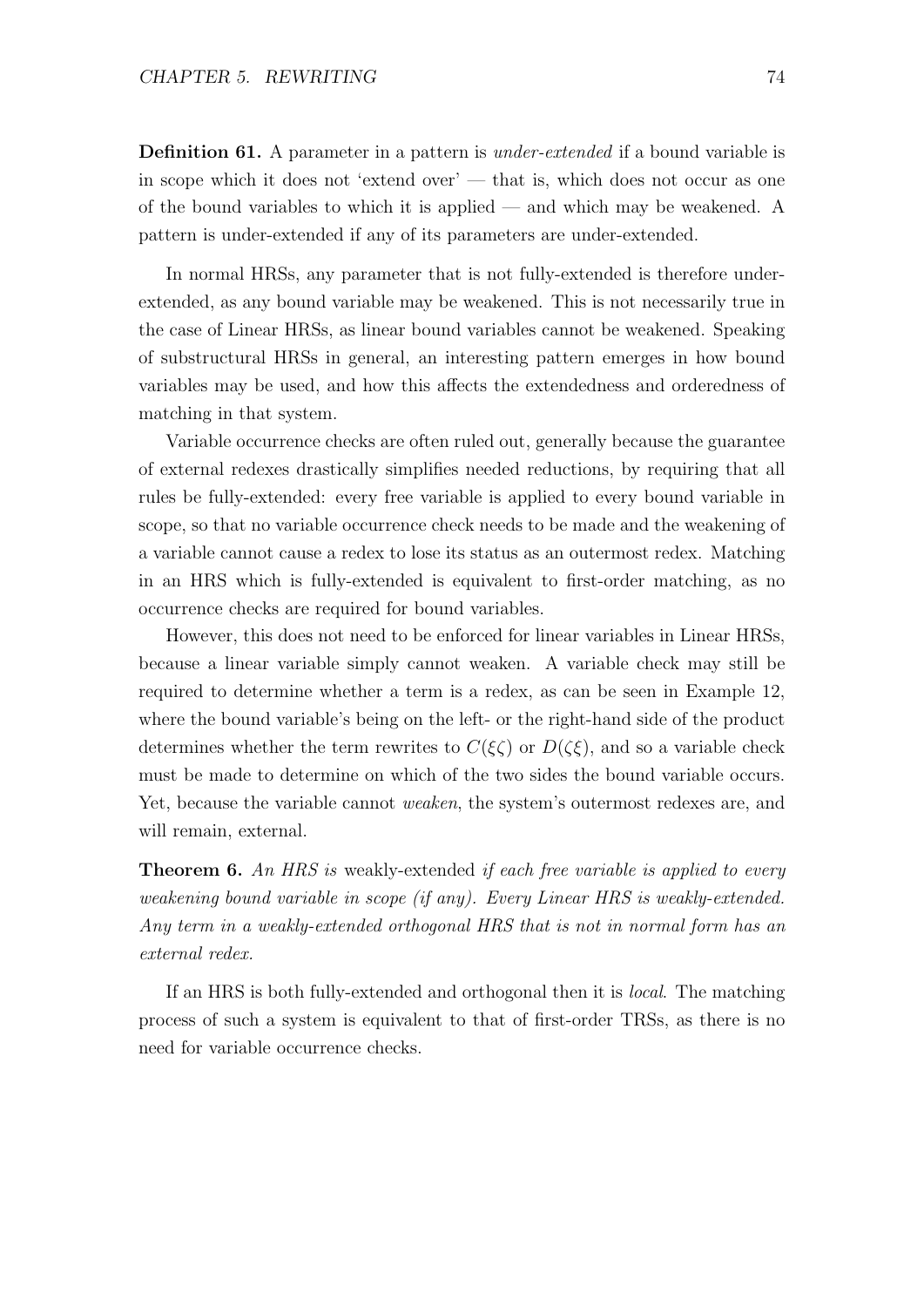**Definition 61.** A parameter in a pattern is *under-extended* if a bound variable is in scope which it does not 'extend over' — that is, which does not occur as one of the bound variables to which it is applied — and which may be weakened. A pattern is under-extended if any of its parameters are under-extended.

In normal HRSs, any parameter that is not fully-extended is therefore under-extended, as any bound variable may be weakened. This is not necessarily true in the case of Linear HRSs, as linear bound variables cannot be weakened. Speaking of substructural HRSs in general, an interesting pattern emerges in how bound variables may be used, and how this affects the extendedness and orderedness of matching in that system.

Variable occurrence checks are often ruled out, generally because the guarantee of external redexes drastically simplifies needed reductions, by requiring that all rules be fully-extended: every free variable is applied to every bound variable in scope, so that no variable occurrence check needs to be made and the weakening of a variable cannot cause a redex to lose its status as an outermost redex. Matching in an HRS which is fully-extended is equivalent to first-order matching, as no occurrence checks are required for bound variables.

However, this does not need to be enforced for linear variables in Linear HRSs, because a linear variable simply cannot weaken. A variable check may still be required to determine whether a term is a redex, as can be seen in Example 12, where the bound variable's being on the left- or the right-hand side of the product determines whether the term rewrites to $C(\xi\zeta)$ or $D(\zeta\xi)$, and so a variable check must be made to determine on which of the two sides the bound variable occurs. Yet, because the variable cannot *weaken*, the system's outermost redexes are, and will remain, external.

**Theorem 6.** *An HRS is* weakly-extended *if each free variable is applied to every weakening bound variable in scope (if any). Every Linear HRS is weakly-extended. Any term in a weakly-extended orthogonal HRS that is not in normal form has an external redex.*

If an HRS is both fully-extended and orthogonal then it is *local*. The matching process of such a system is equivalent to that of first-order TRSs, as there is no need for variable occurrence checks.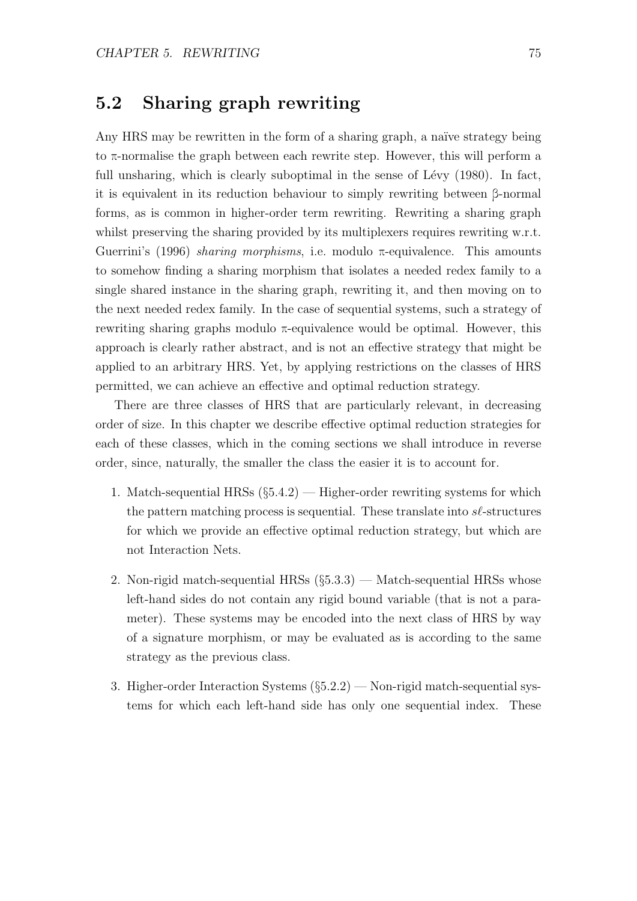## 5.2 Sharing graph rewriting

Any HRS may be rewritten in the form of a sharing graph, a naïve strategy being to π-normalise the graph between each rewrite step. However, this will perform a full unsharing, which is clearly suboptimal in the sense of Lévy (1980). In fact, it is equivalent in its reduction behaviour to simply rewriting between β-normal forms, as is common in higher-order term rewriting. Rewriting a sharing graph whilst preserving the sharing provided by its multiplexers requires rewriting w.r.t. Guerrini's (1996) *sharing morphisms*, i.e. modulo π-equivalence. This amounts to somehow finding a sharing morphism that isolates a needed redex family to a single shared instance in the sharing graph, rewriting it, and then moving on to the next needed redex family. In the case of sequential systems, such a strategy of rewriting sharing graphs modulo π-equivalence would be optimal. However, this approach is clearly rather abstract, and is not an effective strategy that might be applied to an arbitrary HRS. Yet, by applying restrictions on the classes of HRS permitted, we can achieve an effective and optimal reduction strategy.

There are three classes of HRS that are particularly relevant, in decreasing order of size. In this chapter we describe effective optimal reduction strategies for each of these classes, which in the coming sections we shall introduce in reverse order, since, naturally, the smaller the class the easier it is to account for.

1. Match-sequential HRSs (§5.4.2) — Higher-order rewriting systems for which the pattern matching process is sequential. These translate into $s\ell$-structures for which we provide an effective optimal reduction strategy, but which are not Interaction Nets.

2. Non-rigid match-sequential HRSs (§5.3.3) — Match-sequential HRSs whose left-hand sides do not contain any rigid bound variable (that is not a parameter). These systems may be encoded into the next class of HRS by way of a signature morphism, or may be evaluated as is according to the same strategy as the previous class.

3. Higher-order Interaction Systems (§5.2.2) — Non-rigid match-sequential systems for which each left-hand side has only one sequential index. These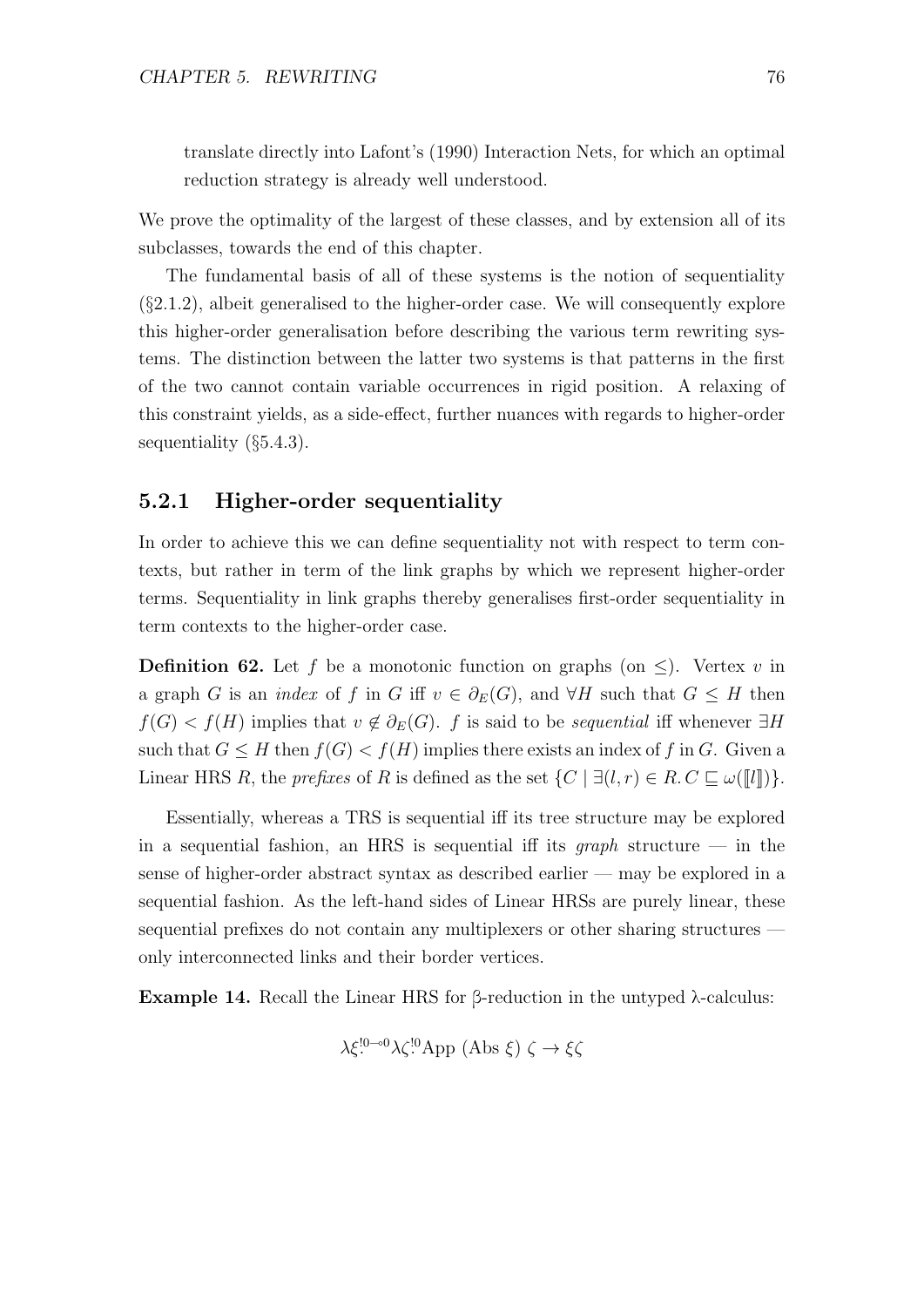translate directly into Lafont's (1990) Interaction Nets, for which an optimal reduction strategy is already well understood.

We prove the optimality of the largest of these classes, and by extension all of its subclasses, towards the end of this chapter.

The fundamental basis of all of these systems is the notion of sequentiality (§2.1.2), albeit generalised to the higher-order case. We will consequently explore this higher-order generalisation before describing the various term rewriting systems. The distinction between the latter two systems is that patterns in the first of the two cannot contain variable occurrences in rigid position. A relaxing of this constraint yields, as a side-effect, further nuances with regards to higher-order sequentiality (§5.4.3).

### 5.2.1 Higher-order sequentiality

In order to achieve this we can define sequentiality not with respect to term contexts, but rather in term of the link graphs by which we represent higher-order terms. Sequentiality in link graphs thereby generalises first-order sequentiality in term contexts to the higher-order case.

**Definition 62.** Let $f$ be a monotonic function on graphs (on $\leq$). Vertex $v$ in a graph $G$ is an *index* of $f$ in $G$ iff $v \in \partial_E(G)$, and $\forall H$ such that $G \leq H$ then $f(G) < f(H)$ implies that $v \notin \partial_E(G)$. $f$ is said to be *sequential* iff whenever $\exists H$ such that $G \leq H$ then $f(G) < f(H)$ implies there exists an index of $f$ in $G$. Given a Linear HRS $R$, the *prefixes* of $R$ is defined as the set $\{C \mid \exists (l, r) \in R. C \sqsubseteq \omega([\![l]\!])\}$.

Essentially, whereas a TRS is sequential iff its tree structure may be explored in a sequential fashion, an HRS is sequential iff its *graph* structure — in the sense of higher-order abstract syntax as described earlier — may be explored in a sequential fashion. As the left-hand sides of Linear HRSs are purely linear, these sequential prefixes do not contain any multiplexers or other sharing structures — only interconnected links and their border vertices.

**Example 14.** Recall the Linear HRS for β-reduction in the untyped λ-calculus:

$$\lambda\xi^{!0 \multimap 0}\lambda\zeta^{!0}\text{App (Abs } \xi) \; \zeta \to \xi\zeta$$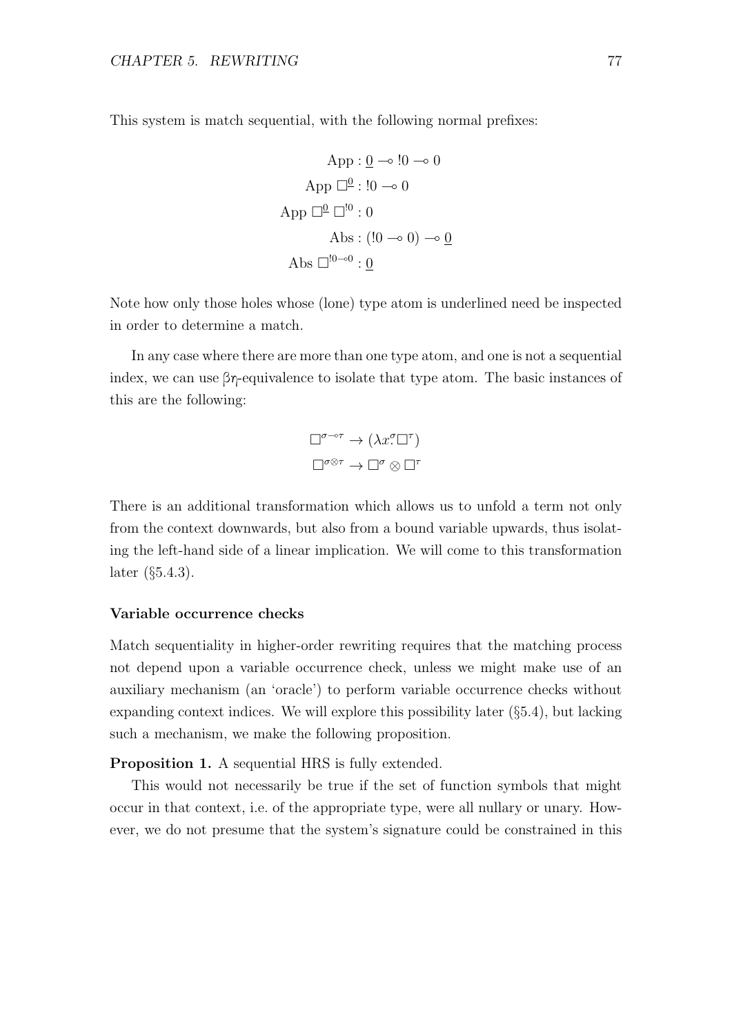This system is match sequential, with the following normal prefixes:

$$
\begin{aligned}
\text{App} &: \underline{0} \multimap !0 \multimap 0 \\
\text{App } \Box^{\underline{0}} &: !0 \multimap 0 \\
\text{App } \Box^{\underline{0}}\, \Box^{!0} &: 0 \\
\text{Abs} &: (!0 \multimap 0) \multimap \underline{0} \\
\text{Abs } \Box^{!0 \multimap 0} &: \underline{0}
\end{aligned}
$$

Note how only those holes whose (lone) type atom is underlined need be inspected in order to determine a match.

In any case where there are more than one type atom, and one is not a sequential index, we can use $\beta\eta$-equivalence to isolate that type atom. The basic instances of this are the following:

$$
\begin{aligned}
\Box^{\sigma \multimap \tau} &\to (\lambda x^{\sigma}\!.\Box^{\tau}) \\
\Box^{\sigma \otimes \tau} &\to \Box^{\sigma} \otimes \Box^{\tau}
\end{aligned}
$$

There is an additional transformation which allows us to unfold a term not only from the context downwards, but also from a bound variable upwards, thus isolating the left-hand side of a linear implication. We will come to this transformation later (§5.4.3).

### Variable occurrence checks

Match sequentiality in higher-order rewriting requires that the matching process not depend upon a variable occurrence check, unless we might make use of an auxiliary mechanism (an 'oracle') to perform variable occurrence checks without expanding context indices. We will explore this possibility later (§5.4), but lacking such a mechanism, we make the following proposition.

**Proposition 1.** *A sequential HRS is fully extended.*

This would not necessarily be true if the set of function symbols that might occur in that context, i.e. of the appropriate type, were all nullary or unary. However, we do not presume that the system's signature could be constrained in this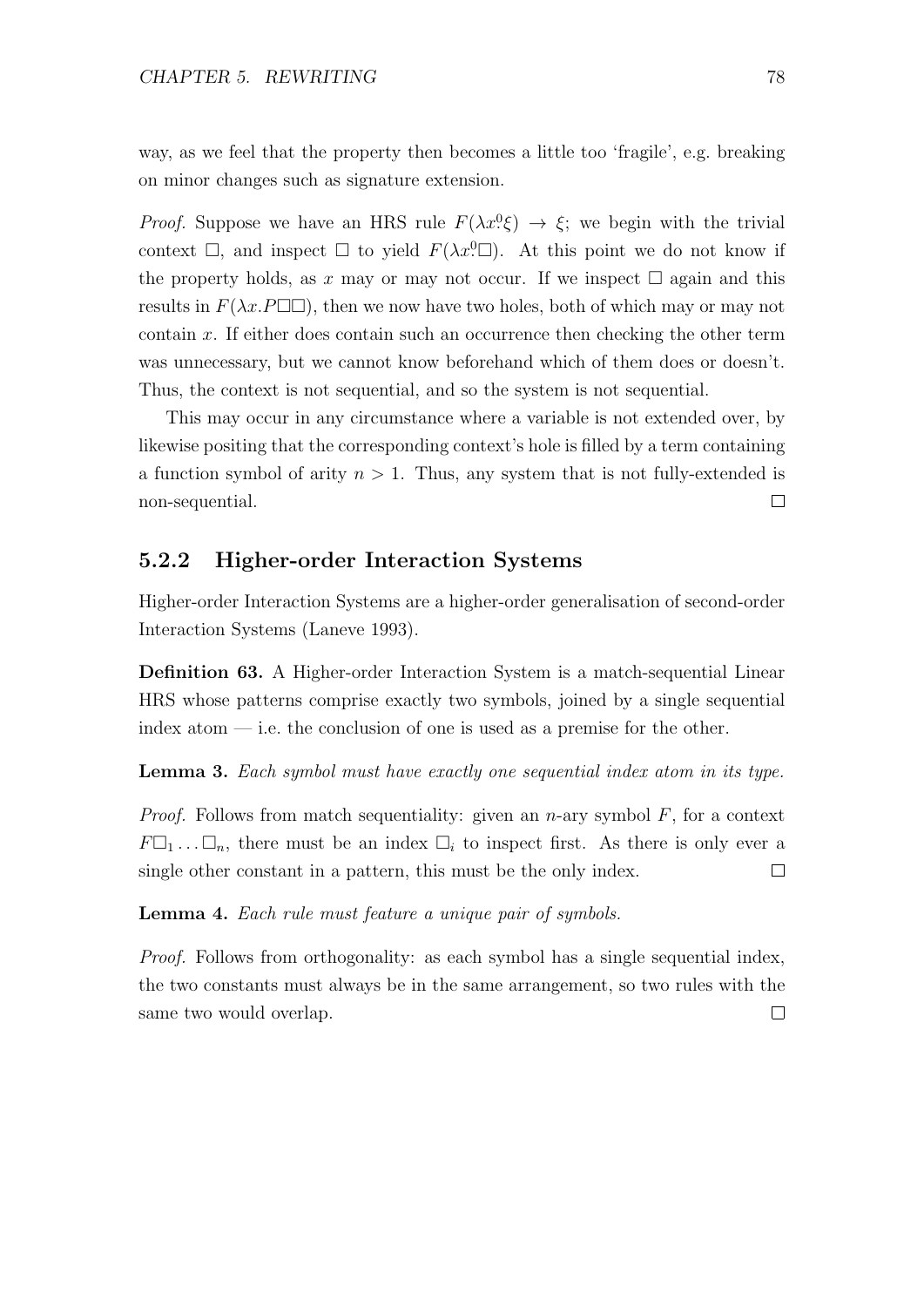way, as we feel that the property then becomes a little too 'fragile', e.g. breaking on minor changes such as signature extension.

*Proof.* Suppose we have an HRS rule $F(\lambda x^0\!.\xi) \to \xi$; we begin with the trivial context $\Box$, and inspect $\Box$ to yield $F(\lambda x^0\!.\Box)$. At this point we do not know if the property holds, as $x$ may or may not occur. If we inspect $\Box$ again and this results in $F(\lambda x.P\Box\Box)$, then we now have two holes, both of which may or may not contain $x$. If either does contain such an occurrence then checking the other term was unnecessary, but we cannot know beforehand which of them does or doesn't. Thus, the context is not sequential, and so the system is not sequential.

This may occur in any circumstance where a variable is not extended over, by likewise positing that the corresponding context's hole is filled by a term containing a function symbol of arity $n > 1$. Thus, any system that is not fully-extended is non-sequential. $\Box$

### 5.2.2 Higher-order Interaction Systems

Higher-order Interaction Systems are a higher-order generalisation of second-order Interaction Systems (Laneve 1993).

**Definition 63.** A Higher-order Interaction System is a match-sequential Linear HRS whose patterns comprise exactly two symbols, joined by a single sequential index atom — i.e. the conclusion of one is used as a premise for the other.

**Lemma 3.** *Each symbol must have exactly one sequential index atom in its type.*

*Proof.* Follows from match sequentiality: given an $n$-ary symbol $F$, for a context $F\Box_1 \ldots \Box_n$, there must be an index $\Box_i$ to inspect first. As there is only ever a single other constant in a pattern, this must be the only index. $\Box$

**Lemma 4.** *Each rule must feature a unique pair of symbols.*

*Proof.* Follows from orthogonality: as each symbol has a single sequential index, the two constants must always be in the same arrangement, so two rules with the same two would overlap. $\Box$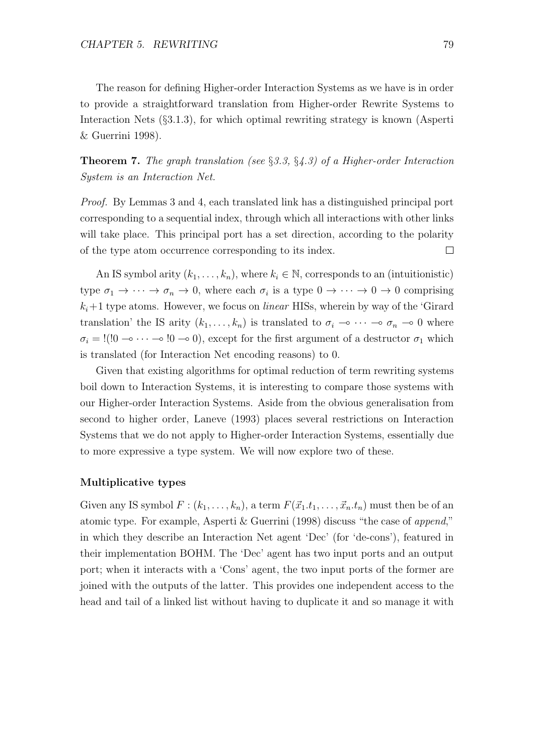The reason for defining Higher-order Interaction Systems as we have is in order to provide a straightforward translation from Higher-order Rewrite Systems to Interaction Nets (§3.1.3), for which optimal rewriting strategy is known (Asperti & Guerrini 1998).

**Theorem 7.** *The graph translation (see §3.3, §4.3) of a Higher-order Interaction System is an Interaction Net.*

*Proof.* By Lemmas 3 and 4, each translated link has a distinguished principal port corresponding to a sequential index, through which all interactions with other links will take place. This principal port has a set direction, according to the polarity of the type atom occurrence corresponding to its index. □

An IS symbol arity $(k_1, \ldots, k_n)$, where $k_i \in \mathbb{N}$, corresponds to an (intuitionistic) type $\sigma_1 \to \cdots \to \sigma_n \to 0$, where each $\sigma_i$ is a type $0 \to \cdots \to 0 \to 0$ comprising $k_i+1$ type atoms. However, we focus on *linear* HISs, wherein by way of the 'Girard translation' the IS arity $(k_1, \ldots, k_n)$ is translated to $\sigma_i \multimap \cdots \multimap \sigma_n \multimap 0$ where $\sigma_i = !(!0 \multimap \cdots \multimap !0 \multimap 0)$, except for the first argument of a destructor $\sigma_1$ which is translated (for Interaction Net encoding reasons) to 0.

Given that existing algorithms for optimal reduction of term rewriting systems boil down to Interaction Systems, it is interesting to compare those systems with our Higher-order Interaction Systems. Aside from the obvious generalisation from second to higher order, Laneve (1993) places several restrictions on Interaction Systems that we do not apply to Higher-order Interaction Systems, essentially due to more expressive a type system. We will now explore two of these.

#### Multiplicative types

Given any IS symbol $F : (k_1, \ldots, k_n)$, a term $F(\vec{x}_1.t_1, \ldots, \vec{x}_n.t_n)$ must then be of an atomic type. For example, Asperti & Guerrini (1998) discuss "the case of *append*," in which they describe an Interaction Net agent 'Dec' (for 'de-cons'), featured in their implementation BOHM. The 'Dec' agent has two input ports and an output port; when it interacts with a 'Cons' agent, the two input ports of the former are joined with the outputs of the latter. This provides one independent access to the head and tail of a linked list without having to duplicate it and so manage it with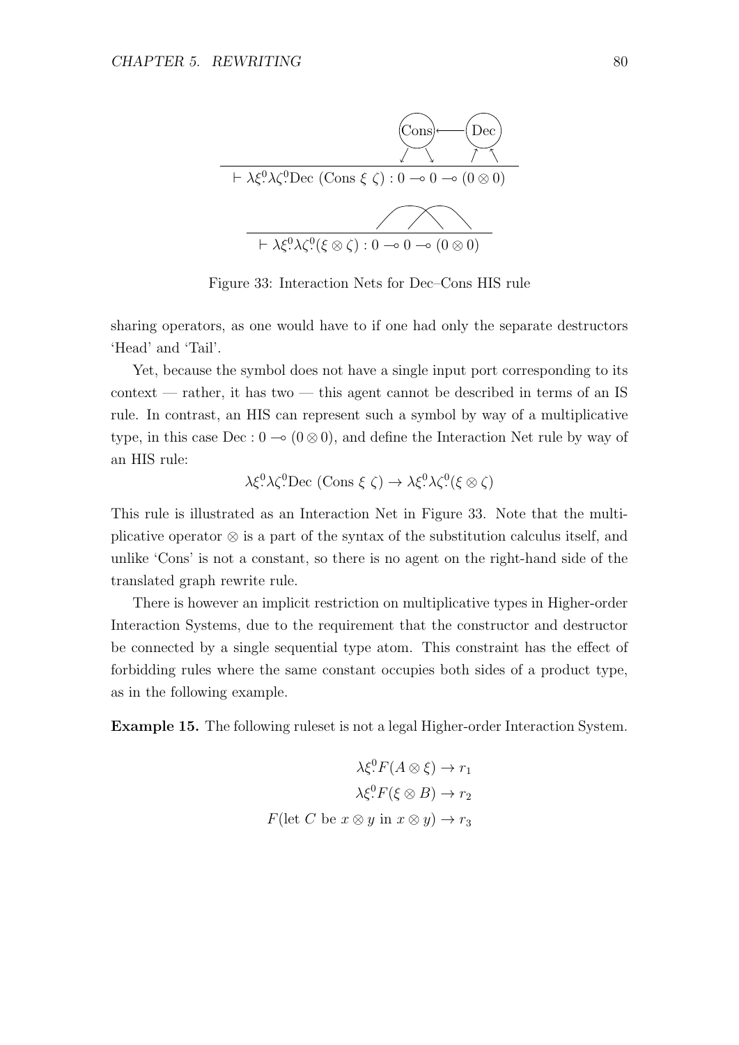$$\vdash \lambda\xi^0\!.\lambda\zeta^0\!.\text{Dec } (\text{Cons } \xi\ \zeta) : 0 \multimap 0 \multimap (0 \otimes 0)$$

$$\vdash \lambda\xi^0\!.\lambda\zeta^0\!.(\xi \otimes \zeta) : 0 \multimap 0 \multimap (0 \otimes 0)$$

Figure 33: Interaction Nets for Dec–Cons HIS rule

sharing operators, as one would have to if one had only the separate destructors 'Head' and 'Tail'.

Yet, because the symbol does not have a single input port corresponding to its context — rather, it has two — this agent cannot be described in terms of an IS rule. In contrast, an HIS can represent such a symbol by way of a multiplicative type, in this case $\text{Dec} : 0 \multimap (0 \otimes 0)$, and define the Interaction Net rule by way of an HIS rule:

$$\lambda\xi^0\!.\lambda\zeta^0\!.\text{Dec } (\text{Cons } \xi\ \zeta) \rightarrow \lambda\xi^0\!.\lambda\zeta^0\!.(\xi \otimes \zeta)$$

This rule is illustrated as an Interaction Net in Figure 33. Note that the multiplicative operator $\otimes$ is a part of the syntax of the substitution calculus itself, and unlike 'Cons' is not a constant, so there is no agent on the right-hand side of the translated graph rewrite rule.

There is however an implicit restriction on multiplicative types in Higher-order Interaction Systems, due to the requirement that the constructor and destructor be connected by a single sequential type atom. This constraint has the effect of forbidding rules where the same constant occupies both sides of a product type, as in the following example.

**Example 15.** The following ruleset is not a legal Higher-order Interaction System.

$$\lambda\xi^0\!.F(A \otimes \xi) \rightarrow r_1$$
$$\lambda\xi^0\!.F(\xi \otimes B) \rightarrow r_2$$
$$F(\text{let } C \text{ be } x \otimes y \text{ in } x \otimes y) \rightarrow r_3$$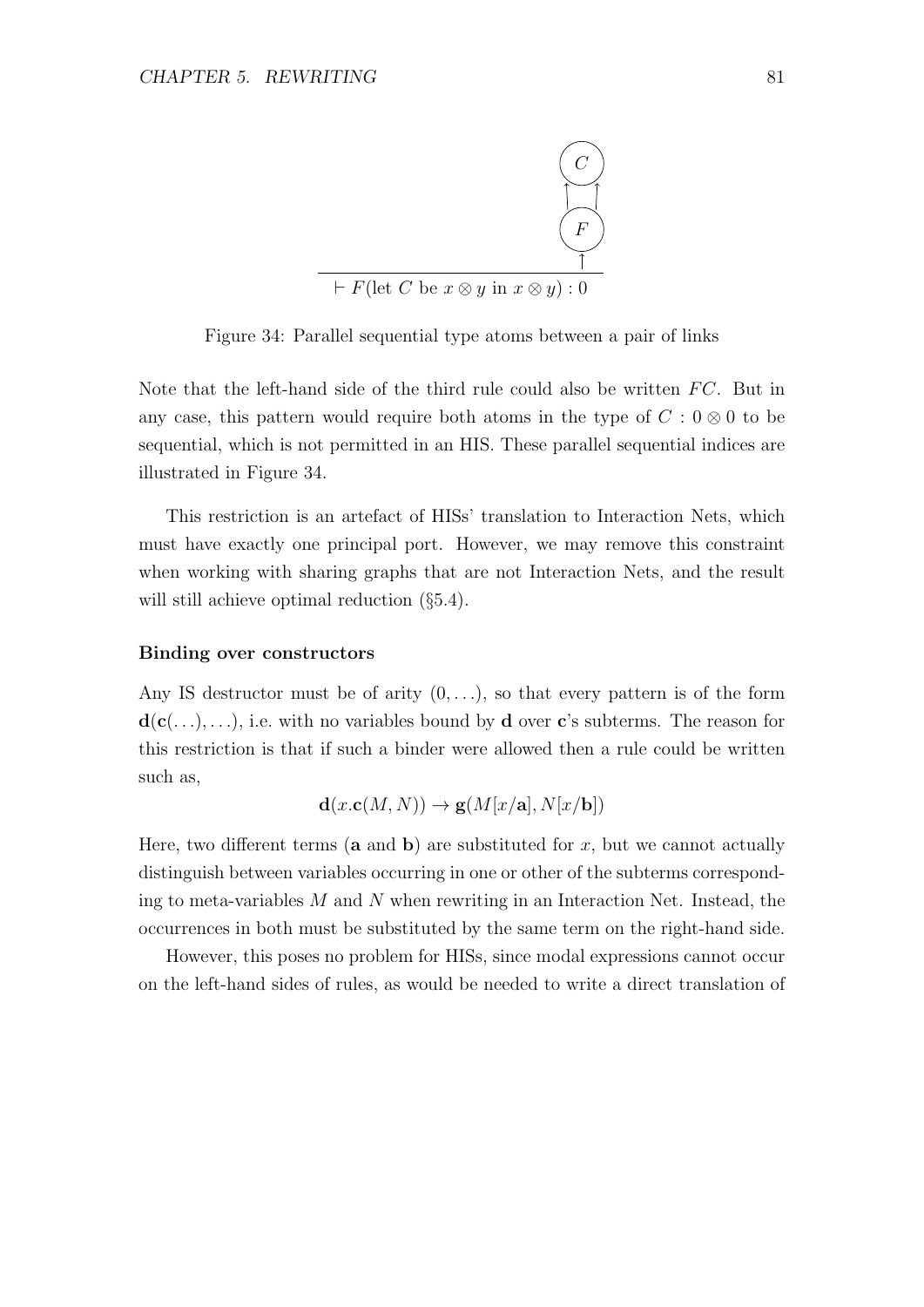$$\vdash F(\text{let } C \text{ be } x \otimes y \text{ in } x \otimes y) : 0$$

Figure 34: Parallel sequential type atoms between a pair of links

Note that the left-hand side of the third rule could also be written $FC$. But in any case, this pattern would require both atoms in the type of $C : 0 \otimes 0$ to be sequential, which is not permitted in an HIS. These parallel sequential indices are illustrated in Figure 34.

This restriction is an artefact of HISs' translation to Interaction Nets, which must have exactly one principal port. However, we may remove this constraint when working with sharing graphs that are not Interaction Nets, and the result will still achieve optimal reduction (§5.4).

**Binding over constructors**

Any IS destructor must be of arity $(0, \ldots)$, so that every pattern is of the form $\mathbf{d}(\mathbf{c}(\ldots), \ldots)$, i.e. with no variables bound by $\mathbf{d}$ over $\mathbf{c}$'s subterms. The reason for this restriction is that if such a binder were allowed then a rule could be written such as,

$$\mathbf{d}(x.\mathbf{c}(M, N)) \to \mathbf{g}(M[x/\mathbf{a}], N[x/\mathbf{b}])$$

Here, two different terms ($\mathbf{a}$ and $\mathbf{b}$) are substituted for $x$, but we cannot actually distinguish between variables occurring in one or other of the subterms corresponding to meta-variables $M$ and $N$ when rewriting in an Interaction Net. Instead, the occurrences in both must be substituted by the same term on the right-hand side.

However, this poses no problem for HISs, since modal expressions cannot occur on the left-hand sides of rules, as would be needed to write a direct translation of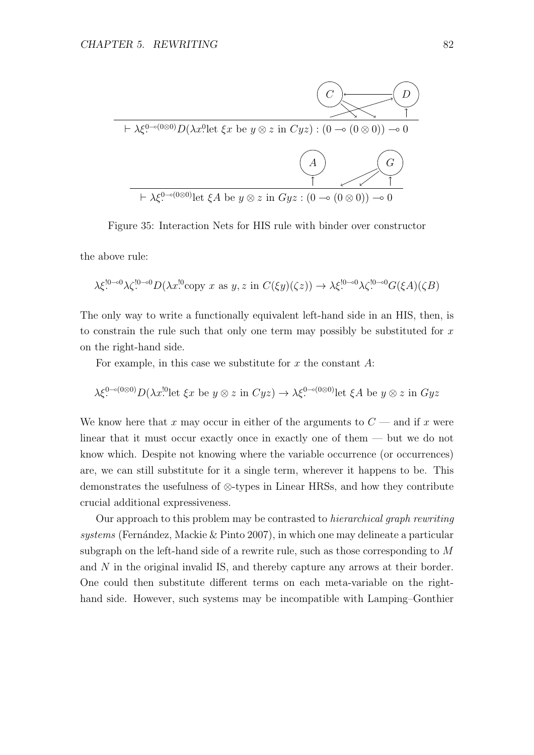$$\vdash \lambda\xi^{0\multimap(0\otimes 0)}_{:} D(\lambda x^{0}_{:}\text{let } \xi x \text{ be } y \otimes z \text{ in } Cyz) : (0 \multimap (0 \otimes 0)) \multimap 0$$

$$\vdash \lambda\xi^{0\multimap(0\otimes 0)}_{:}\text{let } \xi A \text{ be } y \otimes z \text{ in } Gyz : (0 \multimap (0 \otimes 0)) \multimap 0$$

Figure 35: Interaction Nets for HIS rule with binder over constructor

the above rule:

$$\lambda\xi^{!0\multimap 0}_{:}\lambda\zeta^{!0\multimap 0}_{:}D(\lambda x^{!0}_{:}\text{copy } x \text{ as } y, z \text{ in } C(\xi y)(\zeta z)) \to \lambda\xi^{!0\multimap 0}_{:}\lambda\zeta^{!0\multimap 0}_{:}G(\xi A)(\zeta B)$$

The only way to write a functionally equivalent left-hand side in an HIS, then, is to constrain the rule such that only one term may possibly be substituted for $x$ on the right-hand side.

For example, in this case we substitute for $x$ the constant $A$:

$$\lambda\xi^{0\multimap(0\otimes 0)}_{:}D(\lambda x^{!0}_{:}\text{let } \xi x \text{ be } y \otimes z \text{ in } Cyz) \to \lambda\xi^{0\multimap(0\otimes 0)}_{:}\text{let } \xi A \text{ be } y \otimes z \text{ in } Gyz$$

We know here that $x$ may occur in either of the arguments to $C$ — and if $x$ were linear that it must occur exactly once in exactly one of them — but we do not know which. Despite not knowing where the variable occurrence (or occurrences) are, we can still substitute for it a single term, wherever it happens to be. This demonstrates the usefulness of $\otimes$-types in Linear HRSs, and how they contribute crucial additional expressiveness.

Our approach to this problem may be contrasted to *hierarchical graph rewriting systems* (Fernández, Mackie & Pinto 2007), in which one may delineate a particular subgraph on the left-hand side of a rewrite rule, such as those corresponding to $M$ and $N$ in the original invalid IS, and thereby capture any arrows at their border. One could then substitute different terms on each meta-variable on the right-hand side. However, such systems may be incompatible with Lamping–Gonthier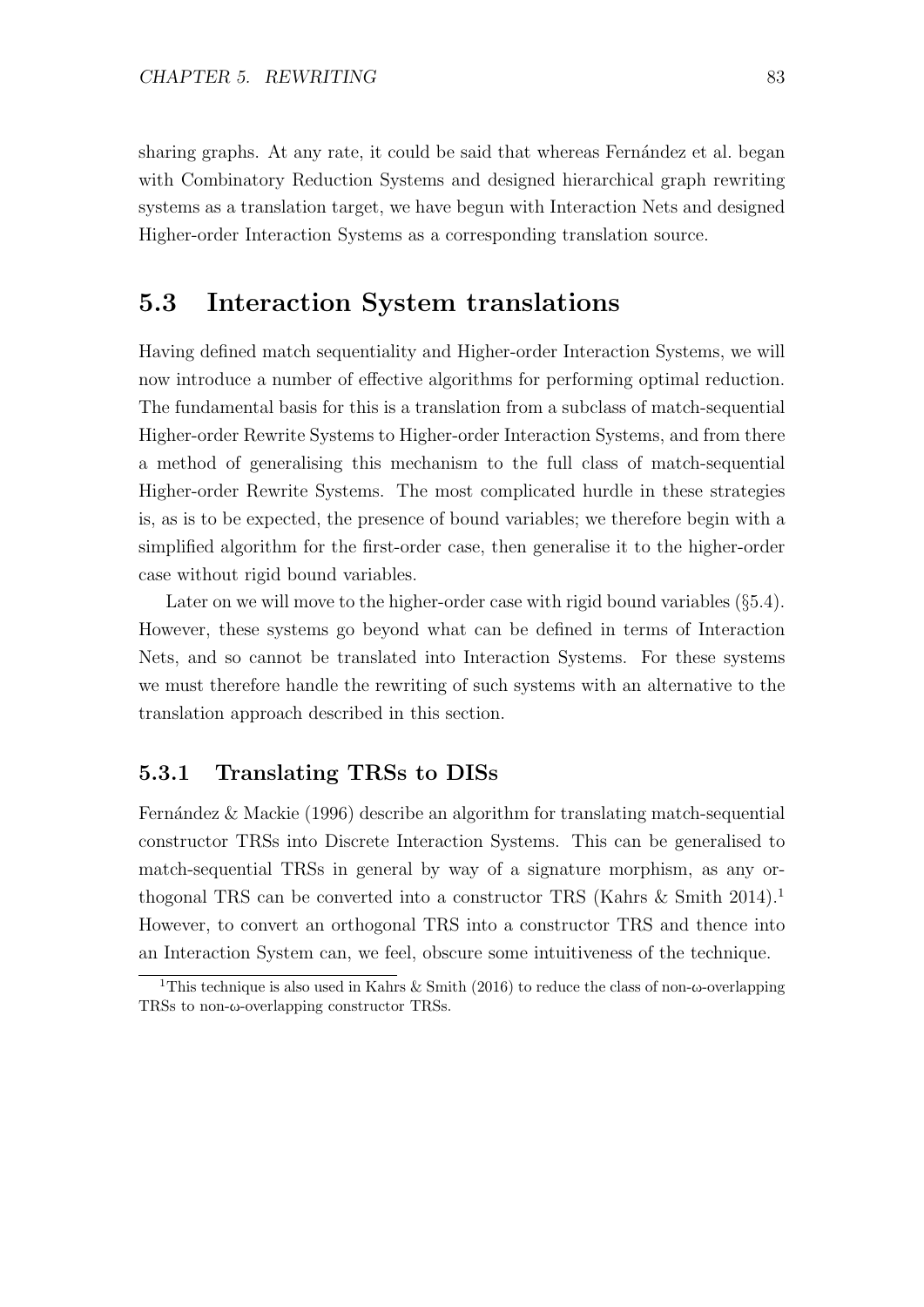sharing graphs. At any rate, it could be said that whereas Fernández et al. began with Combinatory Reduction Systems and designed hierarchical graph rewriting systems as a translation target, we have begun with Interaction Nets and designed Higher-order Interaction Systems as a corresponding translation source.

## 5.3 Interaction System translations

Having defined match sequentiality and Higher-order Interaction Systems, we will now introduce a number of effective algorithms for performing optimal reduction. The fundamental basis for this is a translation from a subclass of match-sequential Higher-order Rewrite Systems to Higher-order Interaction Systems, and from there a method of generalising this mechanism to the full class of match-sequential Higher-order Rewrite Systems. The most complicated hurdle in these strategies is, as is to be expected, the presence of bound variables; we therefore begin with a simplified algorithm for the first-order case, then generalise it to the higher-order case without rigid bound variables.

Later on we will move to the higher-order case with rigid bound variables (§5.4). However, these systems go beyond what can be defined in terms of Interaction Nets, and so cannot be translated into Interaction Systems. For these systems we must therefore handle the rewriting of such systems with an alternative to the translation approach described in this section.

### 5.3.1 Translating TRSs to DISs

Fernández & Mackie (1996) describe an algorithm for translating match-sequential constructor TRSs into Discrete Interaction Systems. This can be generalised to match-sequential TRSs in general by way of a signature morphism, as any orthogonal TRS can be converted into a constructor TRS (Kahrs & Smith 2014).[1] However, to convert an orthogonal TRS into a constructor TRS and thence into an Interaction System can, we feel, obscure some intuitiveness of the technique.

[1] This technique is also used in Kahrs & Smith (2016) to reduce the class of non-ω-overlapping TRSs to non-ω-overlapping constructor TRSs.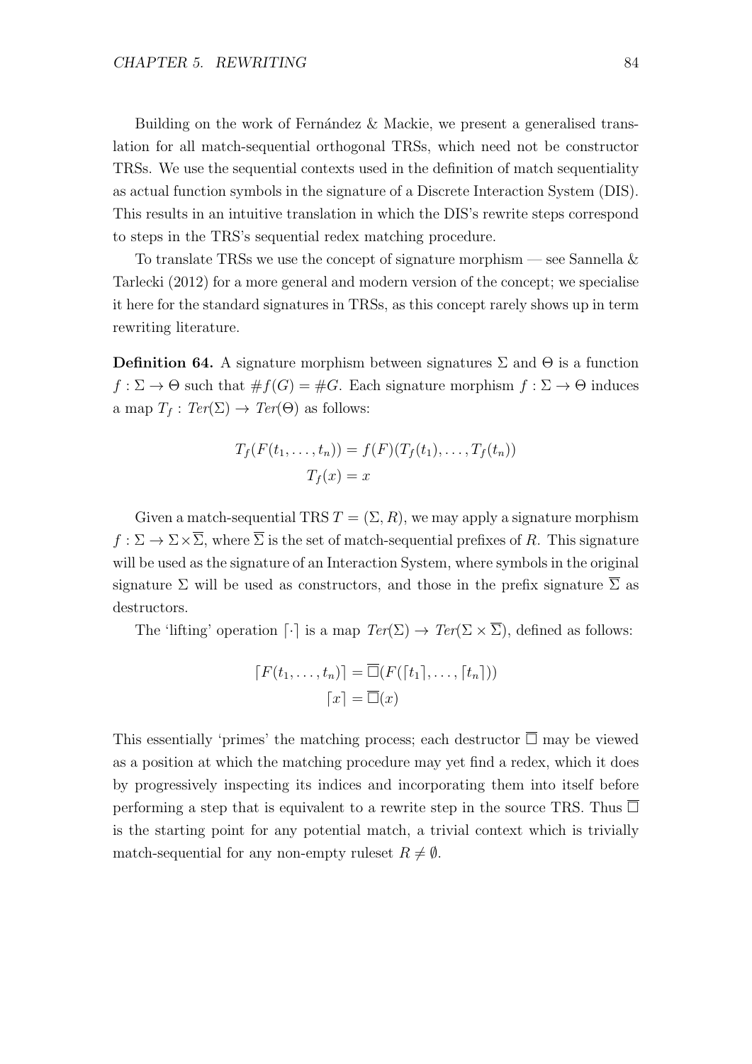Building on the work of Fernández & Mackie, we present a generalised translation for all match-sequential orthogonal TRSs, which need not be constructor TRSs. We use the sequential contexts used in the definition of match sequentiality as actual function symbols in the signature of a Discrete Interaction System (DIS). This results in an intuitive translation in which the DIS's rewrite steps correspond to steps in the TRS's sequential redex matching procedure.

To translate TRSs we use the concept of signature morphism — see Sannella & Tarlecki (2012) for a more general and modern version of the concept; we specialise it here for the standard signatures in TRSs, as this concept rarely shows up in term rewriting literature.

**Definition 64.** A signature morphism between signatures $\Sigma$ and $\Theta$ is a function $f : \Sigma \to \Theta$ such that $\#f(G) = \#G$. Each signature morphism $f : \Sigma \to \Theta$ induces a map $T_f : \mathit{Ter}(\Sigma) \to \mathit{Ter}(\Theta)$ as follows:

$$T_f(F(t_1, \dots, t_n)) = f(F)(T_f(t_1), \dots, T_f(t_n))$$
$$T_f(x) = x$$

Given a match-sequential TRS $T = (\Sigma, R)$, we may apply a signature morphism $f : \Sigma \to \Sigma \times \overline{\Sigma}$, where $\overline{\Sigma}$ is the set of match-sequential prefixes of $R$. This signature will be used as the signature of an Interaction System, where symbols in the original signature $\Sigma$ will be used as constructors, and those in the prefix signature $\overline{\Sigma}$ as destructors.

The 'lifting' operation $\lceil \cdot \rceil$ is a map $\mathit{Ter}(\Sigma) \to \mathit{Ter}(\Sigma \times \overline{\Sigma})$, defined as follows:

$$\lceil F(t_1, \dots, t_n) \rceil = \overline{\Box}(F(\lceil t_1 \rceil, \dots, \lceil t_n \rceil))$$
$$\lceil x \rceil = \overline{\Box}(x)$$

This essentially 'primes' the matching process; each destructor $\overline{\Box}$ may be viewed as a position at which the matching procedure may yet find a redex, which it does by progressively inspecting its indices and incorporating them into itself before performing a step that is equivalent to a rewrite step in the source TRS. Thus $\overline{\Box}$ is the starting point for any potential match, a trivial context which is trivially match-sequential for any non-empty ruleset $R \neq \emptyset$.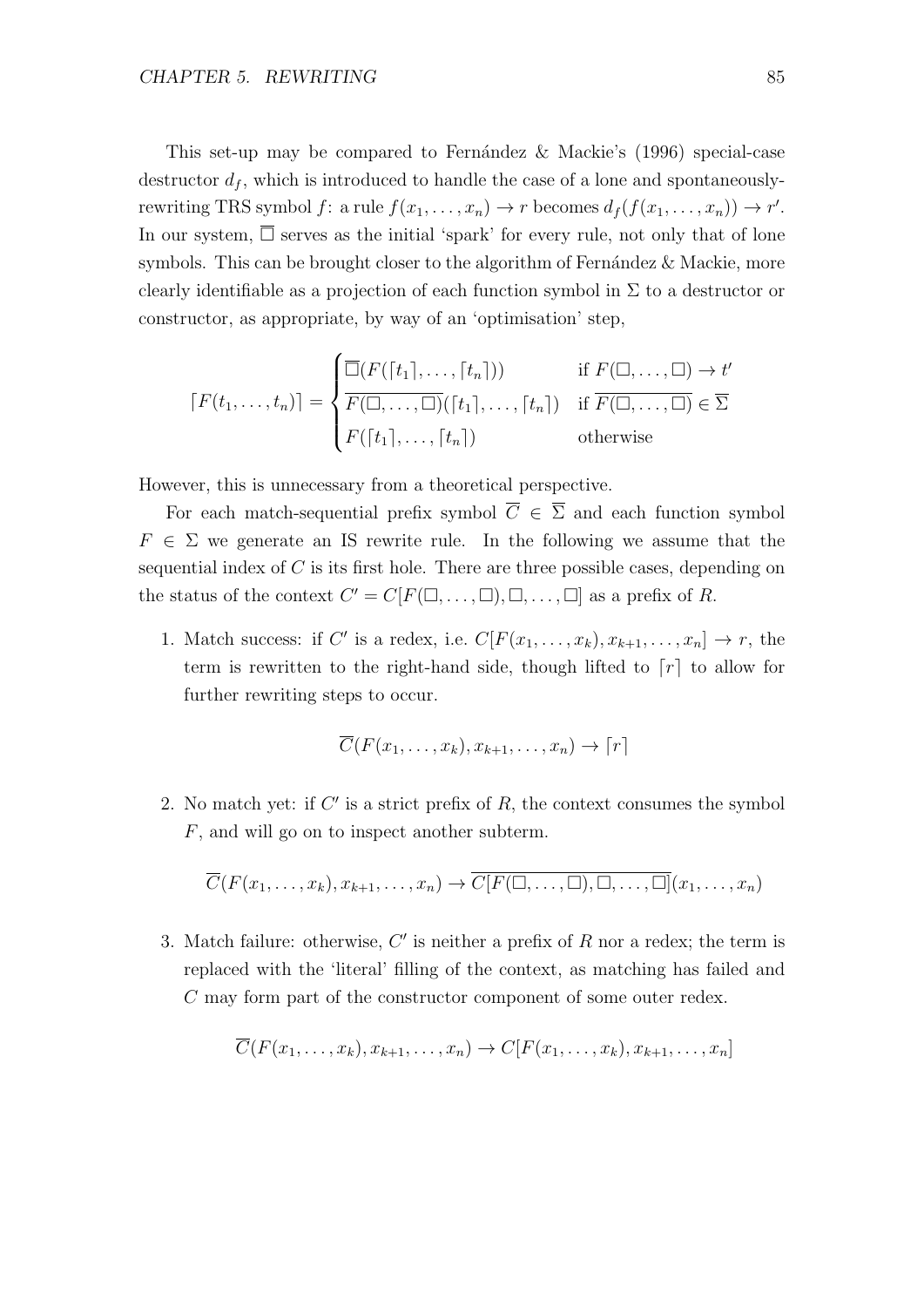This set-up may be compared to Fernández & Mackie's (1996) special-case destructor $d_f$, which is introduced to handle the case of a lone and spontaneously-rewriting TRS symbol $f$: a rule $f(x_1, \ldots, x_n) \to r$ becomes $d_f(f(x_1, \ldots, x_n)) \to r'$. In our system, $\overline{\Box}$ serves as the initial 'spark' for every rule, not only that of lone symbols. This can be brought closer to the algorithm of Fernández & Mackie, more clearly identifiable as a projection of each function symbol in $\Sigma$ to a destructor or constructor, as appropriate, by way of an 'optimisation' step,

$$\lceil F(t_1, \ldots, t_n) \rceil = \begin{cases} \overline{\Box}(F(\lceil t_1 \rceil, \ldots, \lceil t_n \rceil)) & \text{if } F(\Box, \ldots, \Box) \to t' \\ \overline{F(\Box, \ldots, \Box)}(\lceil t_1 \rceil, \ldots, \lceil t_n \rceil) & \text{if } \overline{F(\Box, \ldots, \Box)} \in \overline{\Sigma} \\ F(\lceil t_1 \rceil, \ldots, \lceil t_n \rceil) & \text{otherwise} \end{cases}$$

However, this is unnecessary from a theoretical perspective.

For each match-sequential prefix symbol $\overline{C} \in \overline{\Sigma}$ and each function symbol $F \in \Sigma$ we generate an IS rewrite rule. In the following we assume that the sequential index of $C$ is its first hole. There are three possible cases, depending on the status of the context $C' = C[F(\Box, \ldots, \Box), \Box, \ldots, \Box]$ as a prefix of $R$.

1. Match success: if $C'$ is a redex, i.e. $C[F(x_1, \ldots, x_k), x_{k+1}, \ldots, x_n] \to r$, the term is rewritten to the right-hand side, though lifted to $\lceil r \rceil$ to allow for further rewriting steps to occur.

$$\overline{C}(F(x_1, \ldots, x_k), x_{k+1}, \ldots, x_n) \to \lceil r \rceil$$

2. No match yet: if $C'$ is a strict prefix of $R$, the context consumes the symbol $F$, and will go on to inspect another subterm.

$$\overline{C}(F(x_1, \ldots, x_k), x_{k+1}, \ldots, x_n) \to \overline{C[F(\Box, \ldots, \Box), \Box, \ldots, \Box]}(x_1, \ldots, x_n)$$

3. Match failure: otherwise, $C'$ is neither a prefix of $R$ nor a redex; the term is replaced with the 'literal' filling of the context, as matching has failed and $C$ may form part of the constructor component of some outer redex.

$$\overline{C}(F(x_1, \ldots, x_k), x_{k+1}, \ldots, x_n) \to C[F(x_1, \ldots, x_k), x_{k+1}, \ldots, x_n]$$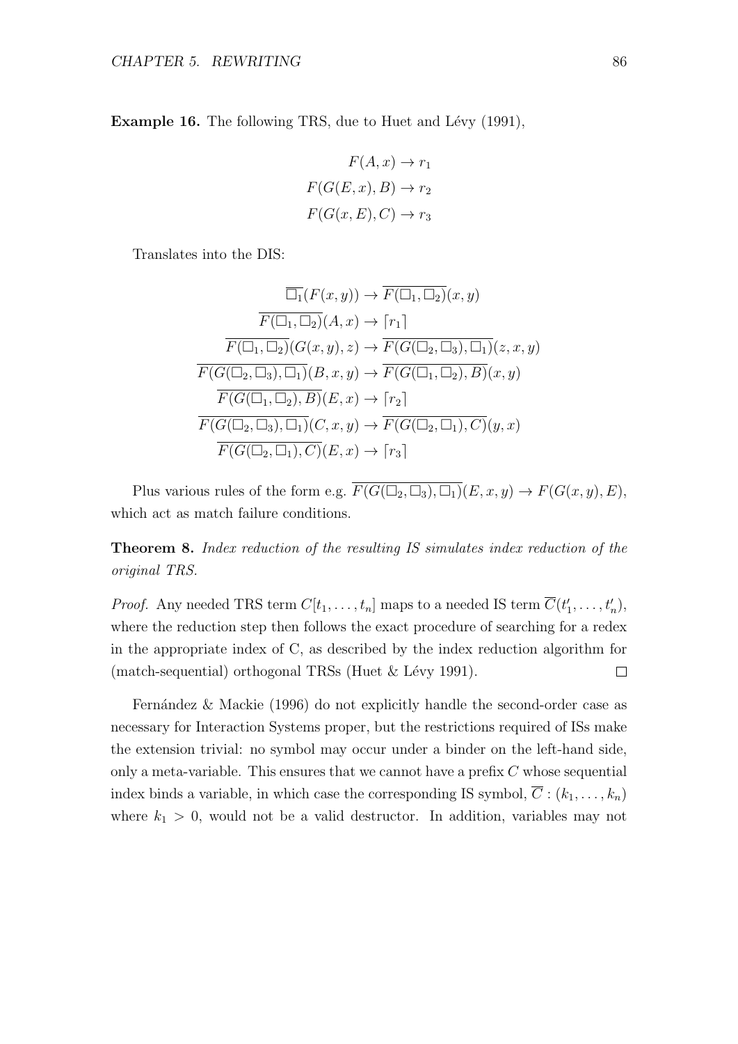**Example 16.** The following TRS, due to Huet and Lévy (1991),

$$F(A, x) \to r_1$$
$$F(G(E, x), B) \to r_2$$
$$F(G(x, E), C) \to r_3$$

Translates into the DIS:

$$\begin{aligned}
\overline{\Box_1}(F(x, y)) &\to \overline{F(\Box_1, \Box_2)}(x, y) \\
\overline{F(\Box_1, \Box_2)}(A, x) &\to \lceil r_1 \rceil \\
\overline{F(\Box_1, \Box_2)}(G(x, y), z) &\to \overline{F(G(\Box_2, \Box_3), \Box_1)}(z, x, y) \\
\overline{F(G(\Box_2, \Box_3), \Box_1)}(B, x, y) &\to \overline{F(G(\Box_1, \Box_2), B)}(x, y) \\
\overline{F(G(\Box_1, \Box_2), B)}(E, x) &\to \lceil r_2 \rceil \\
\overline{F(G(\Box_2, \Box_3), \Box_1)}(C, x, y) &\to \overline{F(G(\Box_2, \Box_1), C)}(y, x) \\
\overline{F(G(\Box_2, \Box_1), C)}(E, x) &\to \lceil r_3 \rceil
\end{aligned}$$

Plus various rules of the form e.g. $\overline{F(G(\Box_2, \Box_3), \Box_1)}(E, x, y) \to F(G(x, y), E)$, which act as match failure conditions.

**Theorem 8.** *Index reduction of the resulting IS simulates index reduction of the original TRS.*

*Proof.* Any needed TRS term $C[t_1, \ldots, t_n]$ maps to a needed IS term $\overline{C}(t'_1, \ldots, t'_n)$, where the reduction step then follows the exact procedure of searching for a redex in the appropriate index of C, as described by the index reduction algorithm for (match-sequential) orthogonal TRSs (Huet & Lévy 1991). □

Fernández & Mackie (1996) do not explicitly handle the second-order case as necessary for Interaction Systems proper, but the restrictions required of ISs make the extension trivial: no symbol may occur under a binder on the left-hand side, only a meta-variable. This ensures that we cannot have a prefix $C$ whose sequential index binds a variable, in which case the corresponding IS symbol, $\overline{C} : (k_1, \ldots, k_n)$ where $k_1 > 0$, would not be a valid destructor. In addition, variables may not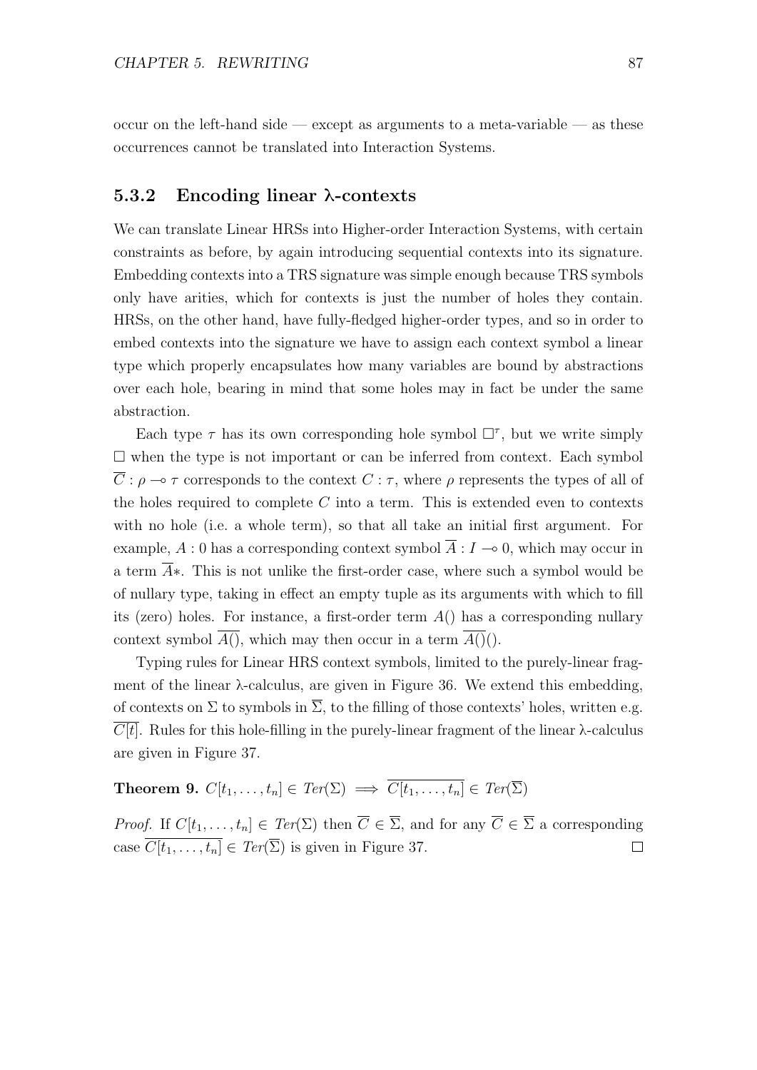occur on the left-hand side — except as arguments to a meta-variable — as these occurrences cannot be translated into Interaction Systems.

### 5.3.2 Encoding linear λ-contexts

We can translate Linear HRSs into Higher-order Interaction Systems, with certain constraints as before, by again introducing sequential contexts into its signature. Embedding contexts into a TRS signature was simple enough because TRS symbols only have arities, which for contexts is just the number of holes they contain. HRSs, on the other hand, have fully-fledged higher-order types, and so in order to embed contexts into the signature we have to assign each context symbol a linear type which properly encapsulates how many variables are bound by abstractions over each hole, bearing in mind that some holes may in fact be under the same abstraction.

Each type $\tau$ has its own corresponding hole symbol $\Box^\tau$, but we write simply $\Box$ when the type is not important or can be inferred from context. Each symbol $\overline{C} : \rho \multimap \tau$ corresponds to the context $C : \tau$, where $\rho$ represents the types of all of the holes required to complete $C$ into a term. This is extended even to contexts with no hole (i.e. a whole term), so that all take an initial first argument. For example, $A : 0$ has a corresponding context symbol $\overline{A} : I \multimap 0$, which may occur in a term $\overline{A}*$. This is not unlike the first-order case, where such a symbol would be of nullary type, taking in effect an empty tuple as its arguments with which to fill its (zero) holes. For instance, a first-order term $A()$ has a corresponding nullary context symbol $\overline{A()}$, which may then occur in a term $\overline{A()}()$.

Typing rules for Linear HRS context symbols, limited to the purely-linear fragment of the linear λ-calculus, are given in Figure 36. We extend this embedding, of contexts on $\Sigma$ to symbols in $\overline{\Sigma}$, to the filling of those contexts' holes, written e.g. $\overline{C[t]}$. Rules for this hole-filling in the purely-linear fragment of the linear λ-calculus are given in Figure 37.

**Theorem 9.** $C[t_1, \ldots, t_n] \in \mathit{Ter}(\Sigma) \implies \overline{C[t_1, \ldots, t_n]} \in \mathit{Ter}(\overline{\Sigma})$

*Proof.* If $C[t_1, \ldots, t_n] \in \mathit{Ter}(\Sigma)$ then $\overline{C} \in \overline{\Sigma}$, and for any $\overline{C} \in \overline{\Sigma}$ a corresponding case $\overline{C[t_1, \ldots, t_n]} \in \mathit{Ter}(\overline{\Sigma})$ is given in Figure 37. □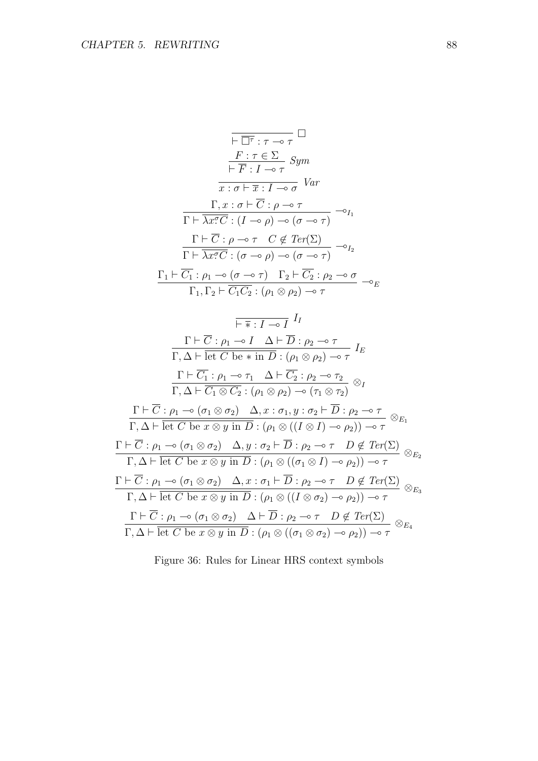$$\frac{}{\vdash \overline{\Box^\tau} : \tau \multimap \tau} \; \Box$$

$$\frac{F : \tau \in \Sigma}{\vdash \overline{F} : I \multimap \tau} \; Sym$$

$$\frac{}{x : \sigma \vdash \overline{x} : I \multimap \sigma} \; Var$$

$$\frac{\Gamma, x : \sigma \vdash \overline{C} : \rho \multimap \tau}{\Gamma \vdash \overline{\lambda x^\sigma\!.C} : (I \multimap \rho) \multimap (\sigma \multimap \tau)} \; \multimap_{I_1}$$

$$\frac{\Gamma \vdash \overline{C} : \rho \multimap \tau \quad C \notin Ter(\Sigma)}{\Gamma \vdash \overline{\lambda x^\sigma\!.C} : (\sigma \multimap \rho) \multimap (\sigma \multimap \tau)} \; \multimap_{I_2}$$

$$\frac{\Gamma_1 \vdash \overline{C_1} : \rho_1 \multimap (\sigma \multimap \tau) \quad \Gamma_2 \vdash \overline{C_2} : \rho_2 \multimap \sigma}{\Gamma_1, \Gamma_2 \vdash \overline{C_1 C_2} : (\rho_1 \otimes \rho_2) \multimap \tau} \; \multimap_E$$

$$\frac{}{\vdash \overline{*} : I \multimap I} \; I_I$$

$$\frac{\Gamma \vdash \overline{C} : \rho_1 \multimap I \quad \Delta \vdash \overline{D} : \rho_2 \multimap \tau}{\Gamma, \Delta \vdash \overline{\text{let } C \text{ be } * \text{ in } D} : (\rho_1 \otimes \rho_2) \multimap \tau} \; I_E$$

$$\frac{\Gamma \vdash \overline{C_1} : \rho_1 \multimap \tau_1 \quad \Delta \vdash \overline{C_2} : \rho_2 \multimap \tau_2}{\Gamma, \Delta \vdash \overline{C_1 \otimes C_2} : (\rho_1 \otimes \rho_2) \multimap (\tau_1 \otimes \tau_2)} \; \otimes_I$$

$$\frac{\Gamma \vdash \overline{C} : \rho_1 \multimap (\sigma_1 \otimes \sigma_2) \quad \Delta, x : \sigma_1, y : \sigma_2 \vdash \overline{D} : \rho_2 \multimap \tau}{\Gamma, \Delta \vdash \overline{\text{let } C \text{ be } x \otimes y \text{ in } D} : (\rho_1 \otimes ((I \otimes I) \multimap \rho_2)) \multimap \tau} \; \otimes_{E_1}$$

$$\frac{\Gamma \vdash \overline{C} : \rho_1 \multimap (\sigma_1 \otimes \sigma_2) \quad \Delta, y : \sigma_2 \vdash \overline{D} : \rho_2 \multimap \tau \quad D \notin Ter(\Sigma)}{\Gamma, \Delta \vdash \overline{\text{let } C \text{ be } x \otimes y \text{ in } D} : (\rho_1 \otimes ((\sigma_1 \otimes I) \multimap \rho_2)) \multimap \tau} \; \otimes_{E_2}$$

$$\frac{\Gamma \vdash \overline{C} : \rho_1 \multimap (\sigma_1 \otimes \sigma_2) \quad \Delta, x : \sigma_1 \vdash \overline{D} : \rho_2 \multimap \tau \quad D \notin Ter(\Sigma)}{\Gamma, \Delta \vdash \overline{\text{let } C \text{ be } x \otimes y \text{ in } D} : (\rho_1 \otimes ((I \otimes \sigma_2) \multimap \rho_2)) \multimap \tau} \; \otimes_{E_3}$$

$$\frac{\Gamma \vdash \overline{C} : \rho_1 \multimap (\sigma_1 \otimes \sigma_2) \quad \Delta \vdash \overline{D} : \rho_2 \multimap \tau \quad D \notin Ter(\Sigma)}{\Gamma, \Delta \vdash \overline{\text{let } C \text{ be } x \otimes y \text{ in } D} : (\rho_1 \otimes ((\sigma_1 \otimes \sigma_2) \multimap \rho_2)) \multimap \tau} \; \otimes_{E_4}$$

Figure 36: Rules for Linear HRS context symbols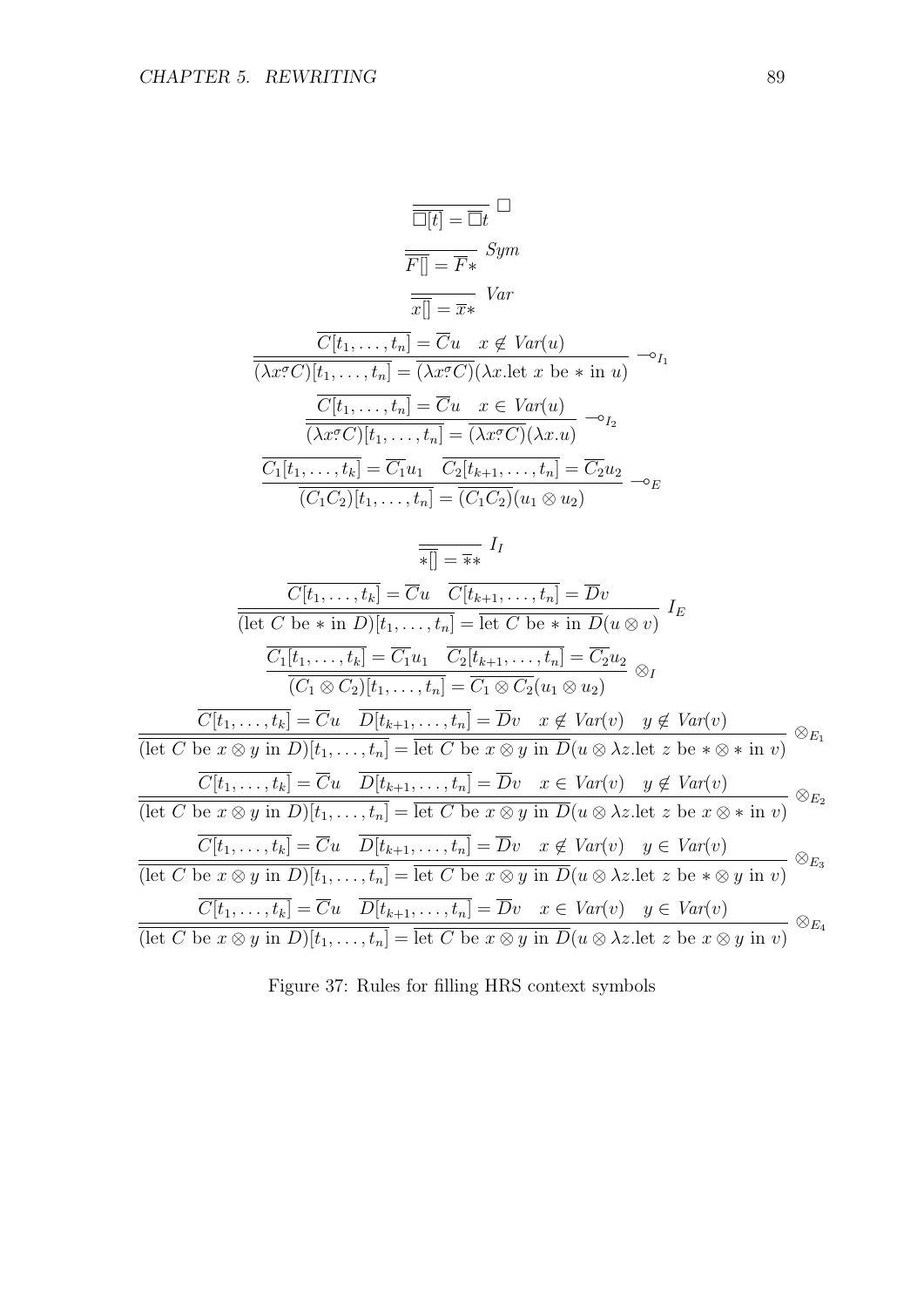$$\frac{}{\overline{\Box[t]} = \overline{\Box}t}\ \Box$$

$$\frac{}{\overline{F[]} = \overline{F}*}\ Sym$$

$$\frac{}{\overline{x[]} = \overline{x}*}\ Var$$

$$\frac{\overline{C[t_1,\ldots,t_n]} = \overline{C}u \quad x \notin Var(u)}{\overline{(\lambda x^\sigma C)[t_1,\ldots,t_n]} = \overline{(\lambda x^\sigma C)}(\lambda x.\text{let } x \text{ be } * \text{ in } u)}\ \multimap_{I_1}$$

$$\frac{\overline{C[t_1,\ldots,t_n]} = \overline{C}u \quad x \in Var(u)}{\overline{(\lambda x^\sigma C)[t_1,\ldots,t_n]} = \overline{(\lambda x^\sigma C)}(\lambda x.u)}\ \multimap_{I_2}$$

$$\frac{\overline{C_1[t_1,\ldots,t_k]} = \overline{C_1}u_1 \quad \overline{C_2[t_{k+1},\ldots,t_n]} = \overline{C_2}u_2}{\overline{(C_1 C_2)[t_1,\ldots,t_n]} = \overline{(C_1 C_2)}(u_1 \otimes u_2)}\ \multimap_E$$

$$\frac{}{\overline{*[]} = \overline{*}*}\ I_I$$

$$\frac{\overline{C[t_1,\ldots,t_k]} = \overline{C}u \quad \overline{C[t_{k+1},\ldots,t_n]} = \overline{D}v}{\overline{(\text{let } C \text{ be } * \text{ in } D)[t_1,\ldots,t_n]} = \overline{\text{let } C \text{ be } * \text{ in } D}(u \otimes v)}\ I_E$$

$$\frac{\overline{C_1[t_1,\ldots,t_k]} = \overline{C_1}u_1 \quad \overline{C_2[t_{k+1},\ldots,t_n]} = \overline{C_2}u_2}{\overline{(C_1 \otimes C_2)[t_1,\ldots,t_n]} = \overline{C_1 \otimes C_2}(u_1 \otimes u_2)}\ \otimes_I$$

$$\frac{\overline{C[t_1,\ldots,t_k]} = \overline{C}u \quad \overline{D[t_{k+1},\ldots,t_n]} = \overline{D}v \quad x \notin Var(v) \quad y \notin Var(v)}{\overline{(\text{let } C \text{ be } x \otimes y \text{ in } D)[t_1,\ldots,t_n]} = \overline{\text{let } C \text{ be } x \otimes y \text{ in } D}(u \otimes \lambda z.\text{let } z \text{ be } * \otimes * \text{ in } v)}\ \otimes_{E_1}$$

$$\frac{\overline{C[t_1,\ldots,t_k]} = \overline{C}u \quad \overline{D[t_{k+1},\ldots,t_n]} = \overline{D}v \quad x \in Var(v) \quad y \notin Var(v)}{\overline{(\text{let } C \text{ be } x \otimes y \text{ in } D)[t_1,\ldots,t_n]} = \overline{\text{let } C \text{ be } x \otimes y \text{ in } D}(u \otimes \lambda z.\text{let } z \text{ be } x \otimes * \text{ in } v)}\ \otimes_{E_2}$$

$$\frac{\overline{C[t_1,\ldots,t_k]} = \overline{C}u \quad \overline{D[t_{k+1},\ldots,t_n]} = \overline{D}v \quad x \notin Var(v) \quad y \in Var(v)}{\overline{(\text{let } C \text{ be } x \otimes y \text{ in } D)[t_1,\ldots,t_n]} = \overline{\text{let } C \text{ be } x \otimes y \text{ in } D}(u \otimes \lambda z.\text{let } z \text{ be } * \otimes y \text{ in } v)}\ \otimes_{E_3}$$

$$\frac{\overline{C[t_1,\ldots,t_k]} = \overline{C}u \quad \overline{D[t_{k+1},\ldots,t_n]} = \overline{D}v \quad x \in Var(v) \quad y \in Var(v)}{\overline{(\text{let } C \text{ be } x \otimes y \text{ in } D)[t_1,\ldots,t_n]} = \overline{\text{let } C \text{ be } x \otimes y \text{ in } D}(u \otimes \lambda z.\text{let } z \text{ be } x \otimes y \text{ in } v)}\ \otimes_{E_4}$$

Figure 37: Rules for filling HRS context symbols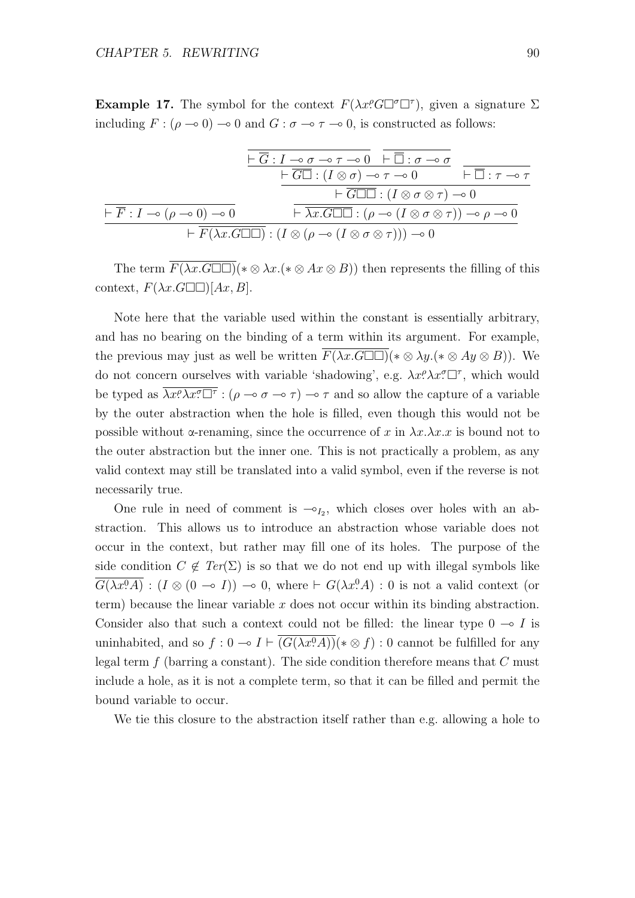**Example 17.** The symbol for the context $F(\lambda x^\rho . G\Box^\sigma\Box^\tau)$, given a signature $\Sigma$ including $F : (\rho \multimap 0) \multimap 0$ and $G : \sigma \multimap \tau \multimap 0$, is constructed as follows:

$$
\dfrac{\dfrac{}{\vdash \overline{F} : I \multimap (\rho \multimap 0) \multimap 0} \qquad \dfrac{\dfrac{\dfrac{\dfrac{}{\vdash \overline{G} : I \multimap \sigma \multimap \tau \multimap 0} \quad \dfrac{}{\vdash \overline{\Box} : \sigma \multimap \sigma}}{\vdash \overline{G\Box} : (I \otimes \sigma) \multimap \tau \multimap 0} \qquad \dfrac{}{\vdash \overline{\Box} : \tau \multimap \tau}}{\vdash \overline{G\Box\Box} : (I \otimes \sigma \otimes \tau) \multimap 0}}{\vdash \overline{\lambda x . G\Box\Box} : (\rho \multimap (I \otimes \sigma \otimes \tau)) \multimap \rho \multimap 0}}{\vdash \overline{F(\lambda x . G\Box\Box)} : (I \otimes (\rho \multimap (I \otimes \sigma \otimes \tau))) \multimap 0}
$$

The term $\overline{F(\lambda x . G\Box\Box)}(* \otimes \lambda x.(* \otimes Ax \otimes B))$ then represents the filling of this context, $F(\lambda x . G\Box\Box)[Ax, B]$.

Note here that the variable used within the constant is essentially arbitrary, and has no bearing on the binding of a term within its argument. For example, the previous may just as well be written $\overline{F(\lambda x . G\Box\Box)}(* \otimes \lambda y.(* \otimes Ay \otimes B))$. We do not concern ourselves with variable 'shadowing', e.g. $\lambda x^\rho . \lambda x^\sigma . \Box^\tau$, which would be typed as $\overline{\lambda x^\rho . \lambda x^\sigma . \Box^\tau} : (\rho \multimap \sigma \multimap \tau) \multimap \tau$ and so allow the capture of a variable by the outer abstraction when the hole is filled, even though this would not be possible without α-renaming, since the occurrence of $x$ in $\lambda x . \lambda x . x$ is bound not to the outer abstraction but the inner one. This is not practically a problem, as any valid context may still be translated into a valid symbol, even if the reverse is not necessarily true.

One rule in need of comment is $\multimap_{I_2}$, which closes over holes with an abstraction. This allows us to introduce an abstraction whose variable does not occur in the context, but rather may fill one of its holes. The purpose of the side condition $C \notin \mathit{Ter}(\Sigma)$ is so that we do not end up with illegal symbols like $\overline{G(\lambda x^0 . A)} : (I \otimes (0 \multimap I)) \multimap 0$, where $\vdash G(\lambda x^0 . A) : 0$ is not a valid context (or term) because the linear variable $x$ does not occur within its binding abstraction. Consider also that such a context could not be filled: the linear type $0 \multimap I$ is uninhabited, and so $f : 0 \multimap I \vdash \overline{(G(\lambda x^0 . A))}(* \otimes f) : 0$ cannot be fulfilled for any legal term $f$ (barring a constant). The side condition therefore means that $C$ must include a hole, as it is not a complete term, so that it can be filled and permit the bound variable to occur.

We tie this closure to the abstraction itself rather than e.g. allowing a hole to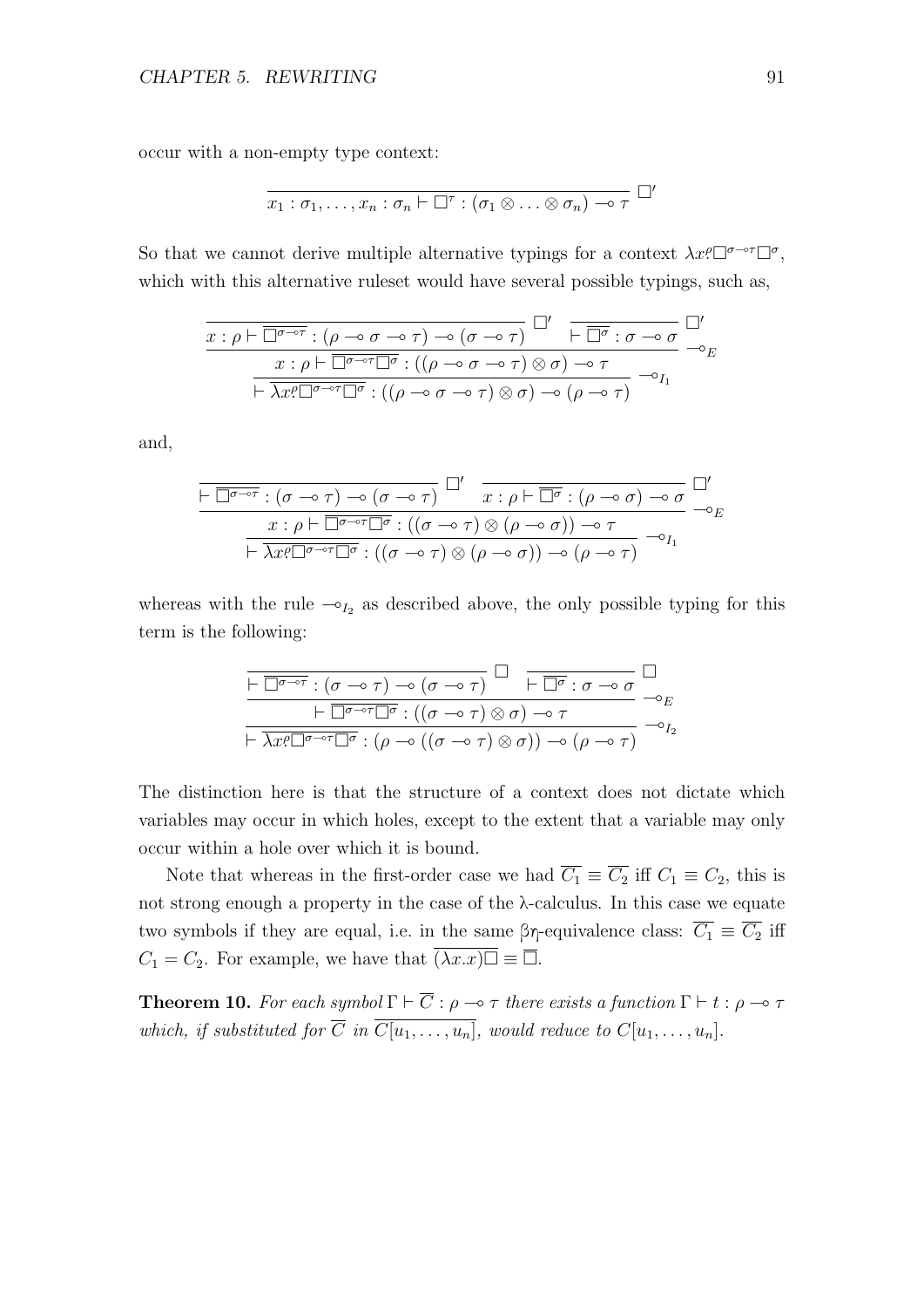occur with a non-empty type context:

$$\frac{}{x_1 : \sigma_1, \ldots, x_n : \sigma_n \vdash \Box^\tau : (\sigma_1 \otimes \ldots \otimes \sigma_n) \multimap \tau}\ \Box'$$

So that we cannot derive multiple alternative typings for a context $\lambda x^\rho\!.\Box^{\sigma\multimap\tau}\Box^\sigma$, which with this alternative ruleset would have several possible typings, such as,

$$\dfrac{\dfrac{\dfrac{}{x : \rho \vdash \overline{\Box^{\sigma\multimap\tau}} : (\rho \multimap \sigma \multimap \tau) \multimap (\sigma \multimap \tau)}\ \Box' \quad \dfrac{}{\vdash \overline{\Box^\sigma} : \sigma \multimap \sigma}\ \Box'}{x : \rho \vdash \overline{\Box^{\sigma\multimap\tau}\Box^\sigma} : ((\rho \multimap \sigma \multimap \tau) \otimes \sigma) \multimap \tau}\ \multimap_E}{\vdash \overline{\lambda x^\rho\!.\Box^{\sigma\multimap\tau}\Box^\sigma} : ((\rho \multimap \sigma \multimap \tau) \otimes \sigma) \multimap (\rho \multimap \tau)}\ \multimap_{I_1}$$

and,

$$\dfrac{\dfrac{\dfrac{}{\vdash \overline{\Box^{\sigma\multimap\tau}} : (\sigma \multimap \tau) \multimap (\sigma \multimap \tau)}\ \Box' \quad \dfrac{}{x : \rho \vdash \overline{\Box^\sigma} : (\rho \multimap \sigma) \multimap \sigma}\ \Box'}{x : \rho \vdash \overline{\Box^{\sigma\multimap\tau}\Box^\sigma} : ((\sigma \multimap \tau) \otimes (\rho \multimap \sigma)) \multimap \tau}\ \multimap_E}{\vdash \overline{\lambda x^\rho\!.\Box^{\sigma\multimap\tau}\Box^\sigma} : ((\sigma \multimap \tau) \otimes (\rho \multimap \sigma)) \multimap (\rho \multimap \tau)}\ \multimap_{I_1}$$

whereas with the rule $\multimap_{I_2}$ as described above, the only possible typing for this term is the following:

$$\dfrac{\dfrac{\dfrac{}{\vdash \overline{\Box^{\sigma\multimap\tau}} : (\sigma \multimap \tau) \multimap (\sigma \multimap \tau)}\ \Box \quad \dfrac{}{\vdash \overline{\Box^\sigma} : \sigma \multimap \sigma}\ \Box}{\vdash \overline{\Box^{\sigma\multimap\tau}\Box^\sigma} : ((\sigma \multimap \tau) \otimes \sigma) \multimap \tau}\ \multimap_E}{\vdash \overline{\lambda x^\rho\!.\Box^{\sigma\multimap\tau}\Box^\sigma} : (\rho \multimap ((\sigma \multimap \tau) \otimes \sigma)) \multimap (\rho \multimap \tau)}\ \multimap_{I_2}$$

The distinction here is that the structure of a context does not dictate which variables may occur in which holes, except to the extent that a variable may only occur within a hole over which it is bound.

Note that whereas in the first-order case we had $\overline{C_1} \equiv \overline{C_2}$ iff $C_1 \equiv C_2$, this is not strong enough a property in the case of the λ-calculus. In this case we equate two symbols if they are equal, i.e. in the same βη-equivalence class: $\overline{C_1} \equiv \overline{C_2}$ iff $C_1 = C_2$. For example, we have that $\overline{(\lambda x.x)\Box} \equiv \overline{\Box}$.

**Theorem 10.** *For each symbol $\Gamma \vdash \overline{C} : \rho \multimap \tau$ there exists a function $\Gamma \vdash t : \rho \multimap \tau$ which, if substituted for $\overline{C}$ in $\overline{C[u_1, \ldots, u_n]}$, would reduce to $C[u_1, \ldots, u_n]$.*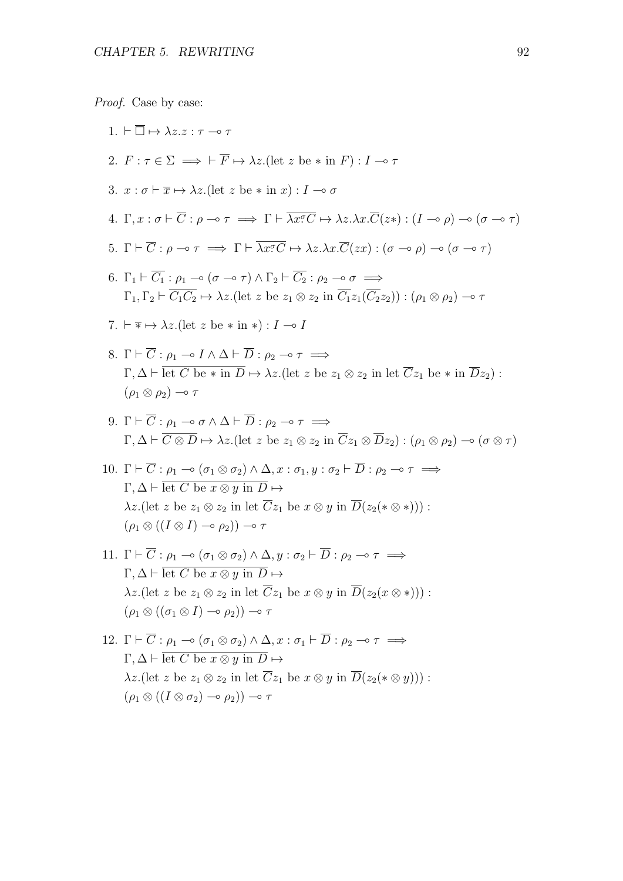*Proof.* Case by case:

1. $\vdash \overline{\Box} \mapsto \lambda z.z : \tau \multimap \tau$

2. $F : \tau \in \Sigma \implies \vdash \overline{F} \mapsto \lambda z.(\text{let } z \text{ be } * \text{ in } F) : I \multimap \tau$

3. $x : \sigma \vdash \overline{x} \mapsto \lambda z.(\text{let } z \text{ be } * \text{ in } x) : I \multimap \sigma$

4. $\Gamma, x : \sigma \vdash \overline{C} : \rho \multimap \tau \implies \Gamma \vdash \overline{\lambda x^{\sigma} C} \mapsto \lambda z.\lambda x.\overline{C}(z*) : (I \multimap \rho) \multimap (\sigma \multimap \tau)$

5. $\Gamma \vdash \overline{C} : \rho \multimap \tau \implies \Gamma \vdash \overline{\lambda x^{\sigma} C} \mapsto \lambda z.\lambda x.\overline{C}(zx) : (\sigma \multimap \rho) \multimap (\sigma \multimap \tau)$

6. $\Gamma_1 \vdash \overline{C_1} : \rho_1 \multimap (\sigma \multimap \tau) \wedge \Gamma_2 \vdash \overline{C_2} : \rho_2 \multimap \sigma \implies$
   $\Gamma_1, \Gamma_2 \vdash \overline{C_1 C_2} \mapsto \lambda z.(\text{let } z \text{ be } z_1 \otimes z_2 \text{ in } \overline{C_1} z_1 (\overline{C_2} z_2)) : (\rho_1 \otimes \rho_2) \multimap \tau$

7. $\vdash \overline{*} \mapsto \lambda z.(\text{let } z \text{ be } * \text{ in } *) : I \multimap I$

8. $\Gamma \vdash \overline{C} : \rho_1 \multimap I \wedge \Delta \vdash \overline{D} : \rho_2 \multimap \tau \implies$
   $\Gamma, \Delta \vdash \overline{\text{let } C \text{ be } * \text{ in } D} \mapsto \lambda z.(\text{let } z \text{ be } z_1 \otimes z_2 \text{ in let } \overline{C} z_1 \text{ be } * \text{ in } \overline{D} z_2) :$
   $(\rho_1 \otimes \rho_2) \multimap \tau$

9. $\Gamma \vdash \overline{C} : \rho_1 \multimap \sigma \wedge \Delta \vdash \overline{D} : \rho_2 \multimap \tau \implies$
   $\Gamma, \Delta \vdash \overline{C \otimes D} \mapsto \lambda z.(\text{let } z \text{ be } z_1 \otimes z_2 \text{ in } \overline{C} z_1 \otimes \overline{D} z_2) : (\rho_1 \otimes \rho_2) \multimap (\sigma \otimes \tau)$

10. $\Gamma \vdash \overline{C} : \rho_1 \multimap (\sigma_1 \otimes \sigma_2) \wedge \Delta, x : \sigma_1, y : \sigma_2 \vdash \overline{D} : \rho_2 \multimap \tau \implies$
    $\Gamma, \Delta \vdash \overline{\text{let } C \text{ be } x \otimes y \text{ in } D} \mapsto$
    $\lambda z.(\text{let } z \text{ be } z_1 \otimes z_2 \text{ in let } \overline{C} z_1 \text{ be } x \otimes y \text{ in } \overline{D}(z_2(* \otimes *))) :$
    $(\rho_1 \otimes ((I \otimes I) \multimap \rho_2)) \multimap \tau$

11. $\Gamma \vdash \overline{C} : \rho_1 \multimap (\sigma_1 \otimes \sigma_2) \wedge \Delta, y : \sigma_2 \vdash \overline{D} : \rho_2 \multimap \tau \implies$
    $\Gamma, \Delta \vdash \overline{\text{let } C \text{ be } x \otimes y \text{ in } D} \mapsto$
    $\lambda z.(\text{let } z \text{ be } z_1 \otimes z_2 \text{ in let } \overline{C} z_1 \text{ be } x \otimes y \text{ in } \overline{D}(z_2(x \otimes *))) :$
    $(\rho_1 \otimes ((\sigma_1 \otimes I) \multimap \rho_2)) \multimap \tau$

12. $\Gamma \vdash \overline{C} : \rho_1 \multimap (\sigma_1 \otimes \sigma_2) \wedge \Delta, x : \sigma_1 \vdash \overline{D} : \rho_2 \multimap \tau \implies$
    $\Gamma, \Delta \vdash \overline{\text{let } C \text{ be } x \otimes y \text{ in } D} \mapsto$
    $\lambda z.(\text{let } z \text{ be } z_1 \otimes z_2 \text{ in let } \overline{C} z_1 \text{ be } x \otimes y \text{ in } \overline{D}(z_2(* \otimes y))) :$
    $(\rho_1 \otimes ((I \otimes \sigma_2) \multimap \rho_2)) \multimap \tau$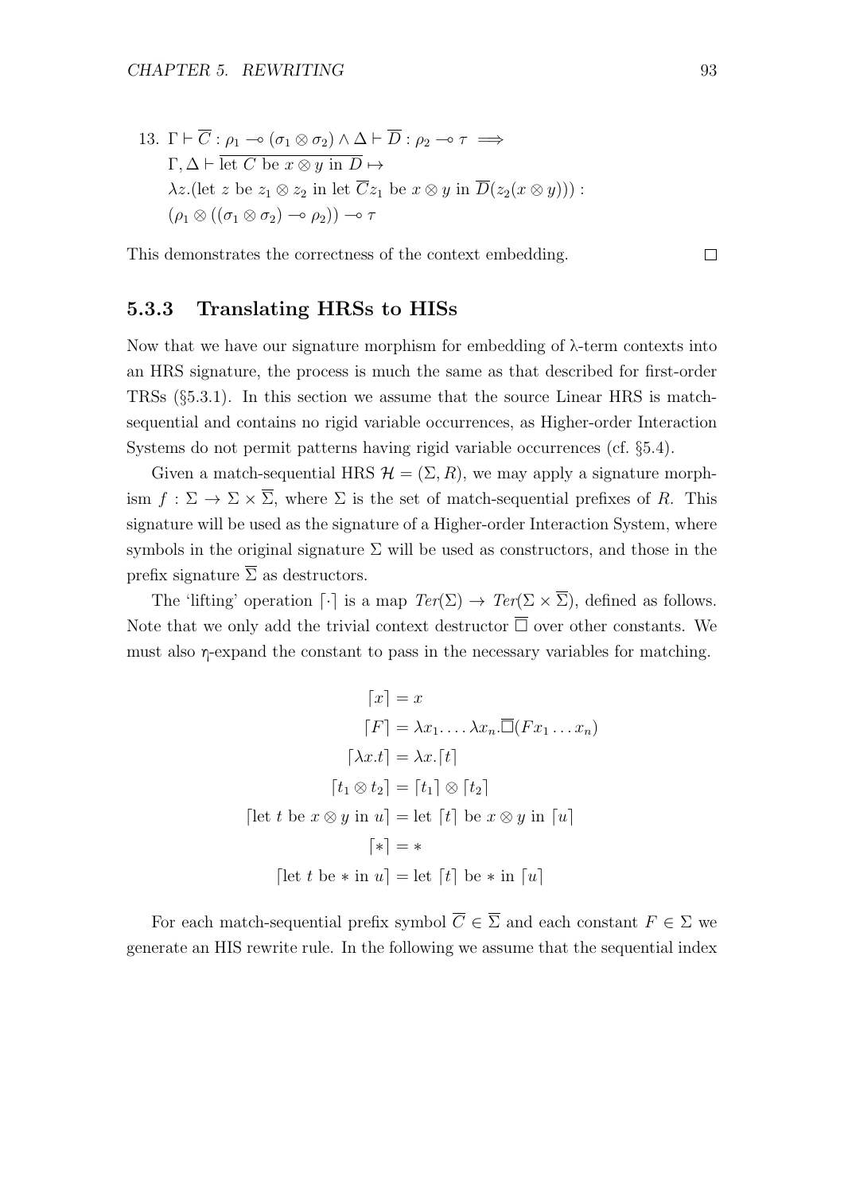13. $\Gamma \vdash \overline{C} : \rho_1 \multimap (\sigma_1 \otimes \sigma_2) \wedge \Delta \vdash \overline{D} : \rho_2 \multimap \tau \implies$
$\Gamma, \Delta \vdash \overline{\text{let } C \text{ be } x \otimes y \text{ in } D} \mapsto$
$\lambda z.(\text{let } z \text{ be } z_1 \otimes z_2 \text{ in let } \overline{C} z_1 \text{ be } x \otimes y \text{ in } \overline{D}(z_2(x \otimes y))) :$
$(\rho_1 \otimes ((\sigma_1 \otimes \sigma_2) \multimap \rho_2)) \multimap \tau$

This demonstrates the correctness of the context embedding. □

### 5.3.3 Translating HRSs to HISs

Now that we have our signature morphism for embedding of λ-term contexts into an HRS signature, the process is much the same as that described for first-order TRSs (§5.3.1). In this section we assume that the source Linear HRS is match-sequential and contains no rigid variable occurrences, as Higher-order Interaction Systems do not permit patterns having rigid variable occurrences (cf. §5.4).

Given a match-sequential HRS $\mathcal{H} = (\Sigma, R)$, we may apply a signature morphism $f : \Sigma \to \Sigma \times \overline{\Sigma}$, where $\Sigma$ is the set of match-sequential prefixes of $R$. This signature will be used as the signature of a Higher-order Interaction System, where symbols in the original signature $\Sigma$ will be used as constructors, and those in the prefix signature $\overline{\Sigma}$ as destructors.

The 'lifting' operation $\lceil \cdot \rceil$ is a map $Ter(\Sigma) \to Ter(\Sigma \times \overline{\Sigma})$, defined as follows. Note that we only add the trivial context destructor $\overline{\Box}$ over other constants. We must also $\eta$-expand the constant to pass in the necessary variables for matching.

$$
\begin{aligned}
\lceil x \rceil &= x \\
\lceil F \rceil &= \lambda x_1. \dots \lambda x_n. \overline{\Box}(F x_1 \dots x_n) \\
\lceil \lambda x.t \rceil &= \lambda x. \lceil t \rceil \\
\lceil t_1 \otimes t_2 \rceil &= \lceil t_1 \rceil \otimes \lceil t_2 \rceil \\
\lceil \text{let } t \text{ be } x \otimes y \text{ in } u \rceil &= \text{let } \lceil t \rceil \text{ be } x \otimes y \text{ in } \lceil u \rceil \\
\lceil * \rceil &= * \\
\lceil \text{let } t \text{ be } * \text{ in } u \rceil &= \text{let } \lceil t \rceil \text{ be } * \text{ in } \lceil u \rceil
\end{aligned}
$$

For each match-sequential prefix symbol $\overline{C} \in \overline{\Sigma}$ and each constant $F \in \Sigma$ we generate an HIS rewrite rule. In the following we assume that the sequential index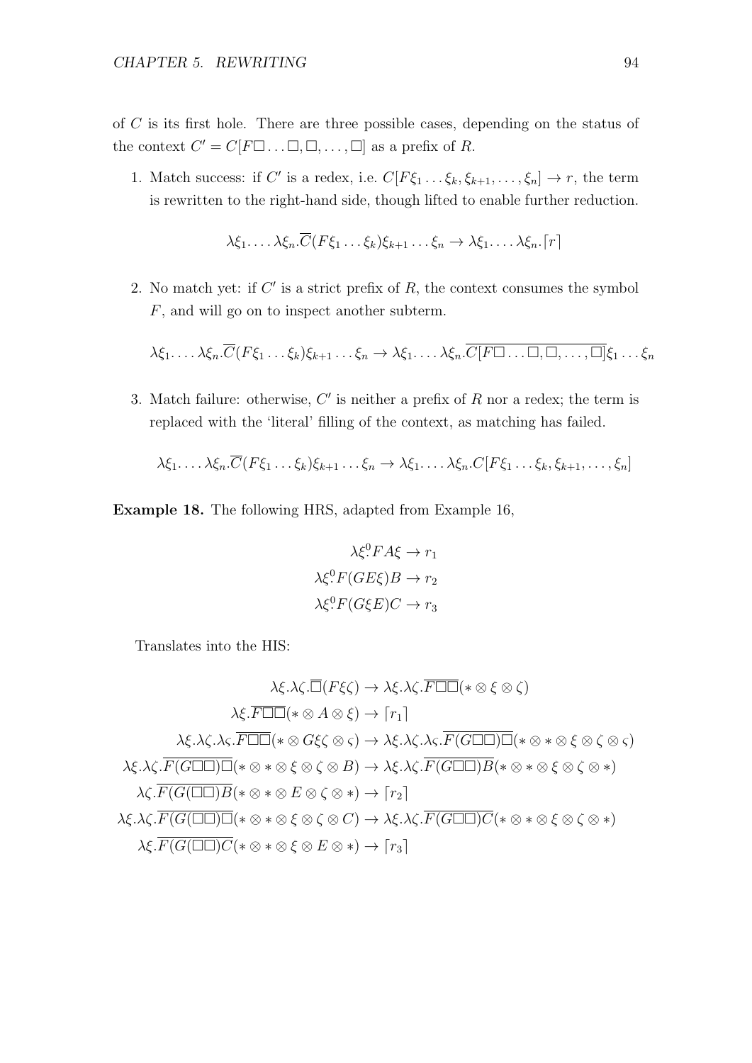of $C$ is its first hole. There are three possible cases, depending on the status of the context $C' = C[F\Box \ldots \Box, \Box, \ldots, \Box]$ as a prefix of $R$.

1. Match success: if $C'$ is a redex, i.e. $C[F\xi_1 \ldots \xi_k, \xi_{k+1}, \ldots, \xi_n] \to r$, the term is rewritten to the right-hand side, though lifted to enable further reduction.

$$\lambda\xi_1 \ldots \lambda\xi_n.\overline{C}(F\xi_1 \ldots \xi_k)\xi_{k+1} \ldots \xi_n \to \lambda\xi_1 \ldots \lambda\xi_n.\lceil r \rceil$$

2. No match yet: if $C'$ is a strict prefix of $R$, the context consumes the symbol $F$, and will go on to inspect another subterm.

$$\lambda\xi_1 \ldots \lambda\xi_n.\overline{C}(F\xi_1 \ldots \xi_k)\xi_{k+1} \ldots \xi_n \to \lambda\xi_1 \ldots \lambda\xi_n.\overline{C[F\Box \ldots \Box, \Box, \ldots, \Box]}\xi_1 \ldots \xi_n$$

3. Match failure: otherwise, $C'$ is neither a prefix of $R$ nor a redex; the term is replaced with the 'literal' filling of the context, as matching has failed.

$$\lambda\xi_1 \ldots \lambda\xi_n.\overline{C}(F\xi_1 \ldots \xi_k)\xi_{k+1} \ldots \xi_n \to \lambda\xi_1 \ldots \lambda\xi_n.C[F\xi_1 \ldots \xi_k, \xi_{k+1}, \ldots, \xi_n]$$

**Example 18.** The following HRS, adapted from Example 16,

$$\begin{aligned}
\lambda\xi^0.FA\xi &\to r_1 \\
\lambda\xi^0.F(GE\xi)B &\to r_2 \\
\lambda\xi^0.F(G\xi E)C &\to r_3
\end{aligned}$$

Translates into the HIS:

$$\begin{aligned}
\lambda\xi.\lambda\zeta.\overline{\Box}(F\xi\zeta) &\to \lambda\xi.\lambda\zeta.\overline{F\Box\Box}(* \otimes \xi \otimes \zeta) \\
\lambda\xi.\overline{F\Box\Box}(* \otimes A \otimes \xi) &\to \lceil r_1 \rceil \\
\lambda\xi.\lambda\zeta.\lambda\varsigma.\overline{F\Box\Box}(* \otimes G\xi\zeta \otimes \varsigma) &\to \lambda\xi.\lambda\zeta.\lambda\varsigma.\overline{F(G\Box\Box)\Box}(* \otimes * \otimes \xi \otimes \zeta \otimes \varsigma) \\
\lambda\xi.\lambda\zeta.\overline{F(G\Box\Box)\Box}(* \otimes * \otimes \xi \otimes \zeta \otimes B) &\to \lambda\xi.\lambda\zeta.\overline{F(G\Box\Box)B}(* \otimes * \otimes \xi \otimes \zeta \otimes *) \\
\lambda\zeta.\overline{F(G(\Box\Box)B}(* \otimes * \otimes E \otimes \zeta \otimes *) &\to \lceil r_2 \rceil \\
\lambda\xi.\lambda\zeta.\overline{F(G(\Box\Box)\Box}(* \otimes * \otimes \xi \otimes \zeta \otimes C) &\to \lambda\xi.\lambda\zeta.\overline{F(G\Box\Box)C}(* \otimes * \otimes \xi \otimes \zeta \otimes *) \\
\lambda\xi.\overline{F(G(\Box\Box)C}(* \otimes * \otimes \xi \otimes E \otimes *) &\to \lceil r_3 \rceil
\end{aligned}$$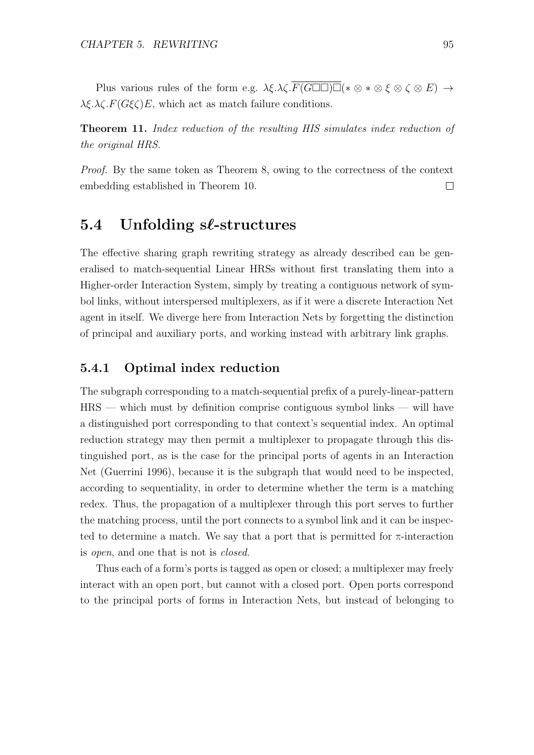Plus various rules of the form e.g. $\lambda\xi.\lambda\zeta.\overline{F(G\Box\Box)\Box}(* \otimes * \otimes \xi \otimes \zeta \otimes E) \to \lambda\xi.\lambda\zeta.F(G\xi\zeta)E$, which act as match failure conditions.

**Theorem 11.** *Index reduction of the resulting HIS simulates index reduction of the original HRS.*

*Proof.* By the same token as Theorem 8, owing to the correctness of the context embedding established in Theorem 10. $\square$

## 5.4 Unfolding s$\ell$-structures

The effective sharing graph rewriting strategy as already described can be generalised to match-sequential Linear HRSs without first translating them into a Higher-order Interaction System, simply by treating a contiguous network of symbol links, without interspersed multiplexers, as if it were a discrete Interaction Net agent in itself. We diverge here from Interaction Nets by forgetting the distinction of principal and auxiliary ports, and working instead with arbitrary link graphs.

### 5.4.1 Optimal index reduction

The subgraph corresponding to a match-sequential prefix of a purely-linear-pattern HRS — which must by definition comprise contiguous symbol links — will have a distinguished port corresponding to that context's sequential index. An optimal reduction strategy may then permit a multiplexer to propagate through this distinguished port, as is the case for the principal ports of agents in an Interaction Net (Guerrini 1996), because it is the subgraph that would need to be inspected, according to sequentiality, in order to determine whether the term is a matching redex. Thus, the propagation of a multiplexer through this port serves to further the matching process, until the port connects to a symbol link and it can be inspected to determine a match. We say that a port that is permitted for $\pi$-interaction is *open*, and one that is not is *closed*.

Thus each of a form's ports is tagged as open or closed; a multiplexer may freely interact with an open port, but cannot with a closed port. Open ports correspond to the principal ports of forms in Interaction Nets, but instead of belonging to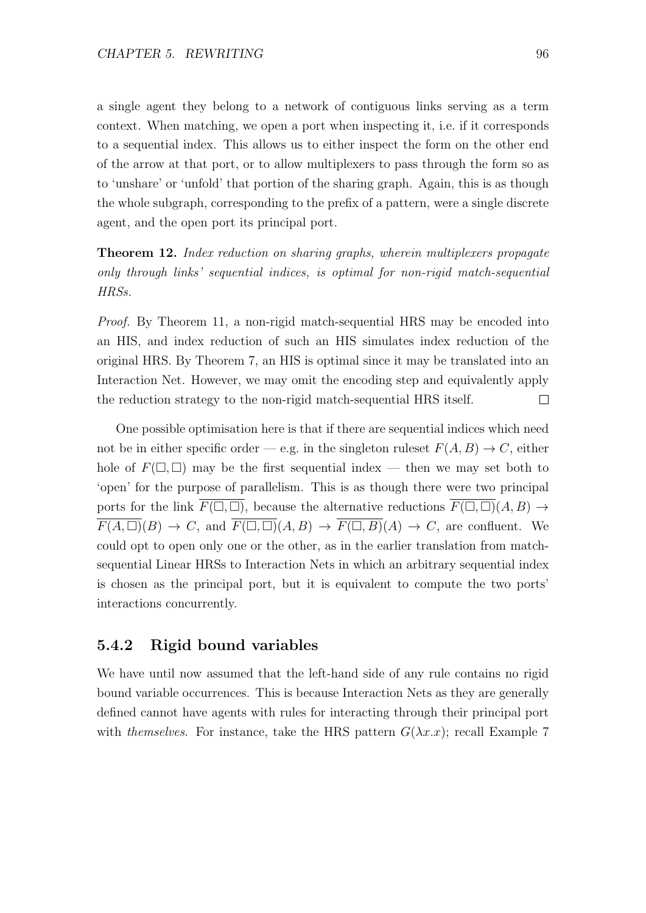a single agent they belong to a network of contiguous links serving as a term context. When matching, we open a port when inspecting it, i.e. if it corresponds to a sequential index. This allows us to either inspect the form on the other end of the arrow at that port, or to allow multiplexers to pass through the form so as to 'unshare' or 'unfold' that portion of the sharing graph. Again, this is as though the whole subgraph, corresponding to the prefix of a pattern, were a single discrete agent, and the open port its principal port.

**Theorem 12.** *Index reduction on sharing graphs, wherein multiplexers propagate only through links' sequential indices, is optimal for non-rigid match-sequential HRSs.*

*Proof.* By Theorem 11, a non-rigid match-sequential HRS may be encoded into an HIS, and index reduction of such an HIS simulates index reduction of the original HRS. By Theorem 7, an HIS is optimal since it may be translated into an Interaction Net. However, we may omit the encoding step and equivalently apply the reduction strategy to the non-rigid match-sequential HRS itself. $\square$

One possible optimisation here is that if there are sequential indices which need not be in either specific order — e.g. in the singleton ruleset $F(A, B) \to C$, either hole of $F(\Box, \Box)$ may be the first sequential index — then we may set both to 'open' for the purpose of parallelism. This is as though there were two principal ports for the link $\overline{F(\Box, \Box)}$, because the alternative reductions $\overline{F(\Box, \Box)}(A, B) \to \overline{F(A, \Box)}(B) \to C$, and $\overline{F(\Box, \Box)}(A, B) \to \overline{F(\Box, B)}(A) \to C$, are confluent. We could opt to open only one or the other, as in the earlier translation from match-sequential Linear HRSs to Interaction Nets in which an arbitrary sequential index is chosen as the principal port, but it is equivalent to compute the two ports' interactions concurrently.

### 5.4.2 Rigid bound variables

We have until now assumed that the left-hand side of any rule contains no rigid bound variable occurrences. This is because Interaction Nets as they are generally defined cannot have agents with rules for interacting through their principal port with *themselves*. For instance, take the HRS pattern $G(\lambda x.x)$; recall Example 7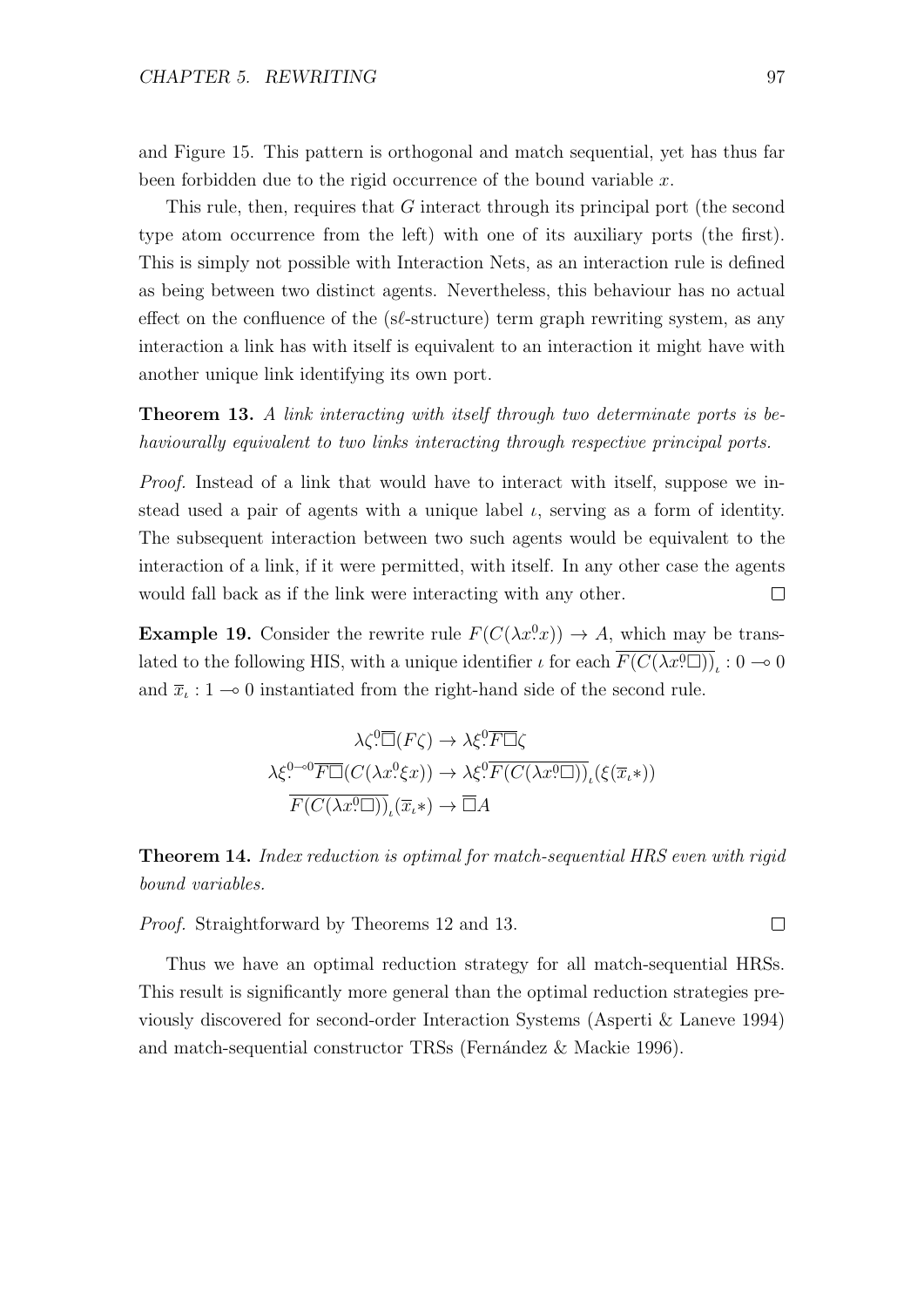and Figure 15. This pattern is orthogonal and match sequential, yet has thus far been forbidden due to the rigid occurrence of the bound variable $x$.

This rule, then, requires that $G$ interact through its principal port (the second type atom occurrence from the left) with one of its auxiliary ports (the first). This is simply not possible with Interaction Nets, as an interaction rule is defined as being between two distinct agents. Nevertheless, this behaviour has no actual effect on the confluence of the (s$\ell$-structure) term graph rewriting system, as any interaction a link has with itself is equivalent to an interaction it might have with another unique link identifying its own port.

**Theorem 13.** *A link interacting with itself through two determinate ports is behaviourally equivalent to two links interacting through respective principal ports.*

*Proof.* Instead of a link that would have to interact with itself, suppose we instead used a pair of agents with a unique label $\iota$, serving as a form of identity. The subsequent interaction between two such agents would be equivalent to the interaction of a link, if it were permitted, with itself. In any other case the agents would fall back as if the link were interacting with any other. $\square$

**Example 19.** Consider the rewrite rule $F(C(\lambda x^0\!.x)) \to A$, which may be translated to the following HIS, with a unique identifier $\iota$ for each $\overline{F(C(\lambda x^0\!.\Box))}_\iota : 0 \multimap 0$ and $\overline{x}_\iota : 1 \multimap 0$ instantiated from the right-hand side of the second rule.

$$\lambda\zeta^0\!.\overline{\Box}(F\zeta) \to \lambda\xi^0\!.\overline{F\Box}\zeta$$

$$\lambda\xi^{0\multimap 0}\!.\overline{F\Box}(C(\lambda x^0\!.\xi x)) \to \lambda\xi^0\!.\overline{F(C(\lambda x^0\!.\Box))}_\iota(\xi(\overline{x}_\iota *))$$

$$\overline{F(C(\lambda x^0\!.\Box))}_\iota(\overline{x}_\iota *) \to \overline{\Box}A$$

**Theorem 14.** *Index reduction is optimal for match-sequential HRS even with rigid bound variables.*

*Proof.* Straightforward by Theorems 12 and 13. $\square$

Thus we have an optimal reduction strategy for all match-sequential HRSs. This result is significantly more general than the optimal reduction strategies previously discovered for second-order Interaction Systems (Asperti & Laneve 1994) and match-sequential constructor TRSs (Fernández & Mackie 1996).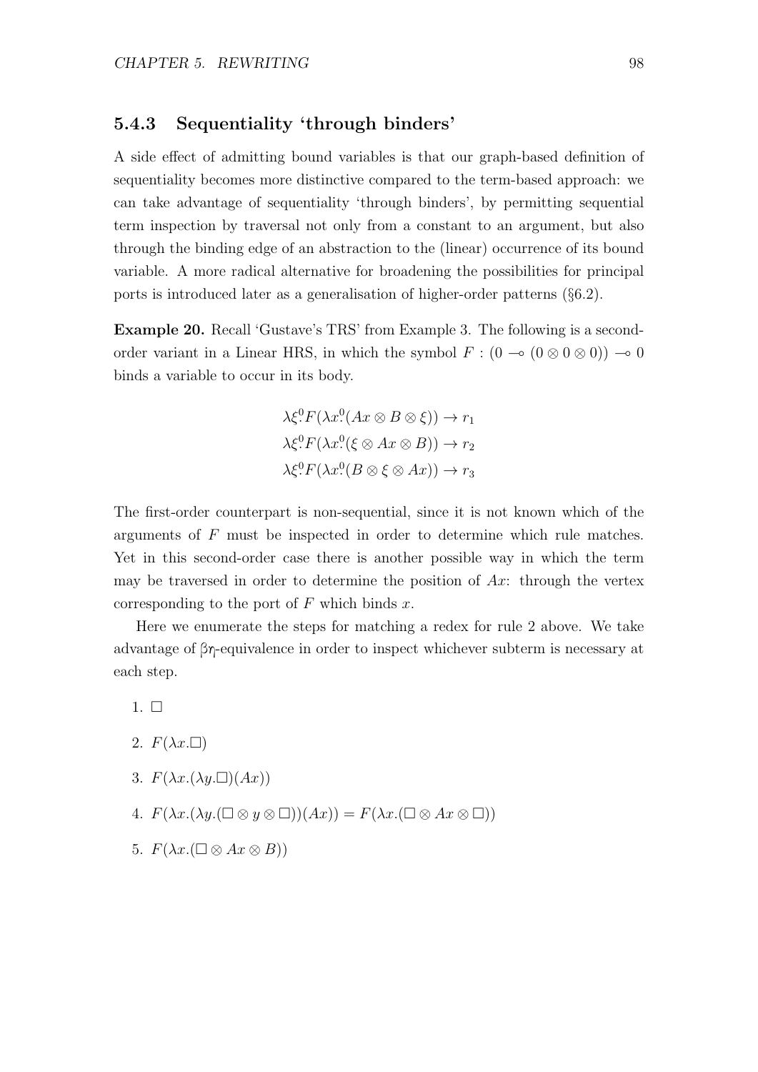### 5.4.3 Sequentiality 'through binders'

A side effect of admitting bound variables is that our graph-based definition of sequentiality becomes more distinctive compared to the term-based approach: we can take advantage of sequentiality 'through binders', by permitting sequential term inspection by traversal not only from a constant to an argument, but also through the binding edge of an abstraction to the (linear) occurrence of its bound variable. A more radical alternative for broadening the possibilities for principal ports is introduced later as a generalisation of higher-order patterns (§6.2).

**Example 20.** Recall 'Gustave's TRS' from Example 3. The following is a second-order variant in a Linear HRS, in which the symbol $F : (0 \multimap (0 \otimes 0 \otimes 0)) \multimap 0$ binds a variable to occur in its body.

$$\lambda\xi^0\!.F(\lambda x^0\!.(Ax \otimes B \otimes \xi)) \to r_1$$
$$\lambda\xi^0\!.F(\lambda x^0\!.(\xi \otimes Ax \otimes B)) \to r_2$$
$$\lambda\xi^0\!.F(\lambda x^0\!.(B \otimes \xi \otimes Ax)) \to r_3$$

The first-order counterpart is non-sequential, since it is not known which of the arguments of $F$ must be inspected in order to determine which rule matches. Yet in this second-order case there is another possible way in which the term may be traversed in order to determine the position of $Ax$: through the vertex corresponding to the port of $F$ which binds $x$.

Here we enumerate the steps for matching a redex for rule 2 above. We take advantage of $\beta\eta$-equivalence in order to inspect whichever subterm is necessary at each step.

1. $\Box$
2. $F(\lambda x.\Box)$
3. $F(\lambda x.(\lambda y.\Box)(Ax))$
4. $F(\lambda x.(\lambda y.(\Box \otimes y \otimes \Box))(Ax)) = F(\lambda x.(\Box \otimes Ax \otimes \Box))$
5. $F(\lambda x.(\Box \otimes Ax \otimes B))$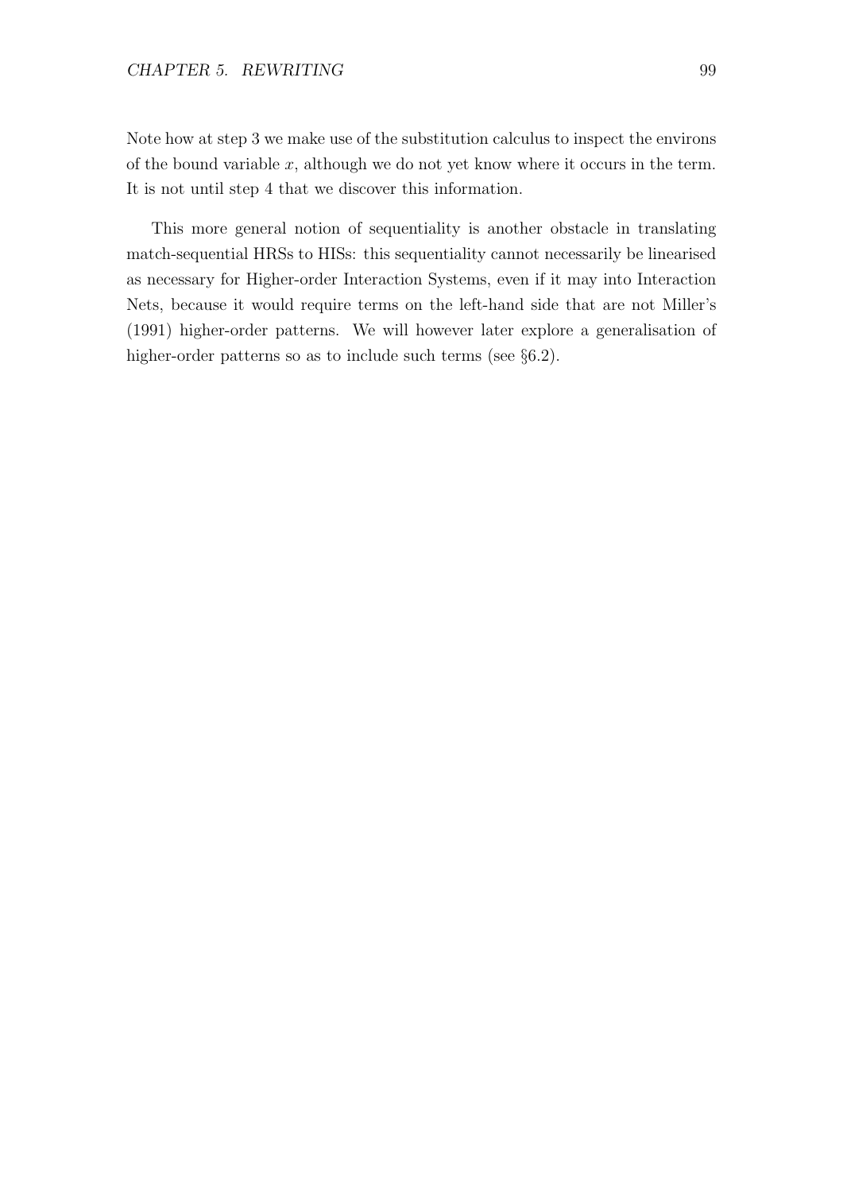Note how at step 3 we make use of the substitution calculus to inspect the environs of the bound variable $x$, although we do not yet know where it occurs in the term. It is not until step 4 that we discover this information.

This more general notion of sequentiality is another obstacle in translating match-sequential HRSs to HISs: this sequentiality cannot necessarily be linearised as necessary for Higher-order Interaction Systems, even if it may into Interaction Nets, because it would require terms on the left-hand side that are not Miller's (1991) higher-order patterns. We will however later explore a generalisation of higher-order patterns so as to include such terms (see §6.2).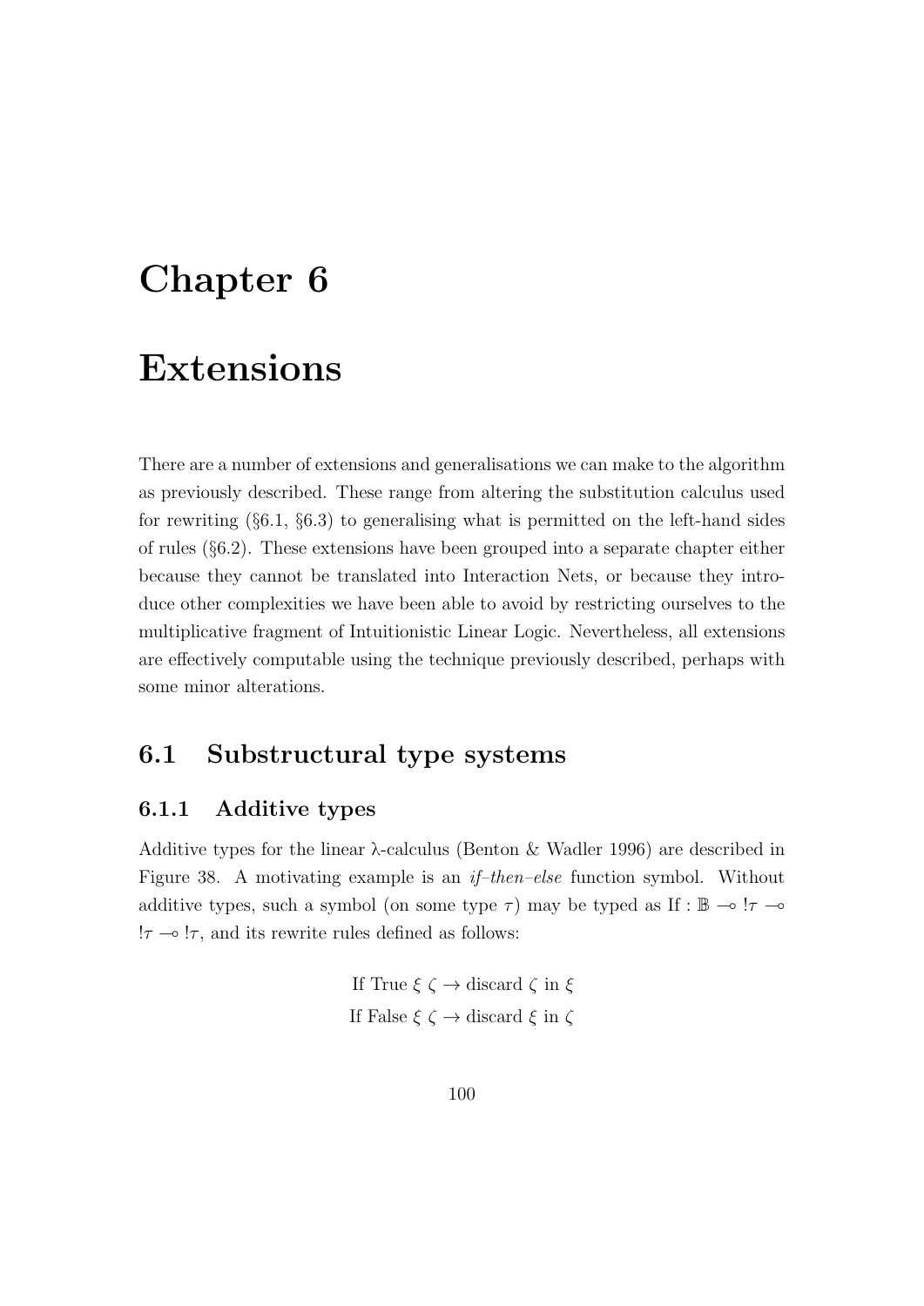# Chapter 6

# Extensions

There are a number of extensions and generalisations we can make to the algorithm as previously described. These range from altering the substitution calculus used for rewriting (§6.1, §6.3) to generalising what is permitted on the left-hand sides of rules (§6.2). These extensions have been grouped into a separate chapter either because they cannot be translated into Interaction Nets, or because they introduce other complexities we have been able to avoid by restricting ourselves to the multiplicative fragment of Intuitionistic Linear Logic. Nevertheless, all extensions are effectively computable using the technique previously described, perhaps with some minor alterations.

## 6.1 Substructural type systems

### 6.1.1 Additive types

Additive types for the linear λ-calculus (Benton & Wadler 1996) are described in Figure 38. A motivating example is an *if–then–else* function symbol. Without additive types, such a symbol (on some type $\tau$) may be typed as $\text{If} : \mathbb{B} \multimap !\tau \multimap !\tau \multimap !\tau$, and its rewrite rules defined as follows:

$$\text{If True } \xi \ \zeta \rightarrow \text{discard } \zeta \text{ in } \xi$$
$$\text{If False } \xi \ \zeta \rightarrow \text{discard } \xi \text{ in } \zeta$$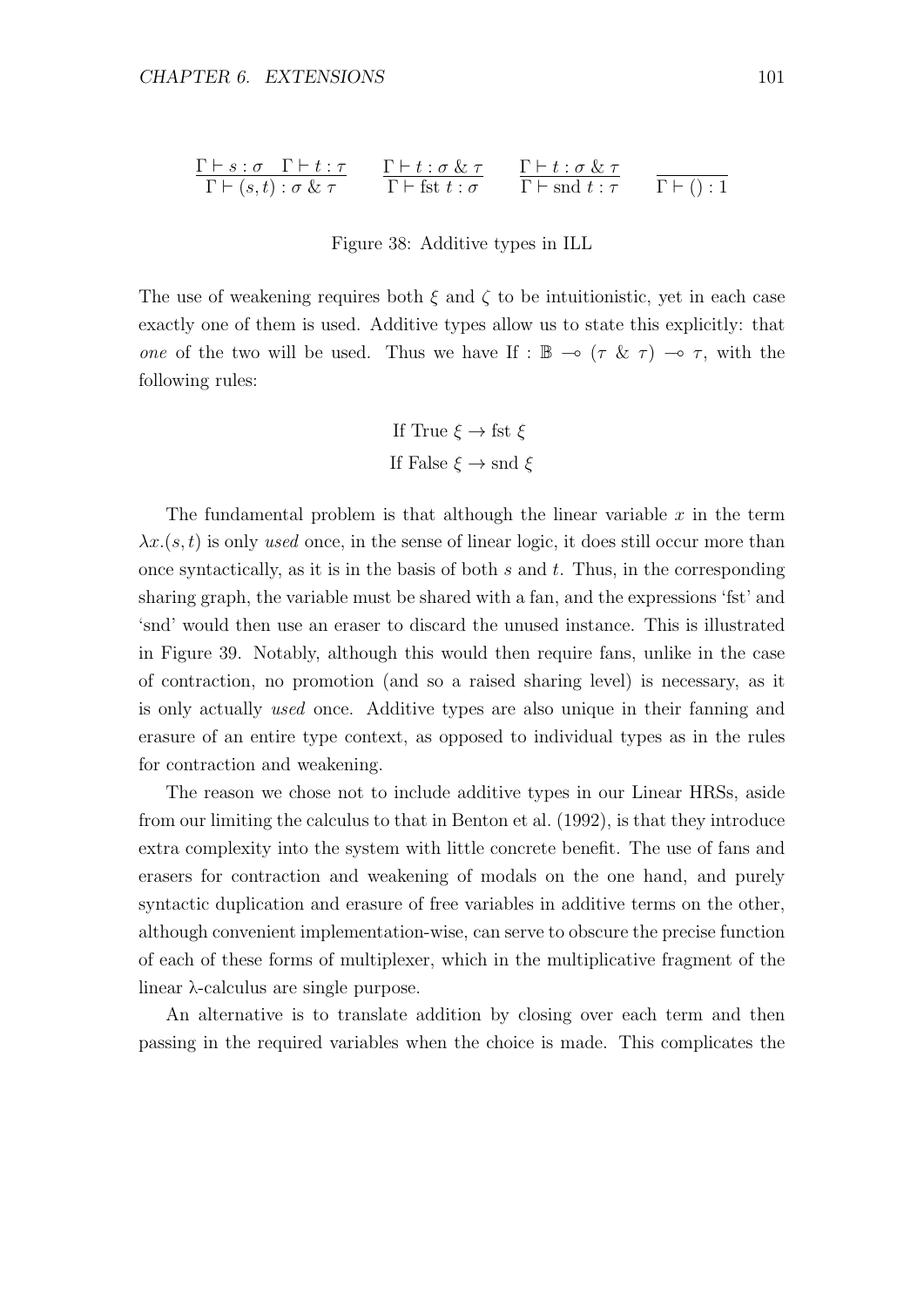$$\frac{\Gamma \vdash s : \sigma \quad \Gamma \vdash t : \tau}{\Gamma \vdash (s, t) : \sigma \,\&\, \tau} \qquad \frac{\Gamma \vdash t : \sigma \,\&\, \tau}{\Gamma \vdash \text{fst } t : \sigma} \qquad \frac{\Gamma \vdash t : \sigma \,\&\, \tau}{\Gamma \vdash \text{snd } t : \tau} \qquad \frac{}{\Gamma \vdash () : 1}$$

Figure 38: Additive types in ILL

The use of weakening requires both $\xi$ and $\zeta$ to be intuitionistic, yet in each case exactly one of them is used. Additive types allow us to state this explicitly: that *one* of the two will be used. Thus we have If : $\mathbb{B} \multimap (\tau \,\&\, \tau) \multimap \tau$, with the following rules:

$$\text{If True } \xi \to \text{fst } \xi$$
$$\text{If False } \xi \to \text{snd } \xi$$

The fundamental problem is that although the linear variable $x$ in the term $\lambda x.(s, t)$ is only *used* once, in the sense of linear logic, it does still occur more than once syntactically, as it is in the basis of both $s$ and $t$. Thus, in the corresponding sharing graph, the variable must be shared with a fan, and the expressions 'fst' and 'snd' would then use an eraser to discard the unused instance. This is illustrated in Figure 39. Notably, although this would then require fans, unlike in the case of contraction, no promotion (and so a raised sharing level) is necessary, as it is only actually *used* once. Additive types are also unique in their fanning and erasure of an entire type context, as opposed to individual types as in the rules for contraction and weakening.

The reason we chose not to include additive types in our Linear HRSs, aside from our limiting the calculus to that in Benton et al. (1992), is that they introduce extra complexity into the system with little concrete benefit. The use of fans and erasers for contraction and weakening of modals on the one hand, and purely syntactic duplication and erasure of free variables in additive terms on the other, although convenient implementation-wise, can serve to obscure the precise function of each of these forms of multiplexer, which in the multiplicative fragment of the linear λ-calculus are single purpose.

An alternative is to translate addition by closing over each term and then passing in the required variables when the choice is made. This complicates the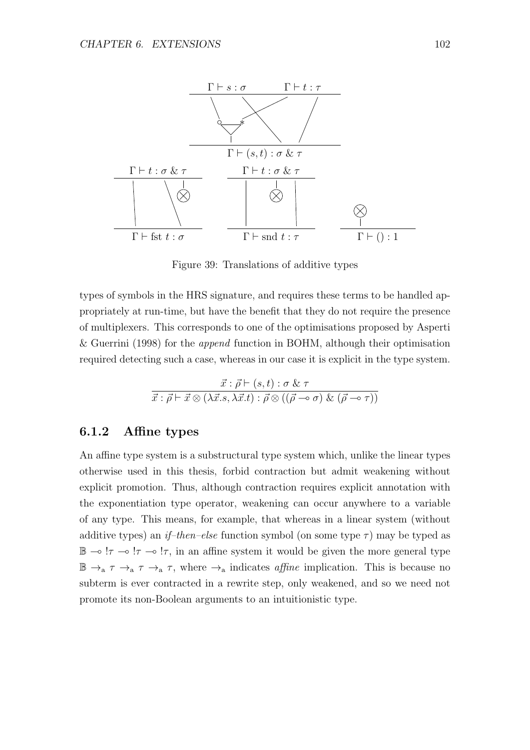Figure 39: Translations of additive types

types of symbols in the HRS signature, and requires these terms to be handled appropriately at run-time, but have the benefit that they do not require the presence of multiplexers. This corresponds to one of the optimisations proposed by Asperti & Guerrini (1998) for the *append* function in BOHM, although their optimisation required detecting such a case, whereas in our case it is explicit in the type system.

$$\frac{\vec{x} : \vec{\rho} \vdash (s, t) : \sigma \mathbin{\&} \tau}{\vec{x} : \vec{\rho} \vdash \vec{x} \otimes (\lambda \vec{x}.s, \lambda \vec{x}.t) : \vec{\rho} \otimes ((\vec{\rho} \multimap \sigma) \mathbin{\&} (\vec{\rho} \multimap \tau))}$$

### 6.1.2 Affine types

An affine type system is a substructural type system which, unlike the linear types otherwise used in this thesis, forbid contraction but admit weakening without explicit promotion. Thus, although contraction requires explicit annotation with the exponentiation type operator, weakening can occur anywhere to a variable of any type. This means, for example, that whereas in a linear system (without additive types) an *if–then–else* function symbol (on some type $\tau$) may be typed as $\mathbb{B} \multimap !\tau \multimap !\tau \multimap !\tau$, in an affine system it would be given the more general type $\mathbb{B} \rightarrow_{\mathrm{a}} \tau \rightarrow_{\mathrm{a}} \tau \rightarrow_{\mathrm{a}} \tau$, where $\rightarrow_{\mathrm{a}}$ indicates *affine* implication. This is because no subterm is ever contracted in a rewrite step, only weakened, and so we need not promote its non-Boolean arguments to an intuitionistic type.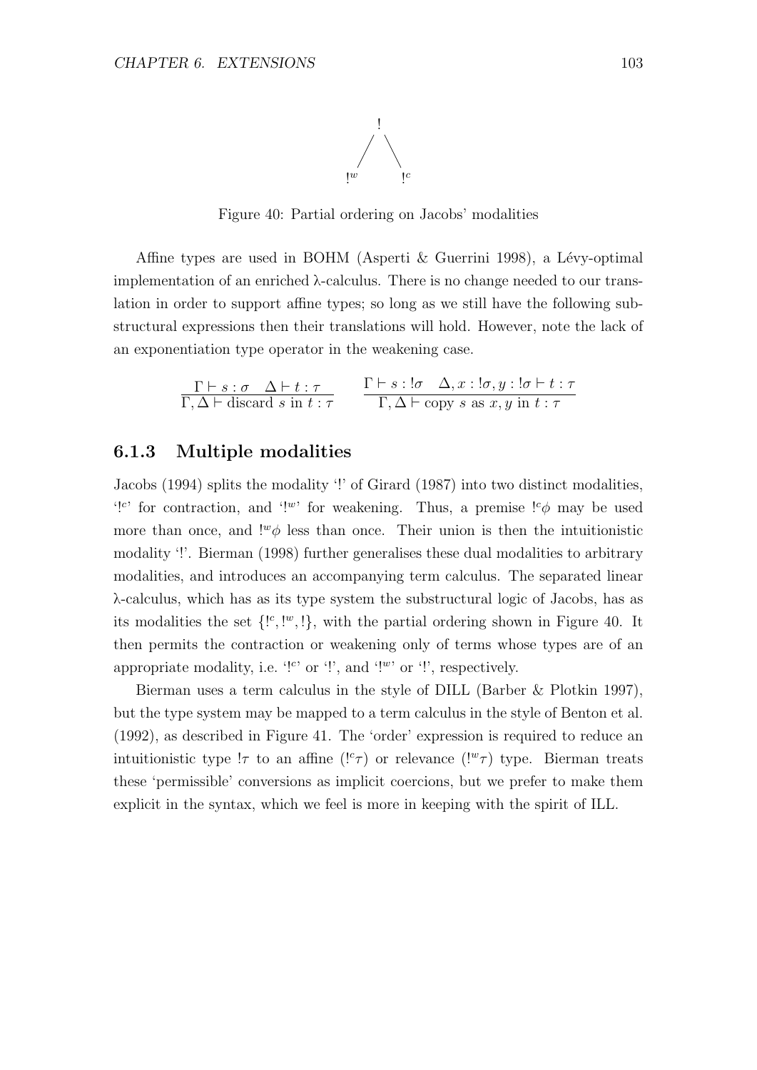$$
\begin{array}{ccc} & ! & \\ & \diagup \quad \diagdown & \\ !^w & & !^c \end{array}
$$

Figure 40: Partial ordering on Jacobs' modalities

Affine types are used in BOHM (Asperti & Guerrini 1998), a Lévy-optimal implementation of an enriched λ-calculus. There is no change needed to our translation in order to support affine types; so long as we still have the following substructural expressions then their translations will hold. However, note the lack of an exponentiation type operator in the weakening case.

$$
\frac{\Gamma \vdash s : \sigma \quad \Delta \vdash t : \tau}{\Gamma, \Delta \vdash \text{discard } s \text{ in } t : \tau} \qquad \frac{\Gamma \vdash s : !\sigma \quad \Delta, x : !\sigma, y : !\sigma \vdash t : \tau}{\Gamma, \Delta \vdash \text{copy } s \text{ as } x, y \text{ in } t : \tau}
$$

### 6.1.3 Multiple modalities

Jacobs (1994) splits the modality '!' of Girard (1987) into two distinct modalities, '$!^c$' for contraction, and '$!^w$' for weakening. Thus, a premise $!^c\phi$ may be used more than once, and $!^w\phi$ less than once. Their union is then the intuitionistic modality '!'. Bierman (1998) further generalises these dual modalities to arbitrary modalities, and introduces an accompanying term calculus. The separated linear λ-calculus, which has as its type system the substructural logic of Jacobs, has as its modalities the set $\{!^c, !^w, !\}$, with the partial ordering shown in Figure 40. It then permits the contraction or weakening only of terms whose types are of an appropriate modality, i.e. '$!^c$' or '!', and '$!^w$' or '!', respectively.

Bierman uses a term calculus in the style of DILL (Barber & Plotkin 1997), but the type system may be mapped to a term calculus in the style of Benton et al. (1992), as described in Figure 41. The 'order' expression is required to reduce an intuitionistic type $!\tau$ to an affine ($!^c\tau$) or relevance ($!^w\tau$) type. Bierman treats these 'permissible' conversions as implicit coercions, but we prefer to make them explicit in the syntax, which we feel is more in keeping with the spirit of ILL.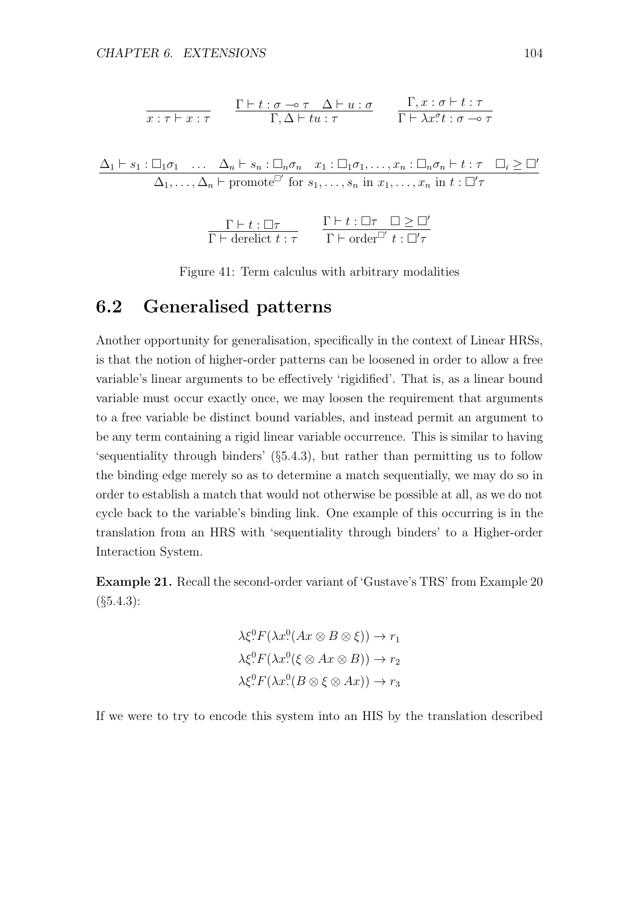$$\frac{}{x : \tau \vdash x : \tau} \qquad \frac{\Gamma \vdash t : \sigma \multimap \tau \quad \Delta \vdash u : \sigma}{\Gamma, \Delta \vdash tu : \tau} \qquad \frac{\Gamma, x : \sigma \vdash t : \tau}{\Gamma \vdash \lambda x^{\sigma}\!.t : \sigma \multimap \tau}$$

$$\frac{\Delta_1 \vdash s_1 : \Box_1\sigma_1 \quad \ldots \quad \Delta_n \vdash s_n : \Box_n\sigma_n \quad x_1 : \Box_1\sigma_1, \ldots, x_n : \Box_n\sigma_n \vdash t : \tau \quad \Box_i \geq \Box'}{\Delta_1, \ldots, \Delta_n \vdash \text{promote}^{\Box'} \text{ for } s_1, \ldots, s_n \text{ in } x_1, \ldots, x_n \text{ in } t : \Box'\tau}$$

$$\frac{\Gamma \vdash t : \Box\tau}{\Gamma \vdash \text{derelict } t : \tau} \qquad \frac{\Gamma \vdash t : \Box\tau \quad \Box \geq \Box'}{\Gamma \vdash \text{order}^{\Box'} \ t : \Box'\tau}$$

Figure 41: Term calculus with arbitrary modalities

## 6.2 Generalised patterns

Another opportunity for generalisation, specifically in the context of Linear HRSs, is that the notion of higher-order patterns can be loosened in order to allow a free variable's linear arguments to be effectively 'rigidified'. That is, as a linear bound variable must occur exactly once, we may loosen the requirement that arguments to a free variable be distinct bound variables, and instead permit an argument to be any term containing a rigid linear variable occurrence. This is similar to having 'sequentiality through binders' (§5.4.3), but rather than permitting us to follow the binding edge merely so as to determine a match sequentially, we may do so in order to establish a match that would not otherwise be possible at all, as we do not cycle back to the variable's binding link. One example of this occurring is in the translation from an HRS with 'sequentiality through binders' to a Higher-order Interaction System.

**Example 21.** Recall the second-order variant of 'Gustave's TRS' from Example 20 (§5.4.3):

$$\lambda \xi^0\!.F(\lambda x^0\!.(Ax \otimes B \otimes \xi)) \to r_1$$
$$\lambda \xi^0\!.F(\lambda x^0\!.(\xi \otimes Ax \otimes B)) \to r_2$$
$$\lambda \xi^0\!.F(\lambda x^0\!.(B \otimes \xi \otimes Ax)) \to r_3$$

If we were to try to encode this system into an HIS by the translation described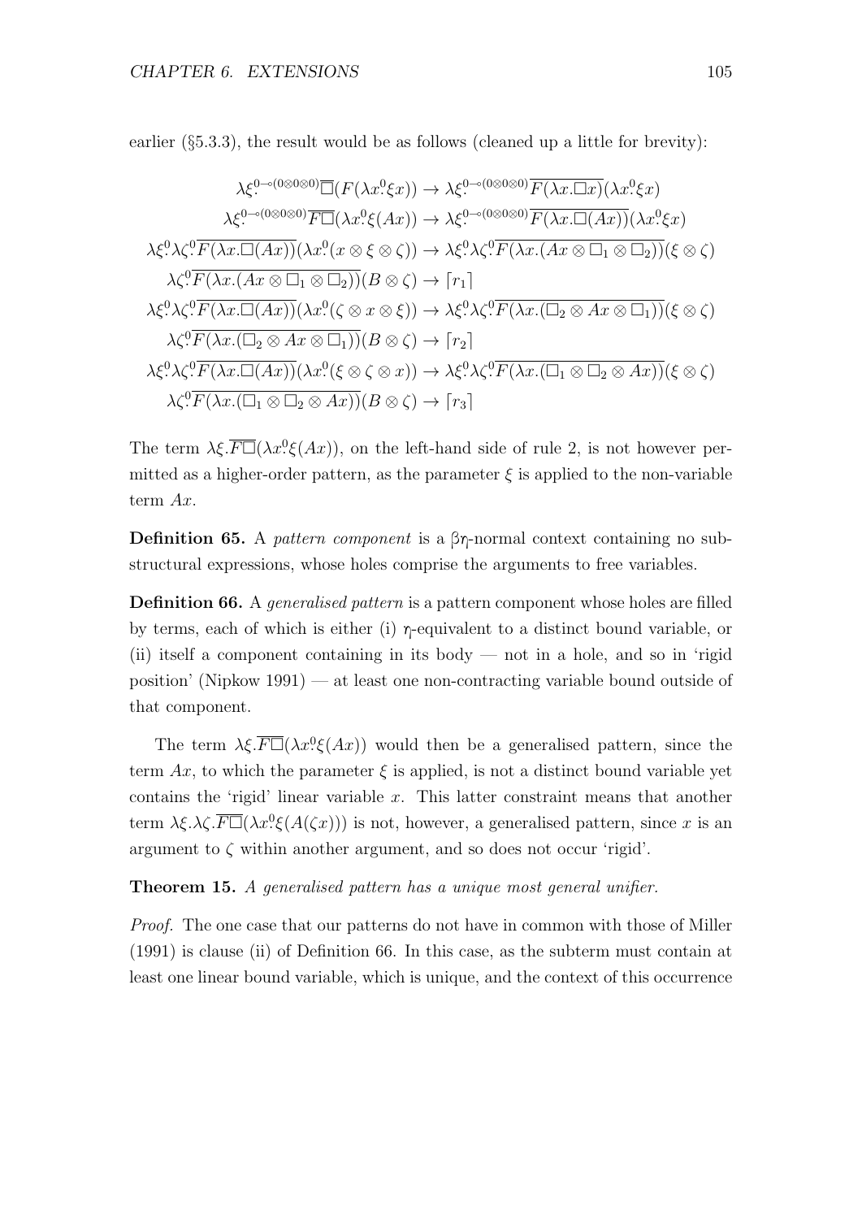earlier (§5.3.3), the result would be as follows (cleaned up a little for brevity):

$$\lambda\xi^{0\multimap(0\otimes 0\otimes 0)}.\overline{\Box}(F(\lambda x^0.\xi x)) \to \lambda\xi^{0\multimap(0\otimes 0\otimes 0)}.\overline{F(\lambda x.\Box x)}(\lambda x^0.\xi x)$$

$$\lambda\xi^{0\multimap(0\otimes 0\otimes 0)}.\overline{F\Box}(\lambda x^0.\xi(Ax)) \to \lambda\xi^{0\multimap(0\otimes 0\otimes 0)}.\overline{F(\lambda x.\Box(Ax))}(\lambda x^0.\xi x)$$

$$\lambda\xi^0.\lambda\zeta^0.\overline{F(\lambda x.\Box(Ax))}(\lambda x^0.(x\otimes\xi\otimes\zeta)) \to \lambda\xi^0.\lambda\zeta^0.\overline{F(\lambda x.(Ax\otimes\Box_1\otimes\Box_2))}(\xi\otimes\zeta)$$

$$\lambda\zeta^0.\overline{F(\lambda x.(Ax\otimes\Box_1\otimes\Box_2))}(B\otimes\zeta) \to \lceil r_1\rceil$$

$$\lambda\xi^0.\lambda\zeta^0.\overline{F(\lambda x.\Box(Ax))}(\lambda x^0.(\zeta\otimes x\otimes\xi)) \to \lambda\xi^0.\lambda\zeta^0.\overline{F(\lambda x.(\Box_2\otimes Ax\otimes\Box_1))}(\xi\otimes\zeta)$$

$$\lambda\zeta^0.\overline{F(\lambda x.(\Box_2\otimes Ax\otimes\Box_1))}(B\otimes\zeta) \to \lceil r_2\rceil$$

$$\lambda\xi^0.\lambda\zeta^0.\overline{F(\lambda x.\Box(Ax))}(\lambda x^0.(\xi\otimes\zeta\otimes x)) \to \lambda\xi^0.\lambda\zeta^0.\overline{F(\lambda x.(\Box_1\otimes\Box_2\otimes Ax))}(\xi\otimes\zeta)$$

$$\lambda\zeta^0.\overline{F(\lambda x.(\Box_1\otimes\Box_2\otimes Ax))}(B\otimes\zeta) \to \lceil r_3\rceil$$

The term $\lambda\xi.\overline{F\Box}(\lambda x^0.\xi(Ax))$, on the left-hand side of rule 2, is not however permitted as a higher-order pattern, as the parameter $\xi$ is applied to the non-variable term $Ax$.

**Definition 65.** A *pattern component* is a $\beta\eta$-normal context containing no substructural expressions, whose holes comprise the arguments to free variables.

**Definition 66.** A *generalised pattern* is a pattern component whose holes are filled by terms, each of which is either (i) $\eta$-equivalent to a distinct bound variable, or (ii) itself a component containing in its body — not in a hole, and so in 'rigid position' (Nipkow 1991) — at least one non-contracting variable bound outside of that component.

The term $\lambda\xi.\overline{F\Box}(\lambda x^0.\xi(Ax))$ would then be a generalised pattern, since the term $Ax$, to which the parameter $\xi$ is applied, is not a distinct bound variable yet contains the 'rigid' linear variable $x$. This latter constraint means that another term $\lambda\xi.\lambda\zeta.\overline{F\Box}(\lambda x^0.\xi(A(\zeta x)))$ is not, however, a generalised pattern, since $x$ is an argument to $\zeta$ within another argument, and so does not occur 'rigid'.

**Theorem 15.** *A generalised pattern has a unique most general unifier.*

*Proof.* The one case that our patterns do not have in common with those of Miller (1991) is clause (ii) of Definition 66. In this case, as the subterm must contain at least one linear bound variable, which is unique, and the context of this occurrence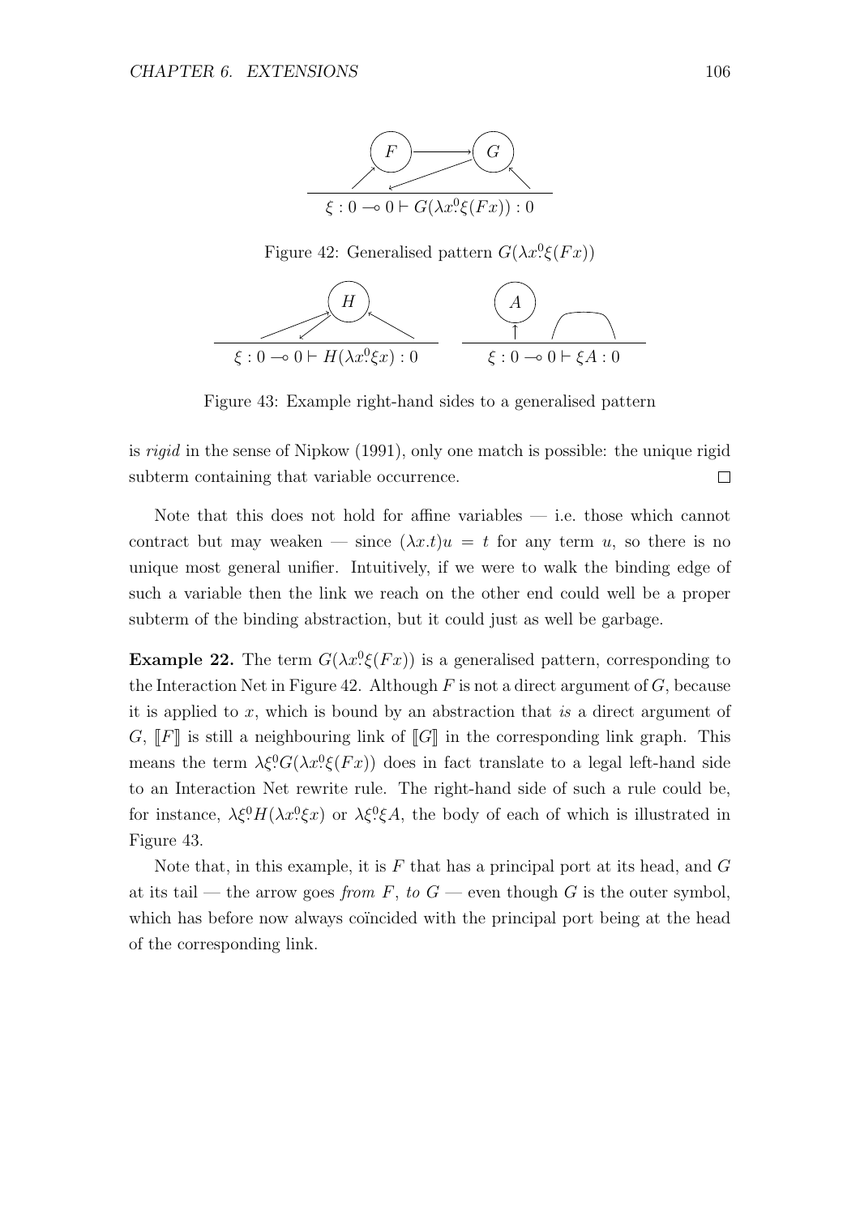$\xi : 0 \multimap 0 \vdash G(\lambda x^0\!.\xi(Fx)) : 0$

Figure 42: Generalised pattern $G(\lambda x^0\!.\xi(Fx))$

$\xi : 0 \multimap 0 \vdash H(\lambda x^0\!.\xi x) : 0$ $\qquad$ $\xi : 0 \multimap 0 \vdash \xi A : 0$

Figure 43: Example right-hand sides to a generalised pattern

is *rigid* in the sense of Nipkow (1991), only one match is possible: the unique rigid subterm containing that variable occurrence. □

Note that this does not hold for affine variables — i.e. those which cannot contract but may weaken — since $(\lambda x.t)u = t$ for any term $u$, so there is no unique most general unifier. Intuitively, if we were to walk the binding edge of such a variable then the link we reach on the other end could well be a proper subterm of the binding abstraction, but it could just as well be garbage.

**Example 22.** The term $G(\lambda x^0\!.\xi(Fx))$ is a generalised pattern, corresponding to the Interaction Net in Figure 42. Although $F$ is not a direct argument of $G$, because it is applied to $x$, which is bound by an abstraction that *is* a direct argument of $G$, $[\![F]\!]$ is still a neighbouring link of $[\![G]\!]$ in the corresponding link graph. This means the term $\lambda\xi^0\!.G(\lambda x^0\!.\xi(Fx))$ does in fact translate to a legal left-hand side to an Interaction Net rewrite rule. The right-hand side of such a rule could be, for instance, $\lambda\xi^0\!.H(\lambda x^0\!.\xi x)$ or $\lambda\xi^0\!.\xi A$, the body of each of which is illustrated in Figure 43.

Note that, in this example, it is $F$ that has a principal port at its head, and $G$ at its tail — the arrow goes *from* $F$, *to* $G$ — even though $G$ is the outer symbol, which has before now always coïncided with the principal port being at the head of the corresponding link.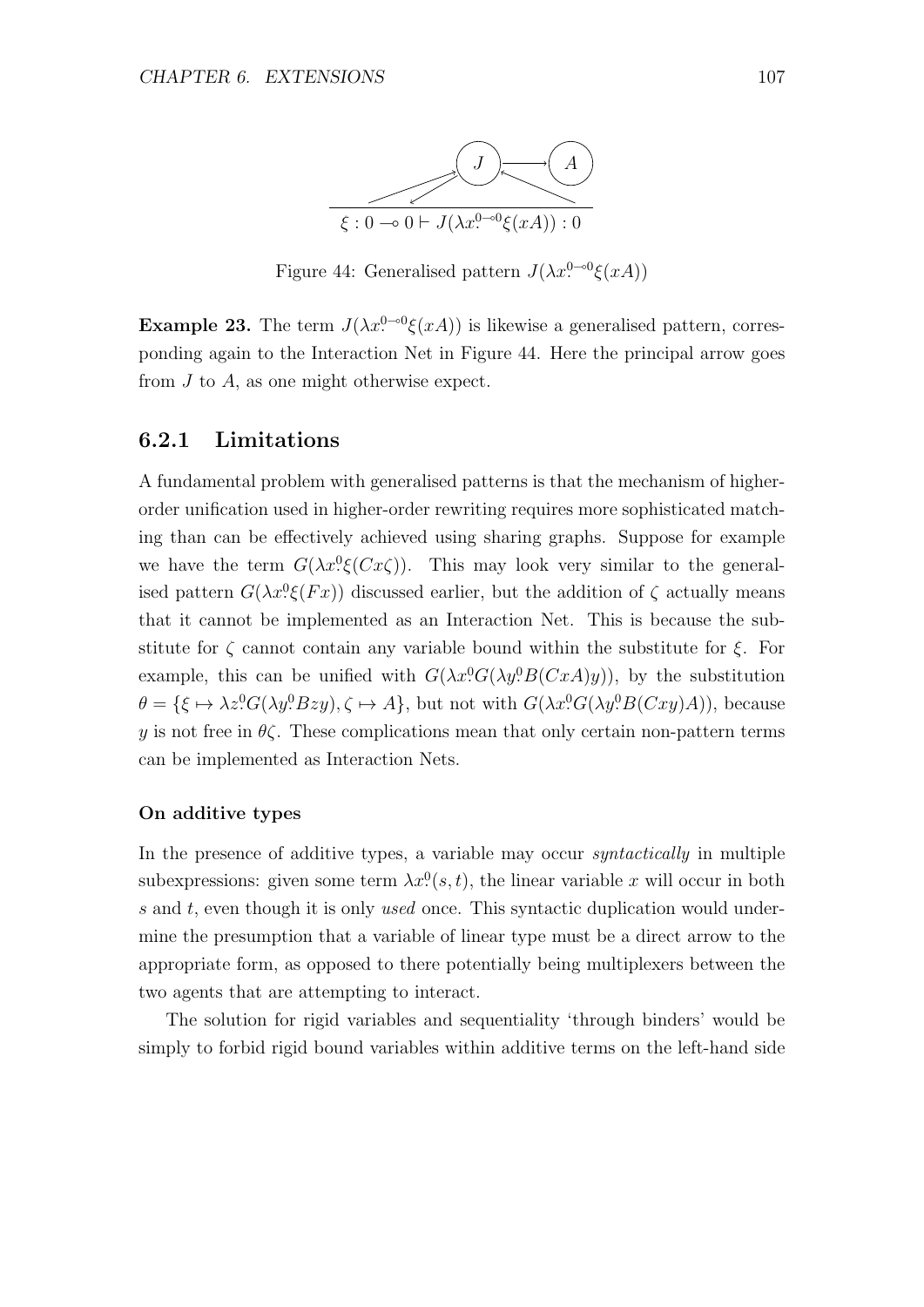$$\xi : 0 \multimap 0 \vdash J(\lambda x^{0\multimap 0}_{:}\xi(xA)) : 0$$

Figure 44: Generalised pattern $J(\lambda x^{0\multimap 0}_{:}\xi(xA))$

**Example 23.** The term $J(\lambda x^{0\multimap 0}_{:}\xi(xA))$ is likewise a generalised pattern, corresponding again to the Interaction Net in Figure 44. Here the principal arrow goes from $J$ to $A$, as one might otherwise expect.

### 6.2.1 Limitations

A fundamental problem with generalised patterns is that the mechanism of higher-order unification used in higher-order rewriting requires more sophisticated matching than can be effectively achieved using sharing graphs. Suppose for example we have the term $G(\lambda x^{0}_{:}\xi(Cx\zeta))$. This may look very similar to the generalised pattern $G(\lambda x^{0}_{:}\xi(Fx))$ discussed earlier, but the addition of $\zeta$ actually means that it cannot be implemented as an Interaction Net. This is because the substitute for $\zeta$ cannot contain any variable bound within the substitute for $\xi$. For example, this can be unified with $G(\lambda x^{0}_{:}G(\lambda y^{0}_{:}B(CxA)y))$, by the substitution $\theta = \{\xi \mapsto \lambda z^{0}_{:}G(\lambda y^{0}_{:}Bzy), \zeta \mapsto A\}$, but not with $G(\lambda x^{0}_{:}G(\lambda y^{0}_{:}B(Cxy)A))$, because $y$ is not free in $\theta\zeta$. These complications mean that only certain non-pattern terms can be implemented as Interaction Nets.

#### On additive types

In the presence of additive types, a variable may occur *syntactically* in multiple subexpressions: given some term $\lambda x^{0}_{:}(s, t)$, the linear variable $x$ will occur in both $s$ and $t$, even though it is only *used* once. This syntactic duplication would undermine the presumption that a variable of linear type must be a direct arrow to the appropriate form, as opposed to there potentially being multiplexers between the two agents that are attempting to interact.

The solution for rigid variables and sequentiality 'through binders' would be simply to forbid rigid bound variables within additive terms on the left-hand side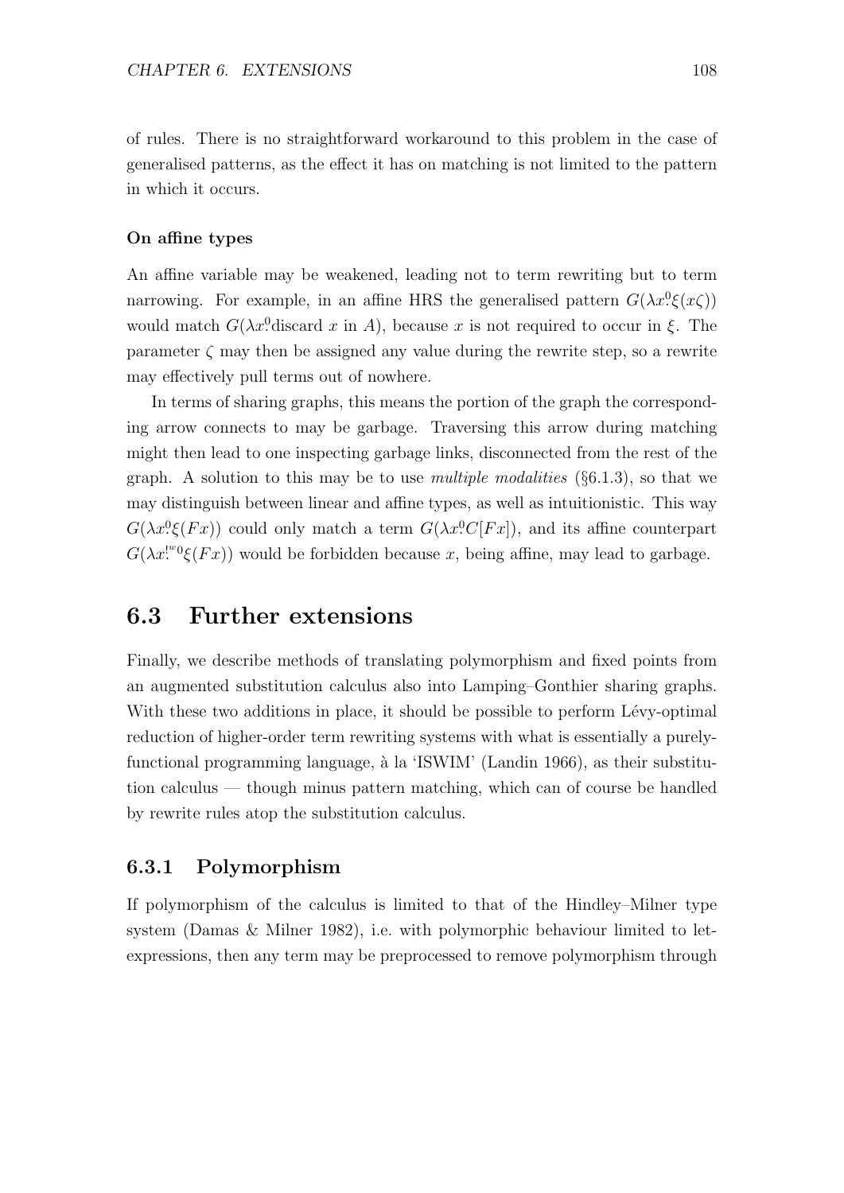of rules. There is no straightforward workaround to this problem in the case of generalised patterns, as the effect it has on matching is not limited to the pattern in which it occurs.

#### On affine types

An affine variable may be weakened, leading not to term rewriting but to term narrowing. For example, in an affine HRS the generalised pattern $G(\lambda x^{0}_{.}\xi(x\zeta))$ would match $G(\lambda x^{0}_{.}\text{discard } x \text{ in } A)$, because $x$ is not required to occur in $\xi$. The parameter $\zeta$ may then be assigned any value during the rewrite step, so a rewrite may effectively pull terms out of nowhere.

In terms of sharing graphs, this means the portion of the graph the corresponding arrow connects to may be garbage. Traversing this arrow during matching might then lead to one inspecting garbage links, disconnected from the rest of the graph. A solution to this may be to use *multiple modalities* (§6.1.3), so that we may distinguish between linear and affine types, as well as intuitionistic. This way $G(\lambda x^{0}_{.}\xi(Fx))$ could only match a term $G(\lambda x^{0}_{.}C[Fx])$, and its affine counterpart $G(\lambda x^{!^{w}0}_{.}\xi(Fx))$ would be forbidden because $x$, being affine, may lead to garbage.

## 6.3 Further extensions

Finally, we describe methods of translating polymorphism and fixed points from an augmented substitution calculus also into Lamping–Gonthier sharing graphs. With these two additions in place, it should be possible to perform Lévy-optimal reduction of higher-order term rewriting systems with what is essentially a purely-functional programming language, à la 'ISWIM' (Landin 1966), as their substitution calculus — though minus pattern matching, which can of course be handled by rewrite rules atop the substitution calculus.

### 6.3.1 Polymorphism

If polymorphism of the calculus is limited to that of the Hindley–Milner type system (Damas & Milner 1982), i.e. with polymorphic behaviour limited to let-expressions, then any term may be preprocessed to remove polymorphism through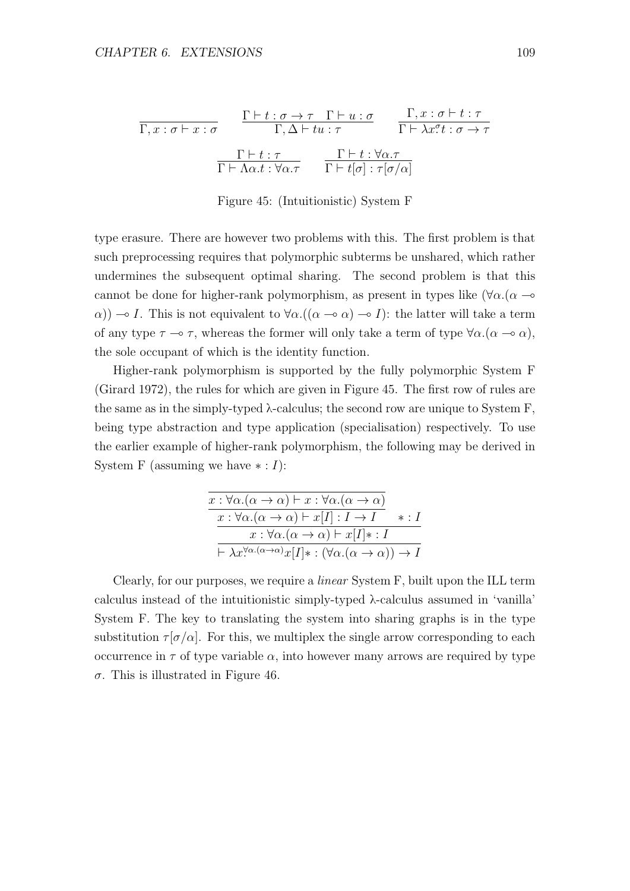$$\frac{}{\Gamma, x : \sigma \vdash x : \sigma} \qquad \frac{\Gamma \vdash t : \sigma \to \tau \quad \Gamma \vdash u : \sigma}{\Gamma, \Delta \vdash tu : \tau} \qquad \frac{\Gamma, x : \sigma \vdash t : \tau}{\Gamma \vdash \lambda x^{\sigma}\!.t : \sigma \to \tau}$$

$$\frac{\Gamma \vdash t : \tau}{\Gamma \vdash \Lambda\alpha.t : \forall\alpha.\tau} \qquad \frac{\Gamma \vdash t : \forall\alpha.\tau}{\Gamma \vdash t[\sigma] : \tau[\sigma/\alpha]}$$

Figure 45: (Intuitionistic) System F

type erasure. There are however two problems with this. The first problem is that such preprocessing requires that polymorphic subterms be unshared, which rather undermines the subsequent optimal sharing. The second problem is that this cannot be done for higher-rank polymorphism, as present in types like $(\forall\alpha.(\alpha \multimap \alpha)) \multimap I$. This is not equivalent to $\forall\alpha.((\alpha \multimap \alpha) \multimap I)$: the latter will take a term of any type $\tau \multimap \tau$, whereas the former will only take a term of type $\forall\alpha.(\alpha \multimap \alpha)$, the sole occupant of which is the identity function.

Higher-rank polymorphism is supported by the fully polymorphic System F (Girard 1972), the rules for which are given in Figure 45. The first row of rules are the same as in the simply-typed λ-calculus; the second row are unique to System F, being type abstraction and type application (specialisation) respectively. To use the earlier example of higher-rank polymorphism, the following may be derived in System F (assuming we have $* : I$):

$$\cfrac{\cfrac{\cfrac{\cfrac{}{x : \forall\alpha.(\alpha \to \alpha) \vdash x : \forall\alpha.(\alpha \to \alpha)}}{x : \forall\alpha.(\alpha \to \alpha) \vdash x[I] : I \to I} \quad * : I}{x : \forall\alpha.(\alpha \to \alpha) \vdash x[I]* : I}}{\vdash \lambda x^{\forall\alpha.(\alpha\to\alpha)}\!.x[I]* : (\forall\alpha.(\alpha \to \alpha)) \to I}$$

Clearly, for our purposes, we require a *linear* System F, built upon the ILL term calculus instead of the intuitionistic simply-typed λ-calculus assumed in 'vanilla' System F. The key to translating the system into sharing graphs is in the type substitution $\tau[\sigma/\alpha]$. For this, we multiplex the single arrow corresponding to each occurrence in $\tau$ of type variable $\alpha$, into however many arrows are required by type $\sigma$. This is illustrated in Figure 46.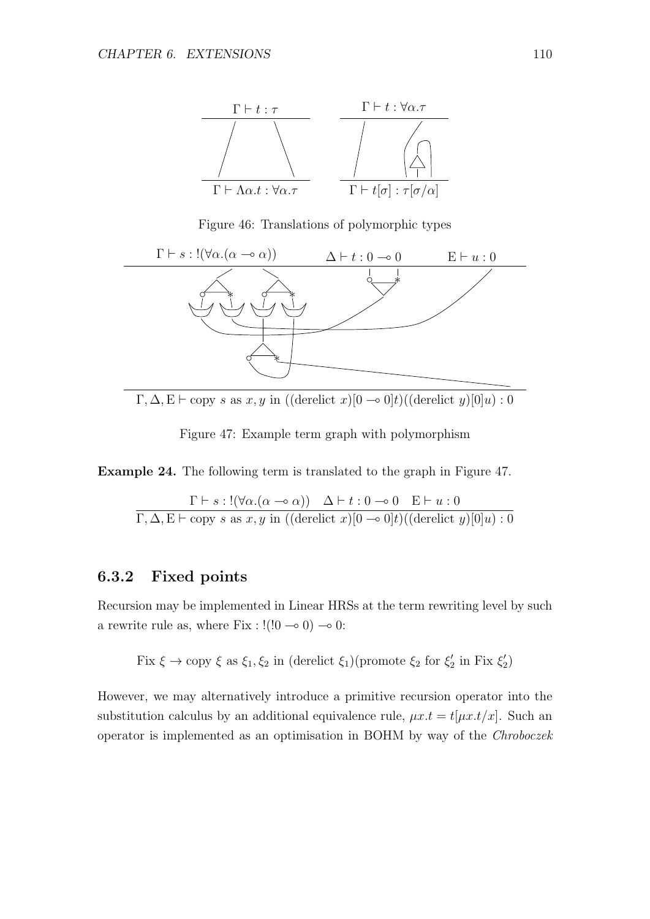$\Gamma \vdash t : \tau$

$\Gamma \vdash \Lambda\alpha.t : \forall\alpha.\tau$

$\Gamma \vdash t : \forall\alpha.\tau$

$\Gamma \vdash t[\sigma] : \tau[\sigma/\alpha]$

Figure 46: Translations of polymorphic types

$\Gamma \vdash s : !(\forall\alpha.(\alpha \multimap \alpha))$ $\quad \Delta \vdash t : 0 \multimap 0$ $\quad \mathrm{E} \vdash u : 0$

$\Gamma, \Delta, \mathrm{E} \vdash \text{copy } s \text{ as } x, y \text{ in } ((\text{derelict } x)[0 \multimap 0]t)((\text{derelict } y)[0]u) : 0$

Figure 47: Example term graph with polymorphism

**Example 24.** The following term is translated to the graph in Figure 47.

$$\frac{\Gamma \vdash s : !(\forall\alpha.(\alpha \multimap \alpha)) \quad \Delta \vdash t : 0 \multimap 0 \quad \mathrm{E} \vdash u : 0}{\Gamma, \Delta, \mathrm{E} \vdash \text{copy } s \text{ as } x, y \text{ in } ((\text{derelict } x)[0 \multimap 0]t)((\text{derelict } y)[0]u) : 0}$$

### 6.3.2 Fixed points

Recursion may be implemented in Linear HRSs at the term rewriting level by such a rewrite rule as, where $\text{Fix} : !(!0 \multimap 0) \multimap 0$:

$$\text{Fix } \xi \to \text{copy } \xi \text{ as } \xi_1, \xi_2 \text{ in } (\text{derelict } \xi_1)(\text{promote } \xi_2 \text{ for } \xi_2' \text{ in Fix } \xi_2')$$

However, we may alternatively introduce a primitive recursion operator into the substitution calculus by an additional equivalence rule, $\mu x.t = t[\mu x.t/x]$. Such an operator is implemented as an optimisation in BOHM by way of the *Chroboczek*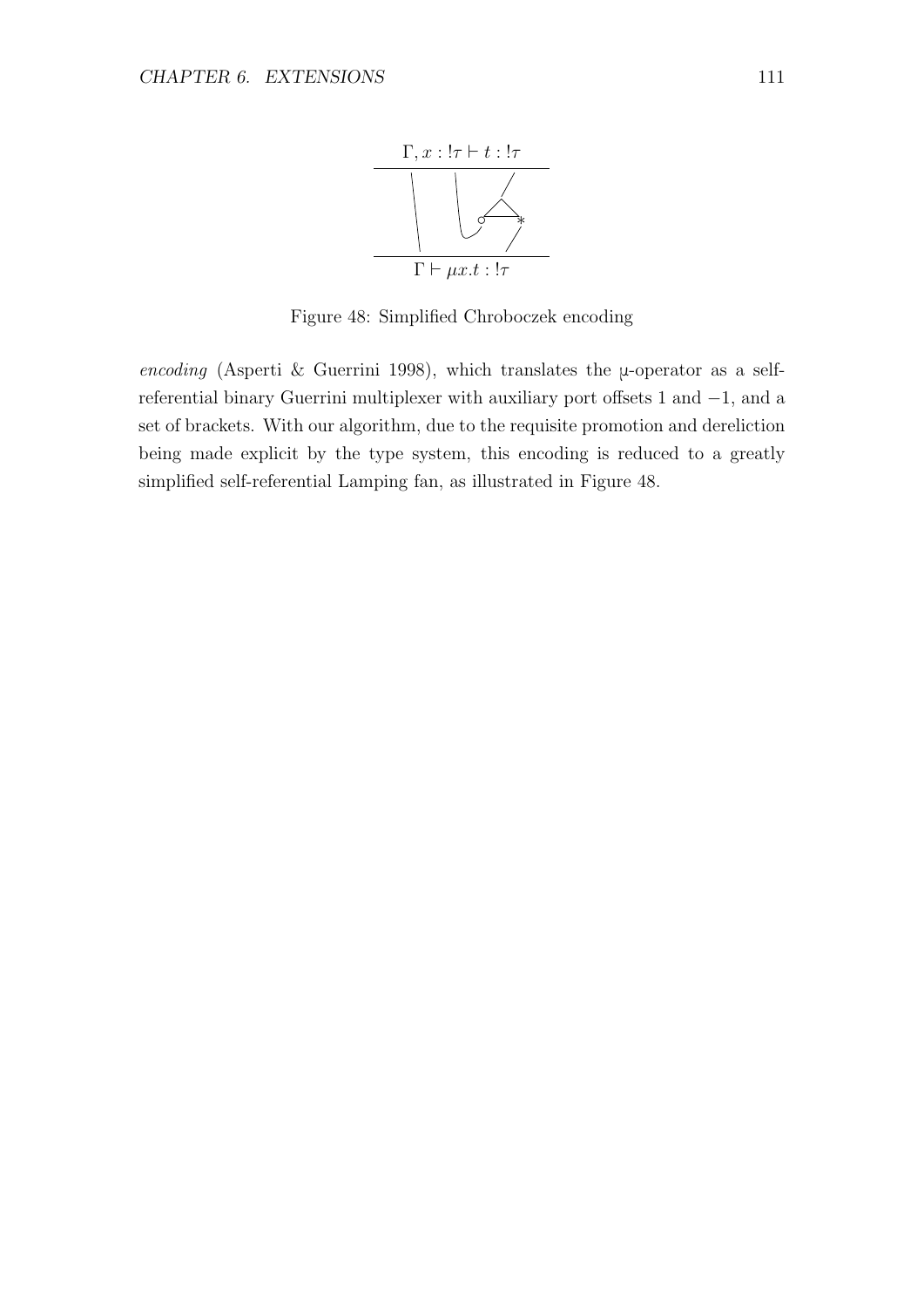$$\Gamma, x : !\tau \vdash t : !\tau$$

$$\Gamma \vdash \mu x.t : !\tau$$

Figure 48: Simplified Chroboczek encoding

*encoding* (Asperti & Guerrini 1998), which translates the μ-operator as a self-referential binary Guerrini multiplexer with auxiliary port offsets 1 and −1, and a set of brackets. With our algorithm, due to the requisite promotion and dereliction being made explicit by the type system, this encoding is reduced to a greatly simplified self-referential Lamping fan, as illustrated in Figure 48.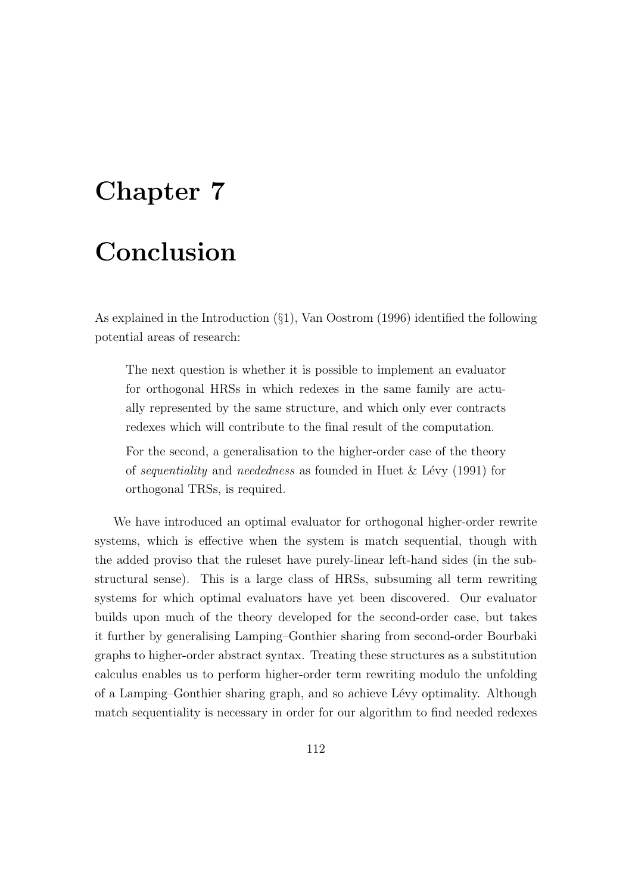# Chapter 7

# Conclusion

As explained in the Introduction (§1), Van Oostrom (1996) identified the following potential areas of research:

> The next question is whether it is possible to implement an evaluator for orthogonal HRSs in which redexes in the same family are actually represented by the same structure, and which only ever contracts redexes which will contribute to the final result of the computation.
>
> For the second, a generalisation to the higher-order case of the theory of *sequentiality* and *neededness* as founded in Huet & Lévy (1991) for orthogonal TRSs, is required.

We have introduced an optimal evaluator for orthogonal higher-order rewrite systems, which is effective when the system is match sequential, though with the added proviso that the ruleset have purely-linear left-hand sides (in the substructural sense). This is a large class of HRSs, subsuming all term rewriting systems for which optimal evaluators have yet been discovered. Our evaluator builds upon much of the theory developed for the second-order case, but takes it further by generalising Lamping–Gonthier sharing from second-order Bourbaki graphs to higher-order abstract syntax. Treating these structures as a substitution calculus enables us to perform higher-order term rewriting modulo the unfolding of a Lamping–Gonthier sharing graph, and so achieve Lévy optimality. Although match sequentiality is necessary in order for our algorithm to find needed redexes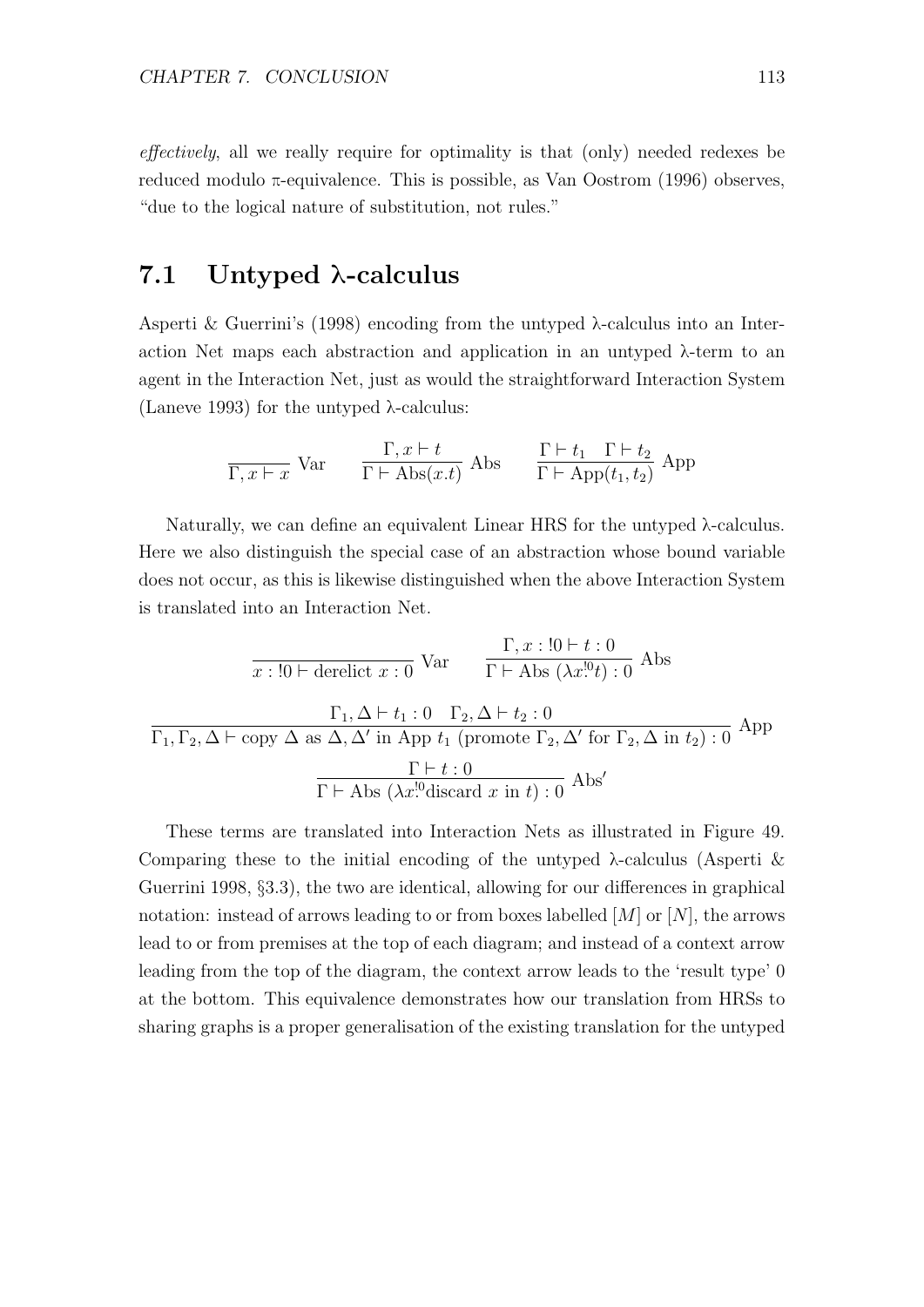*effectively*, all we really require for optimality is that (only) needed redexes be reduced modulo π-equivalence. This is possible, as Van Oostrom (1996) observes, "due to the logical nature of substitution, not rules."

## 7.1 Untyped λ-calculus

Asperti & Guerrini's (1998) encoding from the untyped λ-calculus into an Interaction Net maps each abstraction and application in an untyped λ-term to an agent in the Interaction Net, just as would the straightforward Interaction System (Laneve 1993) for the untyped λ-calculus:

$$\frac{}{\Gamma, x \vdash x}\ \text{Var} \qquad \frac{\Gamma, x \vdash t}{\Gamma \vdash \text{Abs}(x.t)}\ \text{Abs} \qquad \frac{\Gamma \vdash t_1 \quad \Gamma \vdash t_2}{\Gamma \vdash \text{App}(t_1, t_2)}\ \text{App}$$

Naturally, we can define an equivalent Linear HRS for the untyped λ-calculus. Here we also distinguish the special case of an abstraction whose bound variable does not occur, as this is likewise distinguished when the above Interaction System is translated into an Interaction Net.

$$\frac{}{x : !0 \vdash \text{derelict } x : 0}\ \text{Var} \qquad \frac{\Gamma, x : !0 \vdash t : 0}{\Gamma \vdash \text{Abs } (\lambda x^{!0}. t) : 0}\ \text{Abs}$$

$$\frac{\Gamma_1, \Delta \vdash t_1 : 0 \quad \Gamma_2, \Delta \vdash t_2 : 0}{\Gamma_1, \Gamma_2, \Delta \vdash \text{copy } \Delta \text{ as } \Delta, \Delta' \text{ in App } t_1 \text{ (promote } \Gamma_2, \Delta' \text{ for } \Gamma_2, \Delta \text{ in } t_2) : 0}\ \text{App}$$

$$\frac{\Gamma \vdash t : 0}{\Gamma \vdash \text{Abs } (\lambda x^{!0}. \text{discard } x \text{ in } t) : 0}\ \text{Abs}'$$

These terms are translated into Interaction Nets as illustrated in Figure 49. Comparing these to the initial encoding of the untyped λ-calculus (Asperti & Guerrini 1998, §3.3), the two are identical, allowing for our differences in graphical notation: instead of arrows leading to or from boxes labelled $[M]$ or $[N]$, the arrows lead to or from premises at the top of each diagram; and instead of a context arrow leading from the top of the diagram, the context arrow leads to the 'result type' 0 at the bottom. This equivalence demonstrates how our translation from HRSs to sharing graphs is a proper generalisation of the existing translation for the untyped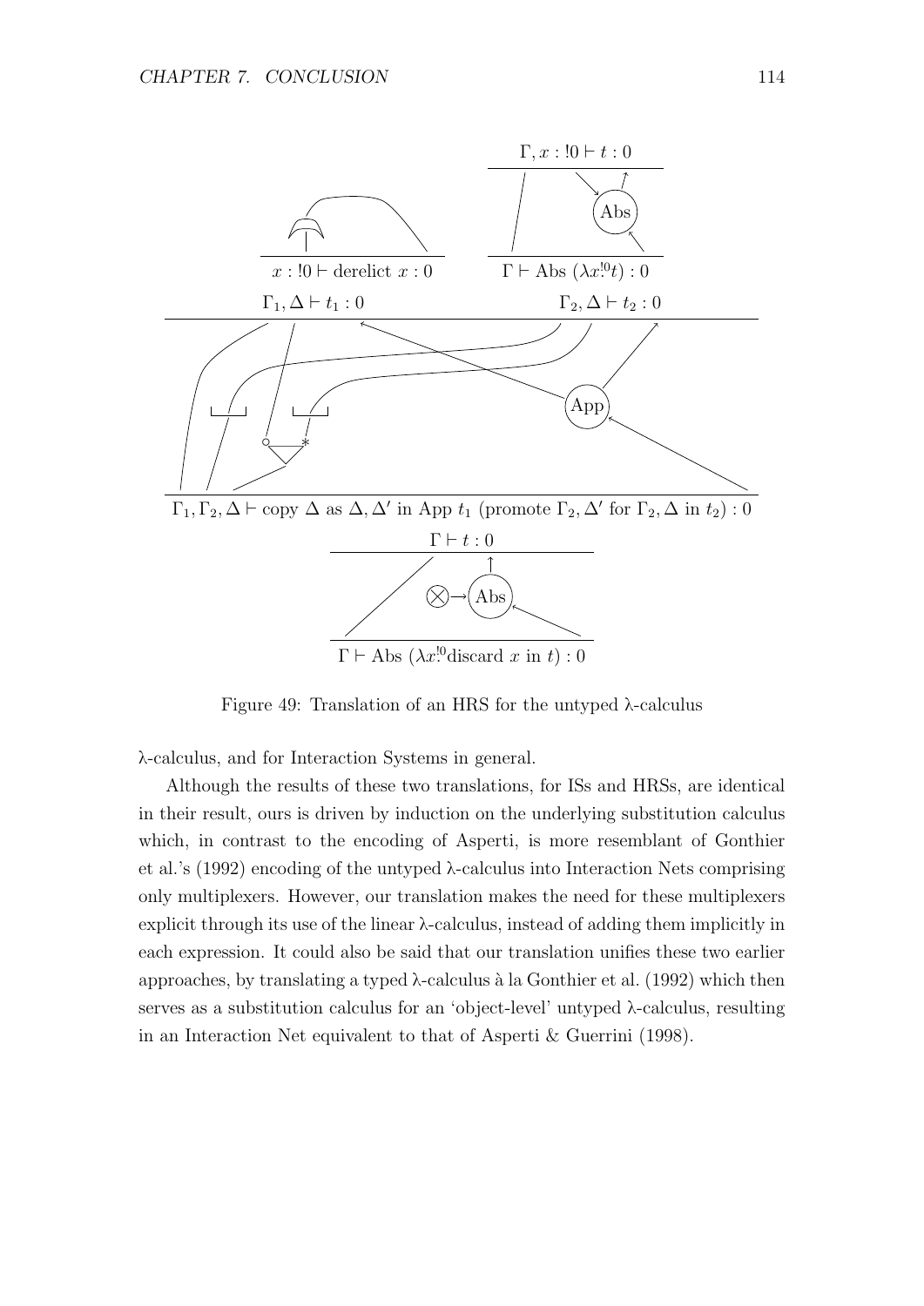$$\frac{\Gamma, x : !0 \vdash t : 0}{\Gamma \vdash \text{Abs } (\lambda x^{!0} t) : 0}$$

$$x : !0 \vdash \text{derelict } x : 0$$

$$\frac{\Gamma_1, \Delta \vdash t_1 : 0 \qquad \Gamma_2, \Delta \vdash t_2 : 0}{\Gamma_1, \Gamma_2, \Delta \vdash \text{copy } \Delta \text{ as } \Delta, \Delta' \text{ in App } t_1 \text{ (promote } \Gamma_2, \Delta' \text{ for } \Gamma_2, \Delta \text{ in } t_2) : 0}$$

$$\frac{\Gamma \vdash t : 0}{\Gamma \vdash \text{Abs } (\lambda x^{!0} \text{discard } x \text{ in } t) : 0}$$

Figure 49: Translation of an HRS for the untyped λ-calculus

λ-calculus, and for Interaction Systems in general.

Although the results of these two translations, for ISs and HRSs, are identical in their result, ours is driven by induction on the underlying substitution calculus which, in contrast to the encoding of Asperti, is more resemblant of Gonthier et al.'s (1992) encoding of the untyped λ-calculus into Interaction Nets comprising only multiplexers. However, our translation makes the need for these multiplexers explicit through its use of the linear λ-calculus, instead of adding them implicitly in each expression. It could also be said that our translation unifies these two earlier approaches, by translating a typed λ-calculus à la Gonthier et al. (1992) which then serves as a substitution calculus for an 'object-level' untyped λ-calculus, resulting in an Interaction Net equivalent to that of Asperti & Guerrini (1998).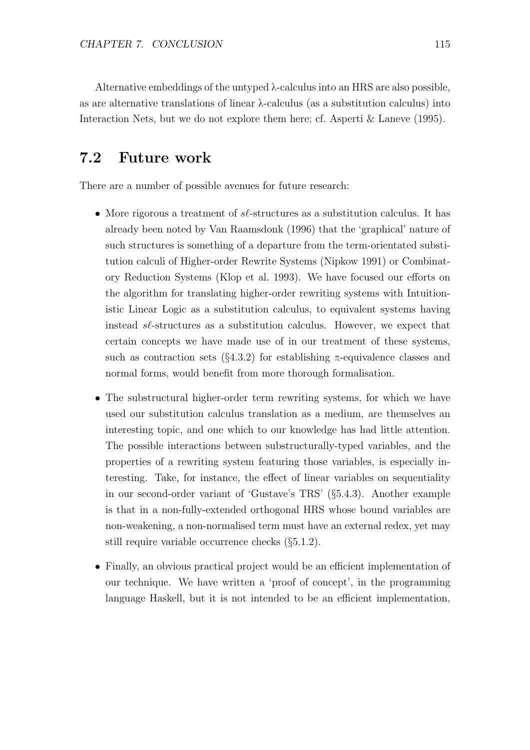Alternative embeddings of the untyped λ-calculus into an HRS are also possible, as are alternative translations of linear λ-calculus (as a substitution calculus) into Interaction Nets, but we do not explore them here; cf. Asperti & Laneve (1995).

## 7.2 Future work

There are a number of possible avenues for future research:

- More rigorous a treatment of $s\ell$-structures as a substitution calculus. It has already been noted by Van Raamsdonk (1996) that the 'graphical' nature of such structures is something of a departure from the term-orientated substitution calculi of Higher-order Rewrite Systems (Nipkow 1991) or Combinatory Reduction Systems (Klop et al. 1993). We have focused our efforts on the algorithm for translating higher-order rewriting systems with Intuitionistic Linear Logic as a substitution calculus, to equivalent systems having instead $s\ell$-structures as a substitution calculus. However, we expect that certain concepts we have made use of in our treatment of these systems, such as contraction sets (§4.3.2) for establishing π-equivalence classes and normal forms, would benefit from more thorough formalisation.

- The substructural higher-order term rewriting systems, for which we have used our substitution calculus translation as a medium, are themselves an interesting topic, and one which to our knowledge has had little attention. The possible interactions between substructurally-typed variables, and the properties of a rewriting system featuring those variables, is especially interesting. Take, for instance, the effect of linear variables on sequentiality in our second-order variant of 'Gustave's TRS' (§5.4.3). Another example is that in a non-fully-extended orthogonal HRS whose bound variables are non-weakening, a non-normalised term must have an external redex, yet may still require variable occurrence checks (§5.1.2).

- Finally, an obvious practical project would be an efficient implementation of our technique. We have written a 'proof of concept', in the programming language Haskell, but it is not intended to be an efficient implementation,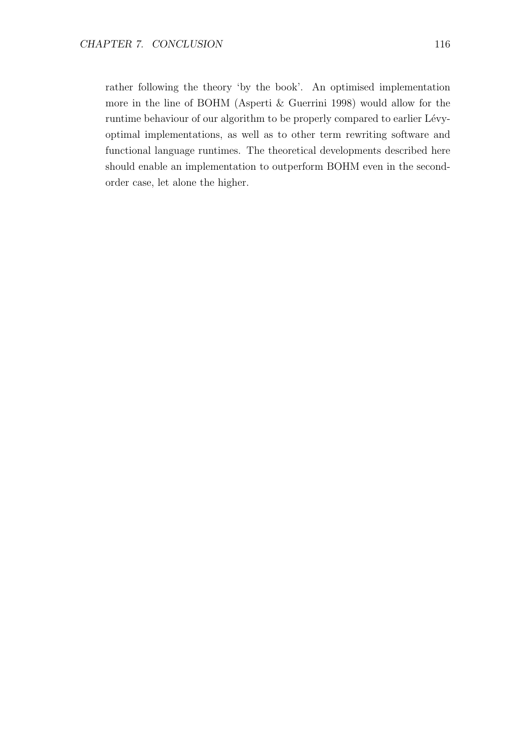rather following the theory 'by the book'. An optimised implementation more in the line of BOHM (Asperti & Guerrini 1998) would allow for the runtime behaviour of our algorithm to be properly compared to earlier Lévy-optimal implementations, as well as to other term rewriting software and functional language runtimes. The theoretical developments described here should enable an implementation to outperform BOHM even in the second-order case, let alone the higher.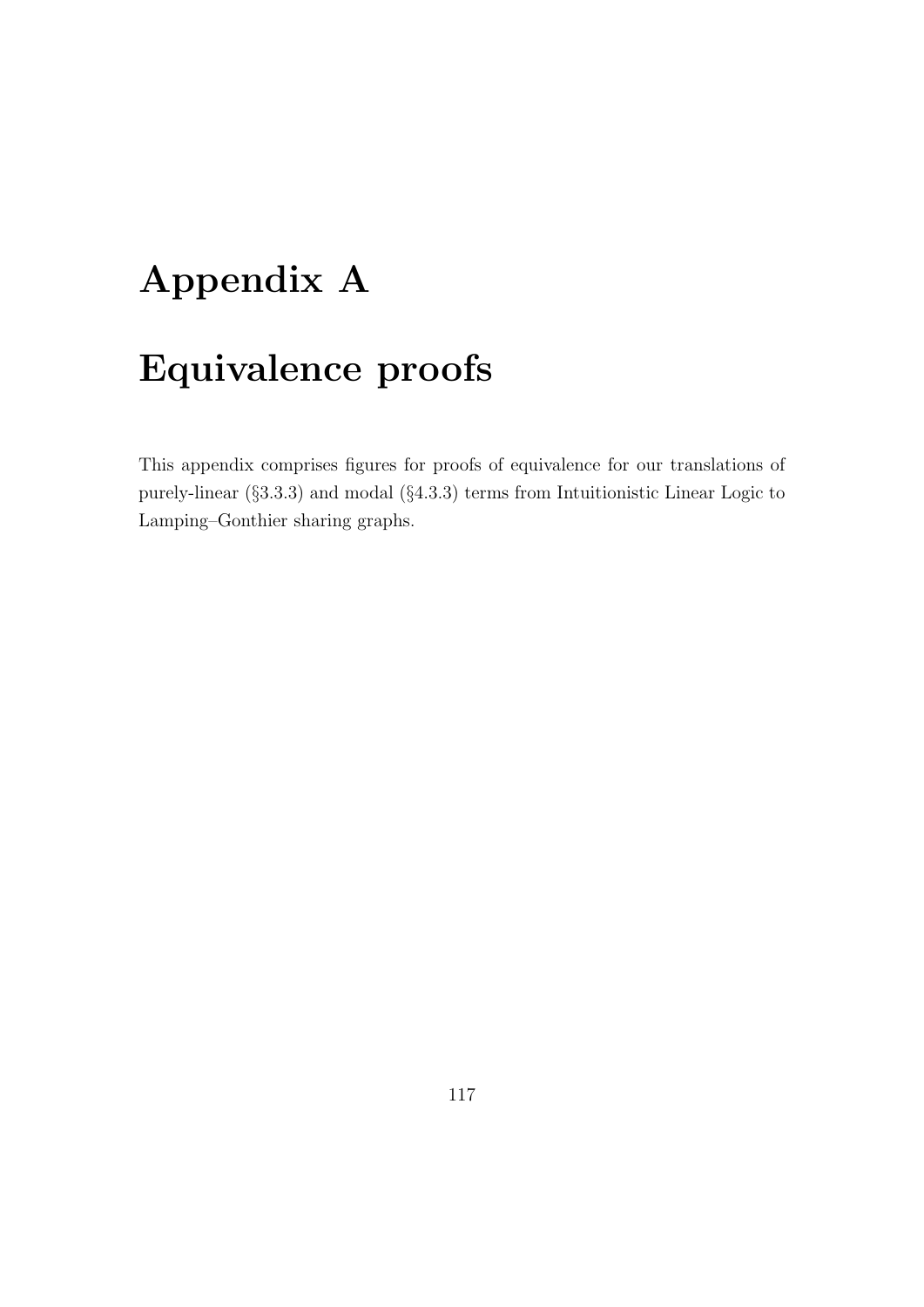# Appendix A

# Equivalence proofs

This appendix comprises figures for proofs of equivalence for our translations of purely-linear (§3.3.3) and modal (§4.3.3) terms from Intuitionistic Linear Logic to Lamping–Gonthier sharing graphs.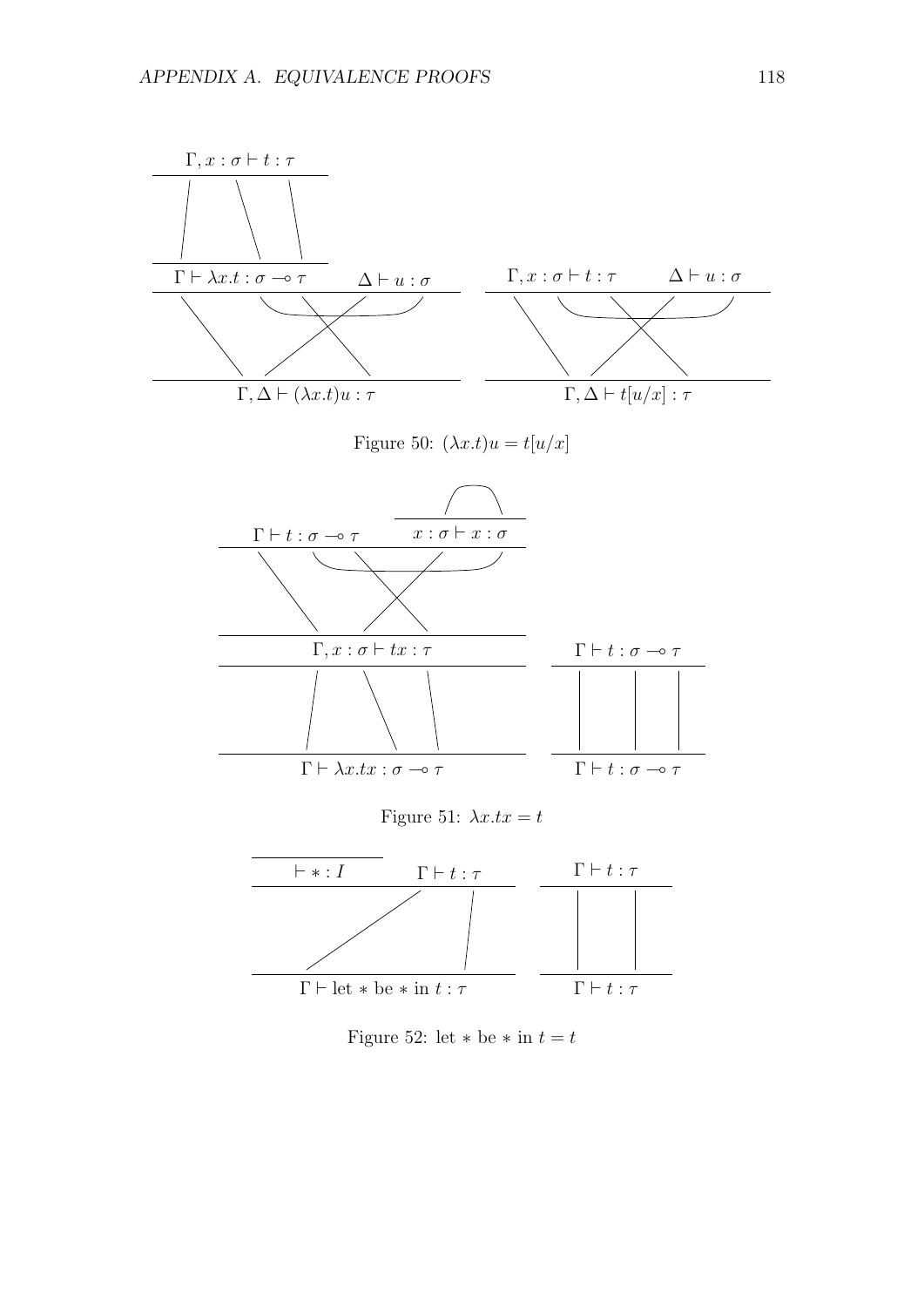$$\dfrac{\Gamma, x:\sigma \vdash t:\tau}{\Gamma \vdash \lambda x.t : \sigma \multimap \tau} \qquad \Delta \vdash u:\sigma$$

$$\Gamma, \Delta \vdash (\lambda x.t)u : \tau$$

$$\Gamma, x:\sigma \vdash t:\tau \qquad \Delta \vdash u:\sigma$$

$$\Gamma, \Delta \vdash t[u/x] : \tau$$

Figure 50: $(\lambda x.t)u = t[u/x]$

$$\Gamma \vdash t : \sigma \multimap \tau \qquad x:\sigma \vdash x:\sigma$$

$$\Gamma, x:\sigma \vdash tx:\tau$$

$$\Gamma \vdash \lambda x.tx : \sigma \multimap \tau$$

$$\Gamma \vdash t : \sigma \multimap \tau$$

$$\Gamma \vdash t : \sigma \multimap \tau$$

Figure 51: $\lambda x.tx = t$

$$\vdash * : I \qquad \Gamma \vdash t:\tau$$

$$\Gamma \vdash \text{let } * \text{ be } * \text{ in } t : \tau$$

$$\Gamma \vdash t:\tau$$

$$\Gamma \vdash t:\tau$$

Figure 52: let $*$ be $*$ in $t = t$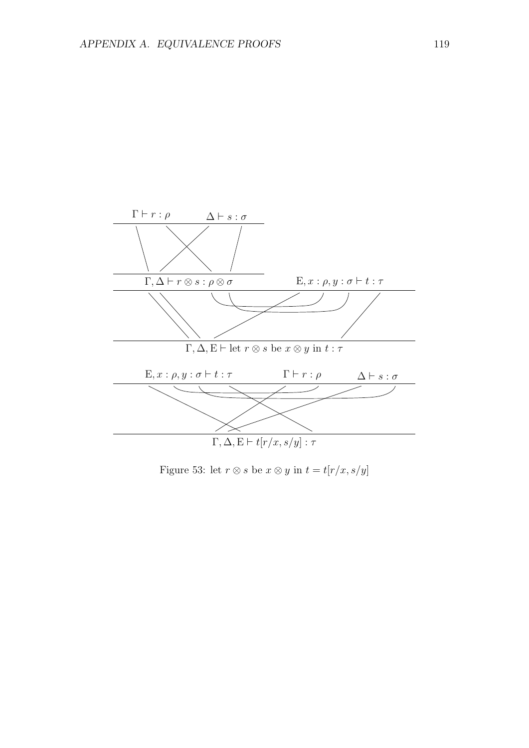$$\Gamma \vdash r : \rho \qquad \Delta \vdash s : \sigma$$

$$\Gamma, \Delta \vdash r \otimes s : \rho \otimes \sigma \qquad \mathrm{E}, x : \rho, y : \sigma \vdash t : \tau$$

$$\Gamma, \Delta, \mathrm{E} \vdash \text{let } r \otimes s \text{ be } x \otimes y \text{ in } t : \tau$$

$$\mathrm{E}, x : \rho, y : \sigma \vdash t : \tau \qquad \Gamma \vdash r : \rho \qquad \Delta \vdash s : \sigma$$

$$\Gamma, \Delta, \mathrm{E} \vdash t[r/x, s/y] : \tau$$

Figure 53: let $r \otimes s$ be $x \otimes y$ in $t = t[r/x, s/y]$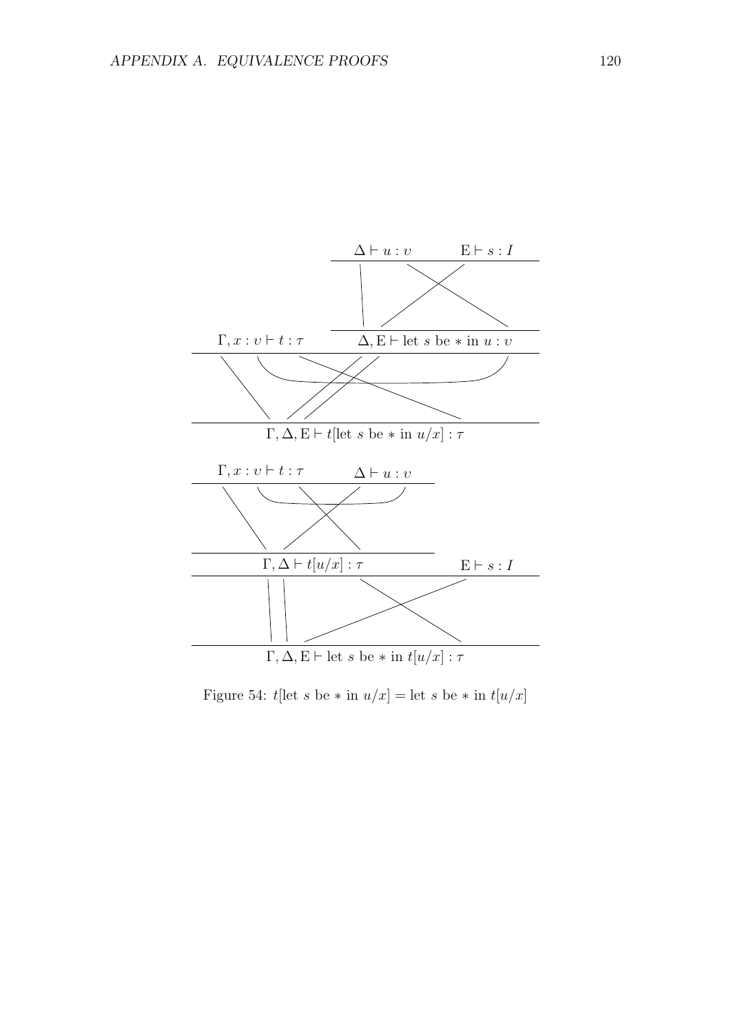$$\frac{\Gamma, x:\upsilon \vdash t:\tau \qquad \dfrac{\Delta \vdash u:\upsilon \qquad \mathrm{E} \vdash s:I}{\Delta, \mathrm{E} \vdash \text{let } s \text{ be } * \text{ in } u:\upsilon}}{\Gamma, \Delta, \mathrm{E} \vdash t[\text{let } s \text{ be } * \text{ in } u/x]:\tau}$$

$$\frac{\dfrac{\Gamma, x:\upsilon \vdash t:\tau \qquad \Delta \vdash u:\upsilon}{\Gamma, \Delta \vdash t[u/x]:\tau} \qquad \mathrm{E} \vdash s:I}{\Gamma, \Delta, \mathrm{E} \vdash \text{let } s \text{ be } * \text{ in } t[u/x]:\tau}$$

Figure 54: $t[\text{let } s \text{ be } * \text{ in } u/x] = \text{let } s \text{ be } * \text{ in } t[u/x]$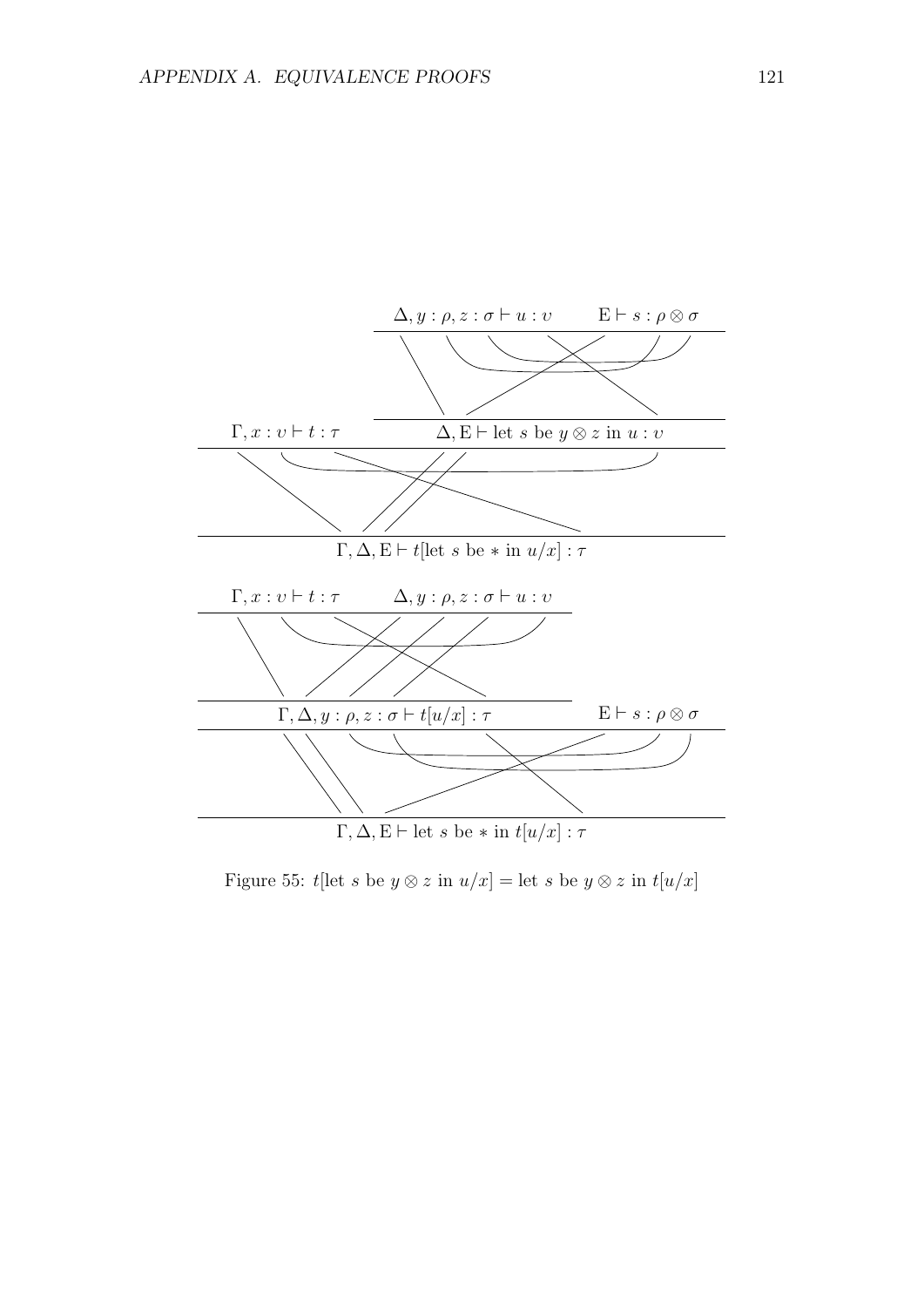$$\dfrac{\Gamma, x : \upsilon \vdash t : \tau \qquad \dfrac{\Delta, y : \rho, z : \sigma \vdash u : \upsilon \qquad \mathrm{E} \vdash s : \rho \otimes \sigma}{\Delta, \mathrm{E} \vdash \text{let } s \text{ be } y \otimes z \text{ in } u : \upsilon}}{\Gamma, \Delta, \mathrm{E} \vdash t[\text{let } s \text{ be} * \text{in } u/x] : \tau}$$

$$\dfrac{\dfrac{\Gamma, x : \upsilon \vdash t : \tau \qquad \Delta, y : \rho, z : \sigma \vdash u : \upsilon}{\Gamma, \Delta, y : \rho, z : \sigma \vdash t[u/x] : \tau} \qquad \mathrm{E} \vdash s : \rho \otimes \sigma}{\Gamma, \Delta, \mathrm{E} \vdash \text{let } s \text{ be} * \text{in } t[u/x] : \tau}$$

Figure 55: $t[\text{let } s \text{ be } y \otimes z \text{ in } u/x] = \text{let } s \text{ be } y \otimes z \text{ in } t[u/x]$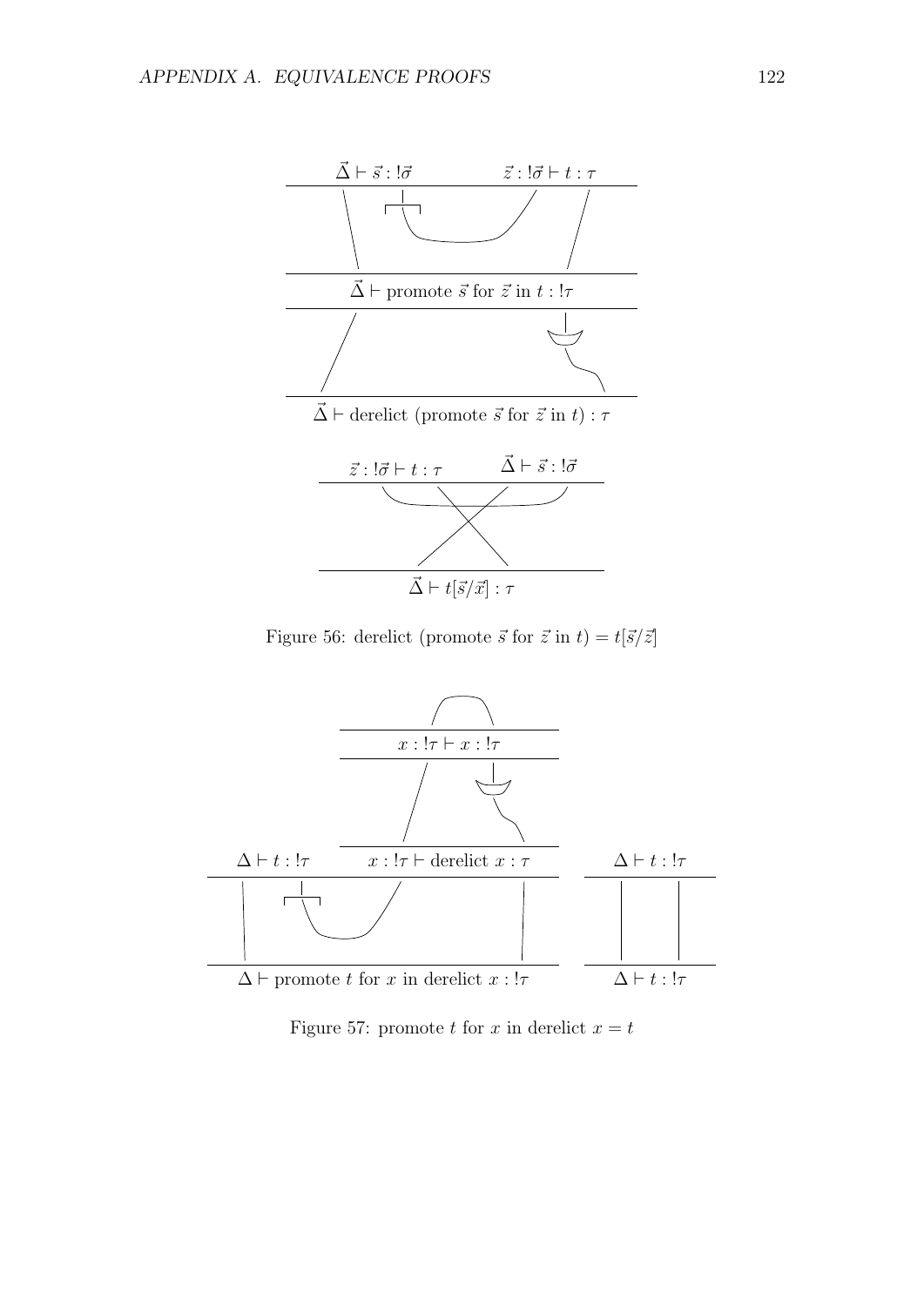$$\vec{\Delta} \vdash \vec{s} : !\vec{\sigma} \qquad \vec{z} : !\vec{\sigma} \vdash t : \tau$$

$$\vec{\Delta} \vdash \text{promote } \vec{s} \text{ for } \vec{z} \text{ in } t : !\tau$$

$$\vec{\Delta} \vdash \text{derelict (promote } \vec{s} \text{ for } \vec{z} \text{ in } t) : \tau$$

$$\vec{z} : !\vec{\sigma} \vdash t : \tau \qquad \vec{\Delta} \vdash \vec{s} : !\vec{\sigma}$$

$$\vec{\Delta} \vdash t[\vec{s}/\vec{x}] : \tau$$

Figure 56: derelict (promote $\vec{s}$ for $\vec{z}$ in $t$) $= t[\vec{s}/\vec{z}]$

$$x : !\tau \vdash x : !\tau$$

$$\Delta \vdash t : !\tau \qquad x : !\tau \vdash \text{derelict } x : \tau \qquad\qquad \Delta \vdash t : !\tau$$

$$\Delta \vdash \text{promote } t \text{ for } x \text{ in derelict } x : !\tau \qquad\qquad \Delta \vdash t : !\tau$$

Figure 57: promote $t$ for $x$ in derelict $x = t$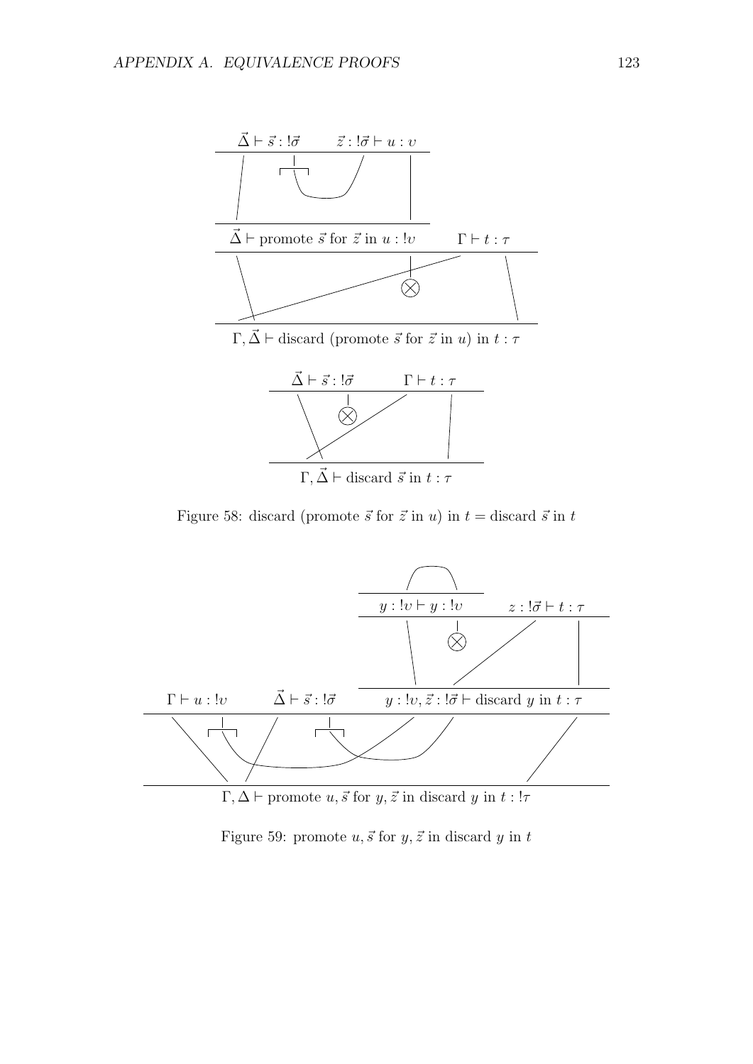$$\vec{\Delta} \vdash \vec{s} : !\vec{\sigma} \qquad \vec{z} : !\vec{\sigma} \vdash u : \upsilon$$

$$\vec{\Delta} \vdash \text{promote } \vec{s} \text{ for } \vec{z} \text{ in } u : !\upsilon \qquad \Gamma \vdash t : \tau$$

$$\Gamma, \vec{\Delta} \vdash \text{discard (promote } \vec{s} \text{ for } \vec{z} \text{ in } u\text{) in } t : \tau$$

$$\vec{\Delta} \vdash \vec{s} : !\vec{\sigma} \qquad \Gamma \vdash t : \tau$$

$$\Gamma, \vec{\Delta} \vdash \text{discard } \vec{s} \text{ in } t : \tau$$

Figure 58: discard (promote $\vec{s}$ for $\vec{z}$ in $u$) in $t$ = discard $\vec{s}$ in $t$

$$y : !\upsilon \vdash y : !\upsilon \qquad z : !\vec{\sigma} \vdash t : \tau$$

$$\Gamma \vdash u : !\upsilon \qquad \vec{\Delta} \vdash \vec{s} : !\vec{\sigma} \qquad y : !\upsilon, \vec{z} : !\vec{\sigma} \vdash \text{discard } y \text{ in } t : \tau$$

$$\Gamma, \Delta \vdash \text{promote } u, \vec{s} \text{ for } y, \vec{z} \text{ in discard } y \text{ in } t : !\tau$$

Figure 59: promote $u, \vec{s}$ for $y, \vec{z}$ in discard $y$ in $t$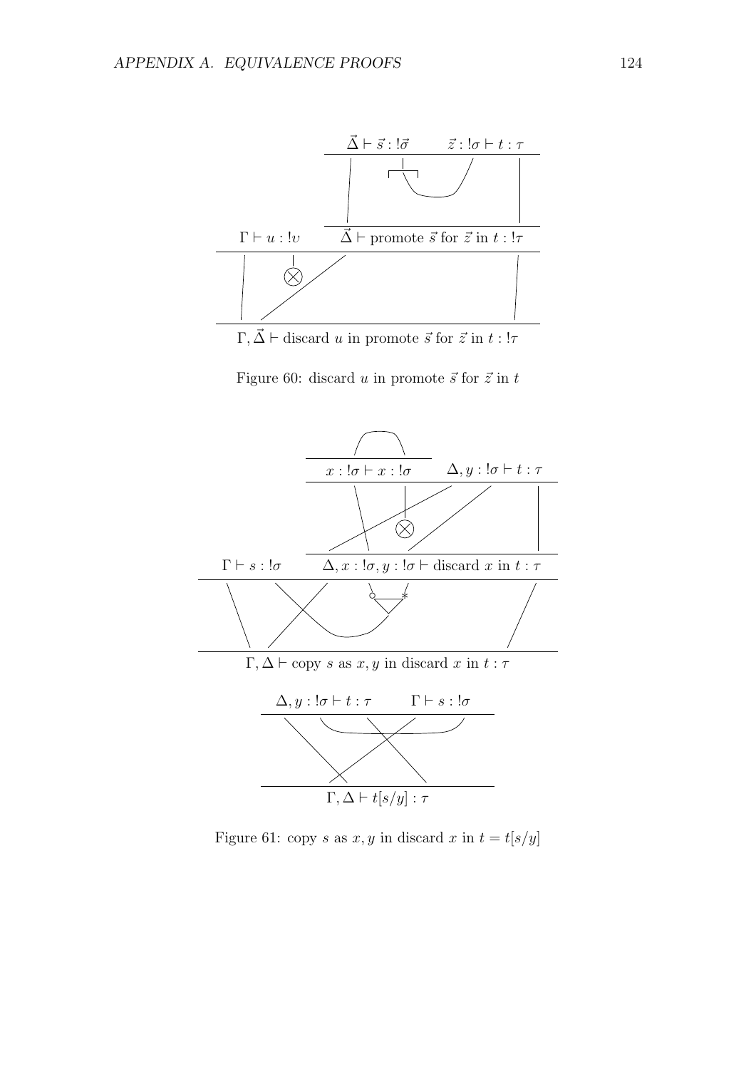$$\vec{\Delta} \vdash \vec{s} : !\vec{\sigma} \qquad \vec{z} : !\sigma \vdash t : \tau$$

$$\Gamma \vdash u : !\upsilon \qquad \vec{\Delta} \vdash \text{promote } \vec{s} \text{ for } \vec{z} \text{ in } t : !\tau$$

$$\Gamma, \vec{\Delta} \vdash \text{discard } u \text{ in promote } \vec{s} \text{ for } \vec{z} \text{ in } t : !\tau$$

Figure 60: discard $u$ in promote $\vec{s}$ for $\vec{z}$ in $t$

$$x : !\sigma \vdash x : !\sigma \qquad \Delta, y : !\sigma \vdash t : \tau$$

$$\Gamma \vdash s : !\sigma \qquad \Delta, x : !\sigma, y : !\sigma \vdash \text{discard } x \text{ in } t : \tau$$

$$\Gamma, \Delta \vdash \text{copy } s \text{ as } x, y \text{ in discard } x \text{ in } t : \tau$$

$$\Delta, y : !\sigma \vdash t : \tau \qquad \Gamma \vdash s : !\sigma$$

$$\Gamma, \Delta \vdash t[s/y] : \tau$$

Figure 61: copy $s$ as $x, y$ in discard $x$ in $t = t[s/y]$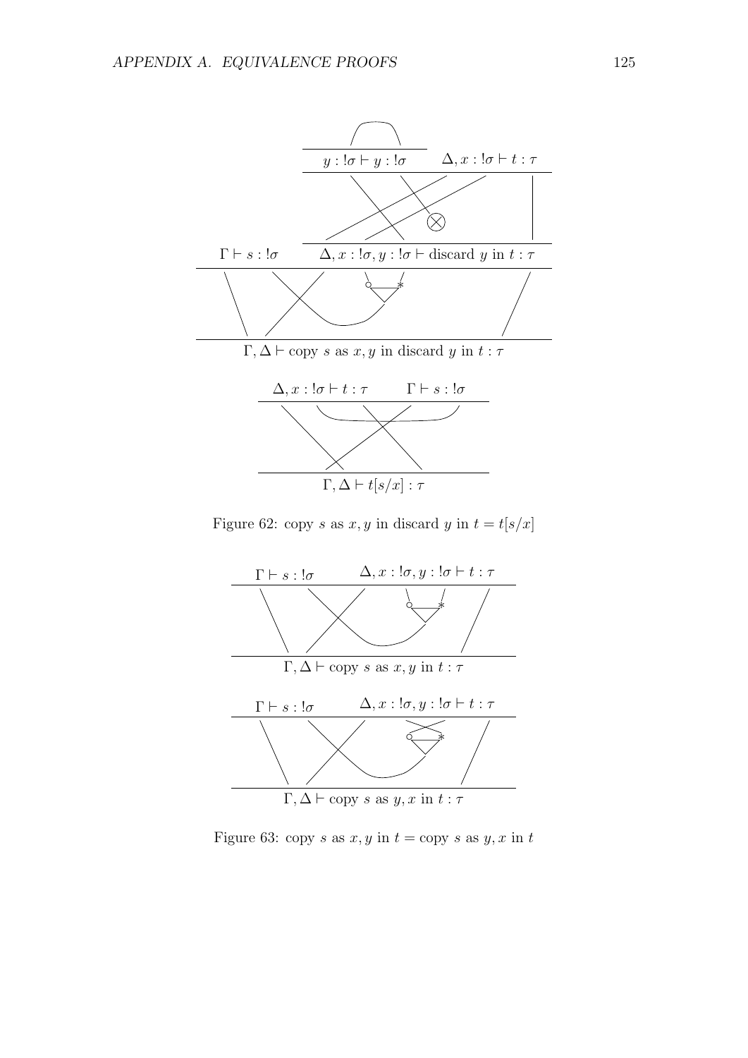$$\frac{\dfrac{\Gamma \vdash s : !\sigma \qquad \dfrac{\dfrac{}{y : !\sigma \vdash y : !\sigma} \qquad \Delta, x : !\sigma \vdash t : \tau}{\Delta, x : !\sigma, y : !\sigma \vdash \text{discard } y \text{ in } t : \tau}}{}}{\Gamma, \Delta \vdash \text{copy } s \text{ as } x, y \text{ in discard } y \text{ in } t : \tau}$$

$$\frac{\Delta, x : !\sigma \vdash t : \tau \qquad \Gamma \vdash s : !\sigma}{\Gamma, \Delta \vdash t[s/x] : \tau}$$

Figure 62: copy $s$ as $x, y$ in discard $y$ in $t = t[s/x]$

$$\frac{\Gamma \vdash s : !\sigma \qquad \Delta, x : !\sigma, y : !\sigma \vdash t : \tau}{\Gamma, \Delta \vdash \text{copy } s \text{ as } x, y \text{ in } t : \tau}$$

$$\frac{\Gamma \vdash s : !\sigma \qquad \Delta, x : !\sigma, y : !\sigma \vdash t : \tau}{\Gamma, \Delta \vdash \text{copy } s \text{ as } y, x \text{ in } t : \tau}$$

Figure 63: copy $s$ as $x, y$ in $t =$ copy $s$ as $y, x$ in $t$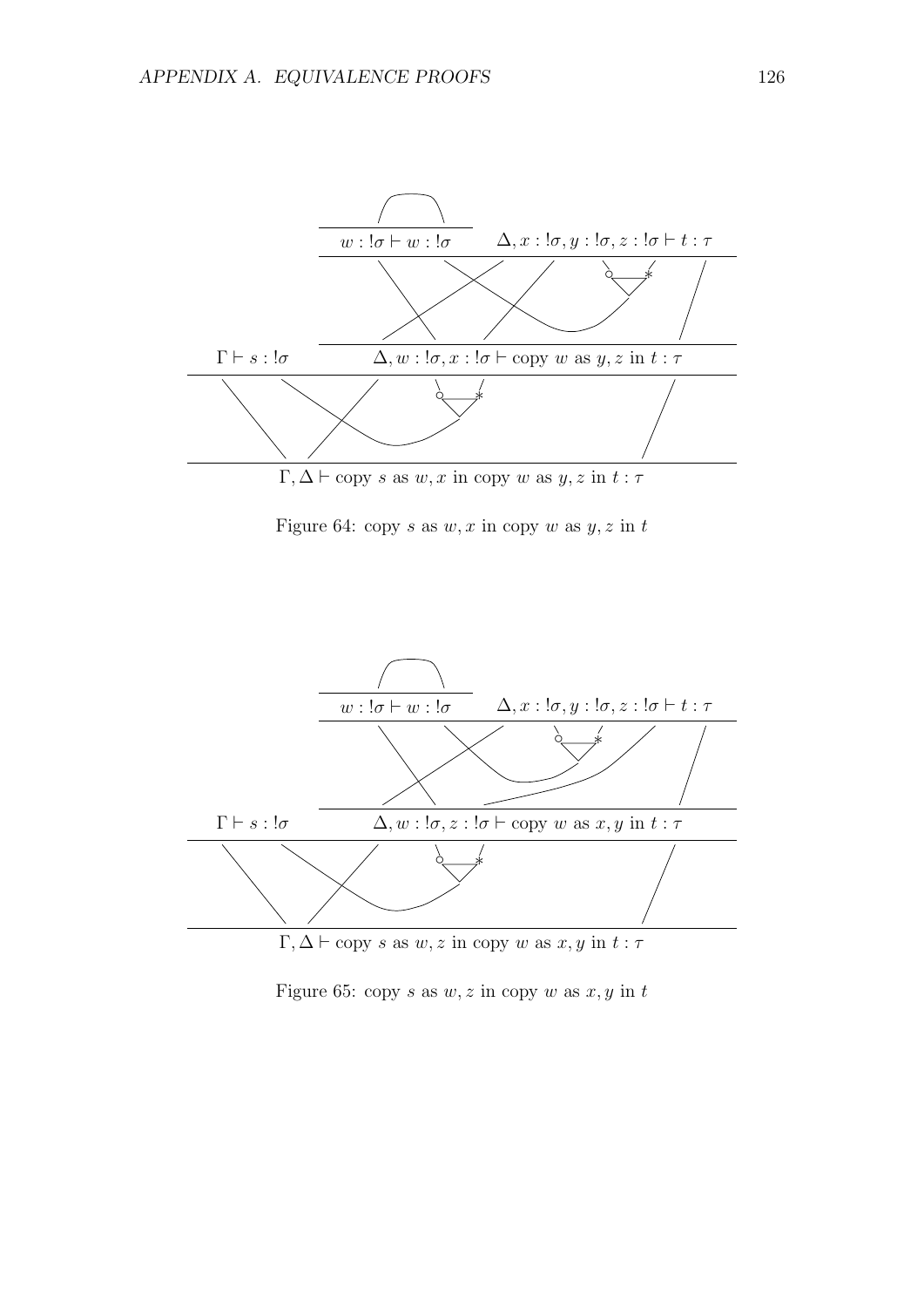$$\dfrac{\dfrac{\dfrac{}{w : !\sigma \vdash w : !\sigma} \quad \Delta, x : !\sigma, y : !\sigma, z : !\sigma \vdash t : \tau}{\Delta, w : !\sigma, x : !\sigma \vdash \text{copy } w \text{ as } y, z \text{ in } t : \tau} \quad \Gamma \vdash s : !\sigma}{\Gamma, \Delta \vdash \text{copy } s \text{ as } w, x \text{ in copy } w \text{ as } y, z \text{ in } t : \tau}$$

Figure 64: copy $s$ as $w, x$ in copy $w$ as $y, z$ in $t$

$$\dfrac{\dfrac{\dfrac{}{w : !\sigma \vdash w : !\sigma} \quad \Delta, x : !\sigma, y : !\sigma, z : !\sigma \vdash t : \tau}{\Delta, w : !\sigma, z : !\sigma \vdash \text{copy } w \text{ as } x, y \text{ in } t : \tau} \quad \Gamma \vdash s : !\sigma}{\Gamma, \Delta \vdash \text{copy } s \text{ as } w, z \text{ in copy } w \text{ as } x, y \text{ in } t : \tau}$$

Figure 65: copy $s$ as $w, z$ in copy $w$ as $x, y$ in $t$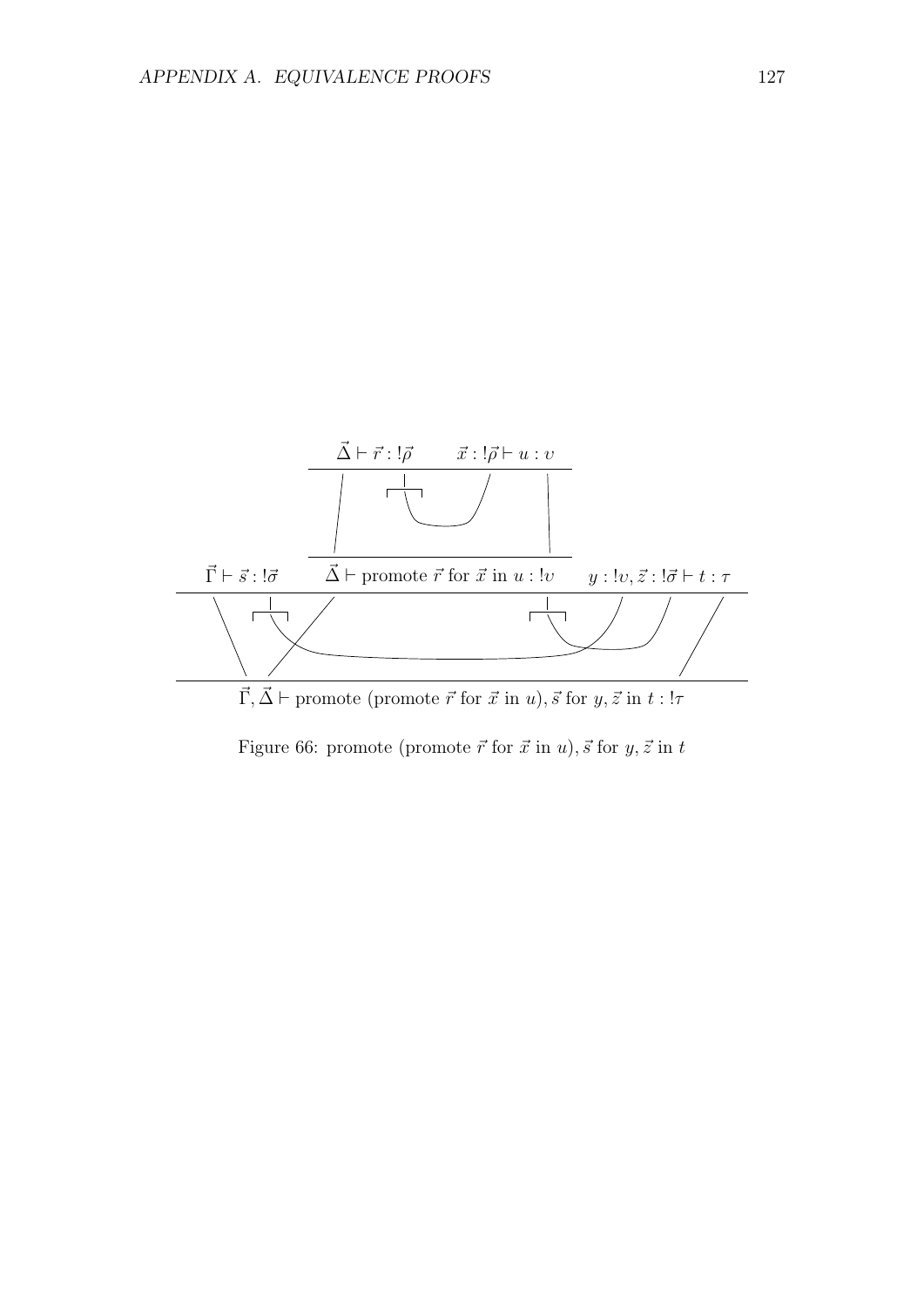$$\dfrac{\vec{\Gamma} \vdash \vec{s} : !\vec{\sigma} \qquad \dfrac{\vec{\Delta} \vdash \vec{r} : !\vec{\rho} \qquad \vec{x} : !\vec{\rho} \vdash u : \upsilon}{\vec{\Delta} \vdash \text{promote } \vec{r} \text{ for } \vec{x} \text{ in } u : !\upsilon} \qquad y : !\upsilon, \vec{z} : !\vec{\sigma} \vdash t : \tau}{\vec{\Gamma}, \vec{\Delta} \vdash \text{promote (promote } \vec{r} \text{ for } \vec{x} \text{ in } u), \vec{s} \text{ for } y, \vec{z} \text{ in } t : !\tau}$$

Figure 66: promote (promote $\vec{r}$ for $\vec{x}$ in $u$), $\vec{s}$ for $y, \vec{z}$ in $t$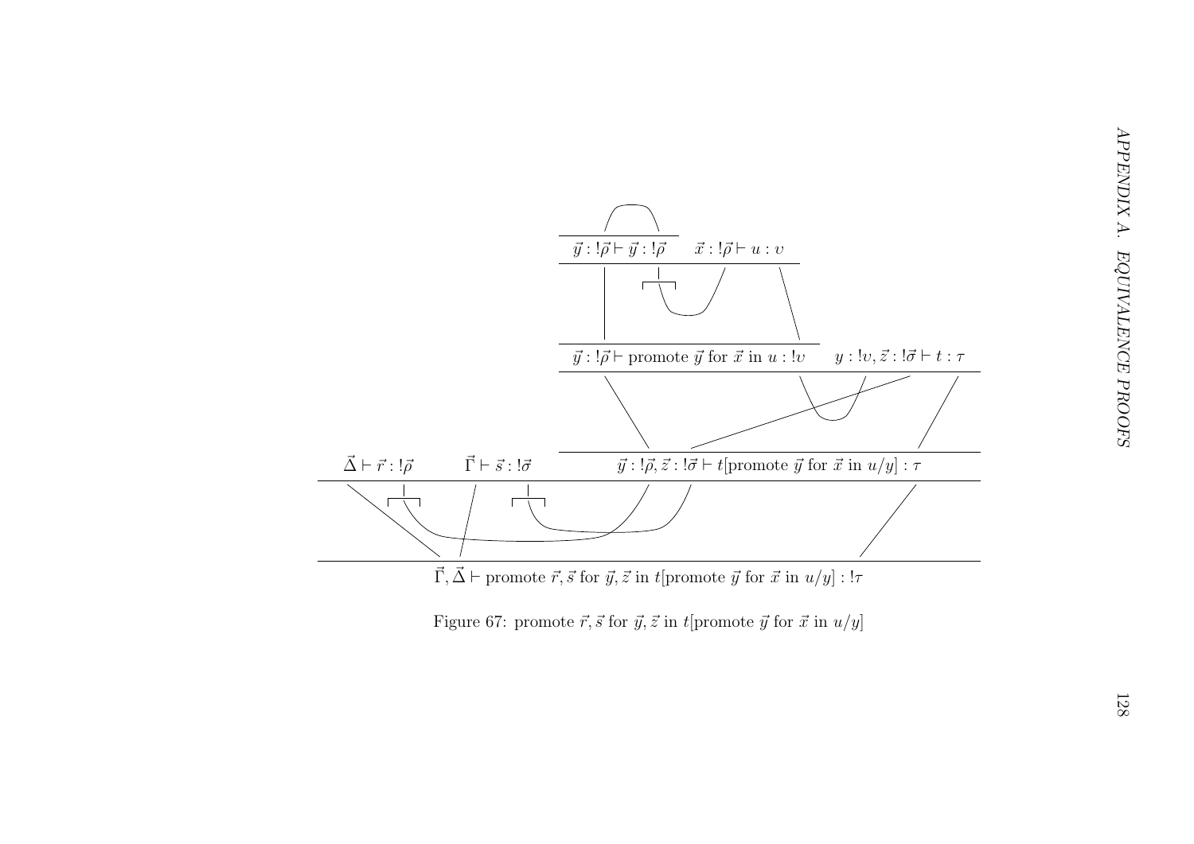$$\dfrac{\dfrac{\dfrac{}{\vec{y} : !\vec{\rho} \vdash \vec{y} : !\vec{\rho}} \quad \vec{x} : !\vec{\rho} \vdash u : \upsilon}{\vec{y} : !\vec{\rho} \vdash \text{promote } \vec{y} \text{ for } \vec{x} \text{ in } u : !\upsilon} \quad y : !\upsilon, \vec{z} : !\vec{\sigma} \vdash t : \tau}{\vec{\Delta} \vdash \vec{r} : !\vec{\rho} \quad \vec{\Gamma} \vdash \vec{s} : !\vec{\sigma} \quad \vec{y} : !\vec{\rho}, \vec{z} : !\vec{\sigma} \vdash t[\text{promote } \vec{y} \text{ for } \vec{x} \text{ in } u/y] : \tau}$$

$$\vec{\Gamma}, \vec{\Delta} \vdash \text{promote } \vec{r}, \vec{s} \text{ for } \vec{y}, \vec{z} \text{ in } t[\text{promote } \vec{y} \text{ for } \vec{x} \text{ in } u/y] : !\tau$$

Figure 67: promote $\vec{r}, \vec{s}$ for $\vec{y}, \vec{z}$ in $t[\text{promote } \vec{y} \text{ for } \vec{x} \text{ in } u/y]$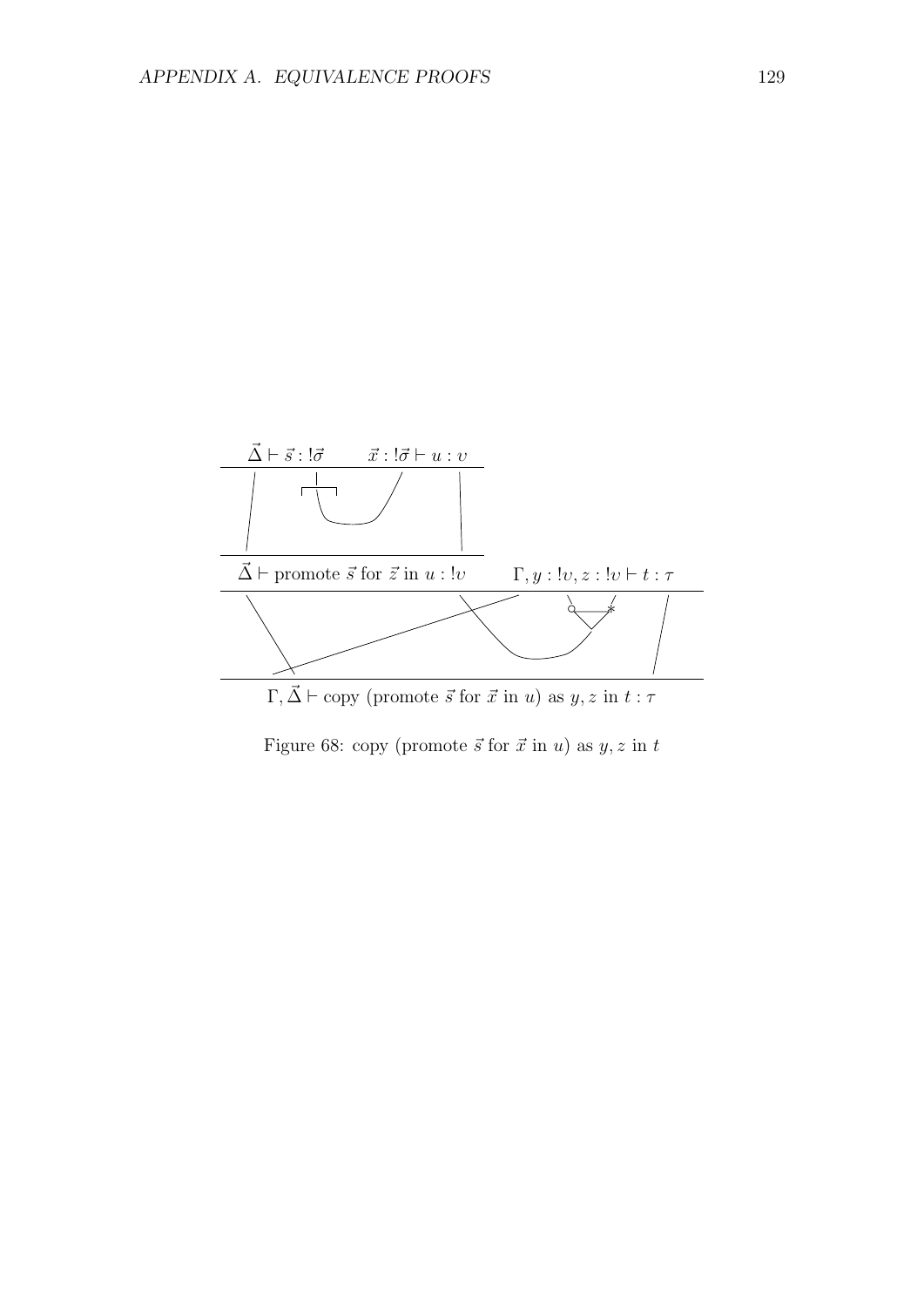$$\vec{\Delta} \vdash \vec{s} : !\vec{\sigma} \qquad \vec{x} : !\vec{\sigma} \vdash u : \upsilon$$

$$\vec{\Delta} \vdash \text{promote } \vec{s} \text{ for } \vec{z} \text{ in } u : !\upsilon \qquad \Gamma, y : !\upsilon, z : !\upsilon \vdash t : \tau$$

$$\Gamma, \vec{\Delta} \vdash \text{copy (promote } \vec{s} \text{ for } \vec{x} \text{ in } u) \text{ as } y, z \text{ in } t : \tau$$

Figure 68: copy (promote $\vec{s}$ for $\vec{x}$ in $u$) as $y, z$ in $t$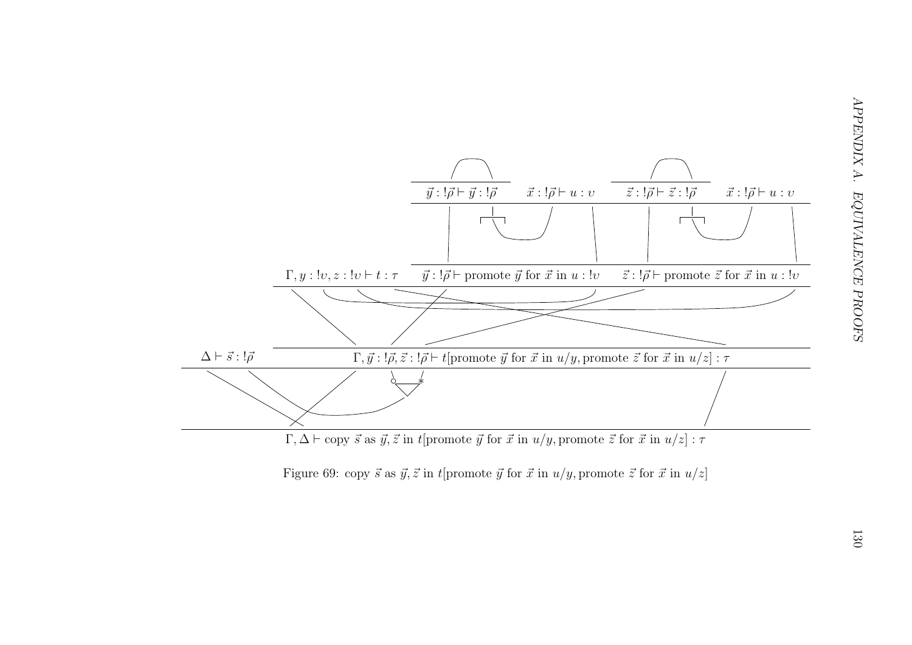$$\frac{\Delta \vdash \vec{s} : !\vec{\rho} \qquad \dfrac{\Gamma, y : !\upsilon, z : !\upsilon \vdash t : \tau \qquad \dfrac{\dfrac{}{\vec{y} : !\vec{\rho} \vdash \vec{y} : !\vec{\rho}} \qquad \vec{x} : !\vec{\rho} \vdash u : \upsilon}{\vec{y} : !\vec{\rho} \vdash \text{promote } \vec{y} \text{ for } \vec{x} \text{ in } u : !\upsilon} \qquad \dfrac{\dfrac{}{\vec{z} : !\vec{\rho} \vdash \vec{z} : !\vec{\rho}} \qquad \vec{x} : !\vec{\rho} \vdash u : \upsilon}{\vec{z} : !\vec{\rho} \vdash \text{promote } \vec{z} \text{ for } \vec{x} \text{ in } u : !\upsilon}}{\Gamma, \vec{y} : !\vec{\rho}, \vec{z} : !\vec{\rho} \vdash t[\text{promote } \vec{y} \text{ for } \vec{x} \text{ in } u/y, \text{promote } \vec{z} \text{ for } \vec{x} \text{ in } u/z] : \tau}}{\Gamma, \Delta \vdash \text{copy } \vec{s} \text{ as } \vec{y}, \vec{z} \text{ in } t[\text{promote } \vec{y} \text{ for } \vec{x} \text{ in } u/y, \text{promote } \vec{z} \text{ for } \vec{x} \text{ in } u/z] : \tau}$$

Figure 69: copy $\vec{s}$ as $\vec{y}, \vec{z}$ in $t[\text{promote } \vec{y} \text{ for } \vec{x} \text{ in } u/y, \text{promote } \vec{z} \text{ for } \vec{x} \text{ in } u/z]$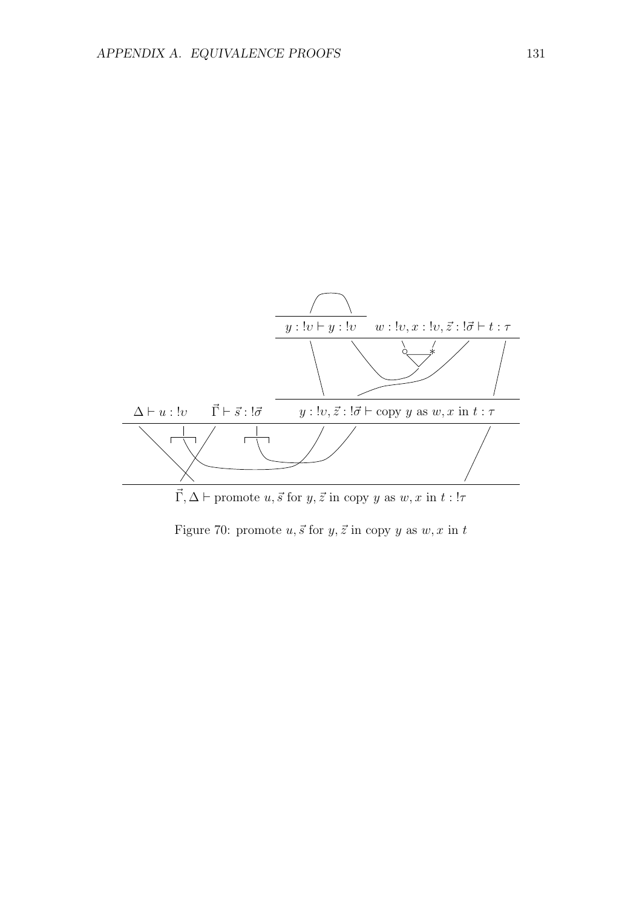$$\dfrac{\Delta \vdash u : !\upsilon \qquad \vec{\Gamma} \vdash \vec{s} : !\vec{\sigma} \qquad \dfrac{\dfrac{}{y : !\upsilon \vdash y : !\upsilon} \qquad w : !\upsilon, x : !\upsilon, \vec{z} : !\vec{\sigma} \vdash t : \tau}{y : !\upsilon, \vec{z} : !\vec{\sigma} \vdash \text{copy } y \text{ as } w, x \text{ in } t : \tau}}{\vec{\Gamma}, \Delta \vdash \text{promote } u, \vec{s} \text{ for } y, \vec{z} \text{ in copy } y \text{ as } w, x \text{ in } t : !\tau}$$

Figure 70: promote $u, \vec{s}$ for $y, \vec{z}$ in copy $y$ as $w, x$ in $t$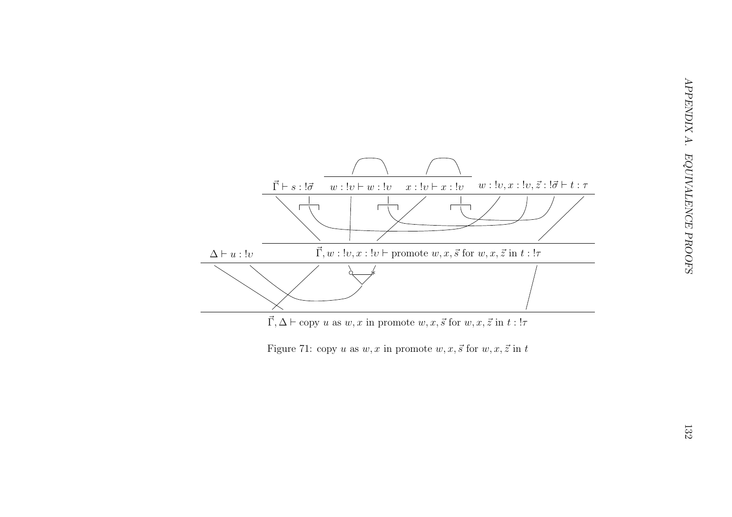$$\vec{\Gamma} \vdash s : !\vec{\sigma} \quad \dfrac{}{w : !\upsilon \vdash w : !\upsilon} \quad \dfrac{}{x : !\upsilon \vdash x : !\upsilon} \quad w : !\upsilon, x : !\upsilon, \vec{z} : !\vec{\sigma} \vdash t : \tau$$

$$\Delta \vdash u : !\upsilon \qquad \vec{\Gamma}, w : !\upsilon, x : !\upsilon \vdash \text{promote } w, x, \vec{s} \text{ for } w, x, \vec{z} \text{ in } t : !\tau$$

$$\vec{\Gamma}, \Delta \vdash \text{copy } u \text{ as } w, x \text{ in promote } w, x, \vec{s} \text{ for } w, x, \vec{z} \text{ in } t : !\tau$$

Figure 71: copy $u$ as $w, x$ in promote $w, x, \vec{s}$ for $w, x, \vec{z}$ in $t$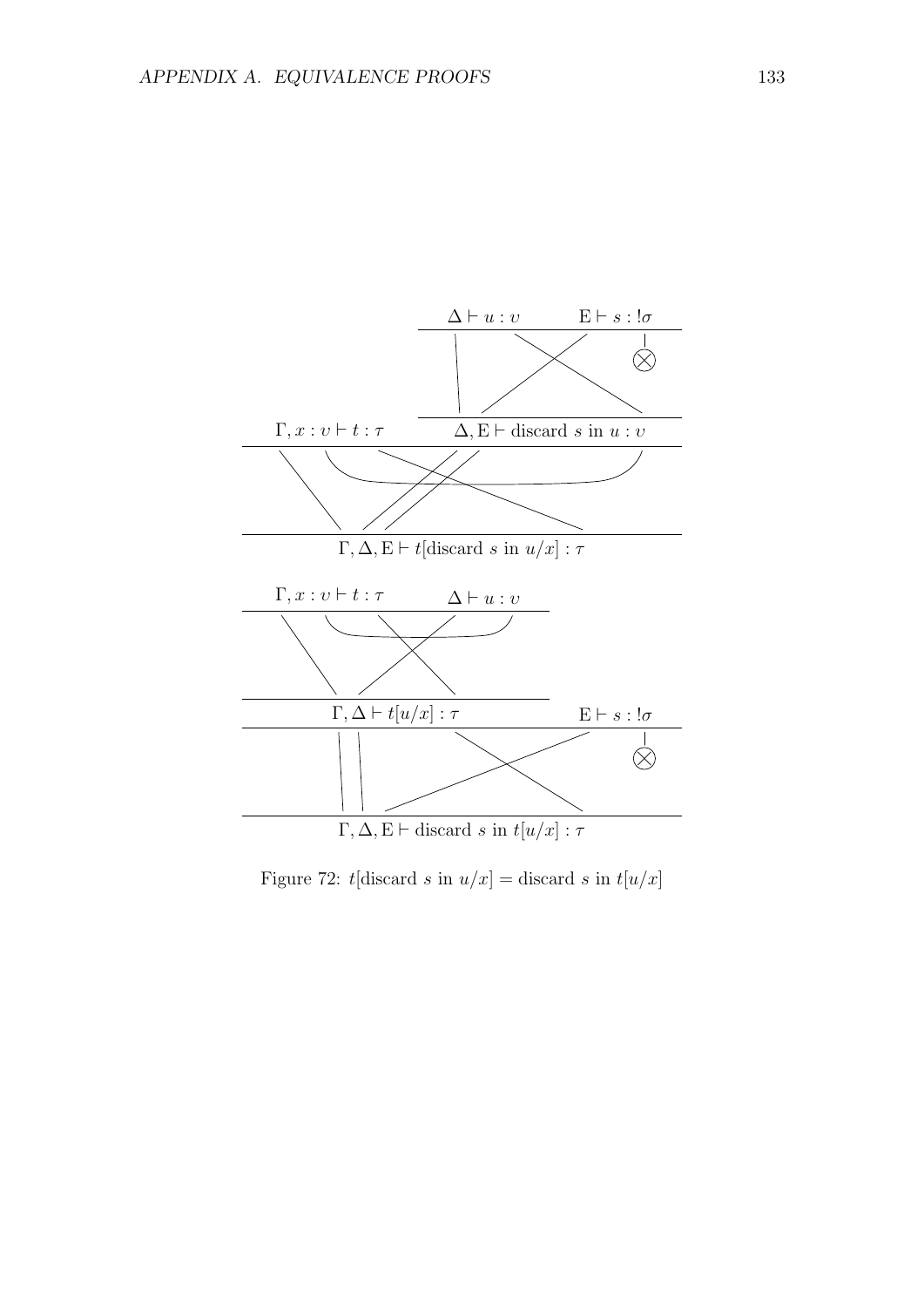$$\dfrac{\Gamma, x : \upsilon \vdash t : \tau \qquad \dfrac{\Delta \vdash u : \upsilon \qquad \mathrm{E} \vdash s : !\sigma}{\Delta, \mathrm{E} \vdash \text{discard } s \text{ in } u : \upsilon}}{\Gamma, \Delta, \mathrm{E} \vdash t[\text{discard } s \text{ in } u/x] : \tau}$$

$$\dfrac{\dfrac{\Gamma, x : \upsilon \vdash t : \tau \qquad \Delta \vdash u : \upsilon}{\Gamma, \Delta \vdash t[u/x] : \tau} \qquad \mathrm{E} \vdash s : !\sigma}{\Gamma, \Delta, \mathrm{E} \vdash \text{discard } s \text{ in } t[u/x] : \tau}$$

Figure 72: $t[\text{discard } s \text{ in } u/x] = \text{discard } s \text{ in } t[u/x]$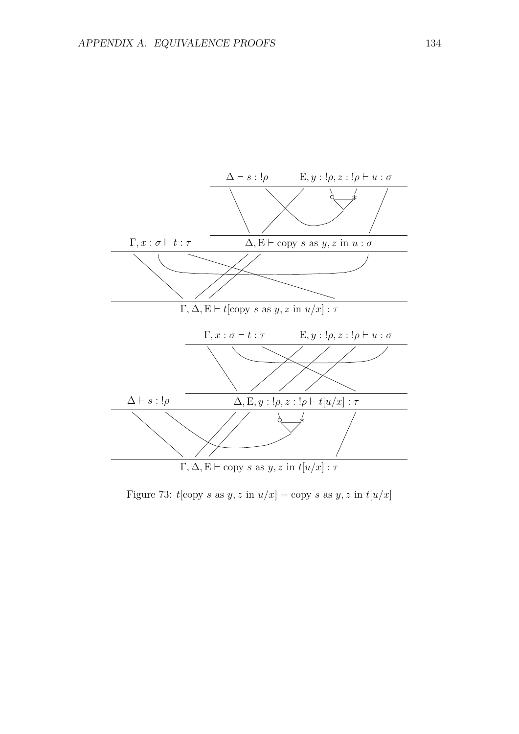$$\frac{\dfrac{\Delta \vdash s : !\rho \qquad \mathrm{E}, y : !\rho, z : !\rho \vdash u : \sigma}{\Delta, \mathrm{E} \vdash \text{copy } s \text{ as } y, z \text{ in } u : \sigma} \qquad \Gamma, x : \sigma \vdash t : \tau}{\Gamma, \Delta, \mathrm{E} \vdash t[\text{copy } s \text{ as } y, z \text{ in } u/x] : \tau}$$

$$\frac{\Delta \vdash s : !\rho \qquad \dfrac{\Gamma, x : \sigma \vdash t : \tau \qquad \mathrm{E}, y : !\rho, z : !\rho \vdash u : \sigma}{\Delta, \mathrm{E}, y : !\rho, z : !\rho \vdash t[u/x] : \tau}}{\Gamma, \Delta, \mathrm{E} \vdash \text{copy } s \text{ as } y, z \text{ in } t[u/x] : \tau}$$

Figure 73: $t[\text{copy } s \text{ as } y, z \text{ in } u/x] = \text{copy } s \text{ as } y, z \text{ in } t[u/x]$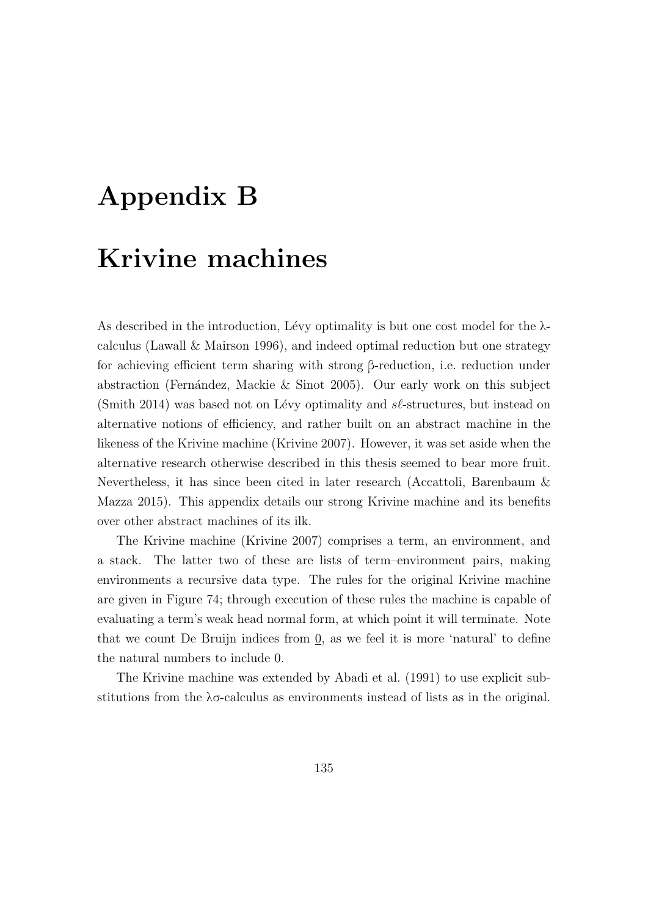# Appendix B

# Krivine machines

As described in the introduction, Lévy optimality is but one cost model for the λ-calculus (Lawall & Mairson 1996), and indeed optimal reduction but one strategy for achieving efficient term sharing with strong β-reduction, i.e. reduction under abstraction (Fernández, Mackie & Sinot 2005). Our early work on this subject (Smith 2014) was based not on Lévy optimality and $s\ell$-structures, but instead on alternative notions of efficiency, and rather built on an abstract machine in the likeness of the Krivine machine (Krivine 2007). However, it was set aside when the alternative research otherwise described in this thesis seemed to bear more fruit. Nevertheless, it has since been cited in later research (Accattoli, Barenbaum & Mazza 2015). This appendix details our strong Krivine machine and its benefits over other abstract machines of its ilk.

The Krivine machine (Krivine 2007) comprises a term, an environment, and a stack. The latter two of these are lists of term–environment pairs, making environments a recursive data type. The rules for the original Krivine machine are given in Figure 74; through execution of these rules the machine is capable of evaluating a term's weak head normal form, at which point it will terminate. Note that we count De Bruijn indices from $\underline{0}$, as we feel it is more 'natural' to define the natural numbers to include 0.

The Krivine machine was extended by Abadi et al. (1991) to use explicit substitutions from the λσ-calculus as environments instead of lists as in the original.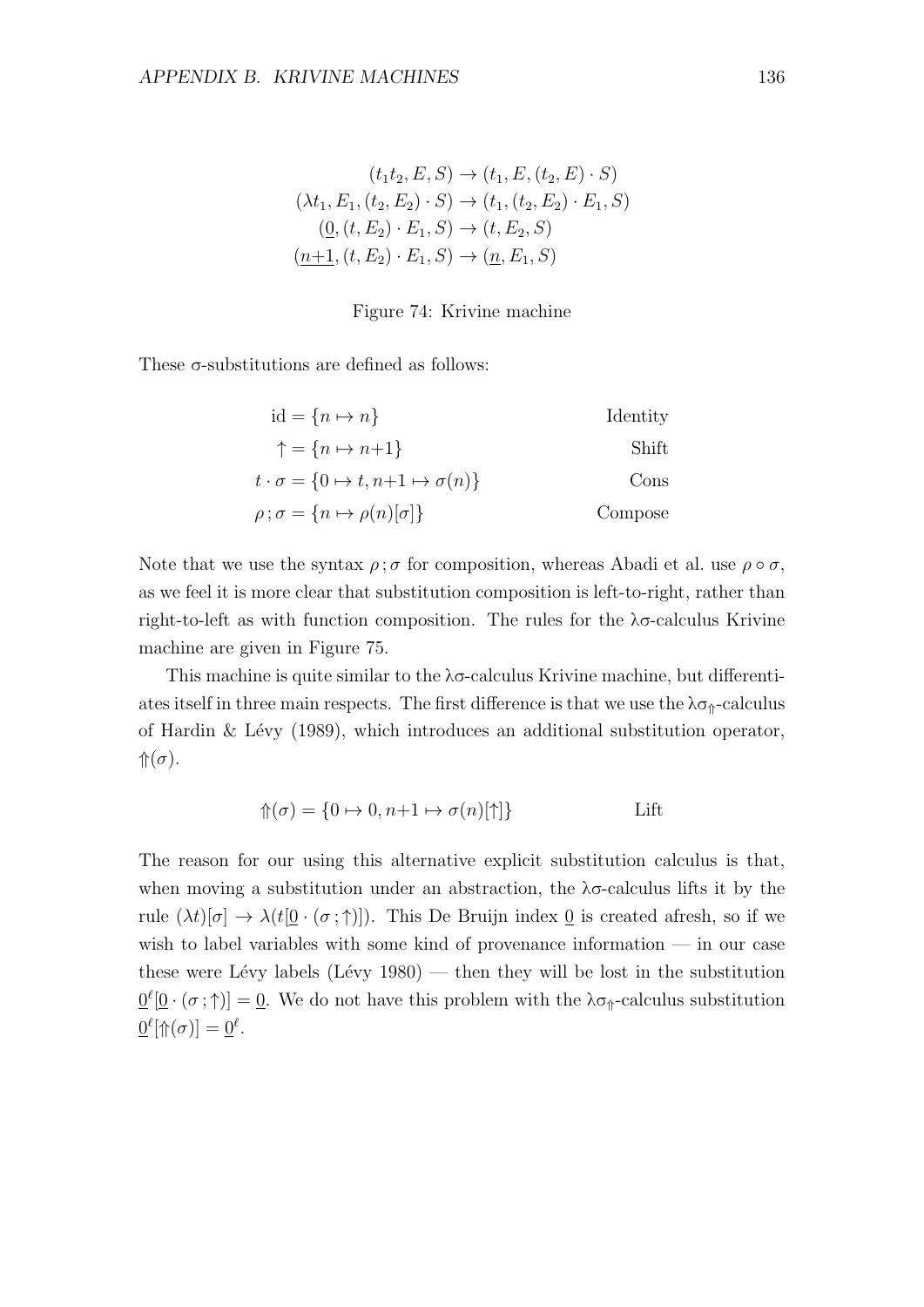$$
\begin{aligned}
(t_1 t_2, E, S) &\rightarrow (t_1, E, (t_2, E) \cdot S) \\
(\lambda t_1, E_1, (t_2, E_2) \cdot S) &\rightarrow (t_1, (t_2, E_2) \cdot E_1, S) \\
(\underline{0}, (t, E_2) \cdot E_1, S) &\rightarrow (t, E_2, S) \\
(\underline{n{+}1}, (t, E_2) \cdot E_1, S) &\rightarrow (\underline{n}, E_1, S)
\end{aligned}
$$

Figure 74: Krivine machine

These σ-substitutions are defined as follows:

$$
\begin{aligned}
\mathrm{id} &= \{n \mapsto n\} && \text{Identity} \\
\uparrow &= \{n \mapsto n{+}1\} && \text{Shift} \\
t \cdot \sigma &= \{0 \mapsto t, n{+}1 \mapsto \sigma(n)\} && \text{Cons} \\
\rho\,;\sigma &= \{n \mapsto \rho(n)[\sigma]\} && \text{Compose}
\end{aligned}
$$

Note that we use the syntax $\rho\,;\sigma$ for composition, whereas Abadi et al. use $\rho \circ \sigma$, as we feel it is more clear that substitution composition is left-to-right, rather than right-to-left as with function composition. The rules for the λσ-calculus Krivine machine are given in Figure 75.

This machine is quite similar to the λσ-calculus Krivine machine, but differentiates itself in three main respects. The first difference is that we use the $\lambda\sigma_{\Uparrow}$-calculus of Hardin & Lévy (1989), which introduces an additional substitution operator, $\Uparrow(\sigma)$.

$$
\Uparrow(\sigma) = \{0 \mapsto 0, n{+}1 \mapsto \sigma(n)[\uparrow]\} \qquad \text{Lift}
$$

The reason for our using this alternative explicit substitution calculus is that, when moving a substitution under an abstraction, the λσ-calculus lifts it by the rule $(\lambda t)[\sigma] \rightarrow \lambda(t[\underline{0} \cdot (\sigma\,;\uparrow)])$. This De Bruijn index $\underline{0}$ is created afresh, so if we wish to label variables with some kind of provenance information — in our case these were Lévy labels (Lévy 1980) — then they will be lost in the substitution $\underline{0}^{\ell}[\underline{0} \cdot (\sigma\,;\uparrow)] = \underline{0}$. We do not have this problem with the $\lambda\sigma_{\Uparrow}$-calculus substitution $\underline{0}^{\ell}[\Uparrow(\sigma)] = \underline{0}^{\ell}$.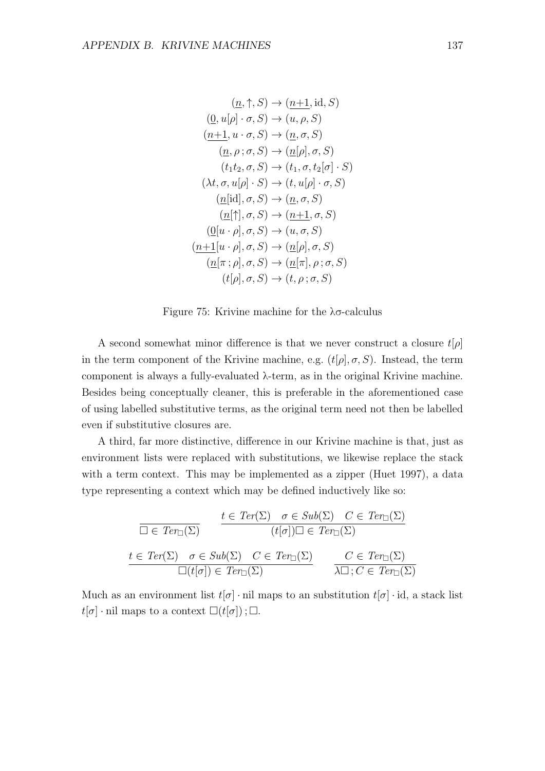$$
\begin{aligned}
(\underline{n}, \uparrow, S) &\to (\underline{n{+}1}, \mathrm{id}, S) \\
(\underline{0}, u[\rho] \cdot \sigma, S) &\to (u, \rho, S) \\
(\underline{n{+}1}, u \cdot \sigma, S) &\to (\underline{n}, \sigma, S) \\
(\underline{n}, \rho \,;\, \sigma, S) &\to (\underline{n}[\rho], \sigma, S) \\
(t_1 t_2, \sigma, S) &\to (t_1, \sigma, t_2[\sigma] \cdot S) \\
(\lambda t, \sigma, u[\rho] \cdot S) &\to (t, u[\rho] \cdot \sigma, S) \\
(\underline{n}[\mathrm{id}], \sigma, S) &\to (\underline{n}, \sigma, S) \\
(\underline{n}[\uparrow], \sigma, S) &\to (\underline{n{+}1}, \sigma, S) \\
(\underline{0}[u \cdot \rho], \sigma, S) &\to (u, \sigma, S) \\
(\underline{n{+}1}[u \cdot \rho], \sigma, S) &\to (\underline{n}[\rho], \sigma, S) \\
(\underline{n}[\pi \,;\, \rho], \sigma, S) &\to (\underline{n}[\pi], \rho \,;\, \sigma, S) \\
(t[\rho], \sigma, S) &\to (t, \rho \,;\, \sigma, S)
\end{aligned}
$$

Figure 75: Krivine machine for the λσ-calculus

A second somewhat minor difference is that we never construct a closure $t[\rho]$ in the term component of the Krivine machine, e.g. $(t[\rho], \sigma, S)$. Instead, the term component is always a fully-evaluated λ-term, as in the original Krivine machine. Besides being conceptually cleaner, this is preferable in the aforementioned case of using labelled substitutive terms, as the original term need not then be labelled even if substitutive closures are.

A third, far more distinctive, difference in our Krivine machine is that, just as environment lists were replaced with substitutions, we likewise replace the stack with a term context. This may be implemented as a zipper (Huet 1997), a data type representing a context which may be defined inductively like so:

$$
\frac{}{\Box \in \mathit{Ter}_\Box(\Sigma)} \qquad \frac{t \in \mathit{Ter}(\Sigma) \quad \sigma \in \mathit{Sub}(\Sigma) \quad C \in \mathit{Ter}_\Box(\Sigma)}{(t[\sigma])\Box \in \mathit{Ter}_\Box(\Sigma)}
$$

$$
\frac{t \in \mathit{Ter}(\Sigma) \quad \sigma \in \mathit{Sub}(\Sigma) \quad C \in \mathit{Ter}_\Box(\Sigma)}{\Box(t[\sigma]) \in \mathit{Ter}_\Box(\Sigma)} \qquad \frac{C \in \mathit{Ter}_\Box(\Sigma)}{\lambda\Box \,;\, C \in \mathit{Ter}_\Box(\Sigma)}
$$

Much as an environment list $t[\sigma] \cdot \mathrm{nil}$ maps to an substitution $t[\sigma] \cdot \mathrm{id}$, a stack list $t[\sigma] \cdot \mathrm{nil}$ maps to a context $\Box(t[\sigma]) \,;\, \Box$.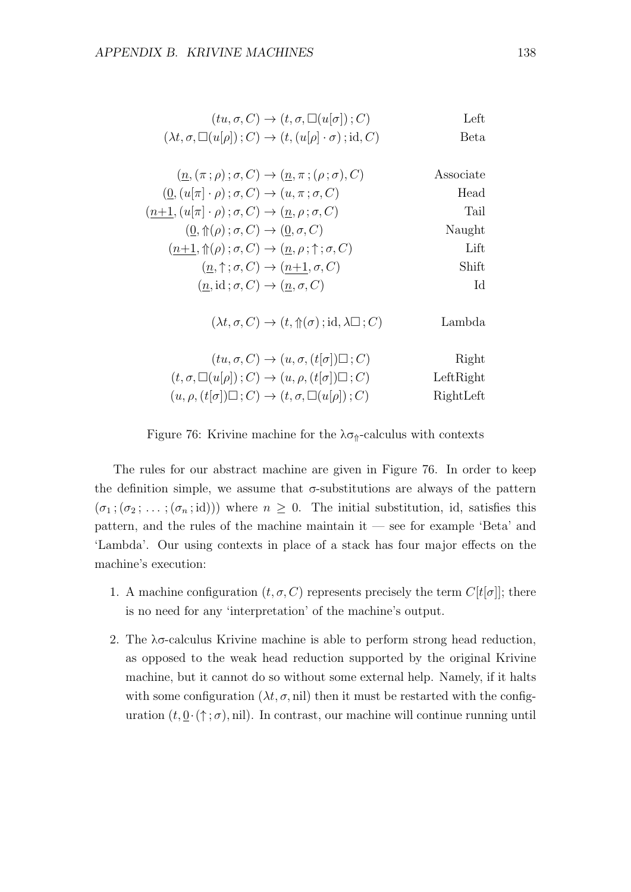$$
\begin{array}{rlr}
(tu, \sigma, C) \rightarrow (t, \sigma, \Box(u[\sigma])\,;C) & & \text{Left} \\
(\lambda t, \sigma, \Box(u[\rho])\,;C) \rightarrow (t, (u[\rho] \cdot \sigma)\,;\mathrm{id}, C) & & \text{Beta} \\
\\
(\underline{n}, (\pi\,;\rho)\,;\sigma, C) \rightarrow (\underline{n}, \pi\,;(\rho\,;\sigma), C) & & \text{Associate} \\
(\underline{0}, (u[\pi] \cdot \rho)\,;\sigma, C) \rightarrow (u, \pi\,;\sigma, C) & & \text{Head} \\
(\underline{n{+}1}, (u[\pi] \cdot \rho)\,;\sigma, C) \rightarrow (\underline{n}, \rho\,;\sigma, C) & & \text{Tail} \\
(\underline{0}, \Uparrow(\rho)\,;\sigma, C) \rightarrow (\underline{0}, \sigma, C) & & \text{Naught} \\
(\underline{n{+}1}, \Uparrow(\rho)\,;\sigma, C) \rightarrow (\underline{n}, \rho\,;\uparrow;\sigma, C) & & \text{Lift} \\
(\underline{n}, \uparrow;\sigma, C) \rightarrow (\underline{n{+}1}, \sigma, C) & & \text{Shift} \\
(\underline{n}, \mathrm{id}\,;\sigma, C) \rightarrow (\underline{n}, \sigma, C) & & \text{Id} \\
\\
(\lambda t, \sigma, C) \rightarrow (t, \Uparrow(\sigma)\,;\mathrm{id}, \lambda\Box\,;C) & & \text{Lambda} \\
\\
(tu, \sigma, C) \rightarrow (u, \sigma, (t[\sigma])\Box\,;C) & & \text{Right} \\
(t, \sigma, \Box(u[\rho])\,;C) \rightarrow (u, \rho, (t[\sigma])\Box\,;C) & & \text{LeftRight} \\
(u, \rho, (t[\sigma])\Box\,;C) \rightarrow (t, \sigma, \Box(u[\rho])\,;C) & & \text{RightLeft}
\end{array}
$$

Figure 76: Krivine machine for the $\lambda\sigma_{\Uparrow}$-calculus with contexts

The rules for our abstract machine are given in Figure 76. In order to keep the definition simple, we assume that σ-substitutions are always of the pattern $(\sigma_1\,;(\sigma_2\,;\,\ldots\,;(\sigma_n\,;\mathrm{id})))$ where $n \geq 0$. The initial substitution, id, satisfies this pattern, and the rules of the machine maintain it — see for example 'Beta' and 'Lambda'. Our using contexts in place of a stack has four major effects on the machine's execution:

1. A machine configuration $(t, \sigma, C)$ represents precisely the term $C[t[\sigma]]$; there is no need for any 'interpretation' of the machine's output.
2. The λσ-calculus Krivine machine is able to perform strong head reduction, as opposed to the weak head reduction supported by the original Krivine machine, but it cannot do so without some external help. Namely, if it halts with some configuration $(\lambda t, \sigma, \mathrm{nil})$ then it must be restarted with the configuration $(t, \underline{0} \cdot (\uparrow;\sigma), \mathrm{nil})$. In contrast, our machine will continue running until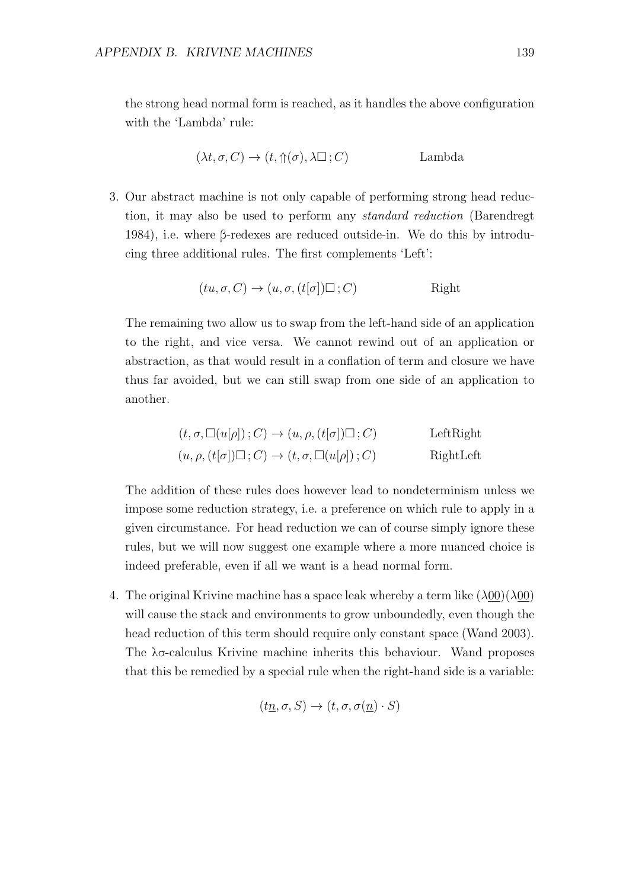the strong head normal form is reached, as it handles the above configuration with the 'Lambda' rule:

$$(\lambda t, \sigma, C) \to (t, \Uparrow(\sigma), \lambda\Box\,; C) \qquad \text{Lambda}$$

3. Our abstract machine is not only capable of performing strong head reduction, it may also be used to perform any *standard reduction* (Barendregt 1984), i.e. where β-redexes are reduced outside-in. We do this by introducing three additional rules. The first complements 'Left':

$$(tu, \sigma, C) \to (u, \sigma, (t[\sigma])\Box\,; C) \qquad \text{Right}$$

   The remaining two allow us to swap from the left-hand side of an application to the right, and vice versa. We cannot rewind out of an application or abstraction, as that would result in a conflation of term and closure we have thus far avoided, but we can still swap from one side of an application to another.

$$(t, \sigma, \Box(u[\rho])\,; C) \to (u, \rho, (t[\sigma])\Box\,; C) \qquad \text{LeftRight}$$
$$(u, \rho, (t[\sigma])\Box\,; C) \to (t, \sigma, \Box(u[\rho])\,; C) \qquad \text{RightLeft}$$

   The addition of these rules does however lead to nondeterminism unless we impose some reduction strategy, i.e. a preference on which rule to apply in a given circumstance. For head reduction we can of course simply ignore these rules, but we will now suggest one example where a more nuanced choice is indeed preferable, even if all we want is a head normal form.

4. The original Krivine machine has a space leak whereby a term like $(\lambda\underline{0}\underline{0})(\lambda\underline{0}\underline{0})$ will cause the stack and environments to grow unboundedly, even though the head reduction of this term should require only constant space (Wand 2003). The λσ-calculus Krivine machine inherits this behaviour. Wand proposes that this be remedied by a special rule when the right-hand side is a variable:

$$(t\underline{n}, \sigma, S) \to (t, \sigma, \sigma(\underline{n}) \cdot S)$$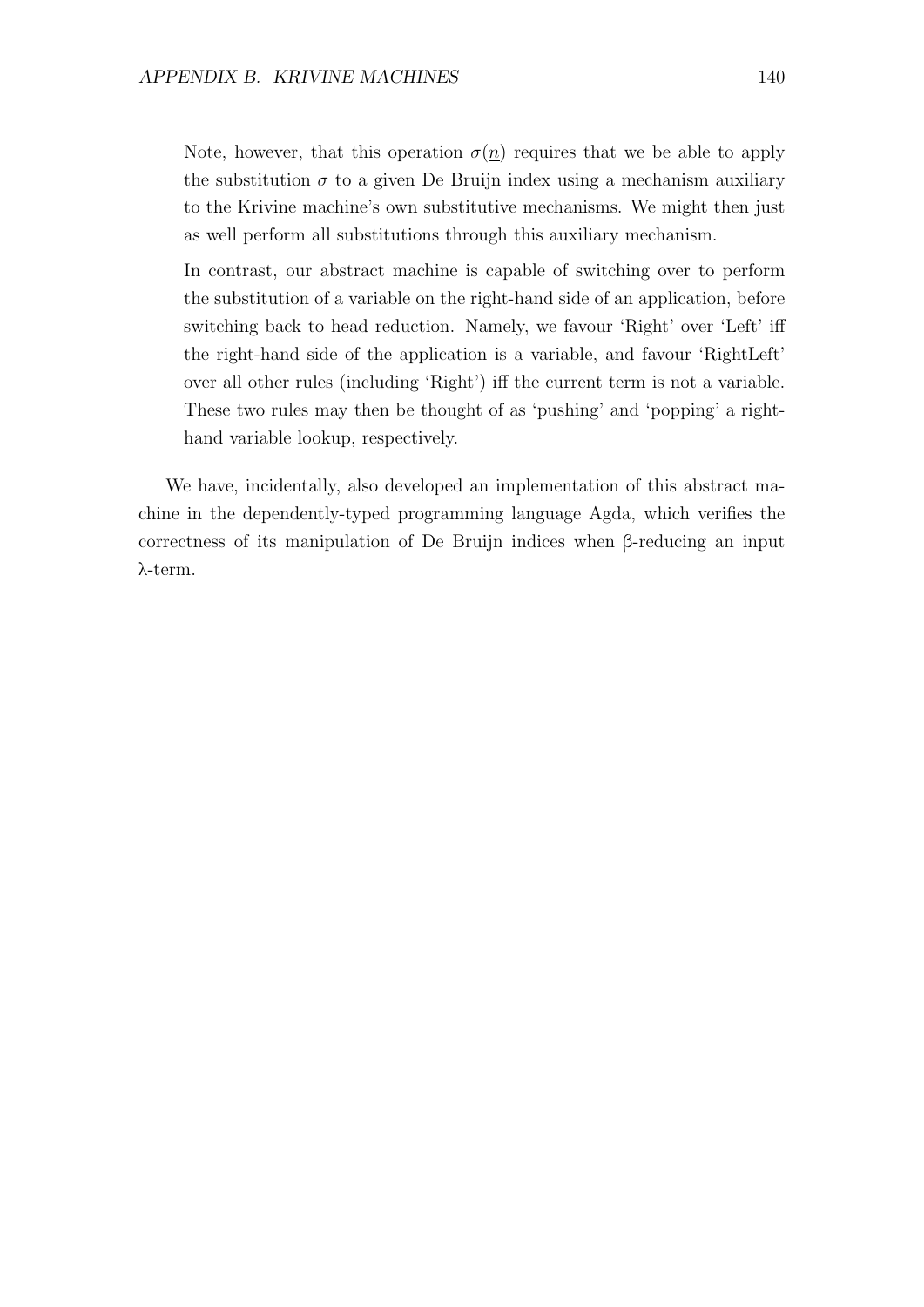> Note, however, that this operation $\sigma(\underline{n})$ requires that we be able to apply the substitution $\sigma$ to a given De Bruijn index using a mechanism auxiliary to the Krivine machine's own substitutive mechanisms. We might then just as well perform all substitutions through this auxiliary mechanism.
>
> In contrast, our abstract machine is capable of switching over to perform the substitution of a variable on the right-hand side of an application, before switching back to head reduction. Namely, we favour 'Right' over 'Left' iff the right-hand side of the application is a variable, and favour 'RightLeft' over all other rules (including 'Right') iff the current term is not a variable. These two rules may then be thought of as 'pushing' and 'popping' a right-hand variable lookup, respectively.

We have, incidentally, also developed an implementation of this abstract machine in the dependently-typed programming language Agda, which verifies the correctness of its manipulation of De Bruijn indices when β-reducing an input λ-term.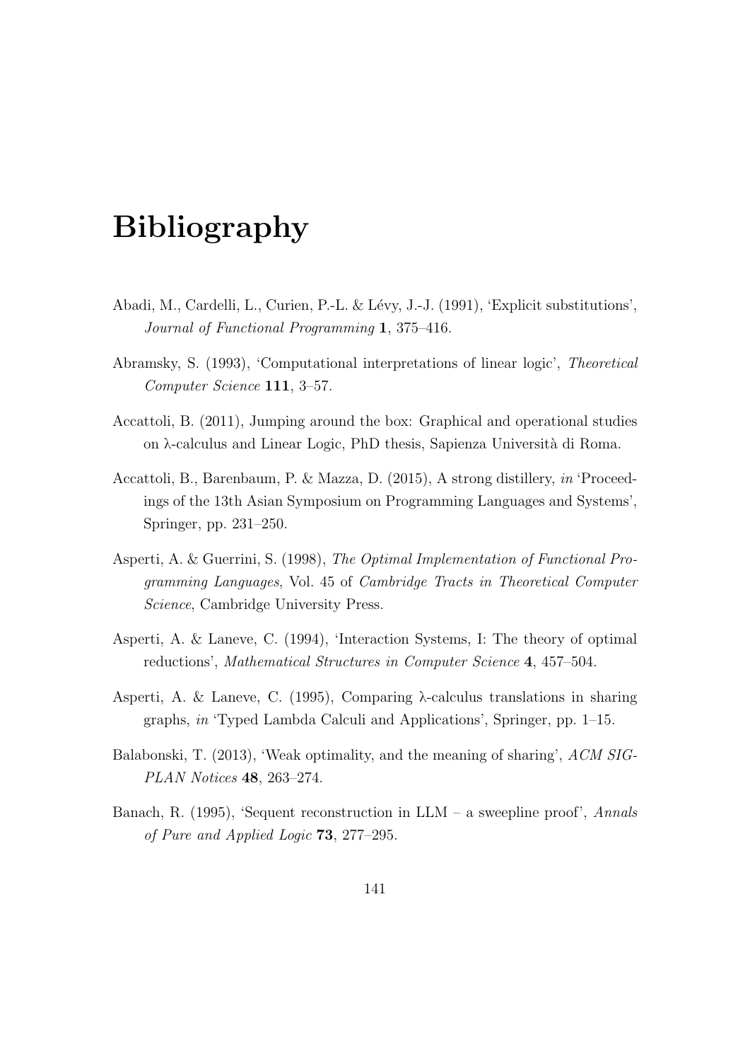# Bibliography

Abadi, M., Cardelli, L., Curien, P.-L. & Lévy, J.-J. (1991), 'Explicit substitutions', *Journal of Functional Programming* **1**, 375–416.

Abramsky, S. (1993), 'Computational interpretations of linear logic', *Theoretical Computer Science* **111**, 3–57.

Accattoli, B. (2011), Jumping around the box: Graphical and operational studies on λ-calculus and Linear Logic, PhD thesis, Sapienza Università di Roma.

Accattoli, B., Barenbaum, P. & Mazza, D. (2015), A strong distillery, *in* 'Proceedings of the 13th Asian Symposium on Programming Languages and Systems', Springer, pp. 231–250.

Asperti, A. & Guerrini, S. (1998), *The Optimal Implementation of Functional Programming Languages*, Vol. 45 of *Cambridge Tracts in Theoretical Computer Science*, Cambridge University Press.

Asperti, A. & Laneve, C. (1994), 'Interaction Systems, I: The theory of optimal reductions', *Mathematical Structures in Computer Science* **4**, 457–504.

Asperti, A. & Laneve, C. (1995), Comparing λ-calculus translations in sharing graphs, *in* 'Typed Lambda Calculi and Applications', Springer, pp. 1–15.

Balabonski, T. (2013), 'Weak optimality, and the meaning of sharing', *ACM SIGPLAN Notices* **48**, 263–274.

Banach, R. (1995), 'Sequent reconstruction in LLM – a sweepline proof', *Annals of Pure and Applied Logic* **73**, 277–295.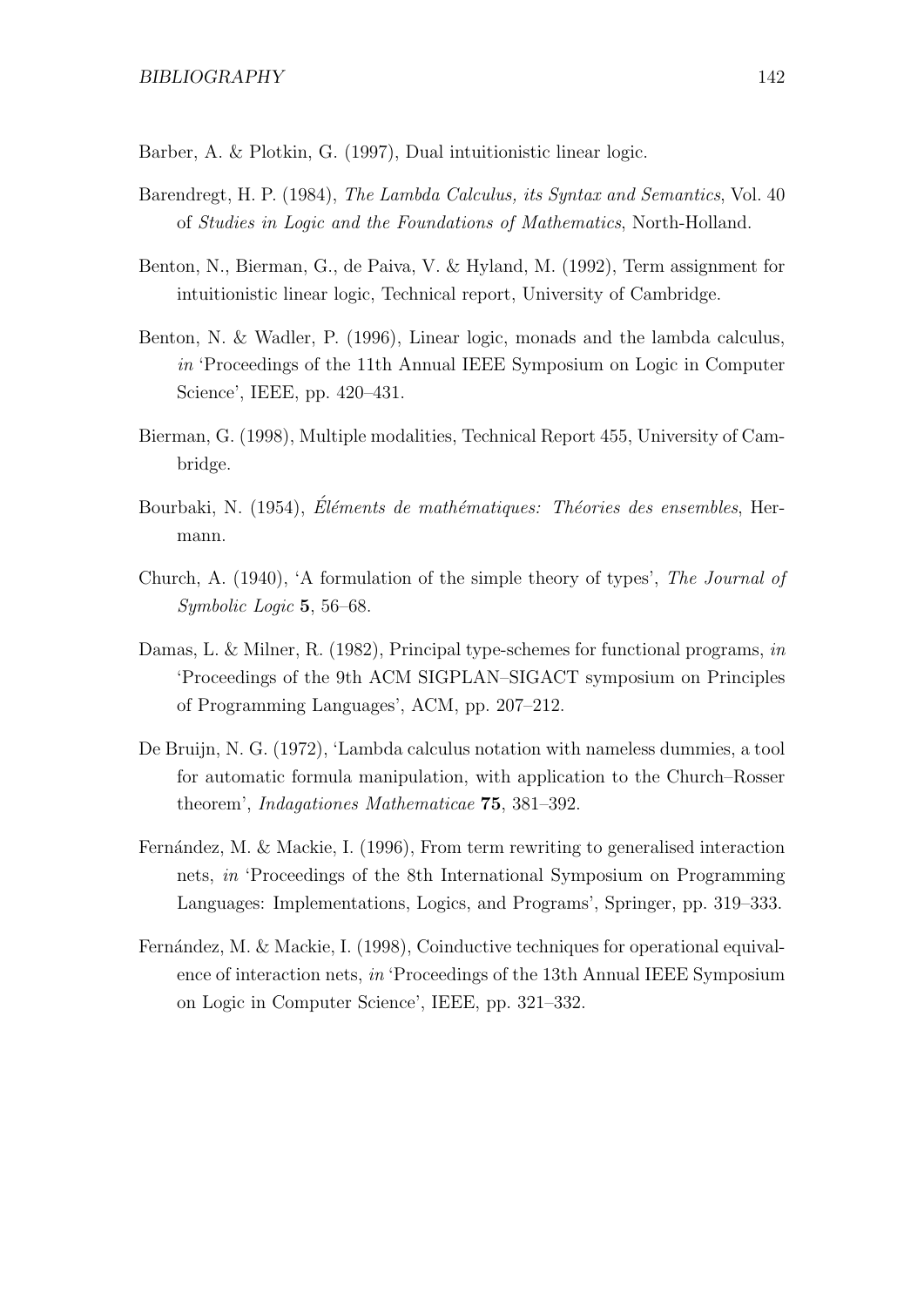Barber, A. & Plotkin, G. (1997), Dual intuitionistic linear logic.

Barendregt, H. P. (1984), *The Lambda Calculus, its Syntax and Semantics*, Vol. 40 of *Studies in Logic and the Foundations of Mathematics*, North-Holland.

Benton, N., Bierman, G., de Paiva, V. & Hyland, M. (1992), Term assignment for intuitionistic linear logic, Technical report, University of Cambridge.

Benton, N. & Wadler, P. (1996), Linear logic, monads and the lambda calculus, *in* 'Proceedings of the 11th Annual IEEE Symposium on Logic in Computer Science', IEEE, pp. 420–431.

Bierman, G. (1998), Multiple modalities, Technical Report 455, University of Cambridge.

Bourbaki, N. (1954), *Éléments de mathématiques: Théories des ensembles*, Hermann.

Church, A. (1940), 'A formulation of the simple theory of types', *The Journal of Symbolic Logic* **5**, 56–68.

Damas, L. & Milner, R. (1982), Principal type-schemes for functional programs, *in* 'Proceedings of the 9th ACM SIGPLAN–SIGACT symposium on Principles of Programming Languages', ACM, pp. 207–212.

De Bruijn, N. G. (1972), 'Lambda calculus notation with nameless dummies, a tool for automatic formula manipulation, with application to the Church–Rosser theorem', *Indagationes Mathematicae* **75**, 381–392.

Fernández, M. & Mackie, I. (1996), From term rewriting to generalised interaction nets, *in* 'Proceedings of the 8th International Symposium on Programming Languages: Implementations, Logics, and Programs', Springer, pp. 319–333.

Fernández, M. & Mackie, I. (1998), Coinductive techniques for operational equivalence of interaction nets, *in* 'Proceedings of the 13th Annual IEEE Symposium on Logic in Computer Science', IEEE, pp. 321–332.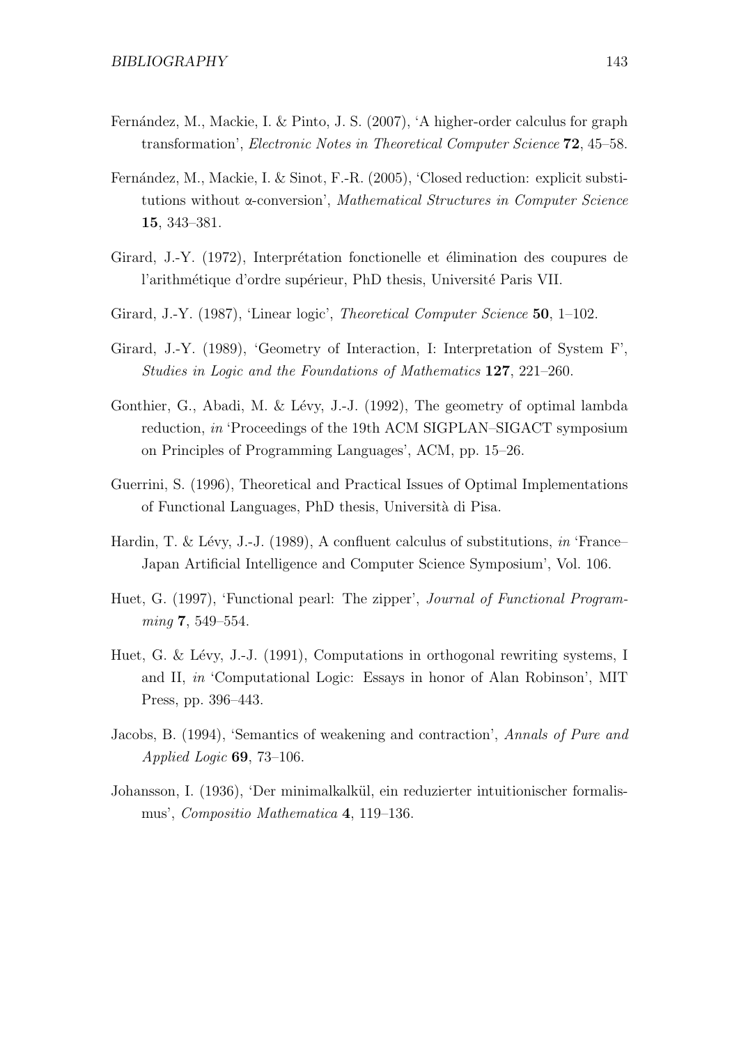Fernández, M., Mackie, I. & Pinto, J. S. (2007), 'A higher-order calculus for graph transformation', *Electronic Notes in Theoretical Computer Science* **72**, 45–58.

Fernández, M., Mackie, I. & Sinot, F.-R. (2005), 'Closed reduction: explicit substitutions without α-conversion', *Mathematical Structures in Computer Science* **15**, 343–381.

Girard, J.-Y. (1972), Interprétation fonctionelle et élimination des coupures de l'arithmétique d'ordre supérieur, PhD thesis, Université Paris VII.

Girard, J.-Y. (1987), 'Linear logic', *Theoretical Computer Science* **50**, 1–102.

Girard, J.-Y. (1989), 'Geometry of Interaction, I: Interpretation of System F', *Studies in Logic and the Foundations of Mathematics* **127**, 221–260.

Gonthier, G., Abadi, M. & Lévy, J.-J. (1992), The geometry of optimal lambda reduction, *in* 'Proceedings of the 19th ACM SIGPLAN–SIGACT symposium on Principles of Programming Languages', ACM, pp. 15–26.

Guerrini, S. (1996), Theoretical and Practical Issues of Optimal Implementations of Functional Languages, PhD thesis, Università di Pisa.

Hardin, T. & Lévy, J.-J. (1989), A confluent calculus of substitutions, *in* 'France–Japan Artificial Intelligence and Computer Science Symposium', Vol. 106.

Huet, G. (1997), 'Functional pearl: The zipper', *Journal of Functional Programming* **7**, 549–554.

Huet, G. & Lévy, J.-J. (1991), Computations in orthogonal rewriting systems, I and II, *in* 'Computational Logic: Essays in honor of Alan Robinson', MIT Press, pp. 396–443.

Jacobs, B. (1994), 'Semantics of weakening and contraction', *Annals of Pure and Applied Logic* **69**, 73–106.

Johansson, I. (1936), 'Der minimalkalkül, ein reduzierter intuitionischer formalismus', *Compositio Mathematica* **4**, 119–136.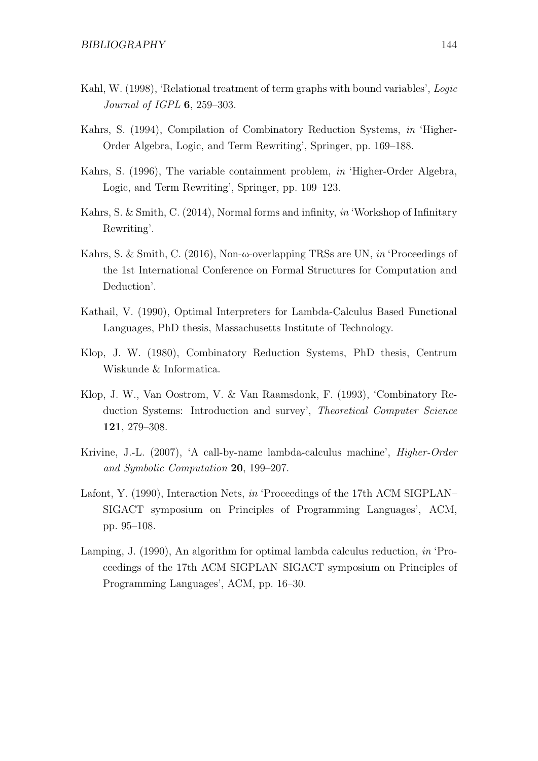Kahl, W. (1998), 'Relational treatment of term graphs with bound variables', *Logic Journal of IGPL* **6**, 259–303.

Kahrs, S. (1994), Compilation of Combinatory Reduction Systems, *in* 'Higher-Order Algebra, Logic, and Term Rewriting', Springer, pp. 169–188.

Kahrs, S. (1996), The variable containment problem, *in* 'Higher-Order Algebra, Logic, and Term Rewriting', Springer, pp. 109–123.

Kahrs, S. & Smith, C. (2014), Normal forms and infinity, *in* 'Workshop of Infinitary Rewriting'.

Kahrs, S. & Smith, C. (2016), Non-ω-overlapping TRSs are UN, *in* 'Proceedings of the 1st International Conference on Formal Structures for Computation and Deduction'.

Kathail, V. (1990), Optimal Interpreters for Lambda-Calculus Based Functional Languages, PhD thesis, Massachusetts Institute of Technology.

Klop, J. W. (1980), Combinatory Reduction Systems, PhD thesis, Centrum Wiskunde & Informatica.

Klop, J. W., Van Oostrom, V. & Van Raamsdonk, F. (1993), 'Combinatory Reduction Systems: Introduction and survey', *Theoretical Computer Science* **121**, 279–308.

Krivine, J.-L. (2007), 'A call-by-name lambda-calculus machine', *Higher-Order and Symbolic Computation* **20**, 199–207.

Lafont, Y. (1990), Interaction Nets, *in* 'Proceedings of the 17th ACM SIGPLAN–SIGACT symposium on Principles of Programming Languages', ACM, pp. 95–108.

Lamping, J. (1990), An algorithm for optimal lambda calculus reduction, *in* 'Proceedings of the 17th ACM SIGPLAN–SIGACT symposium on Principles of Programming Languages', ACM, pp. 16–30.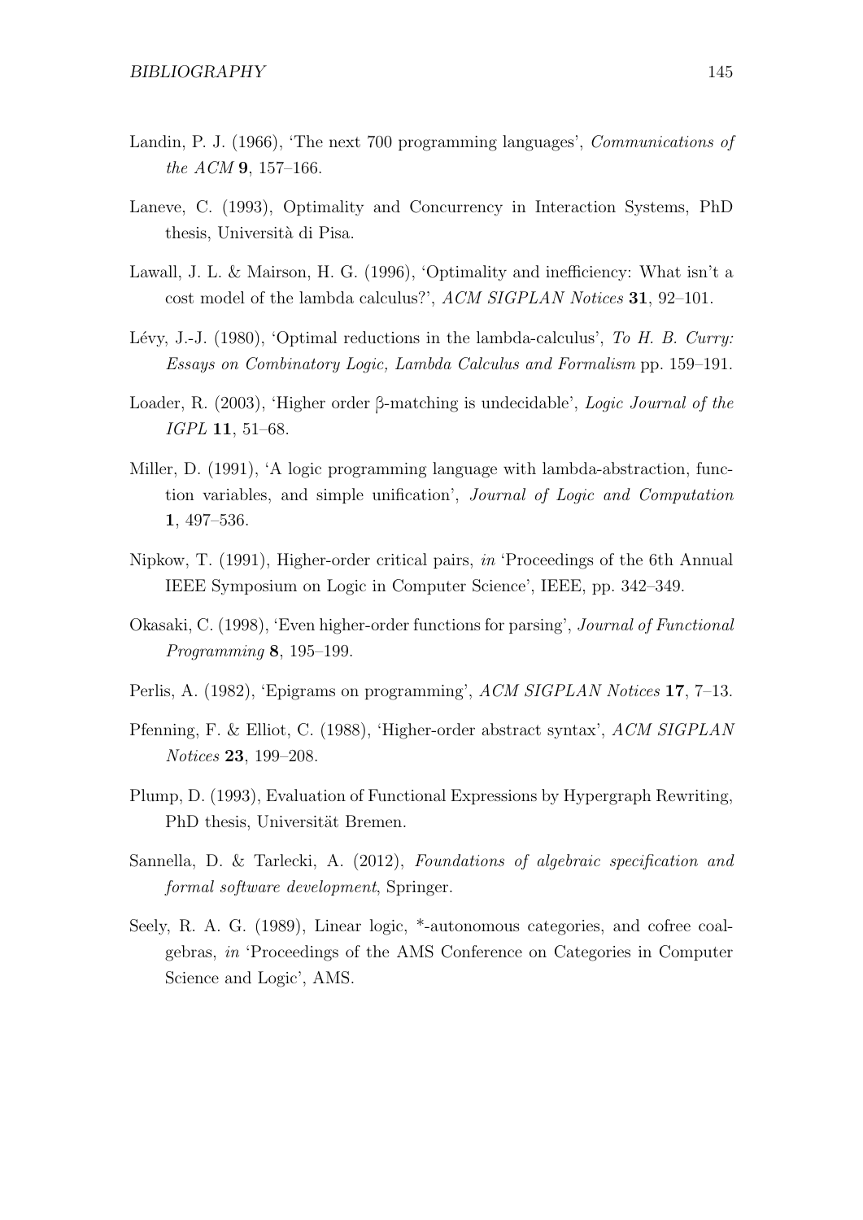Landin, P. J. (1966), 'The next 700 programming languages', *Communications of the ACM* **9**, 157–166.

Laneve, C. (1993), Optimality and Concurrency in Interaction Systems, PhD thesis, Università di Pisa.

Lawall, J. L. & Mairson, H. G. (1996), 'Optimality and inefficiency: What isn't a cost model of the lambda calculus?', *ACM SIGPLAN Notices* **31**, 92–101.

Lévy, J.-J. (1980), 'Optimal reductions in the lambda-calculus', *To H. B. Curry: Essays on Combinatory Logic, Lambda Calculus and Formalism* pp. 159–191.

Loader, R. (2003), 'Higher order β-matching is undecidable', *Logic Journal of the IGPL* **11**, 51–68.

Miller, D. (1991), 'A logic programming language with lambda-abstraction, function variables, and simple unification', *Journal of Logic and Computation* **1**, 497–536.

Nipkow, T. (1991), Higher-order critical pairs, *in* 'Proceedings of the 6th Annual IEEE Symposium on Logic in Computer Science', IEEE, pp. 342–349.

Okasaki, C. (1998), 'Even higher-order functions for parsing', *Journal of Functional Programming* **8**, 195–199.

Perlis, A. (1982), 'Epigrams on programming', *ACM SIGPLAN Notices* **17**, 7–13.

Pfenning, F. & Elliot, C. (1988), 'Higher-order abstract syntax', *ACM SIGPLAN Notices* **23**, 199–208.

Plump, D. (1993), Evaluation of Functional Expressions by Hypergraph Rewriting, PhD thesis, Universität Bremen.

Sannella, D. & Tarlecki, A. (2012), *Foundations of algebraic specification and formal software development*, Springer.

Seely, R. A. G. (1989), Linear logic, *-autonomous categories, and cofree coalgebras, *in* 'Proceedings of the AMS Conference on Categories in Computer Science and Logic', AMS.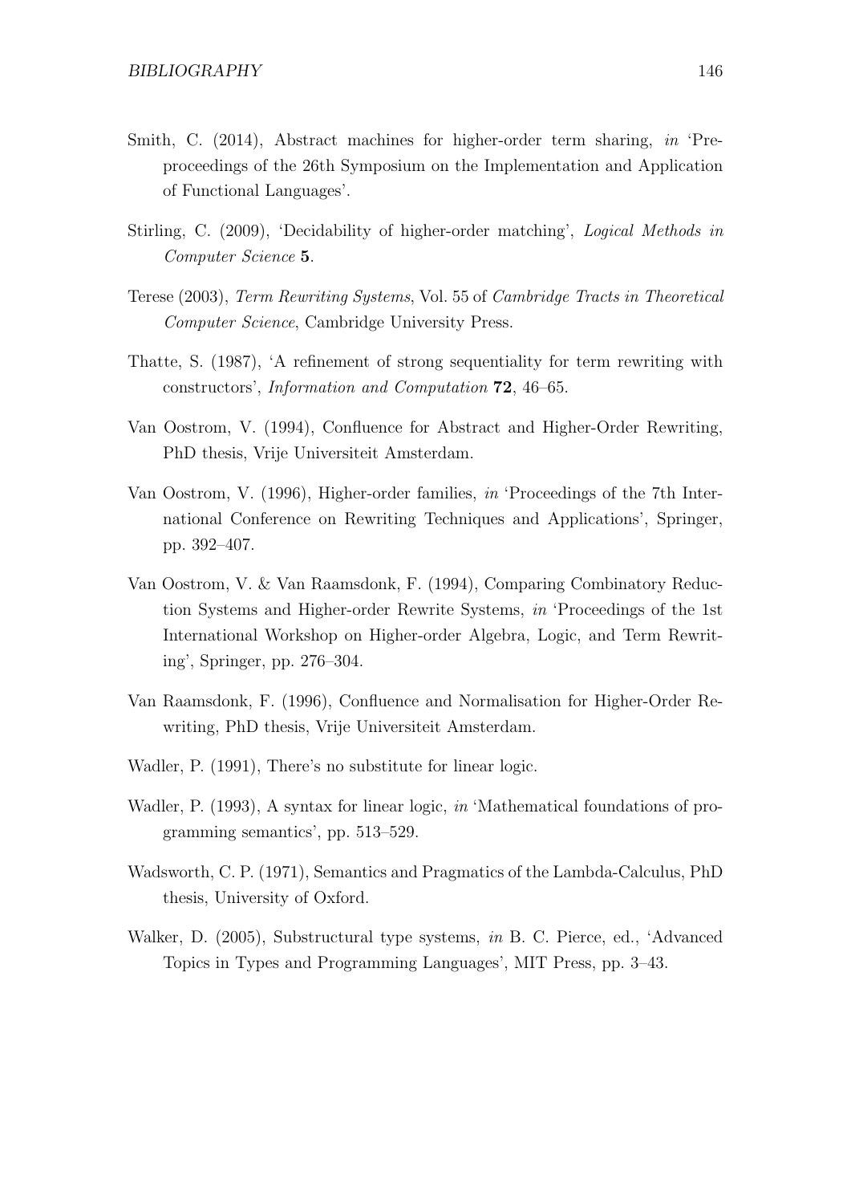Smith, C. (2014), Abstract machines for higher-order term sharing, *in* 'Pre-proceedings of the 26th Symposium on the Implementation and Application of Functional Languages'.

Stirling, C. (2009), 'Decidability of higher-order matching', *Logical Methods in Computer Science* **5**.

Terese (2003), *Term Rewriting Systems*, Vol. 55 of *Cambridge Tracts in Theoretical Computer Science*, Cambridge University Press.

Thatte, S. (1987), 'A refinement of strong sequentiality for term rewriting with constructors', *Information and Computation* **72**, 46–65.

Van Oostrom, V. (1994), Confluence for Abstract and Higher-Order Rewriting, PhD thesis, Vrije Universiteit Amsterdam.

Van Oostrom, V. (1996), Higher-order families, *in* 'Proceedings of the 7th International Conference on Rewriting Techniques and Applications', Springer, pp. 392–407.

Van Oostrom, V. & Van Raamsdonk, F. (1994), Comparing Combinatory Reduction Systems and Higher-order Rewrite Systems, *in* 'Proceedings of the 1st International Workshop on Higher-order Algebra, Logic, and Term Rewriting', Springer, pp. 276–304.

Van Raamsdonk, F. (1996), Confluence and Normalisation for Higher-Order Rewriting, PhD thesis, Vrije Universiteit Amsterdam.

Wadler, P. (1991), There's no substitute for linear logic.

Wadler, P. (1993), A syntax for linear logic, *in* 'Mathematical foundations of programming semantics', pp. 513–529.

Wadsworth, C. P. (1971), Semantics and Pragmatics of the Lambda-Calculus, PhD thesis, University of Oxford.

Walker, D. (2005), Substructural type systems, *in* B. C. Pierce, ed., 'Advanced Topics in Types and Programming Languages', MIT Press, pp. 3–43.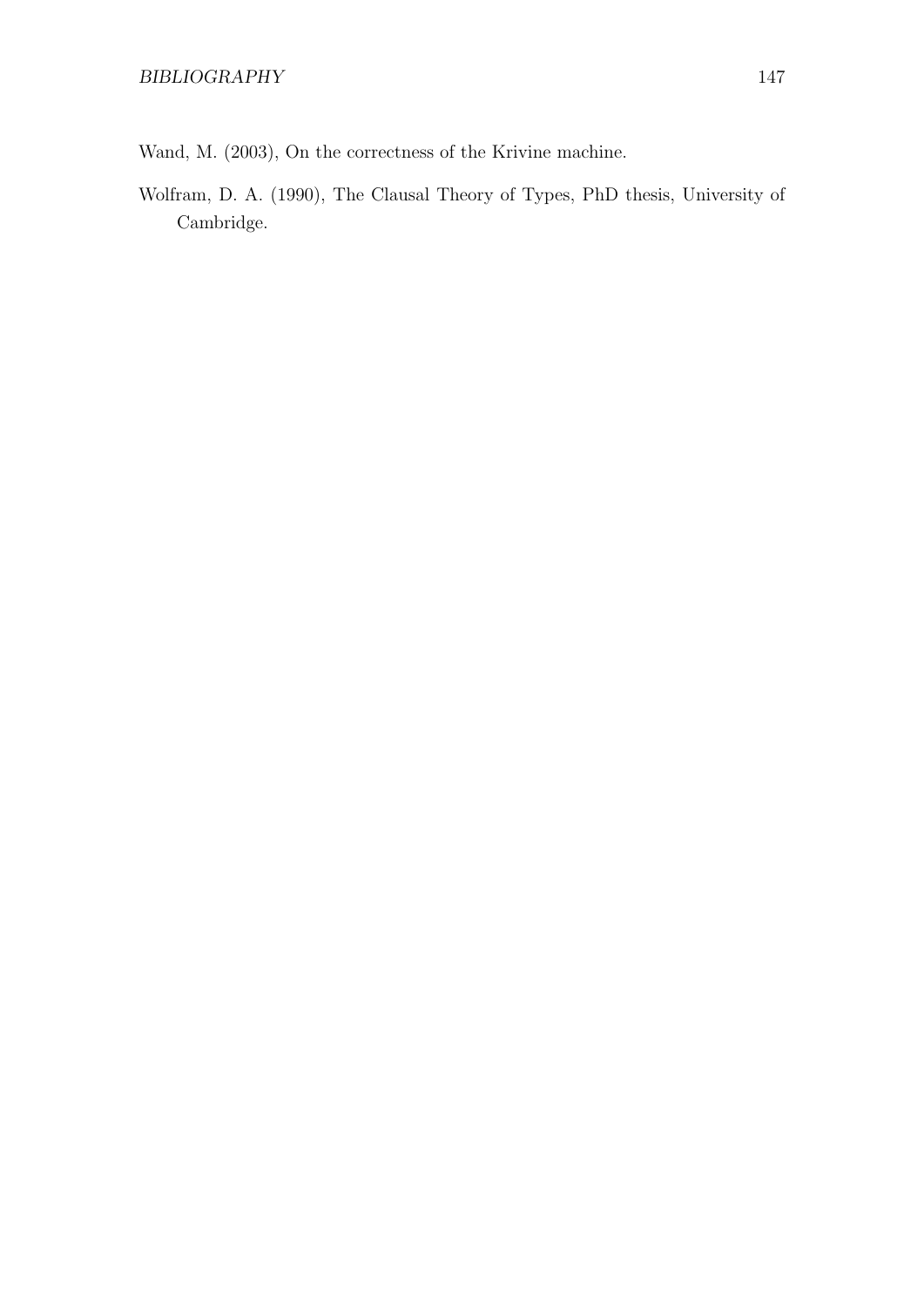Wand, M. (2003), On the correctness of the Krivine machine.

Wolfram, D. A. (1990), The Clausal Theory of Types, PhD thesis, University of Cambridge.